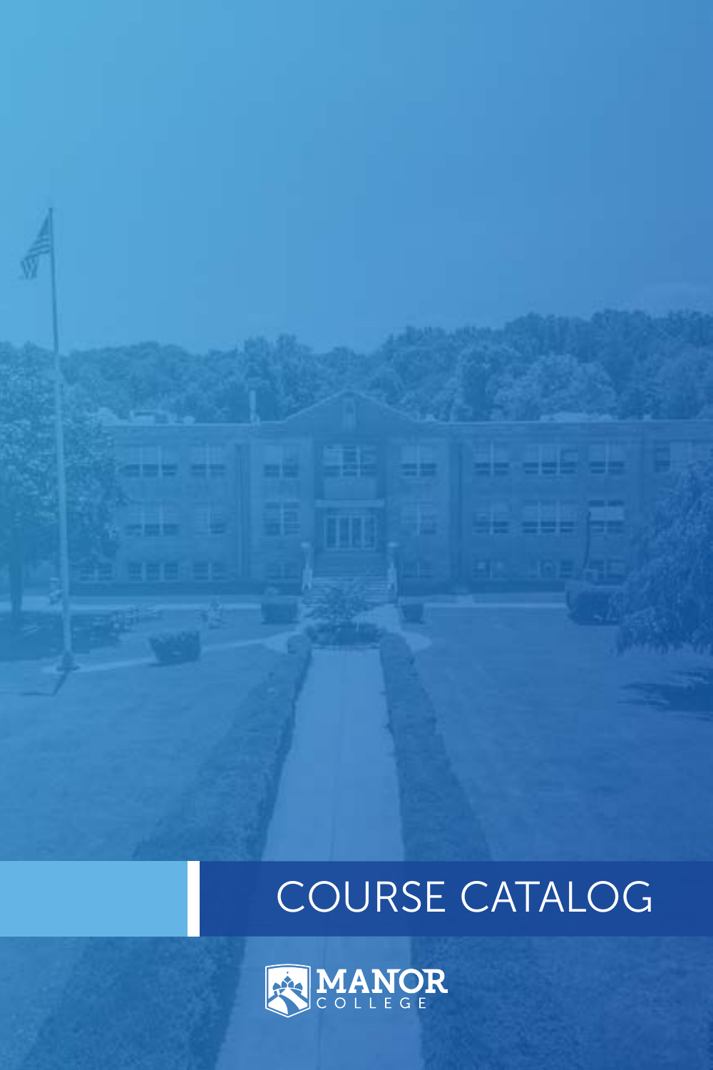# COURSE CATALOG

MANOR COLLEGE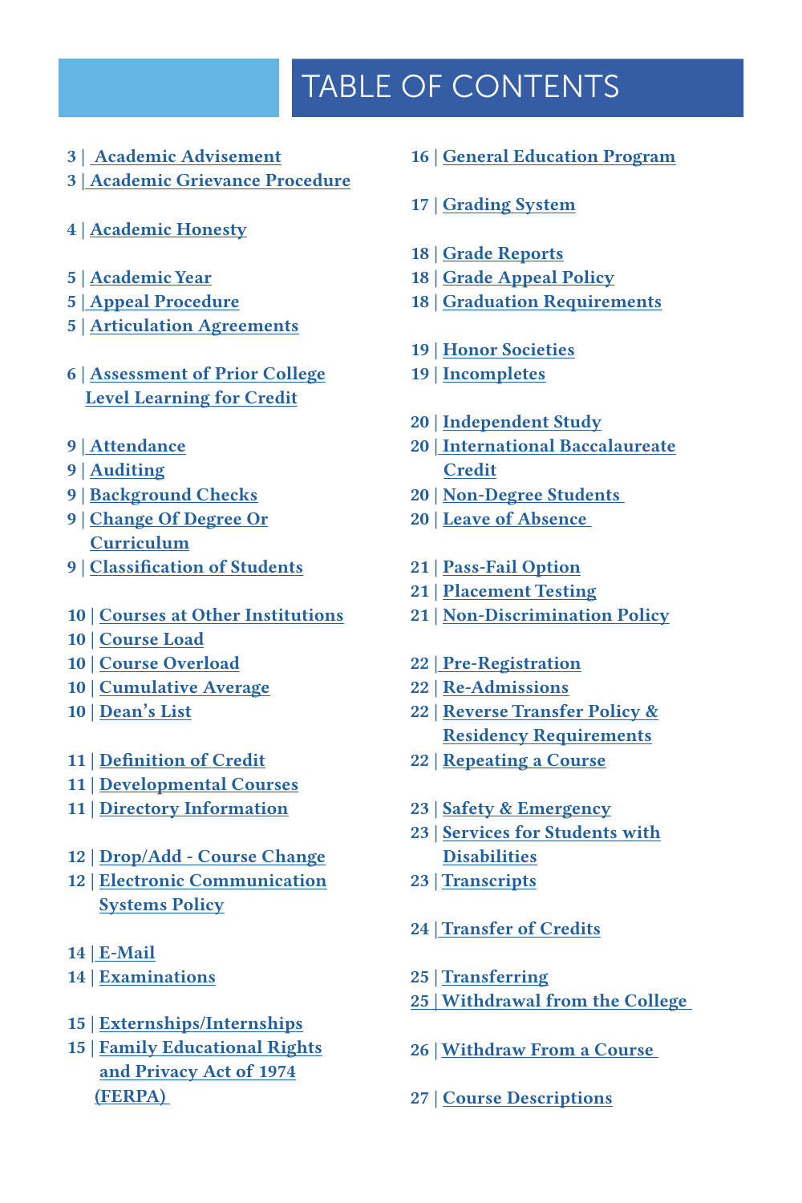# TABLE OF CONTENTS

3 | Academic Advisement
3 | Academic Grievance Procedure

4 | Academic Honesty

5 | Academic Year
5 | Appeal Procedure
5 | Articulation Agreements

6 | Assessment of Prior College Level Learning for Credit

9 | Attendance
9 | Auditing
9 | Background Checks
9 | Change Of Degree Or Curriculum
9 | Classification of Students

10 | Courses at Other Institutions
10 | Course Load
10 | Course Overload
10 | Cumulative Average
10 | Dean's List

11 | Definition of Credit
11 | Developmental Courses
11 | Directory Information

12 | Drop/Add - Course Change
12 | Electronic Communication Systems Policy

14 | E-Mail
14 | Examinations

15 | Externships/Internships
15 | Family Educational Rights and Privacy Act of 1974 (FERPA)

16 | General Education Program

17 | Grading System

18 | Grade Reports
18 | Grade Appeal Policy
18 | Graduation Requirements

19 | Honor Societies
19 | Incompletes

20 | Independent Study
20 | International Baccalaureate Credit
20 | Non-Degree Students
20 | Leave of Absence

21 | Pass-Fail Option
21 | Placement Testing
21 | Non-Discrimination Policy

22 | Pre-Registration
22 | Re-Admissions
22 | Reverse Transfer Policy & Residency Requirements
22 | Repeating a Course

23 | Safety & Emergency
23 | Services for Students with Disabilities
23 | Transcripts

24 | Transfer of Credits

25 | Transferring
25 | Withdrawal from the College

26 | Withdraw From a Course

27 | Course Descriptions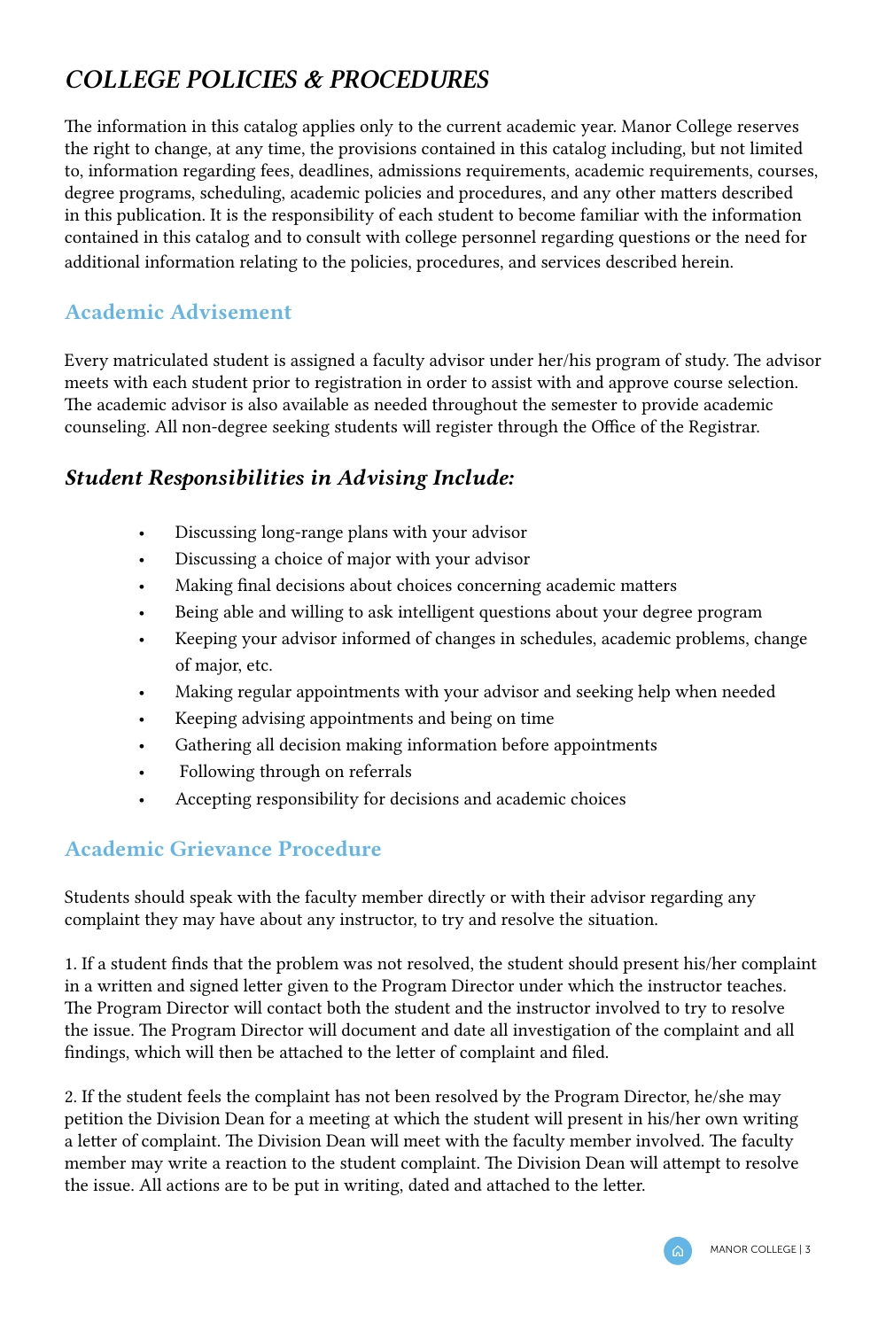# *COLLEGE POLICIES & PROCEDURES*

The information in this catalog applies only to the current academic year. Manor College reserves the right to change, at any time, the provisions contained in this catalog including, but not limited to, information regarding fees, deadlines, admissions requirements, academic requirements, courses, degree programs, scheduling, academic policies and procedures, and any other matters described in this publication. It is the responsibility of each student to become familiar with the information contained in this catalog and to consult with college personnel regarding questions or the need for additional information relating to the policies, procedures, and services described herein.

## Academic Advisement

Every matriculated student is assigned a faculty advisor under her/his program of study. The advisor meets with each student prior to registration in order to assist with and approve course selection. The academic advisor is also available as needed throughout the semester to provide academic counseling. All non-degree seeking students will register through the Office of the Registrar.

### *Student Responsibilities in Advising Include:*

- Discussing long-range plans with your advisor
- Discussing a choice of major with your advisor
- Making final decisions about choices concerning academic matters
- Being able and willing to ask intelligent questions about your degree program
- Keeping your advisor informed of changes in schedules, academic problems, change of major, etc.
- Making regular appointments with your advisor and seeking help when needed
- Keeping advising appointments and being on time
- Gathering all decision making information before appointments
- Following through on referrals
- Accepting responsibility for decisions and academic choices

## Academic Grievance Procedure

Students should speak with the faculty member directly or with their advisor regarding any complaint they may have about any instructor, to try and resolve the situation.

1. If a student finds that the problem was not resolved, the student should present his/her complaint in a written and signed letter given to the Program Director under which the instructor teaches. The Program Director will contact both the student and the instructor involved to try to resolve the issue. The Program Director will document and date all investigation of the complaint and all findings, which will then be attached to the letter of complaint and filed.

2. If the student feels the complaint has not been resolved by the Program Director, he/she may petition the Division Dean for a meeting at which the student will present in his/her own writing a letter of complaint. The Division Dean will meet with the faculty member involved. The faculty member may write a reaction to the student complaint. The Division Dean will attempt to resolve the issue. All actions are to be put in writing, dated and attached to the letter.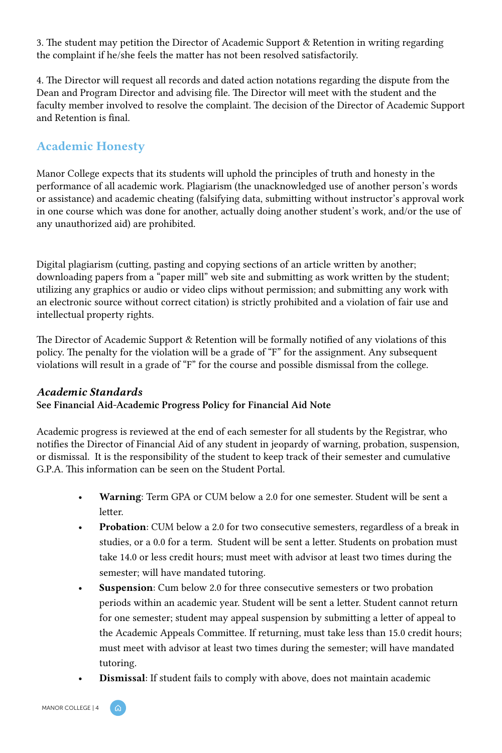3. The student may petition the Director of Academic Support & Retention in writing regarding the complaint if he/she feels the matter has not been resolved satisfactorily.

4. The Director will request all records and dated action notations regarding the dispute from the Dean and Program Director and advising file. The Director will meet with the student and the faculty member involved to resolve the complaint. The decision of the Director of Academic Support and Retention is final.

## Academic Honesty

Manor College expects that its students will uphold the principles of truth and honesty in the performance of all academic work. Plagiarism (the unacknowledged use of another person's words or assistance) and academic cheating (falsifying data, submitting without instructor's approval work in one course which was done for another, actually doing another student's work, and/or the use of any unauthorized aid) are prohibited.

Digital plagiarism (cutting, pasting and copying sections of an article written by another; downloading papers from a "paper mill" web site and submitting as work written by the student; utilizing any graphics or audio or video clips without permission; and submitting any work with an electronic source without correct citation) is strictly prohibited and a violation of fair use and intellectual property rights.

The Director of Academic Support & Retention will be formally notified of any violations of this policy. The penalty for the violation will be a grade of "F" for the assignment. Any subsequent violations will result in a grade of "F" for the course and possible dismissal from the college.

### *Academic Standards*

**See Financial Aid-Academic Progress Policy for Financial Aid Note**

Academic progress is reviewed at the end of each semester for all students by the Registrar, who notifies the Director of Financial Aid of any student in jeopardy of warning, probation, suspension, or dismissal. It is the responsibility of the student to keep track of their semester and cumulative G.P.A. This information can be seen on the Student Portal.

- **Warning**: Term GPA or CUM below a 2.0 for one semester. Student will be sent a letter.
- **Probation**: CUM below a 2.0 for two consecutive semesters, regardless of a break in studies, or a 0.0 for a term. Student will be sent a letter. Students on probation must take 14.0 or less credit hours; must meet with advisor at least two times during the semester; will have mandated tutoring.
- **Suspension**: Cum below 2.0 for three consecutive semesters or two probation periods within an academic year. Student will be sent a letter. Student cannot return for one semester; student may appeal suspension by submitting a letter of appeal to the Academic Appeals Committee. If returning, must take less than 15.0 credit hours; must meet with advisor at least two times during the semester; will have mandated tutoring.
- **Dismissal**: If student fails to comply with above, does not maintain academic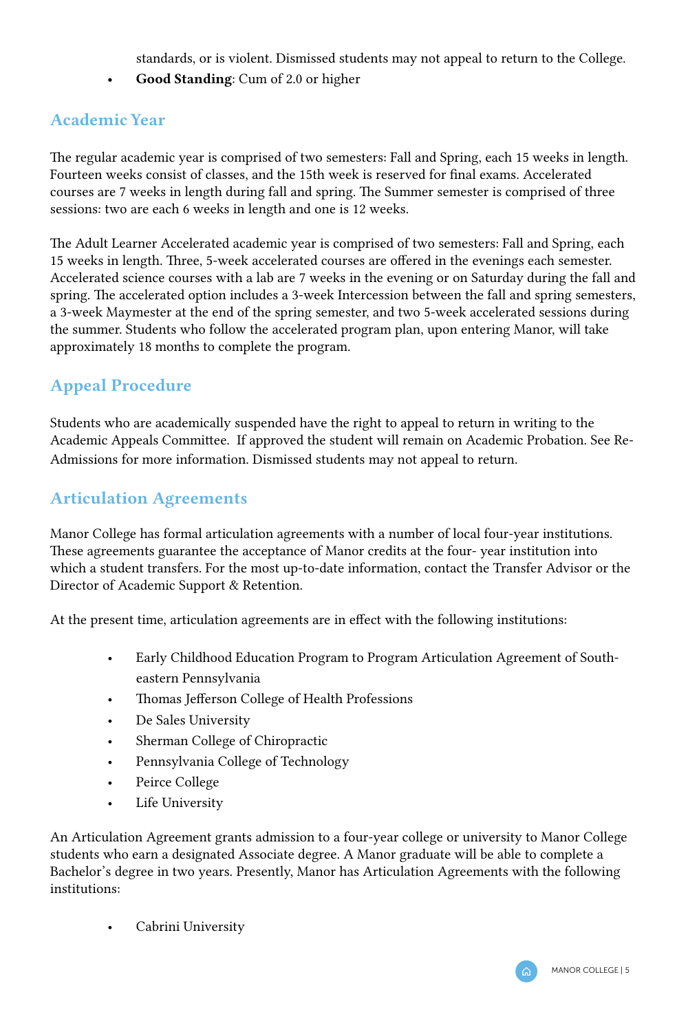standards, or is violent. Dismissed students may not appeal to return to the College.

- **Good Standing**: Cum of 2.0 or higher

## Academic Year

The regular academic year is comprised of two semesters: Fall and Spring, each 15 weeks in length. Fourteen weeks consist of classes, and the 15th week is reserved for final exams. Accelerated courses are 7 weeks in length during fall and spring. The Summer semester is comprised of three sessions: two are each 6 weeks in length and one is 12 weeks.

The Adult Learner Accelerated academic year is comprised of two semesters: Fall and Spring, each 15 weeks in length. Three, 5-week accelerated courses are offered in the evenings each semester. Accelerated science courses with a lab are 7 weeks in the evening or on Saturday during the fall and spring. The accelerated option includes a 3-week Intercession between the fall and spring semesters, a 3-week Maymester at the end of the spring semester, and two 5-week accelerated sessions during the summer. Students who follow the accelerated program plan, upon entering Manor, will take approximately 18 months to complete the program.

## Appeal Procedure

Students who are academically suspended have the right to appeal to return in writing to the Academic Appeals Committee. If approved the student will remain on Academic Probation. See Re-Admissions for more information. Dismissed students may not appeal to return.

## Articulation Agreements

Manor College has formal articulation agreements with a number of local four-year institutions. These agreements guarantee the acceptance of Manor credits at the four- year institution into which a student transfers. For the most up-to-date information, contact the Transfer Advisor or the Director of Academic Support & Retention.

At the present time, articulation agreements are in effect with the following institutions:

- Early Childhood Education Program to Program Articulation Agreement of South-eastern Pennsylvania
- Thomas Jefferson College of Health Professions
- De Sales University
- Sherman College of Chiropractic
- Pennsylvania College of Technology
- Peirce College
- Life University

An Articulation Agreement grants admission to a four-year college or university to Manor College students who earn a designated Associate degree. A Manor graduate will be able to complete a Bachelor's degree in two years. Presently, Manor has Articulation Agreements with the following institutions:

- Cabrini University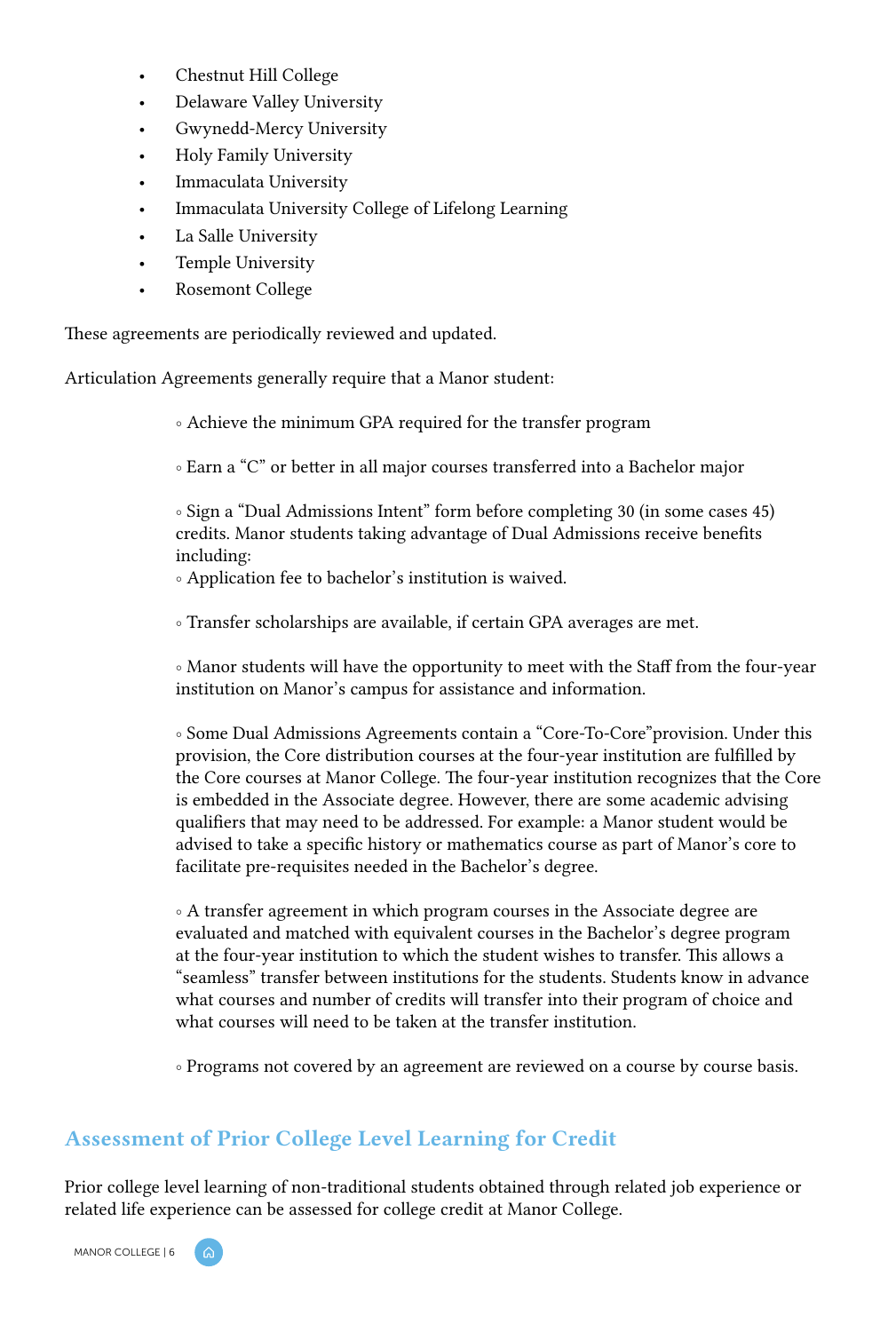- Chestnut Hill College
- Delaware Valley University
- Gwynedd-Mercy University
- Holy Family University
- Immaculata University
- Immaculata University College of Lifelong Learning
- La Salle University
- Temple University
- Rosemont College

These agreements are periodically reviewed and updated.

Articulation Agreements generally require that a Manor student:

- Achieve the minimum GPA required for the transfer program
- Earn a "C" or better in all major courses transferred into a Bachelor major
- Sign a "Dual Admissions Intent" form before completing 30 (in some cases 45) credits. Manor students taking advantage of Dual Admissions receive benefits including:
- Application fee to bachelor's institution is waived.
- Transfer scholarships are available, if certain GPA averages are met.
- Manor students will have the opportunity to meet with the Staff from the four-year institution on Manor's campus for assistance and information.
- Some Dual Admissions Agreements contain a "Core-To-Core"provision. Under this provision, the Core distribution courses at the four-year institution are fulfilled by the Core courses at Manor College. The four-year institution recognizes that the Core is embedded in the Associate degree. However, there are some academic advising qualifiers that may need to be addressed. For example: a Manor student would be advised to take a specific history or mathematics course as part of Manor's core to facilitate pre-requisites needed in the Bachelor's degree.
- A transfer agreement in which program courses in the Associate degree are evaluated and matched with equivalent courses in the Bachelor's degree program at the four-year institution to which the student wishes to transfer. This allows a "seamless" transfer between institutions for the students. Students know in advance what courses and number of credits will transfer into their program of choice and what courses will need to be taken at the transfer institution.
- Programs not covered by an agreement are reviewed on a course by course basis.

## Assessment of Prior College Level Learning for Credit

Prior college level learning of non-traditional students obtained through related job experience or related life experience can be assessed for college credit at Manor College.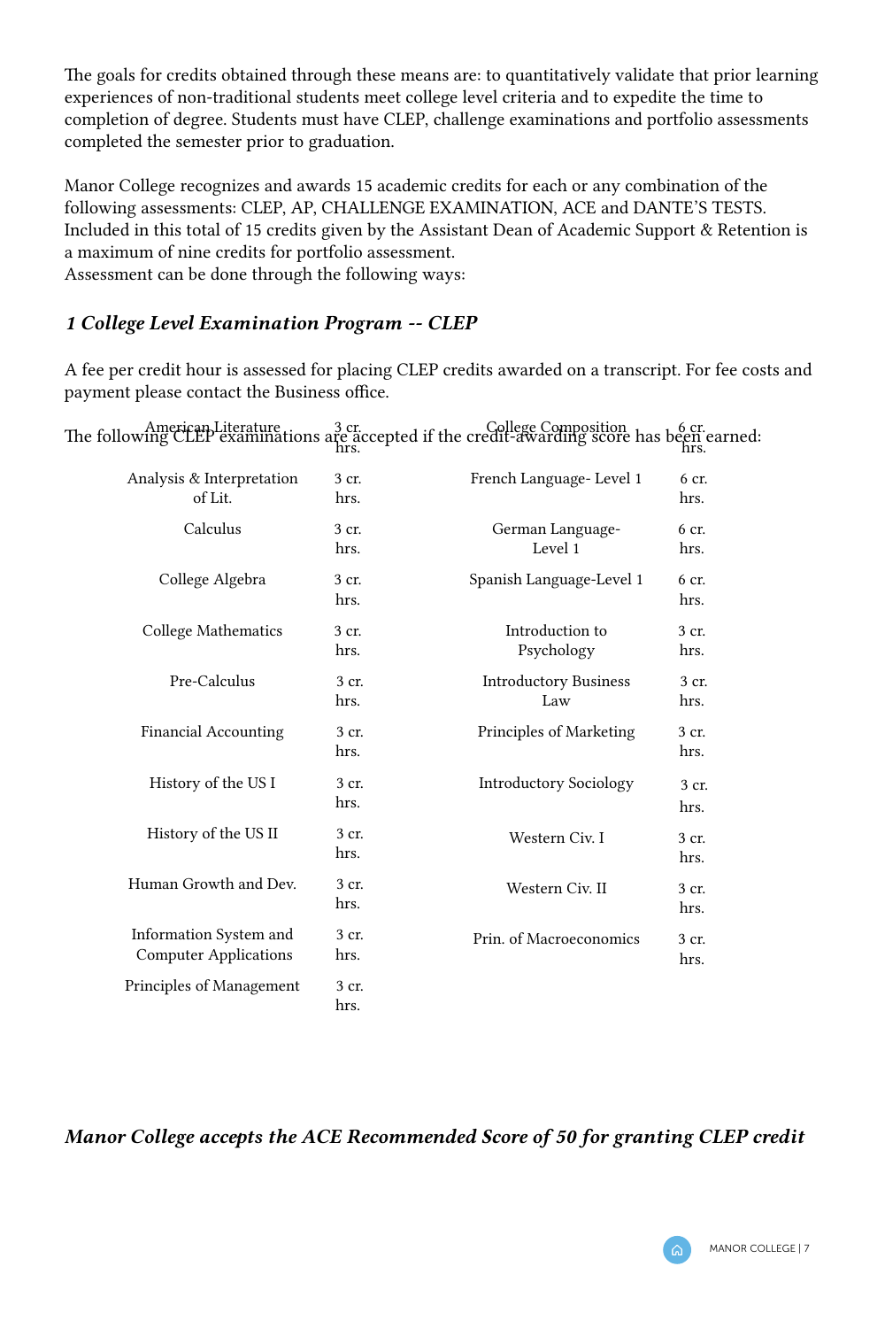The goals for credits obtained through these means are: to quantitatively validate that prior learning experiences of non-traditional students meet college level criteria and to expedite the time to completion of degree. Students must have CLEP, challenge examinations and portfolio assessments completed the semester prior to graduation.

Manor College recognizes and awards 15 academic credits for each or any combination of the following assessments: CLEP, AP, CHALLENGE EXAMINATION, ACE and DANTE'S TESTS. Included in this total of 15 credits given by the Assistant Dean of Academic Support & Retention is a maximum of nine credits for portfolio assessment.
Assessment can be done through the following ways:

### *1 College Level Examination Program -- CLEP*

A fee per credit hour is assessed for placing CLEP credits awarded on a transcript. For fee costs and payment please contact the Business office.

The following CLEP examinations are accepted if the credit-awarding score has been earned:

| Examination | Credits | Examination | Credits |
|---|---|---|---|
| American Literature | 3 cr. hrs. | College Composition | 6 cr. hrs. |
| Analysis & Interpretation of Lit. | 3 cr. hrs. | French Language- Level 1 | 6 cr. hrs. |
| Calculus | 3 cr. hrs. | German Language- Level 1 | 6 cr. hrs. |
| College Algebra | 3 cr. hrs. | Spanish Language-Level 1 | 6 cr. hrs. |
| College Mathematics | 3 cr. hrs. | Introduction to Psychology | 3 cr. hrs. |
| Pre-Calculus | 3 cr. hrs. | Introductory Business Law | 3 cr. hrs. |
| Financial Accounting | 3 cr. hrs. | Principles of Marketing | 3 cr. hrs. |
| History of the US I | 3 cr. hrs. | Introductory Sociology | 3 cr. hrs. |
| History of the US II | 3 cr. hrs. | Western Civ. I | 3 cr. hrs. |
| Human Growth and Dev. | 3 cr. hrs. | Western Civ. II | 3 cr. hrs. |
| Information System and Computer Applications | 3 cr. hrs. | Prin. of Macroeconomics | 3 cr. hrs. |
| Principles of Management | 3 cr. hrs. | | |

***Manor College accepts the ACE Recommended Score of 50 for granting CLEP credit***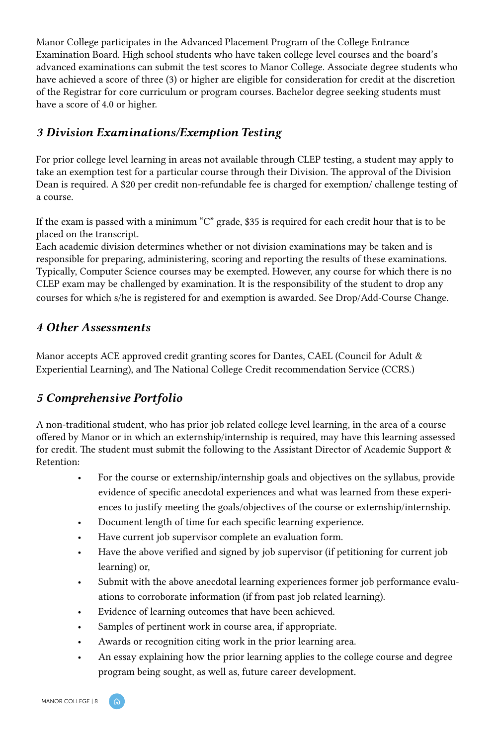Manor College participates in the Advanced Placement Program of the College Entrance Examination Board. High school students who have taken college level courses and the board's advanced examinations can submit the test scores to Manor College. Associate degree students who have achieved a score of three (3) or higher are eligible for consideration for credit at the discretion of the Registrar for core curriculum or program courses. Bachelor degree seeking students must have a score of 4.0 or higher.

### *3 Division Examinations/Exemption Testing*

For prior college level learning in areas not available through CLEP testing, a student may apply to take an exemption test for a particular course through their Division. The approval of the Division Dean is required. A $20 per credit non-refundable fee is charged for exemption/ challenge testing of a course.

If the exam is passed with a minimum "C" grade, $35 is required for each credit hour that is to be placed on the transcript.
Each academic division determines whether or not division examinations may be taken and is responsible for preparing, administering, scoring and reporting the results of these examinations. Typically, Computer Science courses may be exempted. However, any course for which there is no CLEP exam may be challenged by examination. It is the responsibility of the student to drop any courses for which s/he is registered for and exemption is awarded. See Drop/Add-Course Change.

### *4 Other Assessments*

Manor accepts ACE approved credit granting scores for Dantes, CAEL (Council for Adult & Experiential Learning), and The National College Credit recommendation Service (CCRS.)

### *5 Comprehensive Portfolio*

A non-traditional student, who has prior job related college level learning, in the area of a course offered by Manor or in which an externship/internship is required, may have this learning assessed for credit. The student must submit the following to the Assistant Director of Academic Support & Retention:

- For the course or externship/internship goals and objectives on the syllabus, provide evidence of specific anecdotal experiences and what was learned from these experiences to justify meeting the goals/objectives of the course or externship/internship.
- Document length of time for each specific learning experience.
- Have current job supervisor complete an evaluation form.
- Have the above verified and signed by job supervisor (if petitioning for current job learning) or,
- Submit with the above anecdotal learning experiences former job performance evaluations to corroborate information (if from past job related learning).
- Evidence of learning outcomes that have been achieved.
- Samples of pertinent work in course area, if appropriate.
- Awards or recognition citing work in the prior learning area.
- An essay explaining how the prior learning applies to the college course and degree program being sought, as well as, future career development.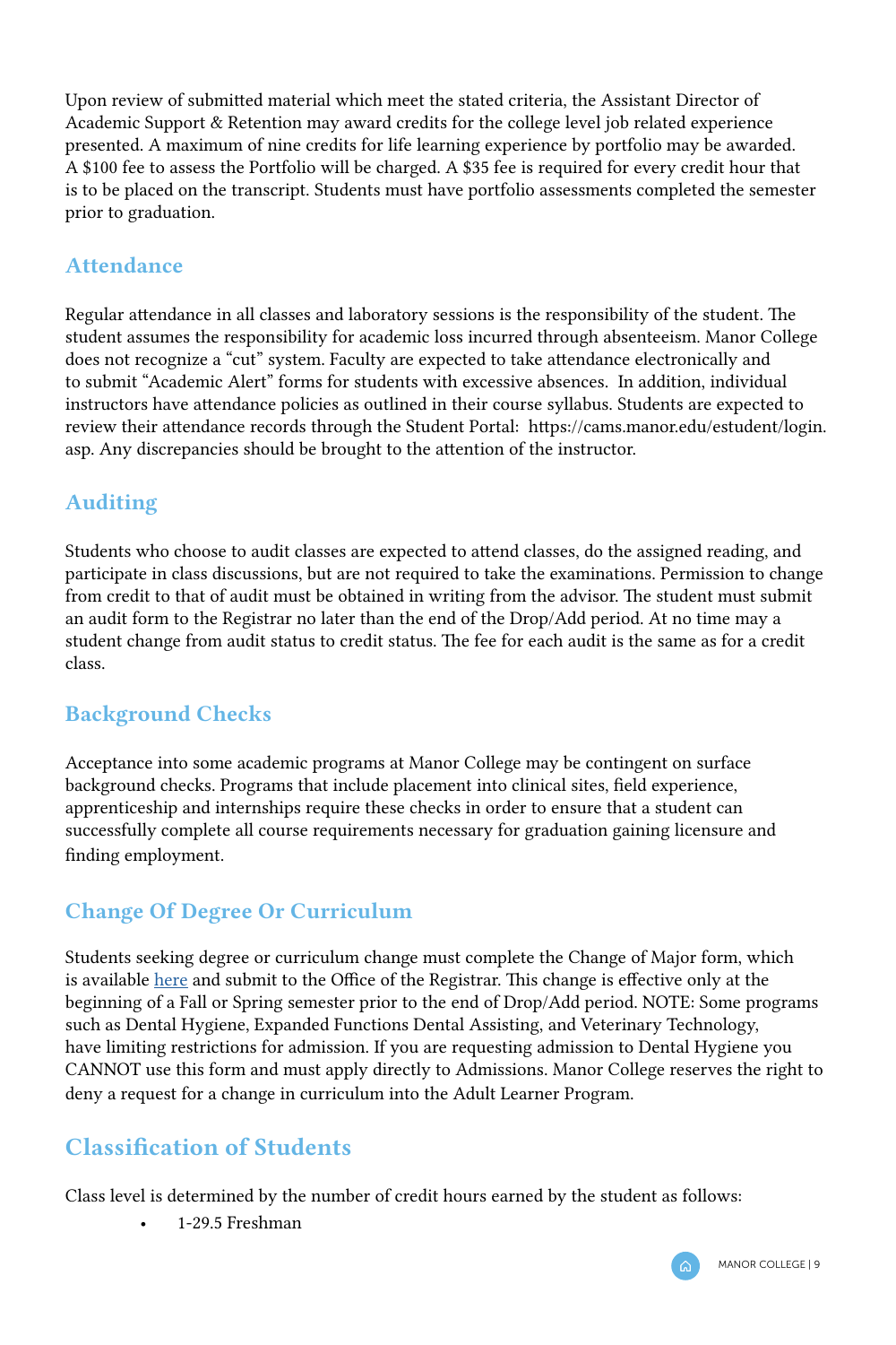Upon review of submitted material which meet the stated criteria, the Assistant Director of Academic Support & Retention may award credits for the college level job related experience presented. A maximum of nine credits for life learning experience by portfolio may be awarded. A $100 fee to assess the Portfolio will be charged. A $35 fee is required for every credit hour that is to be placed on the transcript. Students must have portfolio assessments completed the semester prior to graduation.

## Attendance

Regular attendance in all classes and laboratory sessions is the responsibility of the student. The student assumes the responsibility for academic loss incurred through absenteeism. Manor College does not recognize a "cut" system. Faculty are expected to take attendance electronically and to submit "Academic Alert" forms for students with excessive absences. In addition, individual instructors have attendance policies as outlined in their course syllabus. Students are expected to review their attendance records through the Student Portal: https://cams.manor.edu/estudent/login.asp. Any discrepancies should be brought to the attention of the instructor.

## Auditing

Students who choose to audit classes are expected to attend classes, do the assigned reading, and participate in class discussions, but are not required to take the examinations. Permission to change from credit to that of audit must be obtained in writing from the advisor. The student must submit an audit form to the Registrar no later than the end of the Drop/Add period. At no time may a student change from audit status to credit status. The fee for each audit is the same as for a credit class.

## Background Checks

Acceptance into some academic programs at Manor College may be contingent on surface background checks. Programs that include placement into clinical sites, field experience, apprenticeship and internships require these checks in order to ensure that a student can successfully complete all course requirements necessary for graduation gaining licensure and finding employment.

## Change Of Degree Or Curriculum

Students seeking degree or curriculum change must complete the Change of Major form, which is available here and submit to the Office of the Registrar. This change is effective only at the beginning of a Fall or Spring semester prior to the end of Drop/Add period. NOTE: Some programs such as Dental Hygiene, Expanded Functions Dental Assisting, and Veterinary Technology, have limiting restrictions for admission. If you are requesting admission to Dental Hygiene you CANNOT use this form and must apply directly to Admissions. Manor College reserves the right to deny a request for a change in curriculum into the Adult Learner Program.

## Classification of Students

Class level is determined by the number of credit hours earned by the student as follows:

- 1-29.5 Freshman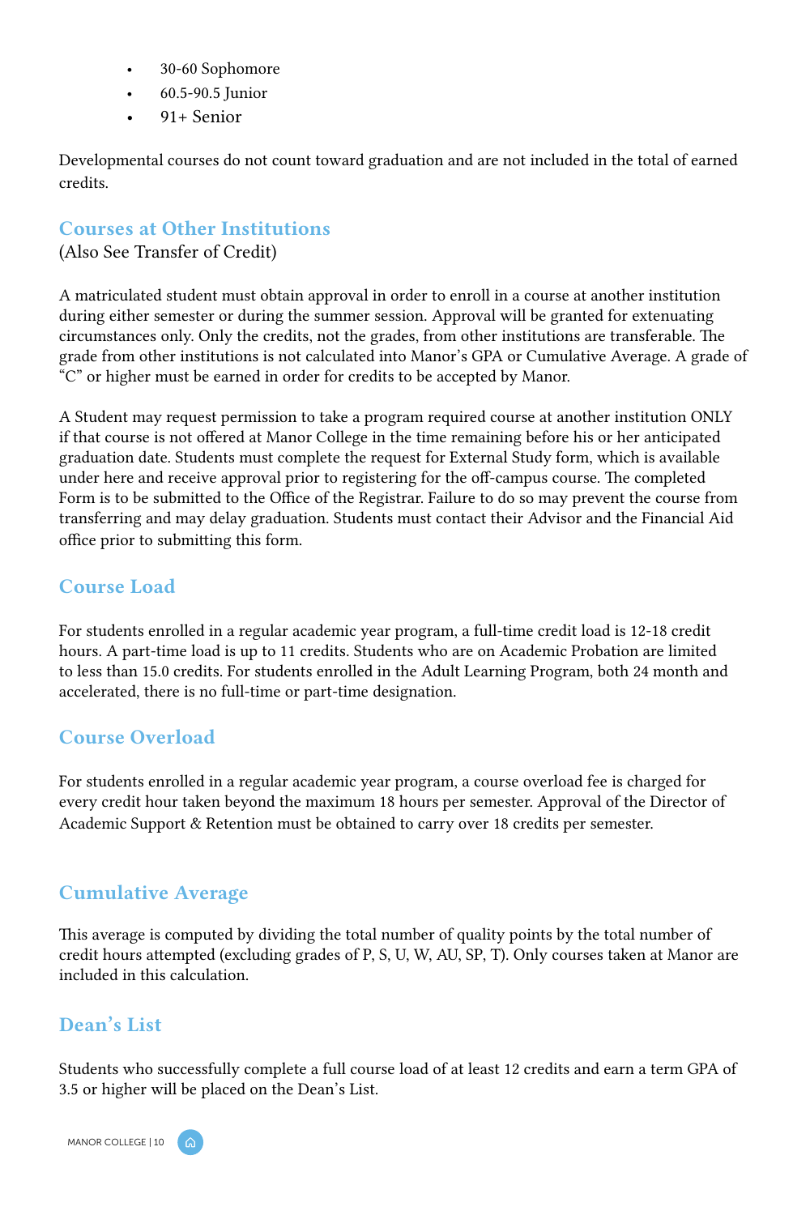- 30-60 Sophomore
- 60.5-90.5 Junior
- 91+ Senior

Developmental courses do not count toward graduation and are not included in the total of earned credits.

## Courses at Other Institutions

(Also See Transfer of Credit)

A matriculated student must obtain approval in order to enroll in a course at another institution during either semester or during the summer session. Approval will be granted for extenuating circumstances only. Only the credits, not the grades, from other institutions are transferable. The grade from other institutions is not calculated into Manor's GPA or Cumulative Average. A grade of "C" or higher must be earned in order for credits to be accepted by Manor.

A Student may request permission to take a program required course at another institution ONLY if that course is not offered at Manor College in the time remaining before his or her anticipated graduation date. Students must complete the request for External Study form, which is available under here and receive approval prior to registering for the off-campus course. The completed Form is to be submitted to the Office of the Registrar. Failure to do so may prevent the course from transferring and may delay graduation. Students must contact their Advisor and the Financial Aid office prior to submitting this form.

## Course Load

For students enrolled in a regular academic year program, a full-time credit load is 12-18 credit hours. A part-time load is up to 11 credits. Students who are on Academic Probation are limited to less than 15.0 credits. For students enrolled in the Adult Learning Program, both 24 month and accelerated, there is no full-time or part-time designation.

## Course Overload

For students enrolled in a regular academic year program, a course overload fee is charged for every credit hour taken beyond the maximum 18 hours per semester. Approval of the Director of Academic Support & Retention must be obtained to carry over 18 credits per semester.

## Cumulative Average

This average is computed by dividing the total number of quality points by the total number of credit hours attempted (excluding grades of P, S, U, W, AU, SP, T). Only courses taken at Manor are included in this calculation.

## Dean's List

Students who successfully complete a full course load of at least 12 credits and earn a term GPA of 3.5 or higher will be placed on the Dean's List.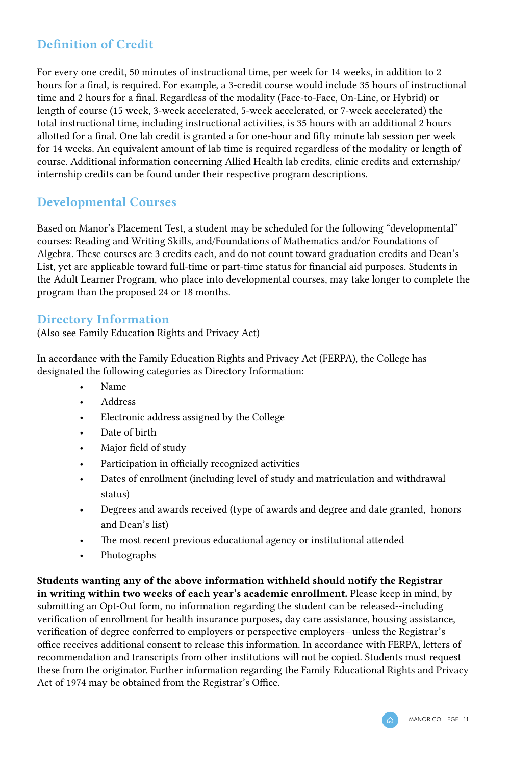## Definition of Credit

For every one credit, 50 minutes of instructional time, per week for 14 weeks, in addition to 2 hours for a final, is required. For example, a 3-credit course would include 35 hours of instructional time and 2 hours for a final. Regardless of the modality (Face-to-Face, On-Line, or Hybrid) or length of course (15 week, 3-week accelerated, 5-week accelerated, or 7-week accelerated) the total instructional time, including instructional activities, is 35 hours with an additional 2 hours allotted for a final. One lab credit is granted a for one-hour and fifty minute lab session per week for 14 weeks. An equivalent amount of lab time is required regardless of the modality or length of course. Additional information concerning Allied Health lab credits, clinic credits and externship/internship credits can be found under their respective program descriptions.

## Developmental Courses

Based on Manor's Placement Test, a student may be scheduled for the following "developmental" courses: Reading and Writing Skills, and/Foundations of Mathematics and/or Foundations of Algebra. These courses are 3 credits each, and do not count toward graduation credits and Dean's List, yet are applicable toward full-time or part-time status for financial aid purposes. Students in the Adult Learner Program, who place into developmental courses, may take longer to complete the program than the proposed 24 or 18 months.

## Directory Information

(Also see Family Education Rights and Privacy Act)

In accordance with the Family Education Rights and Privacy Act (FERPA), the College has designated the following categories as Directory Information:

- Name
- Address
- Electronic address assigned by the College
- Date of birth
- Major field of study
- Participation in officially recognized activities
- Dates of enrollment (including level of study and matriculation and withdrawal status)
- Degrees and awards received (type of awards and degree and date granted, honors and Dean's list)
- The most recent previous educational agency or institutional attended
- Photographs

**Students wanting any of the above information withheld should notify the Registrar in writing within two weeks of each year's academic enrollment.** Please keep in mind, by submitting an Opt-Out form, no information regarding the student can be released--including verification of enrollment for health insurance purposes, day care assistance, housing assistance, verification of degree conferred to employers or perspective employers—unless the Registrar's office receives additional consent to release this information. In accordance with FERPA, letters of recommendation and transcripts from other institutions will not be copied. Students must request these from the originator. Further information regarding the Family Educational Rights and Privacy Act of 1974 may be obtained from the Registrar's Office.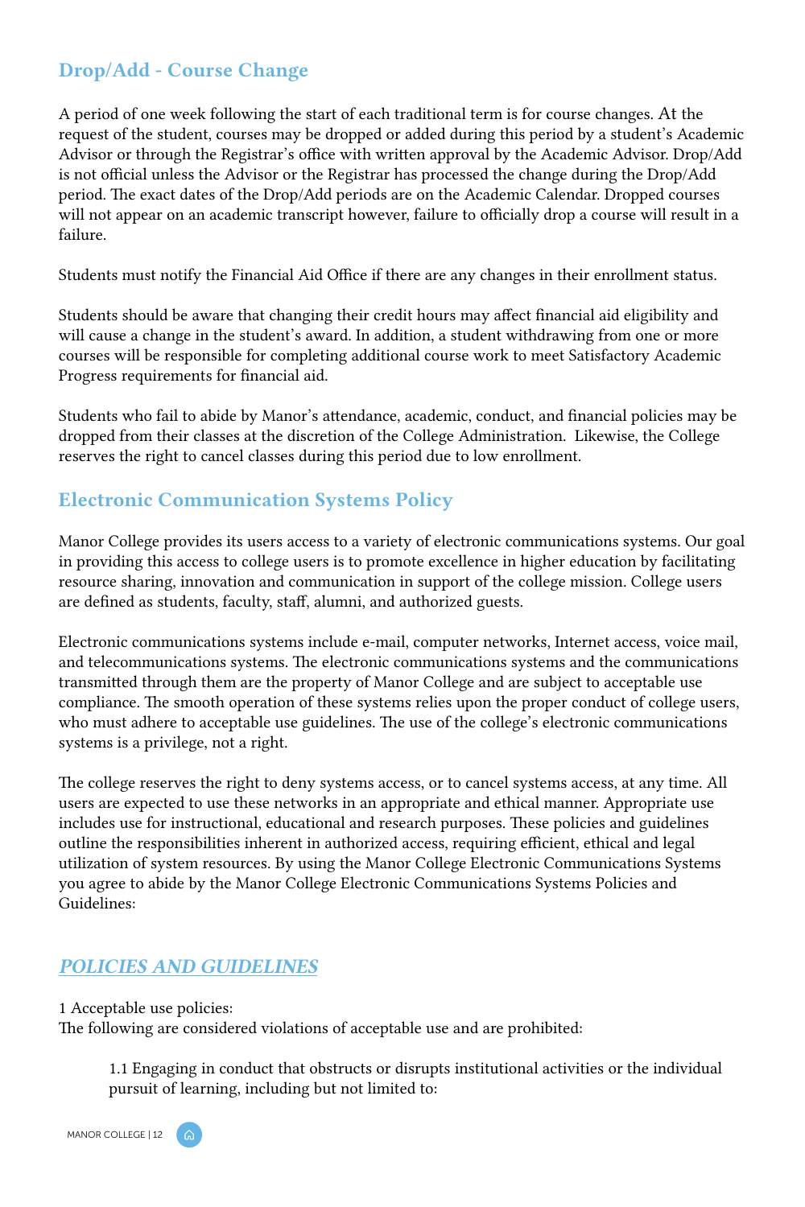## Drop/Add - Course Change

A period of one week following the start of each traditional term is for course changes. At the request of the student, courses may be dropped or added during this period by a student's Academic Advisor or through the Registrar's office with written approval by the Academic Advisor. Drop/Add is not official unless the Advisor or the Registrar has processed the change during the Drop/Add period. The exact dates of the Drop/Add periods are on the Academic Calendar. Dropped courses will not appear on an academic transcript however, failure to officially drop a course will result in a failure.

Students must notify the Financial Aid Office if there are any changes in their enrollment status.

Students should be aware that changing their credit hours may affect financial aid eligibility and will cause a change in the student's award. In addition, a student withdrawing from one or more courses will be responsible for completing additional course work to meet Satisfactory Academic Progress requirements for financial aid.

Students who fail to abide by Manor's attendance, academic, conduct, and financial policies may be dropped from their classes at the discretion of the College Administration. Likewise, the College reserves the right to cancel classes during this period due to low enrollment.

## Electronic Communication Systems Policy

Manor College provides its users access to a variety of electronic communications systems. Our goal in providing this access to college users is to promote excellence in higher education by facilitating resource sharing, innovation and communication in support of the college mission. College users are defined as students, faculty, staff, alumni, and authorized guests.

Electronic communications systems include e-mail, computer networks, Internet access, voice mail, and telecommunications systems. The electronic communications systems and the communications transmitted through them are the property of Manor College and are subject to acceptable use compliance. The smooth operation of these systems relies upon the proper conduct of college users, who must adhere to acceptable use guidelines. The use of the college's electronic communications systems is a privilege, not a right.

The college reserves the right to deny systems access, or to cancel systems access, at any time. All users are expected to use these networks in an appropriate and ethical manner. Appropriate use includes use for instructional, educational and research purposes. These policies and guidelines outline the responsibilities inherent in authorized access, requiring efficient, ethical and legal utilization of system resources. By using the Manor College Electronic Communications Systems you agree to abide by the Manor College Electronic Communications Systems Policies and Guidelines:

### *POLICIES AND GUIDELINES*

1 Acceptable use policies:
The following are considered violations of acceptable use and are prohibited:

> 1.1 Engaging in conduct that obstructs or disrupts institutional activities or the individual pursuit of learning, including but not limited to: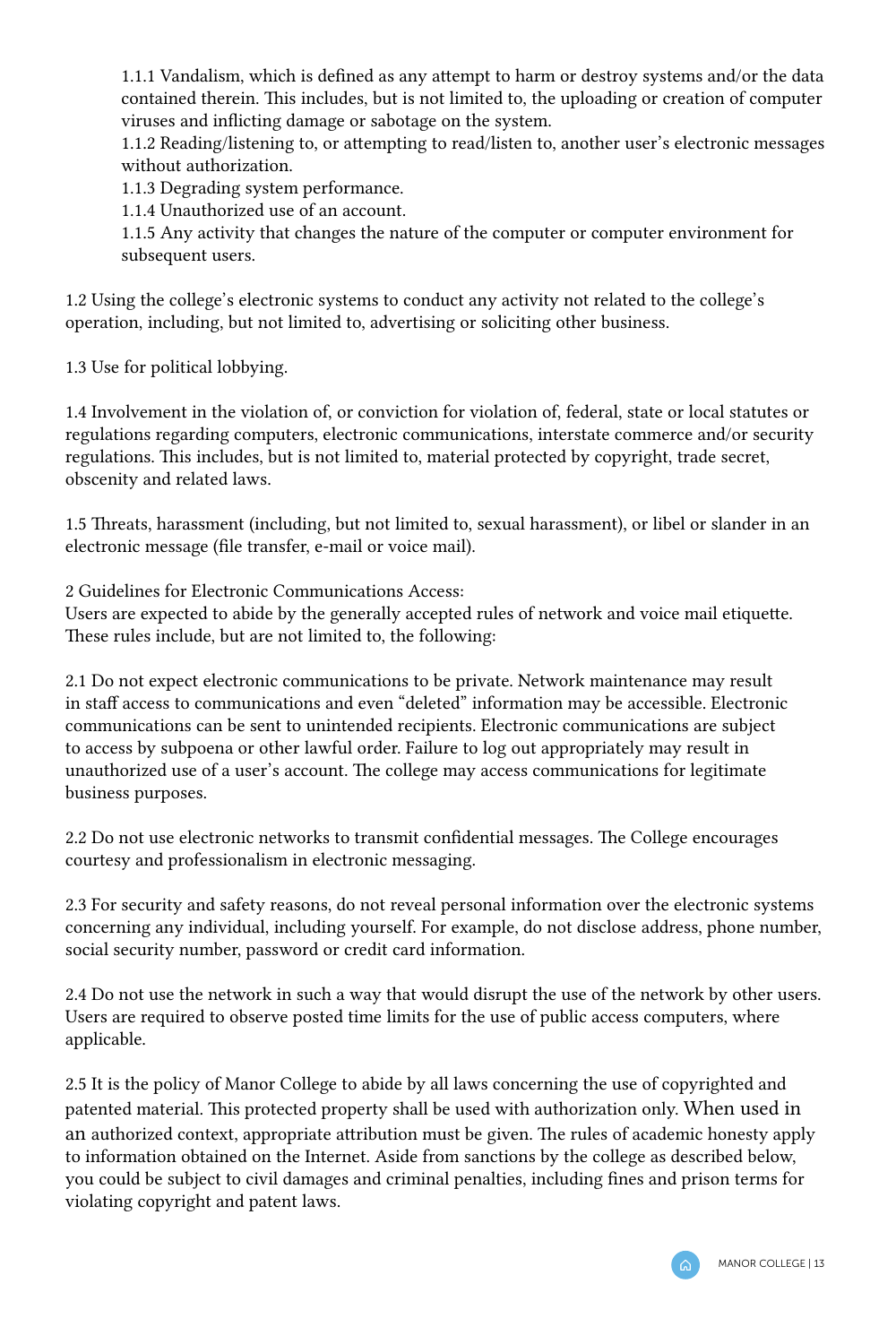1.1.1 Vandalism, which is defined as any attempt to harm or destroy systems and/or the data contained therein. This includes, but is not limited to, the uploading or creation of computer viruses and inflicting damage or sabotage on the system.  
1.1.2 Reading/listening to, or attempting to read/listen to, another user's electronic messages without authorization.  
1.1.3 Degrading system performance.  
1.1.4 Unauthorized use of an account.  
1.1.5 Any activity that changes the nature of the computer or computer environment for subsequent users.

1.2 Using the college's electronic systems to conduct any activity not related to the college's operation, including, but not limited to, advertising or soliciting other business.

1.3 Use for political lobbying.

1.4 Involvement in the violation of, or conviction for violation of, federal, state or local statutes or regulations regarding computers, electronic communications, interstate commerce and/or security regulations. This includes, but is not limited to, material protected by copyright, trade secret, obscenity and related laws.

1.5 Threats, harassment (including, but not limited to, sexual harassment), or libel or slander in an electronic message (file transfer, e-mail or voice mail).

2 Guidelines for Electronic Communications Access:  
Users are expected to abide by the generally accepted rules of network and voice mail etiquette. These rules include, but are not limited to, the following:

2.1 Do not expect electronic communications to be private. Network maintenance may result in staff access to communications and even "deleted" information may be accessible. Electronic communications can be sent to unintended recipients. Electronic communications are subject to access by subpoena or other lawful order. Failure to log out appropriately may result in unauthorized use of a user's account. The college may access communications for legitimate business purposes.

2.2 Do not use electronic networks to transmit confidential messages. The College encourages courtesy and professionalism in electronic messaging.

2.3 For security and safety reasons, do not reveal personal information over the electronic systems concerning any individual, including yourself. For example, do not disclose address, phone number, social security number, password or credit card information.

2.4 Do not use the network in such a way that would disrupt the use of the network by other users. Users are required to observe posted time limits for the use of public access computers, where applicable.

2.5 It is the policy of Manor College to abide by all laws concerning the use of copyrighted and patented material. This protected property shall be used with authorization only. When used in an authorized context, appropriate attribution must be given. The rules of academic honesty apply to information obtained on the Internet. Aside from sanctions by the college as described below, you could be subject to civil damages and criminal penalties, including fines and prison terms for violating copyright and patent laws.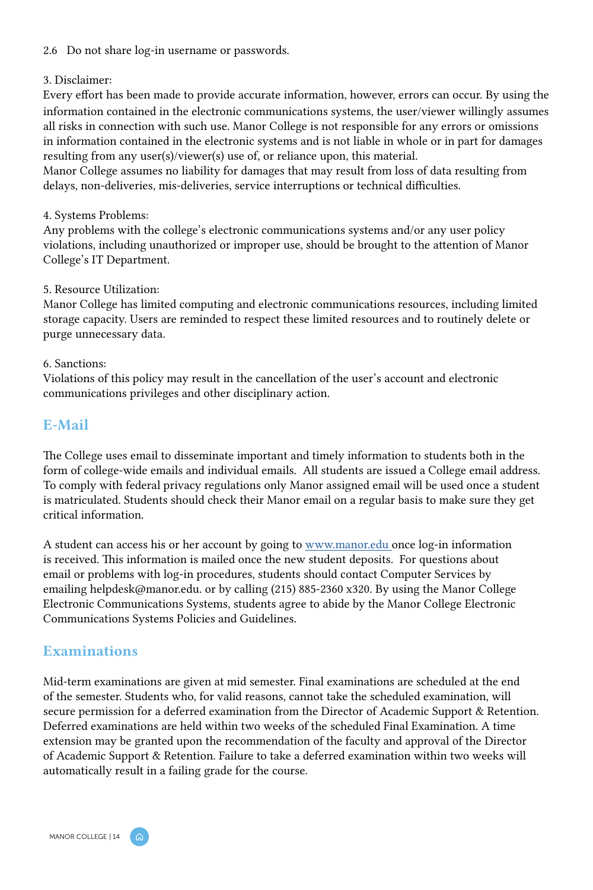2.6 Do not share log-in username or passwords.

3. Disclaimer:
Every effort has been made to provide accurate information, however, errors can occur. By using the information contained in the electronic communications systems, the user/viewer willingly assumes all risks in connection with such use. Manor College is not responsible for any errors or omissions in information contained in the electronic systems and is not liable in whole or in part for damages resulting from any user(s)/viewer(s) use of, or reliance upon, this material.
Manor College assumes no liability for damages that may result from loss of data resulting from delays, non-deliveries, mis-deliveries, service interruptions or technical difficulties.

4. Systems Problems:
Any problems with the college's electronic communications systems and/or any user policy violations, including unauthorized or improper use, should be brought to the attention of Manor College's IT Department.

5. Resource Utilization:
Manor College has limited computing and electronic communications resources, including limited storage capacity. Users are reminded to respect these limited resources and to routinely delete or purge unnecessary data.

6. Sanctions:
Violations of this policy may result in the cancellation of the user's account and electronic communications privileges and other disciplinary action.

## E-Mail

The College uses email to disseminate important and timely information to students both in the form of college-wide emails and individual emails. All students are issued a College email address. To comply with federal privacy regulations only Manor assigned email will be used once a student is matriculated. Students should check their Manor email on a regular basis to make sure they get critical information.

A student can access his or her account by going to [www.manor.edu](http://www.manor.edu) once log-in information is received. This information is mailed once the new student deposits. For questions about email or problems with log-in procedures, students should contact Computer Services by emailing helpdesk@manor.edu. or by calling (215) 885-2360 x320. By using the Manor College Electronic Communications Systems, students agree to abide by the Manor College Electronic Communications Systems Policies and Guidelines.

## Examinations

Mid-term examinations are given at mid semester. Final examinations are scheduled at the end of the semester. Students who, for valid reasons, cannot take the scheduled examination, will secure permission for a deferred examination from the Director of Academic Support & Retention. Deferred examinations are held within two weeks of the scheduled Final Examination. A time extension may be granted upon the recommendation of the faculty and approval of the Director of Academic Support & Retention. Failure to take a deferred examination within two weeks will automatically result in a failing grade for the course.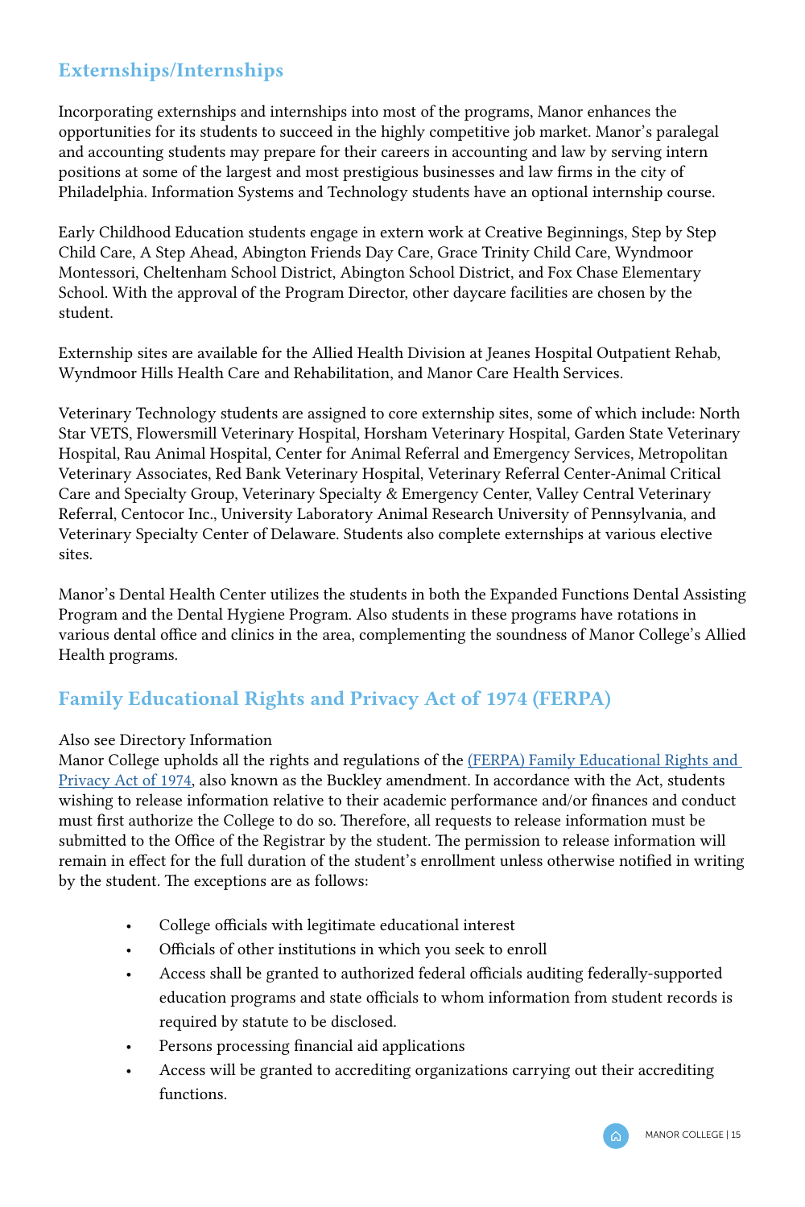## Externships/Internships

Incorporating externships and internships into most of the programs, Manor enhances the opportunities for its students to succeed in the highly competitive job market. Manor's paralegal and accounting students may prepare for their careers in accounting and law by serving intern positions at some of the largest and most prestigious businesses and law firms in the city of Philadelphia. Information Systems and Technology students have an optional internship course.

Early Childhood Education students engage in extern work at Creative Beginnings, Step by Step Child Care, A Step Ahead, Abington Friends Day Care, Grace Trinity Child Care, Wyndmoor Montessori, Cheltenham School District, Abington School District, and Fox Chase Elementary School. With the approval of the Program Director, other daycare facilities are chosen by the student.

Externship sites are available for the Allied Health Division at Jeanes Hospital Outpatient Rehab, Wyndmoor Hills Health Care and Rehabilitation, and Manor Care Health Services.

Veterinary Technology students are assigned to core externship sites, some of which include: North Star VETS, Flowersmill Veterinary Hospital, Horsham Veterinary Hospital, Garden State Veterinary Hospital, Rau Animal Hospital, Center for Animal Referral and Emergency Services, Metropolitan Veterinary Associates, Red Bank Veterinary Hospital, Veterinary Referral Center-Animal Critical Care and Specialty Group, Veterinary Specialty & Emergency Center, Valley Central Veterinary Referral, Centocor Inc., University Laboratory Animal Research University of Pennsylvania, and Veterinary Specialty Center of Delaware. Students also complete externships at various elective sites.

Manor's Dental Health Center utilizes the students in both the Expanded Functions Dental Assisting Program and the Dental Hygiene Program. Also students in these programs have rotations in various dental office and clinics in the area, complementing the soundness of Manor College's Allied Health programs.

## Family Educational Rights and Privacy Act of 1974 (FERPA)

Also see Directory Information
Manor College upholds all the rights and regulations of the (FERPA) Family Educational Rights and Privacy Act of 1974, also known as the Buckley amendment. In accordance with the Act, students wishing to release information relative to their academic performance and/or finances and conduct must first authorize the College to do so. Therefore, all requests to release information must be submitted to the Office of the Registrar by the student. The permission to release information will remain in effect for the full duration of the student's enrollment unless otherwise notified in writing by the student. The exceptions are as follows:

- College officials with legitimate educational interest
- Officials of other institutions in which you seek to enroll
- Access shall be granted to authorized federal officials auditing federally-supported education programs and state officials to whom information from student records is required by statute to be disclosed.
- Persons processing financial aid applications
- Access will be granted to accrediting organizations carrying out their accrediting functions.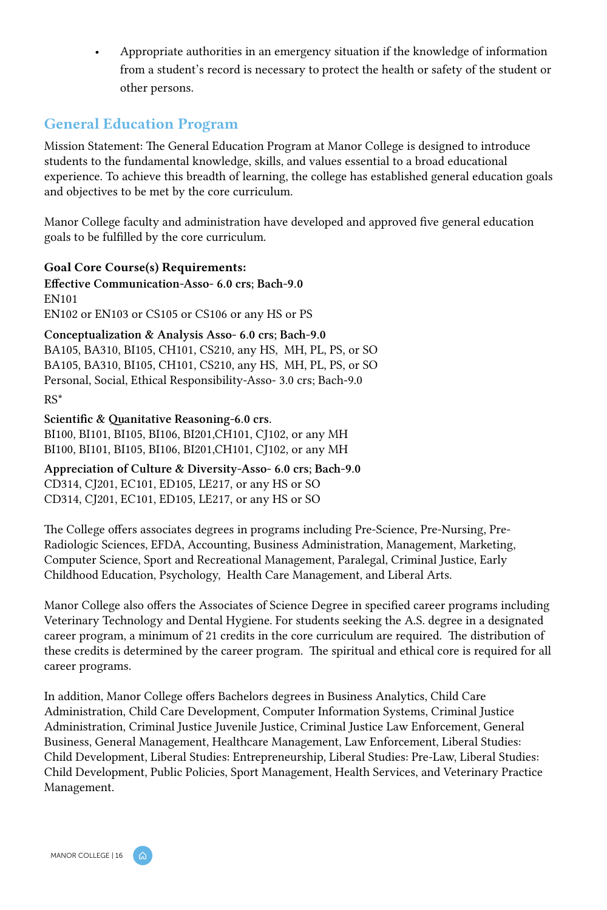- Appropriate authorities in an emergency situation if the knowledge of information from a student's record is necessary to protect the health or safety of the student or other persons.

## General Education Program

Mission Statement: The General Education Program at Manor College is designed to introduce students to the fundamental knowledge, skills, and values essential to a broad educational experience. To achieve this breadth of learning, the college has established general education goals and objectives to be met by the core curriculum.

Manor College faculty and administration have developed and approved five general education goals to be fulfilled by the core curriculum.

**Goal Core Course(s) Requirements:**

**Effective Communication-Asso- 6.0 crs; Bach-9.0**
EN101
EN102 or EN103 or CS105 or CS106 or any HS or PS

**Conceptualization & Analysis Asso- 6.0 crs; Bach-9.0**
BA105, BA310, BI105, CH101, CS210, any HS, MH, PL, PS, or SO
BA105, BA310, BI105, CH101, CS210, any HS, MH, PL, PS, or SO
Personal, Social, Ethical Responsibility-Asso- 3.0 crs; Bach-9.0

RS*

**Scientific & Quantitative Reasoning-6.0 crs.**
BI100, BI101, BI105, BI106, BI201,CH101, CJ102, or any MH
BI100, BI101, BI105, BI106, BI201,CH101, CJ102, or any MH

**Appreciation of Culture & Diversity-Asso- 6.0 crs; Bach-9.0**
CD314, CJ201, EC101, ED105, LE217, or any HS or SO
CD314, CJ201, EC101, ED105, LE217, or any HS or SO

The College offers associates degrees in programs including Pre-Science, Pre-Nursing, Pre-Radiologic Sciences, EFDA, Accounting, Business Administration, Management, Marketing, Computer Science, Sport and Recreational Management, Paralegal, Criminal Justice, Early Childhood Education, Psychology, Health Care Management, and Liberal Arts.

Manor College also offers the Associates of Science Degree in specified career programs including Veterinary Technology and Dental Hygiene. For students seeking the A.S. degree in a designated career program, a minimum of 21 credits in the core curriculum are required. The distribution of these credits is determined by the career program. The spiritual and ethical core is required for all career programs.

In addition, Manor College offers Bachelors degrees in Business Analytics, Child Care Administration, Child Care Development, Computer Information Systems, Criminal Justice Administration, Criminal Justice Juvenile Justice, Criminal Justice Law Enforcement, General Business, General Management, Healthcare Management, Law Enforcement, Liberal Studies: Child Development, Liberal Studies: Entrepreneurship, Liberal Studies: Pre-Law, Liberal Studies: Child Development, Public Policies, Sport Management, Health Services, and Veterinary Practice Management.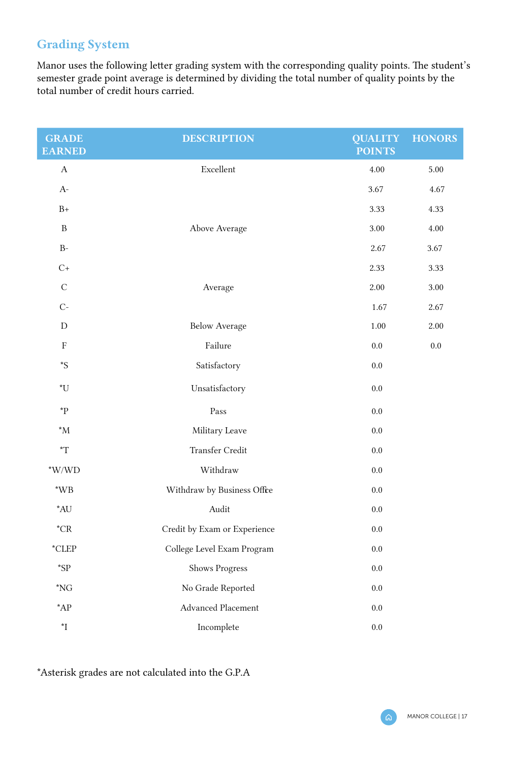## Grading System

Manor uses the following letter grading system with the corresponding quality points. The student's semester grade point average is determined by dividing the total number of quality points by the total number of credit hours carried.

| GRADE EARNED | DESCRIPTION | QUALITY POINTS | HONORS |
|---|---|---|---|
| A | Excellent | 4.00 | 5.00 |
| A- | | 3.67 | 4.67 |
| B+ | | 3.33 | 4.33 |
| B | Above Average | 3.00 | 4.00 |
| B- | | 2.67 | 3.67 |
| C+ | | 2.33 | 3.33 |
| C | Average | 2.00 | 3.00 |
| C- | | 1.67 | 2.67 |
| D | Below Average | 1.00 | 2.00 |
| F | Failure | 0.0 | 0.0 |
| *S | Satisfactory | 0.0 | |
| *U | Unsatisfactory | 0.0 | |
| *P | Pass | 0.0 | |
| *M | Military Leave | 0.0 | |
| *T | Transfer Credit | 0.0 | |
| *W/WD | Withdraw | 0.0 | |
| *WB | Withdraw by Business Office | 0.0 | |
| *AU | Audit | 0.0 | |
| *CR | Credit by Exam or Experience | 0.0 | |
| *CLEP | College Level Exam Program | 0.0 | |
| *SP | Shows Progress | 0.0 | |
| *NG | No Grade Reported | 0.0 | |
| *AP | Advanced Placement | 0.0 | |
| *I | Incomplete | 0.0 | |

*Asterisk grades are not calculated into the G.P.A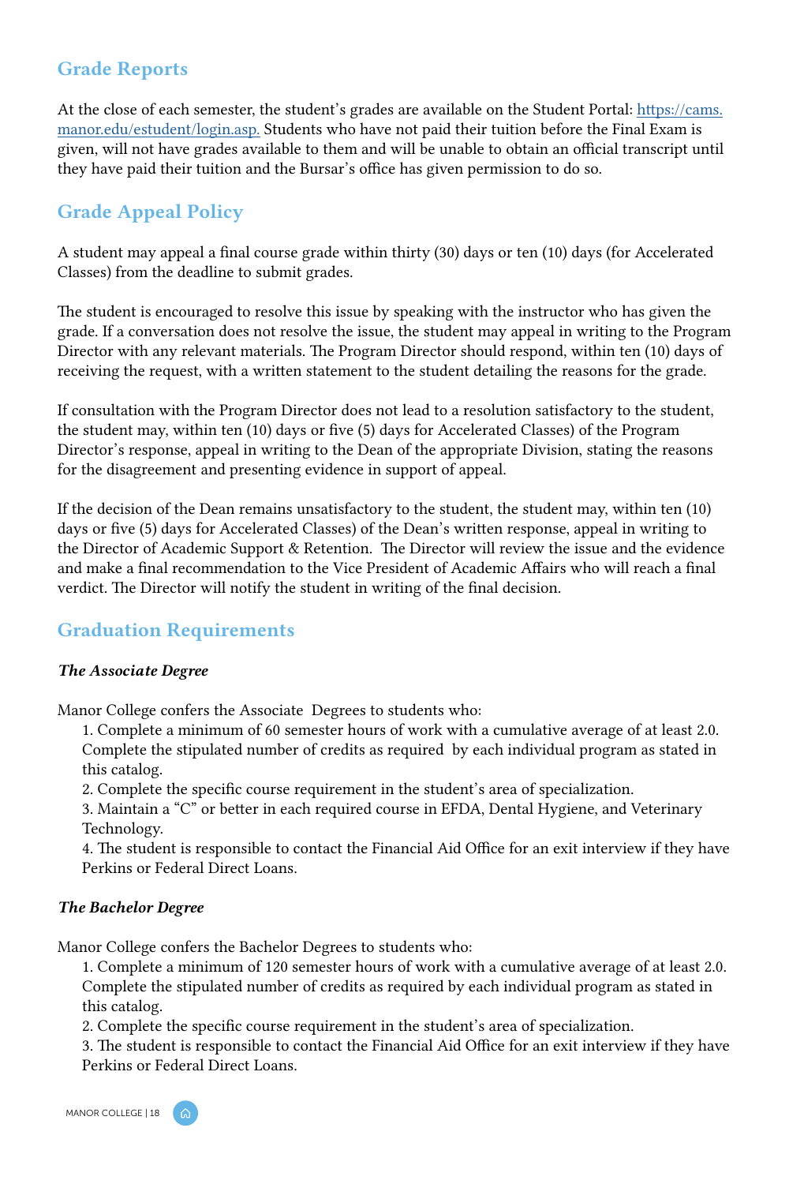## Grade Reports

At the close of each semester, the student's grades are available on the Student Portal: [https://cams.manor.edu/estudent/login.asp](https://cams.manor.edu/estudent/login.asp). Students who have not paid their tuition before the Final Exam is given, will not have grades available to them and will be unable to obtain an official transcript until they have paid their tuition and the Bursar's office has given permission to do so.

## Grade Appeal Policy

A student may appeal a final course grade within thirty (30) days or ten (10) days (for Accelerated Classes) from the deadline to submit grades.

The student is encouraged to resolve this issue by speaking with the instructor who has given the grade. If a conversation does not resolve the issue, the student may appeal in writing to the Program Director with any relevant materials. The Program Director should respond, within ten (10) days of receiving the request, with a written statement to the student detailing the reasons for the grade.

If consultation with the Program Director does not lead to a resolution satisfactory to the student, the student may, within ten (10) days or five (5) days for Accelerated Classes) of the Program Director's response, appeal in writing to the Dean of the appropriate Division, stating the reasons for the disagreement and presenting evidence in support of appeal.

If the decision of the Dean remains unsatisfactory to the student, the student may, within ten (10) days or five (5) days for Accelerated Classes) of the Dean's written response, appeal in writing to the Director of Academic Support & Retention. The Director will review the issue and the evidence and make a final recommendation to the Vice President of Academic Affairs who will reach a final verdict. The Director will notify the student in writing of the final decision.

## Graduation Requirements

### *The Associate Degree*

Manor College confers the Associate Degrees to students who:

1. Complete a minimum of 60 semester hours of work with a cumulative average of at least 2.0. Complete the stipulated number of credits as required by each individual program as stated in this catalog.
2. Complete the specific course requirement in the student's area of specialization.
3. Maintain a "C" or better in each required course in EFDA, Dental Hygiene, and Veterinary Technology.
4. The student is responsible to contact the Financial Aid Office for an exit interview if they have Perkins or Federal Direct Loans.

### *The Bachelor Degree*

Manor College confers the Bachelor Degrees to students who:

1. Complete a minimum of 120 semester hours of work with a cumulative average of at least 2.0. Complete the stipulated number of credits as required by each individual program as stated in this catalog.
2. Complete the specific course requirement in the student's area of specialization.
3. The student is responsible to contact the Financial Aid Office for an exit interview if they have Perkins or Federal Direct Loans.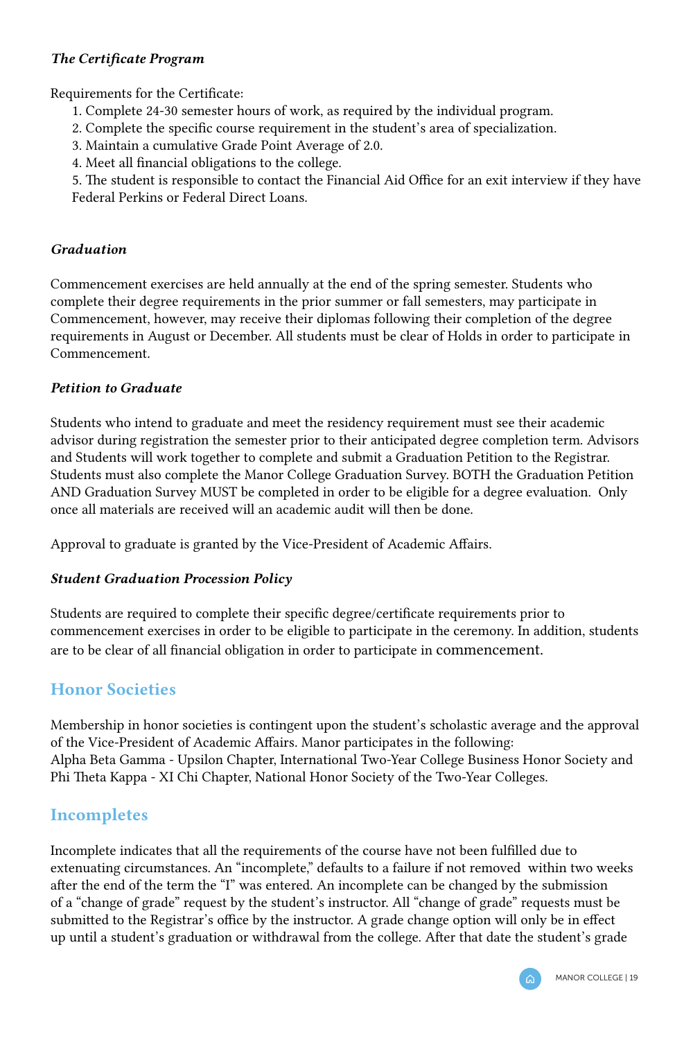### *The Certificate Program*

Requirements for the Certificate:

1. Complete 24-30 semester hours of work, as required by the individual program.
2. Complete the specific course requirement in the student's area of specialization.
3. Maintain a cumulative Grade Point Average of 2.0.
4. Meet all financial obligations to the college.
5. The student is responsible to contact the Financial Aid Office for an exit interview if they have Federal Perkins or Federal Direct Loans.

### *Graduation*

Commencement exercises are held annually at the end of the spring semester. Students who complete their degree requirements in the prior summer or fall semesters, may participate in Commencement, however, may receive their diplomas following their completion of the degree requirements in August or December. All students must be clear of Holds in order to participate in Commencement.

### *Petition to Graduate*

Students who intend to graduate and meet the residency requirement must see their academic advisor during registration the semester prior to their anticipated degree completion term. Advisors and Students will work together to complete and submit a Graduation Petition to the Registrar. Students must also complete the Manor College Graduation Survey. BOTH the Graduation Petition AND Graduation Survey MUST be completed in order to be eligible for a degree evaluation. Only once all materials are received will an academic audit will then be done.

Approval to graduate is granted by the Vice-President of Academic Affairs.

### *Student Graduation Procession Policy*

Students are required to complete their specific degree/certificate requirements prior to commencement exercises in order to be eligible to participate in the ceremony. In addition, students are to be clear of all financial obligation in order to participate in commencement.

## Honor Societies

Membership in honor societies is contingent upon the student's scholastic average and the approval of the Vice-President of Academic Affairs. Manor participates in the following:
Alpha Beta Gamma - Upsilon Chapter, International Two-Year College Business Honor Society and Phi Theta Kappa - XI Chi Chapter, National Honor Society of the Two-Year Colleges.

## Incompletes

Incomplete indicates that all the requirements of the course have not been fulfilled due to extenuating circumstances. An "incomplete," defaults to a failure if not removed within two weeks after the end of the term the "I" was entered. An incomplete can be changed by the submission of a "change of grade" request by the student's instructor. All "change of grade" requests must be submitted to the Registrar's office by the instructor. A grade change option will only be in effect up until a student's graduation or withdrawal from the college. After that date the student's grade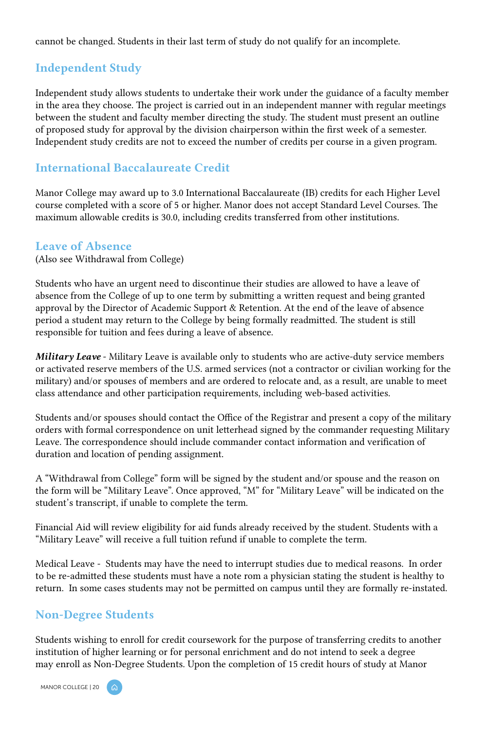cannot be changed. Students in their last term of study do not qualify for an incomplete.

## Independent Study

Independent study allows students to undertake their work under the guidance of a faculty member in the area they choose. The project is carried out in an independent manner with regular meetings between the student and faculty member directing the study. The student must present an outline of proposed study for approval by the division chairperson within the first week of a semester. Independent study credits are not to exceed the number of credits per course in a given program.

## International Baccalaureate Credit

Manor College may award up to 3.0 International Baccalaureate (IB) credits for each Higher Level course completed with a score of 5 or higher. Manor does not accept Standard Level Courses. The maximum allowable credits is 30.0, including credits transferred from other institutions.

## Leave of Absence

(Also see Withdrawal from College)

Students who have an urgent need to discontinue their studies are allowed to have a leave of absence from the College of up to one term by submitting a written request and being granted approval by the Director of Academic Support & Retention. At the end of the leave of absence period a student may return to the College by being formally readmitted. The student is still responsible for tuition and fees during a leave of absence.

***Military Leave*** - Military Leave is available only to students who are active-duty service members or activated reserve members of the U.S. armed services (not a contractor or civilian working for the military) and/or spouses of members and are ordered to relocate and, as a result, are unable to meet class attendance and other participation requirements, including web-based activities.

Students and/or spouses should contact the Office of the Registrar and present a copy of the military orders with formal correspondence on unit letterhead signed by the commander requesting Military Leave. The correspondence should include commander contact information and verification of duration and location of pending assignment.

A “Withdrawal from College” form will be signed by the student and/or spouse and the reason on the form will be “Military Leave”. Once approved, “M” for “Military Leave” will be indicated on the student’s transcript, if unable to complete the term.

Financial Aid will review eligibility for aid funds already received by the student. Students with a “Military Leave” will receive a full tuition refund if unable to complete the term.

Medical Leave - Students may have the need to interrupt studies due to medical reasons. In order to be re-admitted these students must have a note rom a physician stating the student is healthy to return. In some cases students may not be permitted on campus until they are formally re-instated.

## Non-Degree Students

Students wishing to enroll for credit coursework for the purpose of transferring credits to another institution of higher learning or for personal enrichment and do not intend to seek a degree may enroll as Non-Degree Students. Upon the completion of 15 credit hours of study at Manor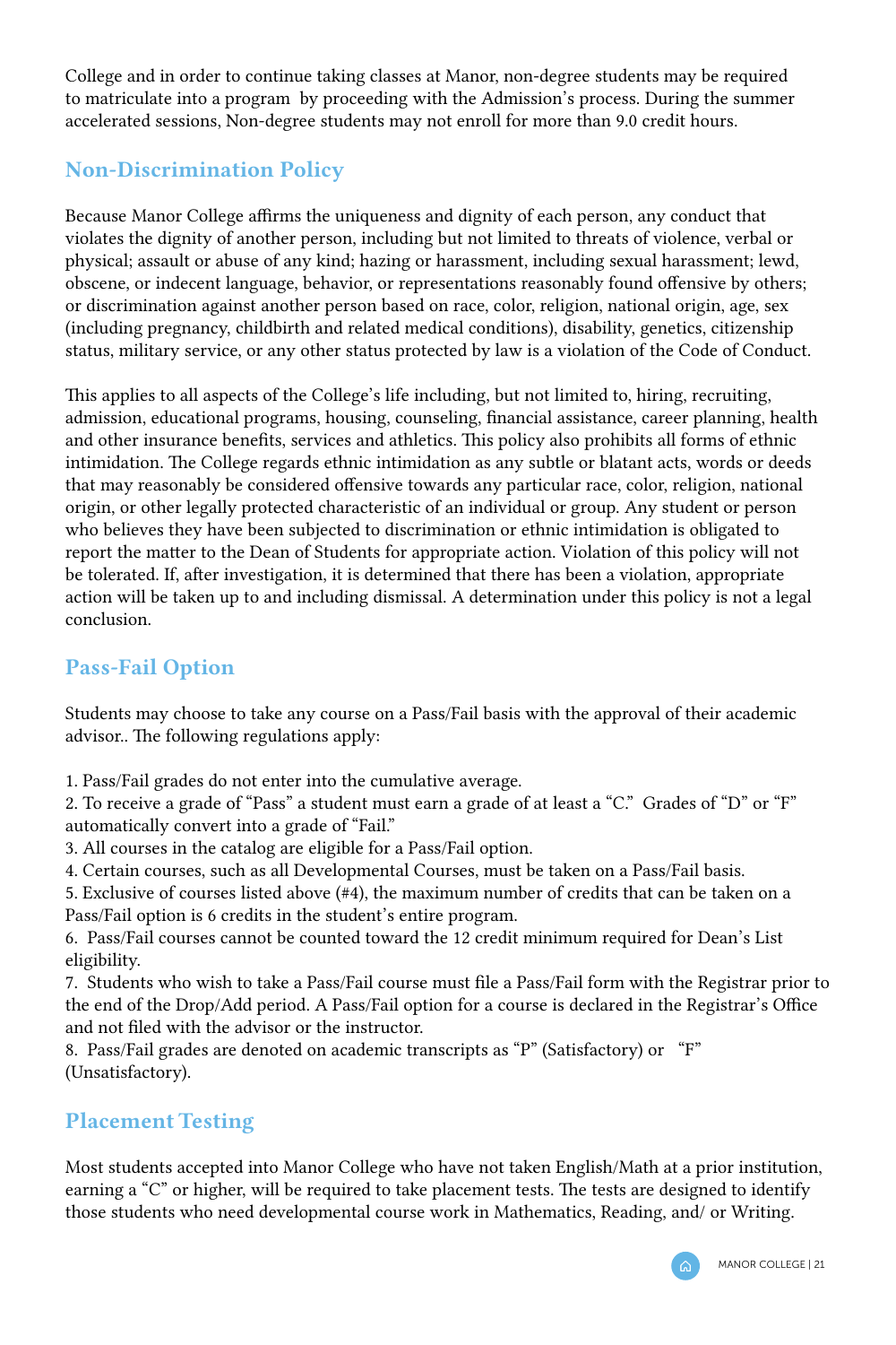College and in order to continue taking classes at Manor, non-degree students may be required to matriculate into a program by proceeding with the Admission's process. During the summer accelerated sessions, Non-degree students may not enroll for more than 9.0 credit hours.

## Non-Discrimination Policy

Because Manor College affirms the uniqueness and dignity of each person, any conduct that violates the dignity of another person, including but not limited to threats of violence, verbal or physical; assault or abuse of any kind; hazing or harassment, including sexual harassment; lewd, obscene, or indecent language, behavior, or representations reasonably found offensive by others; or discrimination against another person based on race, color, religion, national origin, age, sex (including pregnancy, childbirth and related medical conditions), disability, genetics, citizenship status, military service, or any other status protected by law is a violation of the Code of Conduct.

This applies to all aspects of the College's life including, but not limited to, hiring, recruiting, admission, educational programs, housing, counseling, financial assistance, career planning, health and other insurance benefits, services and athletics. This policy also prohibits all forms of ethnic intimidation. The College regards ethnic intimidation as any subtle or blatant acts, words or deeds that may reasonably be considered offensive towards any particular race, color, religion, national origin, or other legally protected characteristic of an individual or group. Any student or person who believes they have been subjected to discrimination or ethnic intimidation is obligated to report the matter to the Dean of Students for appropriate action. Violation of this policy will not be tolerated. If, after investigation, it is determined that there has been a violation, appropriate action will be taken up to and including dismissal. A determination under this policy is not a legal conclusion.

## Pass-Fail Option

Students may choose to take any course on a Pass/Fail basis with the approval of their academic advisor.. The following regulations apply:

1. Pass/Fail grades do not enter into the cumulative average.
2. To receive a grade of "Pass" a student must earn a grade of at least a "C." Grades of "D" or "F" automatically convert into a grade of "Fail."
3. All courses in the catalog are eligible for a Pass/Fail option.
4. Certain courses, such as all Developmental Courses, must be taken on a Pass/Fail basis.
5. Exclusive of courses listed above (#4), the maximum number of credits that can be taken on a Pass/Fail option is 6 credits in the student's entire program.
6. Pass/Fail courses cannot be counted toward the 12 credit minimum required for Dean's List eligibility.
7. Students who wish to take a Pass/Fail course must file a Pass/Fail form with the Registrar prior to the end of the Drop/Add period. A Pass/Fail option for a course is declared in the Registrar's Office and not filed with the advisor or the instructor.
8. Pass/Fail grades are denoted on academic transcripts as "P" (Satisfactory) or "F" (Unsatisfactory).

## Placement Testing

Most students accepted into Manor College who have not taken English/Math at a prior institution, earning a "C" or higher, will be required to take placement tests. The tests are designed to identify those students who need developmental course work in Mathematics, Reading, and/ or Writing.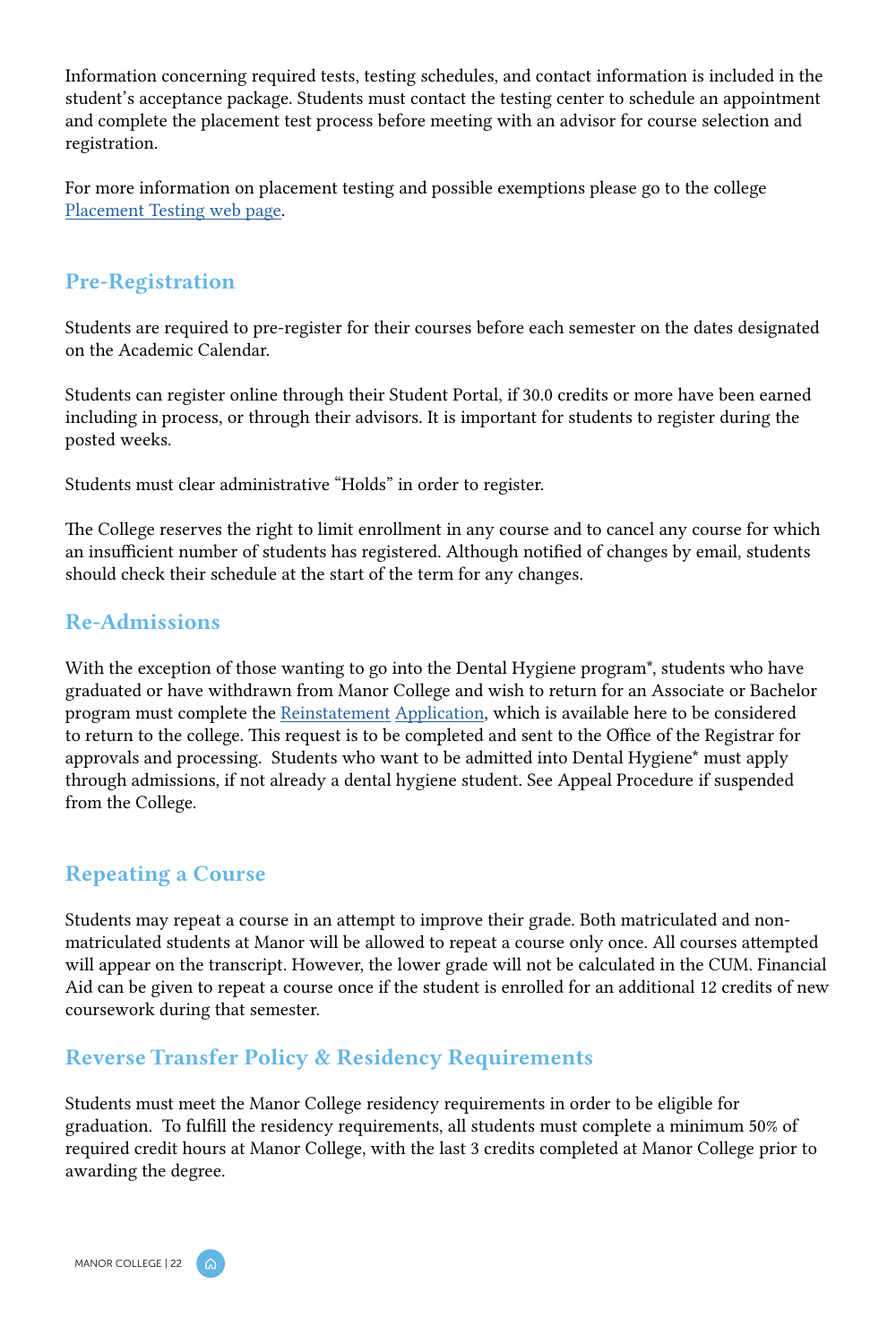Information concerning required tests, testing schedules, and contact information is included in the student's acceptance package. Students must contact the testing center to schedule an appointment and complete the placement test process before meeting with an advisor for course selection and registration.

For more information on placement testing and possible exemptions please go to the college Placement Testing web page.

## Pre-Registration

Students are required to pre-register for their courses before each semester on the dates designated on the Academic Calendar.

Students can register online through their Student Portal, if 30.0 credits or more have been earned including in process, or through their advisors. It is important for students to register during the posted weeks.

Students must clear administrative "Holds" in order to register.

The College reserves the right to limit enrollment in any course and to cancel any course for which an insufficient number of students has registered. Although notified of changes by email, students should check their schedule at the start of the term for any changes.

## Re-Admissions

With the exception of those wanting to go into the Dental Hygiene program*, students who have graduated or have withdrawn from Manor College and wish to return for an Associate or Bachelor program must complete the Reinstatement Application, which is available here to be considered to return to the college. This request is to be completed and sent to the Office of the Registrar for approvals and processing. Students who want to be admitted into Dental Hygiene* must apply through admissions, if not already a dental hygiene student. See Appeal Procedure if suspended from the College.

## Repeating a Course

Students may repeat a course in an attempt to improve their grade. Both matriculated and non-matriculated students at Manor will be allowed to repeat a course only once. All courses attempted will appear on the transcript. However, the lower grade will not be calculated in the CUM. Financial Aid can be given to repeat a course once if the student is enrolled for an additional 12 credits of new coursework during that semester.

## Reverse Transfer Policy & Residency Requirements

Students must meet the Manor College residency requirements in order to be eligible for graduation. To fulfill the residency requirements, all students must complete a minimum 50% of required credit hours at Manor College, with the last 3 credits completed at Manor College prior to awarding the degree.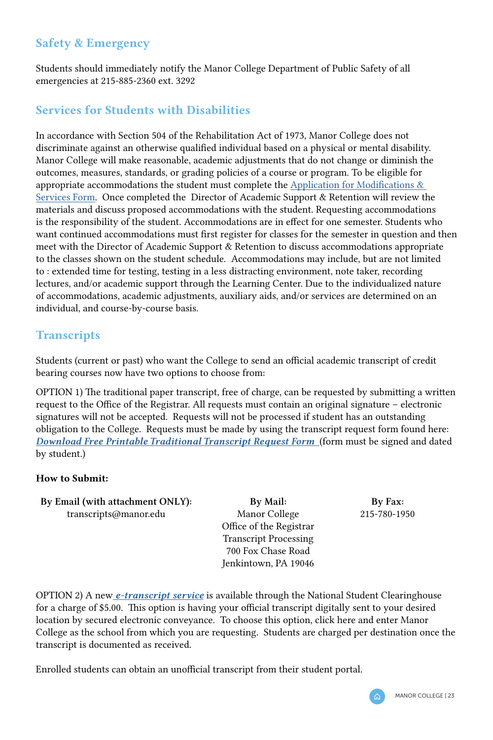## Safety & Emergency

Students should immediately notify the Manor College Department of Public Safety of all emergencies at 215-885-2360 ext. 3292

## Services for Students with Disabilities

In accordance with Section 504 of the Rehabilitation Act of 1973, Manor College does not discriminate against an otherwise qualified individual based on a physical or mental disability. Manor College will make reasonable, academic adjustments that do not change or diminish the outcomes, measures, standards, or grading policies of a course or program. To be eligible for appropriate accommodations the student must complete the Application for Modifications & Services Form. Once completed the Director of Academic Support & Retention will review the materials and discuss proposed accommodations with the student. Requesting accommodations is the responsibility of the student. Accommodations are in effect for one semester. Students who want continued accommodations must first register for classes for the semester in question and then meet with the Director of Academic Support & Retention to discuss accommodations appropriate to the classes shown on the student schedule. Accommodations may include, but are not limited to : extended time for testing, testing in a less distracting environment, note taker, recording lectures, and/or academic support through the Learning Center. Due to the individualized nature of accommodations, academic adjustments, auxiliary aids, and/or services are determined on an individual, and course-by-course basis.

## Transcripts

Students (current or past) who want the College to send an official academic transcript of credit bearing courses now have two options to choose from:

OPTION 1) The traditional paper transcript, free of charge, can be requested by submitting a written request to the Office of the Registrar. All requests must contain an original signature – electronic signatures will not be accepted. Requests will not be processed if student has an outstanding obligation to the College. Requests must be made by using the transcript request form found here: ***Download Free Printable Traditional Transcript Request Form*** (form must be signed and dated by student.)

**How to Submit:**

| By Email (with attachment ONLY): | By Mail: | By Fax: |
|---|---|---|
| transcripts@manor.edu | Manor College<br>Office of the Registrar<br>Transcript Processing<br>700 Fox Chase Road<br>Jenkintown, PA 19046 | 215-780-1950 |

OPTION 2) A new ***e-transcript service*** is available through the National Student Clearinghouse for a charge of $5.00. This option is having your official transcript digitally sent to your desired location by secured electronic conveyance. To choose this option, click here and enter Manor College as the school from which you are requesting. Students are charged per destination once the transcript is documented as received.

Enrolled students can obtain an unofficial transcript from their student portal.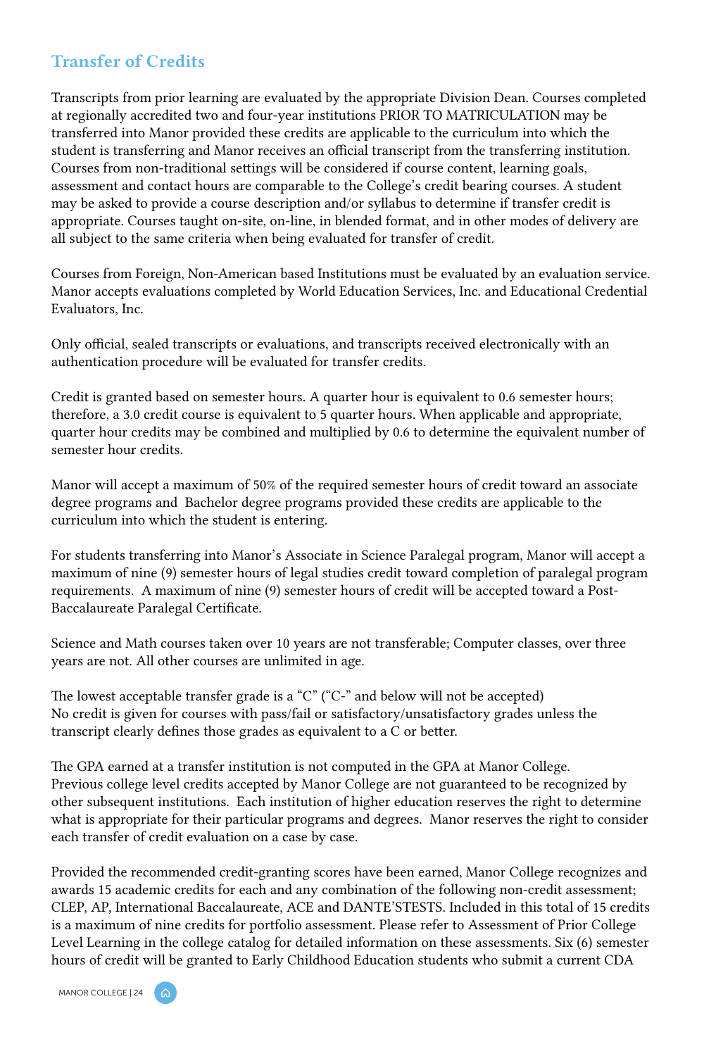## Transfer of Credits

Transcripts from prior learning are evaluated by the appropriate Division Dean. Courses completed at regionally accredited two and four-year institutions PRIOR TO MATRICULATION may be transferred into Manor provided these credits are applicable to the curriculum into which the student is transferring and Manor receives an official transcript from the transferring institution. Courses from non-traditional settings will be considered if course content, learning goals, assessment and contact hours are comparable to the College's credit bearing courses. A student may be asked to provide a course description and/or syllabus to determine if transfer credit is appropriate. Courses taught on-site, on-line, in blended format, and in other modes of delivery are all subject to the same criteria when being evaluated for transfer of credit.

Courses from Foreign, Non-American based Institutions must be evaluated by an evaluation service. Manor accepts evaluations completed by World Education Services, Inc. and Educational Credential Evaluators, Inc.

Only official, sealed transcripts or evaluations, and transcripts received electronically with an authentication procedure will be evaluated for transfer credits.

Credit is granted based on semester hours. A quarter hour is equivalent to 0.6 semester hours; therefore, a 3.0 credit course is equivalent to 5 quarter hours. When applicable and appropriate, quarter hour credits may be combined and multiplied by 0.6 to determine the equivalent number of semester hour credits.

Manor will accept a maximum of 50% of the required semester hours of credit toward an associate degree programs and Bachelor degree programs provided these credits are applicable to the curriculum into which the student is entering.

For students transferring into Manor's Associate in Science Paralegal program, Manor will accept a maximum of nine (9) semester hours of legal studies credit toward completion of paralegal program requirements. A maximum of nine (9) semester hours of credit will be accepted toward a Post-Baccalaureate Paralegal Certificate.

Science and Math courses taken over 10 years are not transferable; Computer classes, over three years are not. All other courses are unlimited in age.

The lowest acceptable transfer grade is a "C" ("C-" and below will not be accepted)
No credit is given for courses with pass/fail or satisfactory/unsatisfactory grades unless the transcript clearly defines those grades as equivalent to a C or better.

The GPA earned at a transfer institution is not computed in the GPA at Manor College.
Previous college level credits accepted by Manor College are not guaranteed to be recognized by other subsequent institutions. Each institution of higher education reserves the right to determine what is appropriate for their particular programs and degrees. Manor reserves the right to consider each transfer of credit evaluation on a case by case.

Provided the recommended credit-granting scores have been earned, Manor College recognizes and awards 15 academic credits for each and any combination of the following non-credit assessment; CLEP, AP, International Baccalaureate, ACE and DANTE'STESTS. Included in this total of 15 credits is a maximum of nine credits for portfolio assessment. Please refer to Assessment of Prior College Level Learning in the college catalog for detailed information on these assessments. Six (6) semester hours of credit will be granted to Early Childhood Education students who submit a current CDA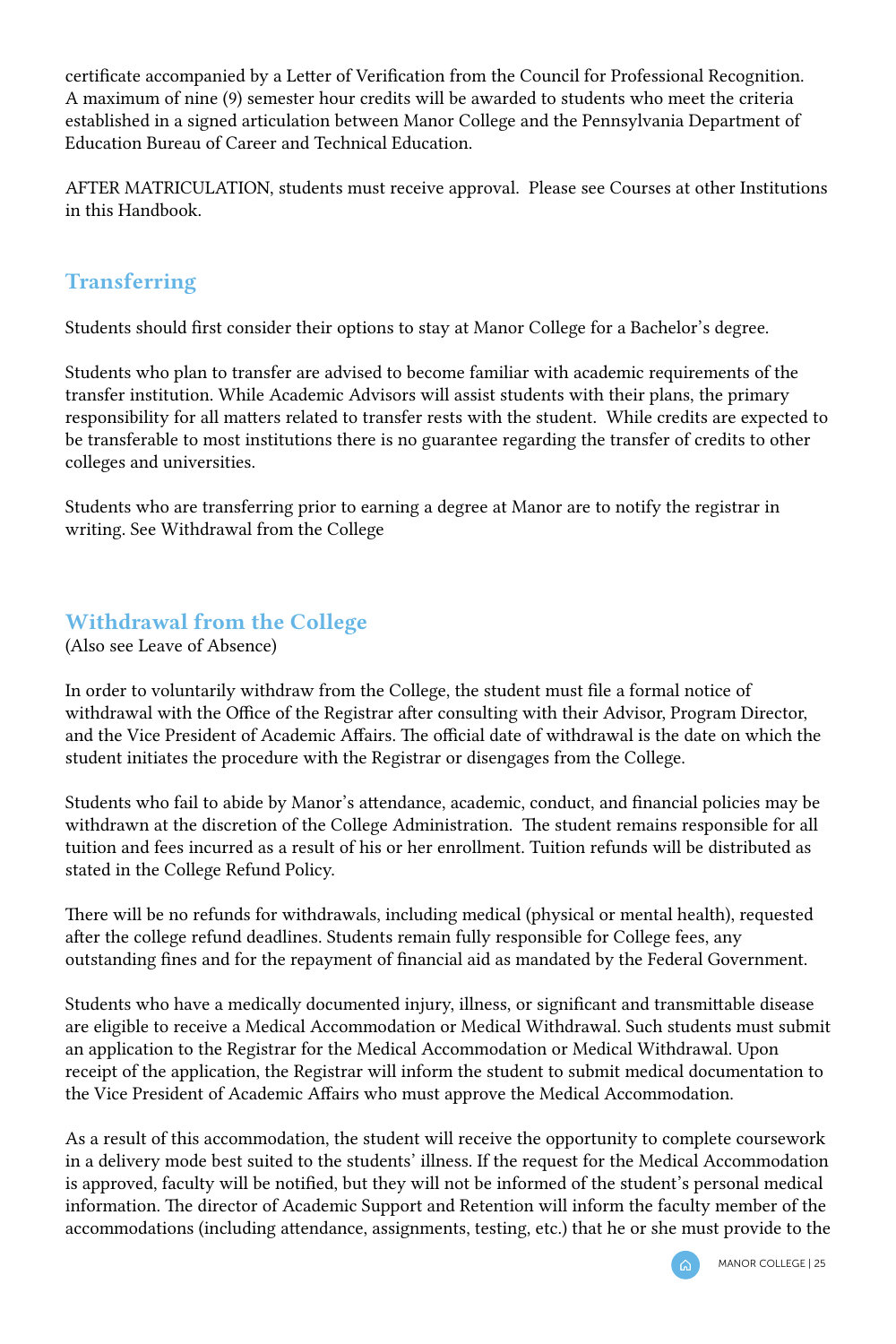certificate accompanied by a Letter of Verification from the Council for Professional Recognition. A maximum of nine (9) semester hour credits will be awarded to students who meet the criteria established in a signed articulation between Manor College and the Pennsylvania Department of Education Bureau of Career and Technical Education.

AFTER MATRICULATION, students must receive approval. Please see Courses at other Institutions in this Handbook.

## Transferring

Students should first consider their options to stay at Manor College for a Bachelor's degree.

Students who plan to transfer are advised to become familiar with academic requirements of the transfer institution. While Academic Advisors will assist students with their plans, the primary responsibility for all matters related to transfer rests with the student. While credits are expected to be transferable to most institutions there is no guarantee regarding the transfer of credits to other colleges and universities.

Students who are transferring prior to earning a degree at Manor are to notify the registrar in writing. See Withdrawal from the College

## Withdrawal from the College

(Also see Leave of Absence)

In order to voluntarily withdraw from the College, the student must file a formal notice of withdrawal with the Office of the Registrar after consulting with their Advisor, Program Director, and the Vice President of Academic Affairs. The official date of withdrawal is the date on which the student initiates the procedure with the Registrar or disengages from the College.

Students who fail to abide by Manor's attendance, academic, conduct, and financial policies may be withdrawn at the discretion of the College Administration. The student remains responsible for all tuition and fees incurred as a result of his or her enrollment. Tuition refunds will be distributed as stated in the College Refund Policy.

There will be no refunds for withdrawals, including medical (physical or mental health), requested after the college refund deadlines. Students remain fully responsible for College fees, any outstanding fines and for the repayment of financial aid as mandated by the Federal Government.

Students who have a medically documented injury, illness, or significant and transmittable disease are eligible to receive a Medical Accommodation or Medical Withdrawal. Such students must submit an application to the Registrar for the Medical Accommodation or Medical Withdrawal. Upon receipt of the application, the Registrar will inform the student to submit medical documentation to the Vice President of Academic Affairs who must approve the Medical Accommodation.

As a result of this accommodation, the student will receive the opportunity to complete coursework in a delivery mode best suited to the students' illness. If the request for the Medical Accommodation is approved, faculty will be notified, but they will not be informed of the student's personal medical information. The director of Academic Support and Retention will inform the faculty member of the accommodations (including attendance, assignments, testing, etc.) that he or she must provide to the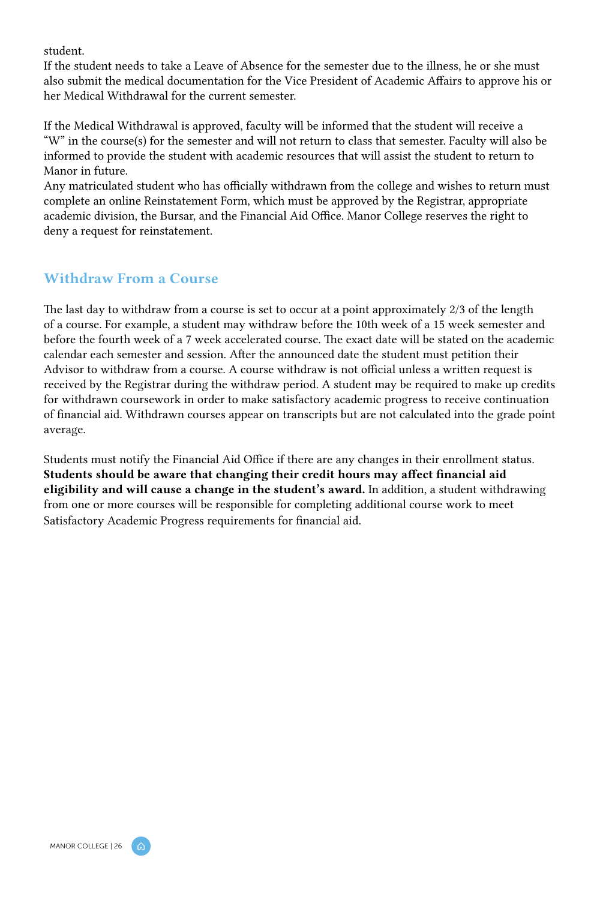student.
If the student needs to take a Leave of Absence for the semester due to the illness, he or she must also submit the medical documentation for the Vice President of Academic Affairs to approve his or her Medical Withdrawal for the current semester.

If the Medical Withdrawal is approved, faculty will be informed that the student will receive a "W" in the course(s) for the semester and will not return to class that semester. Faculty will also be informed to provide the student with academic resources that will assist the student to return to Manor in future.
Any matriculated student who has officially withdrawn from the college and wishes to return must complete an online Reinstatement Form, which must be approved by the Registrar, appropriate academic division, the Bursar, and the Financial Aid Office. Manor College reserves the right to deny a request for reinstatement.

## Withdraw From a Course

The last day to withdraw from a course is set to occur at a point approximately 2/3 of the length of a course. For example, a student may withdraw before the 10th week of a 15 week semester and before the fourth week of a 7 week accelerated course. The exact date will be stated on the academic calendar each semester and session. After the announced date the student must petition their Advisor to withdraw from a course. A course withdraw is not official unless a written request is received by the Registrar during the withdraw period. A student may be required to make up credits for withdrawn coursework in order to make satisfactory academic progress to receive continuation of financial aid. Withdrawn courses appear on transcripts but are not calculated into the grade point average.

Students must notify the Financial Aid Office if there are any changes in their enrollment status. **Students should be aware that changing their credit hours may affect financial aid eligibility and will cause a change in the student's award.** In addition, a student withdrawing from one or more courses will be responsible for completing additional course work to meet Satisfactory Academic Progress requirements for financial aid.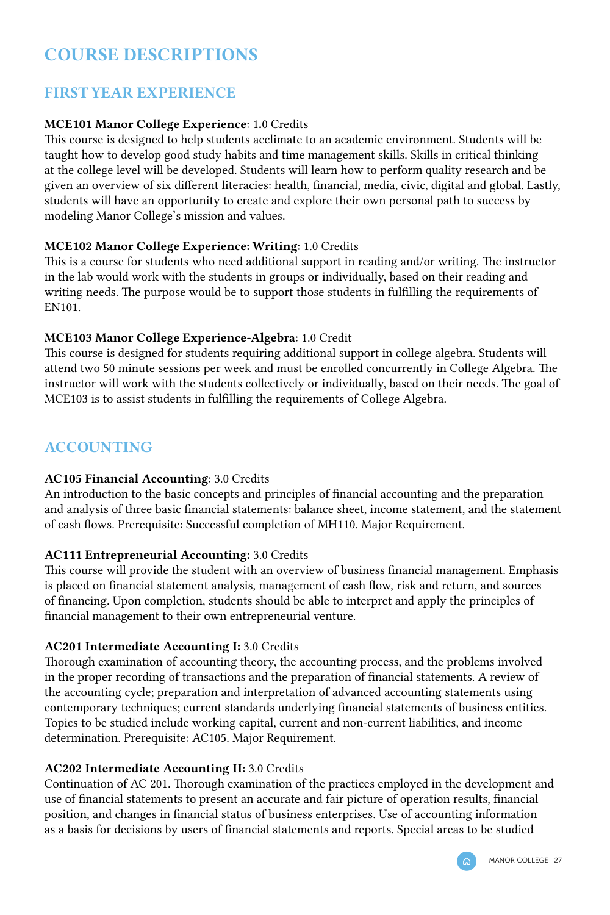# COURSE DESCRIPTIONS

## FIRST YEAR EXPERIENCE

**MCE101 Manor College Experience**: 1.0 Credits
This course is designed to help students acclimate to an academic environment. Students will be taught how to develop good study habits and time management skills. Skills in critical thinking at the college level will be developed. Students will learn how to perform quality research and be given an overview of six different literacies: health, financial, media, civic, digital and global. Lastly, students will have an opportunity to create and explore their own personal path to success by modeling Manor College's mission and values.

**MCE102 Manor College Experience: Writing**: 1.0 Credits
This is a course for students who need additional support in reading and/or writing. The instructor in the lab would work with the students in groups or individually, based on their reading and writing needs. The purpose would be to support those students in fulfilling the requirements of EN101.

**MCE103 Manor College Experience-Algebra**: 1.0 Credit
This course is designed for students requiring additional support in college algebra. Students will attend two 50 minute sessions per week and must be enrolled concurrently in College Algebra. The instructor will work with the students collectively or individually, based on their needs. The goal of MCE103 is to assist students in fulfilling the requirements of College Algebra.

## ACCOUNTING

**AC105 Financial Accounting**: 3.0 Credits
An introduction to the basic concepts and principles of financial accounting and the preparation and analysis of three basic financial statements: balance sheet, income statement, and the statement of cash flows. Prerequisite: Successful completion of MH110. Major Requirement.

**AC111 Entrepreneurial Accounting:** 3.0 Credits
This course will provide the student with an overview of business financial management. Emphasis is placed on financial statement analysis, management of cash flow, risk and return, and sources of financing. Upon completion, students should be able to interpret and apply the principles of financial management to their own entrepreneurial venture.

**AC201 Intermediate Accounting I:** 3.0 Credits
Thorough examination of accounting theory, the accounting process, and the problems involved in the proper recording of transactions and the preparation of financial statements. A review of the accounting cycle; preparation and interpretation of advanced accounting statements using contemporary techniques; current standards underlying financial statements of business entities. Topics to be studied include working capital, current and non-current liabilities, and income determination. Prerequisite: AC105. Major Requirement.

**AC202 Intermediate Accounting II:** 3.0 Credits
Continuation of AC 201. Thorough examination of the practices employed in the development and use of financial statements to present an accurate and fair picture of operation results, financial position, and changes in financial status of business enterprises. Use of accounting information as a basis for decisions by users of financial statements and reports. Special areas to be studied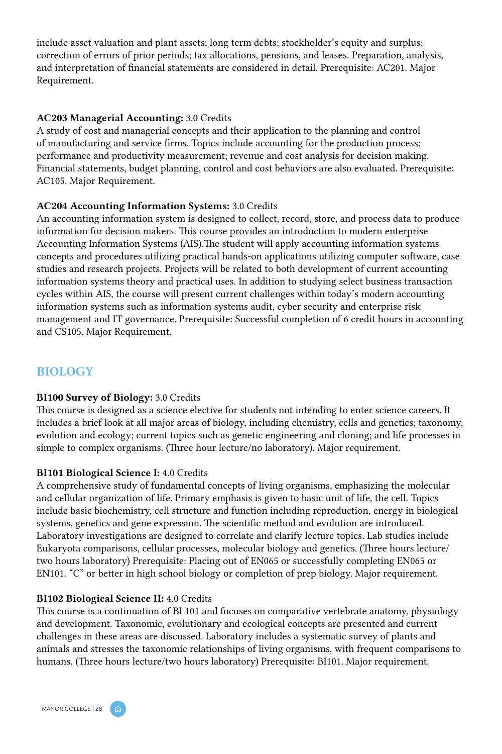include asset valuation and plant assets; long term debts; stockholder's equity and surplus; correction of errors of prior periods; tax allocations, pensions, and leases. Preparation, analysis, and interpretation of financial statements are considered in detail. Prerequisite: AC201. Major Requirement.

**AC203 Managerial Accounting:** 3.0 Credits
A study of cost and managerial concepts and their application to the planning and control of manufacturing and service firms. Topics include accounting for the production process; performance and productivity measurement; revenue and cost analysis for decision making. Financial statements, budget planning, control and cost behaviors are also evaluated. Prerequisite: AC105. Major Requirement.

**AC204 Accounting Information Systems:** 3.0 Credits
An accounting information system is designed to collect, record, store, and process data to produce information for decision makers. This course provides an introduction to modern enterprise Accounting Information Systems (AIS).The student will apply accounting information systems concepts and procedures utilizing practical hands-on applications utilizing computer software, case studies and research projects. Projects will be related to both development of current accounting information systems theory and practical uses. In addition to studying select business transaction cycles within AIS, the course will present current challenges within today's modern accounting information systems such as information systems audit, cyber security and enterprise risk management and IT governance. Prerequisite: Successful completion of 6 credit hours in accounting and CS105. Major Requirement.

## BIOLOGY

**BI100 Survey of Biology:** 3.0 Credits
This course is designed as a science elective for students not intending to enter science careers. It includes a brief look at all major areas of biology, including chemistry, cells and genetics; taxonomy, evolution and ecology; current topics such as genetic engineering and cloning; and life processes in simple to complex organisms. (Three hour lecture/no laboratory). Major requirement.

**BI101 Biological Science I:** 4.0 Credits
A comprehensive study of fundamental concepts of living organisms, emphasizing the molecular and cellular organization of life. Primary emphasis is given to basic unit of life, the cell. Topics include basic biochemistry, cell structure and function including reproduction, energy in biological systems, genetics and gene expression. The scientific method and evolution are introduced. Laboratory investigations are designed to correlate and clarify lecture topics. Lab studies include Eukaryota comparisons, cellular processes, molecular biology and genetics. (Three hours lecture/two hours laboratory) Prerequisite: Placing out of EN065 or successfully completing EN065 or EN101. "C" or better in high school biology or completion of prep biology. Major requirement.

**BI102 Biological Science II:** 4.0 Credits
This course is a continuation of BI 101 and focuses on comparative vertebrate anatomy, physiology and development. Taxonomic, evolutionary and ecological concepts are presented and current challenges in these areas are discussed. Laboratory includes a systematic survey of plants and animals and stresses the taxonomic relationships of living organisms, with frequent comparisons to humans. (Three hours lecture/two hours laboratory) Prerequisite: BI101. Major requirement.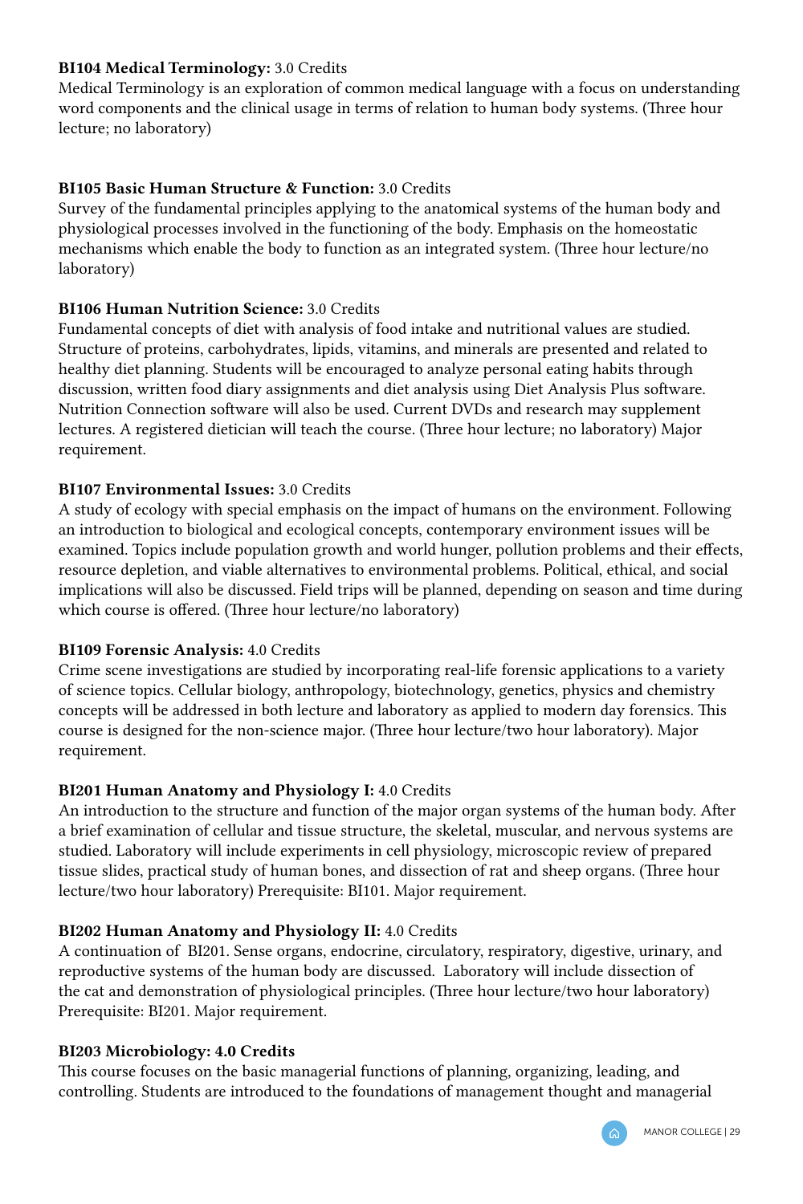**BI104 Medical Terminology:** 3.0 Credits
Medical Terminology is an exploration of common medical language with a focus on understanding word components and the clinical usage in terms of relation to human body systems. (Three hour lecture; no laboratory)

**BI105 Basic Human Structure & Function:** 3.0 Credits
Survey of the fundamental principles applying to the anatomical systems of the human body and physiological processes involved in the functioning of the body. Emphasis on the homeostatic mechanisms which enable the body to function as an integrated system. (Three hour lecture/no laboratory)

**BI106 Human Nutrition Science:** 3.0 Credits
Fundamental concepts of diet with analysis of food intake and nutritional values are studied. Structure of proteins, carbohydrates, lipids, vitamins, and minerals are presented and related to healthy diet planning. Students will be encouraged to analyze personal eating habits through discussion, written food diary assignments and diet analysis using Diet Analysis Plus software. Nutrition Connection software will also be used. Current DVDs and research may supplement lectures. A registered dietician will teach the course. (Three hour lecture; no laboratory) Major requirement.

**BI107 Environmental Issues:** 3.0 Credits
A study of ecology with special emphasis on the impact of humans on the environment. Following an introduction to biological and ecological concepts, contemporary environment issues will be examined. Topics include population growth and world hunger, pollution problems and their effects, resource depletion, and viable alternatives to environmental problems. Political, ethical, and social implications will also be discussed. Field trips will be planned, depending on season and time during which course is offered. (Three hour lecture/no laboratory)

**BI109 Forensic Analysis:** 4.0 Credits
Crime scene investigations are studied by incorporating real-life forensic applications to a variety of science topics. Cellular biology, anthropology, biotechnology, genetics, physics and chemistry concepts will be addressed in both lecture and laboratory as applied to modern day forensics. This course is designed for the non-science major. (Three hour lecture/two hour laboratory). Major requirement.

**BI201 Human Anatomy and Physiology I:** 4.0 Credits
An introduction to the structure and function of the major organ systems of the human body. After a brief examination of cellular and tissue structure, the skeletal, muscular, and nervous systems are studied. Laboratory will include experiments in cell physiology, microscopic review of prepared tissue slides, practical study of human bones, and dissection of rat and sheep organs. (Three hour lecture/two hour laboratory) Prerequisite: BI101. Major requirement.

**BI202 Human Anatomy and Physiology II:** 4.0 Credits
A continuation of BI201. Sense organs, endocrine, circulatory, respiratory, digestive, urinary, and reproductive systems of the human body are discussed. Laboratory will include dissection of the cat and demonstration of physiological principles. (Three hour lecture/two hour laboratory) Prerequisite: BI201. Major requirement.

**BI203 Microbiology: 4.0 Credits**
This course focuses on the basic managerial functions of planning, organizing, leading, and controlling. Students are introduced to the foundations of management thought and managerial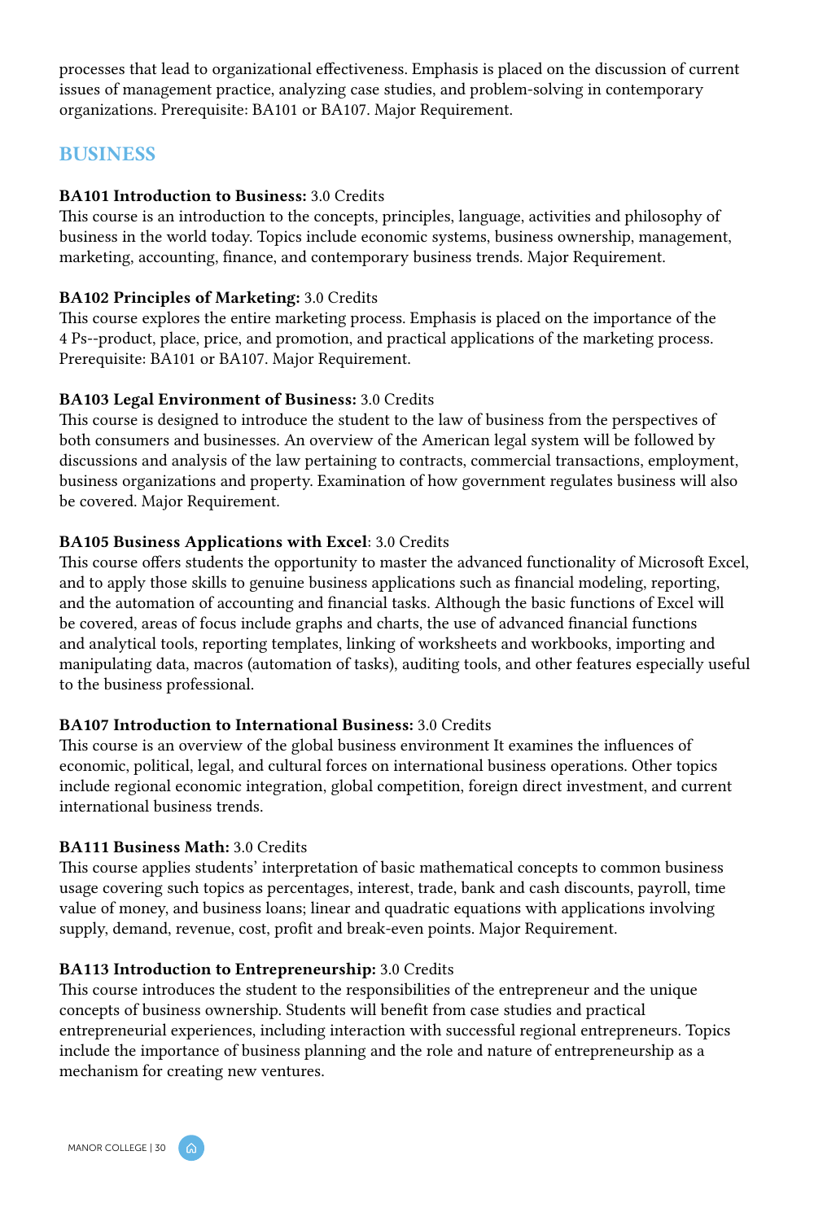processes that lead to organizational effectiveness. Emphasis is placed on the discussion of current issues of management practice, analyzing case studies, and problem-solving in contemporary organizations. Prerequisite: BA101 or BA107. Major Requirement.

## BUSINESS

**BA101 Introduction to Business:** 3.0 Credits
This course is an introduction to the concepts, principles, language, activities and philosophy of business in the world today. Topics include economic systems, business ownership, management, marketing, accounting, finance, and contemporary business trends. Major Requirement.

**BA102 Principles of Marketing:** 3.0 Credits
This course explores the entire marketing process. Emphasis is placed on the importance of the 4 Ps--product, place, price, and promotion, and practical applications of the marketing process. Prerequisite: BA101 or BA107. Major Requirement.

**BA103 Legal Environment of Business:** 3.0 Credits
This course is designed to introduce the student to the law of business from the perspectives of both consumers and businesses. An overview of the American legal system will be followed by discussions and analysis of the law pertaining to contracts, commercial transactions, employment, business organizations and property. Examination of how government regulates business will also be covered. Major Requirement.

**BA105 Business Applications with Excel**: 3.0 Credits
This course offers students the opportunity to master the advanced functionality of Microsoft Excel, and to apply those skills to genuine business applications such as financial modeling, reporting, and the automation of accounting and financial tasks. Although the basic functions of Excel will be covered, areas of focus include graphs and charts, the use of advanced financial functions and analytical tools, reporting templates, linking of worksheets and workbooks, importing and manipulating data, macros (automation of tasks), auditing tools, and other features especially useful to the business professional.

**BA107 Introduction to International Business:** 3.0 Credits
This course is an overview of the global business environment It examines the influences of economic, political, legal, and cultural forces on international business operations. Other topics include regional economic integration, global competition, foreign direct investment, and current international business trends.

**BA111 Business Math:** 3.0 Credits
This course applies students' interpretation of basic mathematical concepts to common business usage covering such topics as percentages, interest, trade, bank and cash discounts, payroll, time value of money, and business loans; linear and quadratic equations with applications involving supply, demand, revenue, cost, profit and break-even points. Major Requirement.

**BA113 Introduction to Entrepreneurship:** 3.0 Credits
This course introduces the student to the responsibilities of the entrepreneur and the unique concepts of business ownership. Students will benefit from case studies and practical entrepreneurial experiences, including interaction with successful regional entrepreneurs. Topics include the importance of business planning and the role and nature of entrepreneurship as a mechanism for creating new ventures.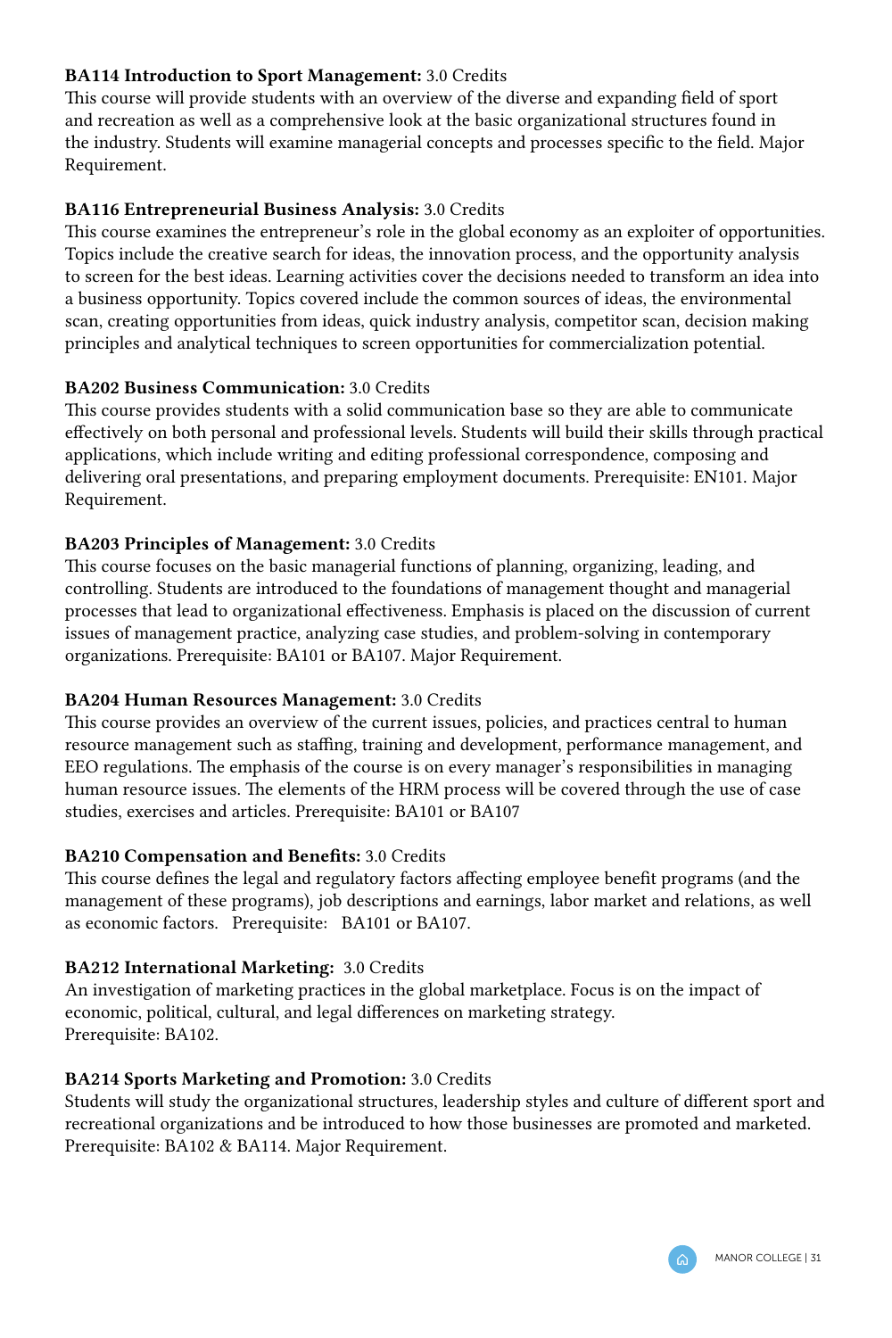**BA114 Introduction to Sport Management:** 3.0 Credits
This course will provide students with an overview of the diverse and expanding field of sport and recreation as well as a comprehensive look at the basic organizational structures found in the industry. Students will examine managerial concepts and processes specific to the field. Major Requirement.

**BA116 Entrepreneurial Business Analysis:** 3.0 Credits
This course examines the entrepreneur's role in the global economy as an exploiter of opportunities. Topics include the creative search for ideas, the innovation process, and the opportunity analysis to screen for the best ideas. Learning activities cover the decisions needed to transform an idea into a business opportunity. Topics covered include the common sources of ideas, the environmental scan, creating opportunities from ideas, quick industry analysis, competitor scan, decision making principles and analytical techniques to screen opportunities for commercialization potential.

**BA202 Business Communication:** 3.0 Credits
This course provides students with a solid communication base so they are able to communicate effectively on both personal and professional levels. Students will build their skills through practical applications, which include writing and editing professional correspondence, composing and delivering oral presentations, and preparing employment documents. Prerequisite: EN101. Major Requirement.

**BA203 Principles of Management:** 3.0 Credits
This course focuses on the basic managerial functions of planning, organizing, leading, and controlling. Students are introduced to the foundations of management thought and managerial processes that lead to organizational effectiveness. Emphasis is placed on the discussion of current issues of management practice, analyzing case studies, and problem-solving in contemporary organizations. Prerequisite: BA101 or BA107. Major Requirement.

**BA204 Human Resources Management:** 3.0 Credits
This course provides an overview of the current issues, policies, and practices central to human resource management such as staffing, training and development, performance management, and EEO regulations. The emphasis of the course is on every manager's responsibilities in managing human resource issues. The elements of the HRM process will be covered through the use of case studies, exercises and articles. Prerequisite: BA101 or BA107

**BA210 Compensation and Benefits:** 3.0 Credits
This course defines the legal and regulatory factors affecting employee benefit programs (and the management of these programs), job descriptions and earnings, labor market and relations, as well as economic factors. Prerequisite: BA101 or BA107.

**BA212 International Marketing:** 3.0 Credits
An investigation of marketing practices in the global marketplace. Focus is on the impact of economic, political, cultural, and legal differences on marketing strategy.
Prerequisite: BA102.

**BA214 Sports Marketing and Promotion:** 3.0 Credits
Students will study the organizational structures, leadership styles and culture of different sport and recreational organizations and be introduced to how those businesses are promoted and marketed. Prerequisite: BA102 & BA114. Major Requirement.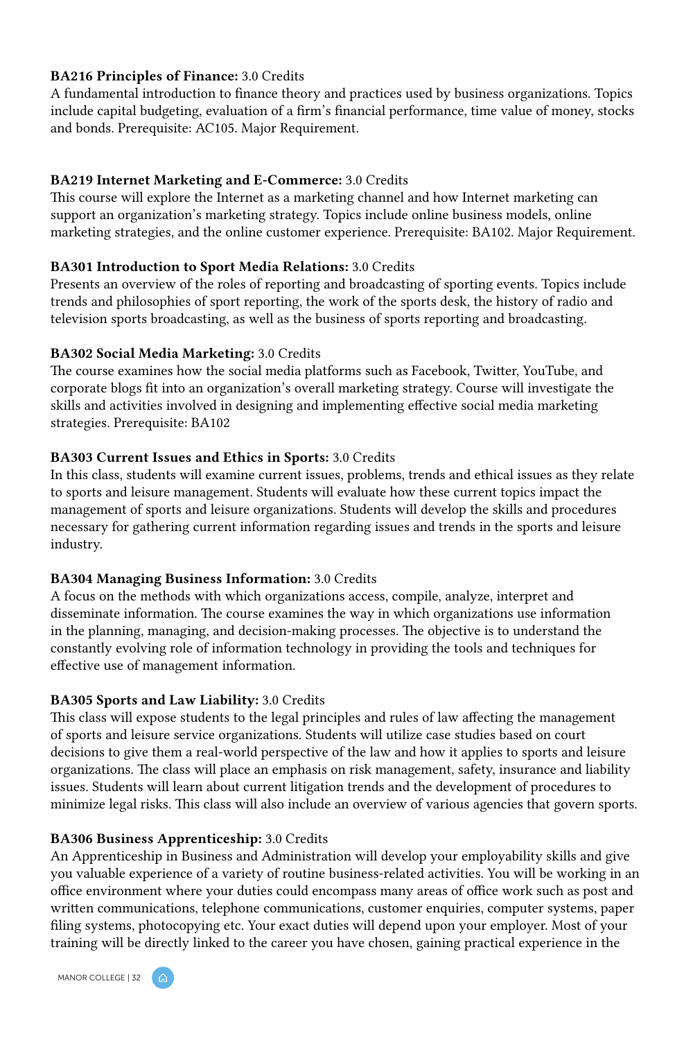**BA216 Principles of Finance:** 3.0 Credits
A fundamental introduction to finance theory and practices used by business organizations. Topics include capital budgeting, evaluation of a firm's financial performance, time value of money, stocks and bonds. Prerequisite: AC105. Major Requirement.

**BA219 Internet Marketing and E-Commerce:** 3.0 Credits
This course will explore the Internet as a marketing channel and how Internet marketing can support an organization's marketing strategy. Topics include online business models, online marketing strategies, and the online customer experience. Prerequisite: BA102. Major Requirement.

**BA301 Introduction to Sport Media Relations:** 3.0 Credits
Presents an overview of the roles of reporting and broadcasting of sporting events. Topics include trends and philosophies of sport reporting, the work of the sports desk, the history of radio and television sports broadcasting, as well as the business of sports reporting and broadcasting.

**BA302 Social Media Marketing:** 3.0 Credits
The course examines how the social media platforms such as Facebook, Twitter, YouTube, and corporate blogs fit into an organization's overall marketing strategy. Course will investigate the skills and activities involved in designing and implementing effective social media marketing strategies. Prerequisite: BA102

**BA303 Current Issues and Ethics in Sports:** 3.0 Credits
In this class, students will examine current issues, problems, trends and ethical issues as they relate to sports and leisure management. Students will evaluate how these current topics impact the management of sports and leisure organizations. Students will develop the skills and procedures necessary for gathering current information regarding issues and trends in the sports and leisure industry.

**BA304 Managing Business Information:** 3.0 Credits
A focus on the methods with which organizations access, compile, analyze, interpret and disseminate information. The course examines the way in which organizations use information in the planning, managing, and decision-making processes. The objective is to understand the constantly evolving role of information technology in providing the tools and techniques for effective use of management information.

**BA305 Sports and Law Liability:** 3.0 Credits
This class will expose students to the legal principles and rules of law affecting the management of sports and leisure service organizations. Students will utilize case studies based on court decisions to give them a real-world perspective of the law and how it applies to sports and leisure organizations. The class will place an emphasis on risk management, safety, insurance and liability issues. Students will learn about current litigation trends and the development of procedures to minimize legal risks. This class will also include an overview of various agencies that govern sports.

**BA306 Business Apprenticeship:** 3.0 Credits
An Apprenticeship in Business and Administration will develop your employability skills and give you valuable experience of a variety of routine business-related activities. You will be working in an office environment where your duties could encompass many areas of office work such as post and written communications, telephone communications, customer enquiries, computer systems, paper filing systems, photocopying etc. Your exact duties will depend upon your employer. Most of your training will be directly linked to the career you have chosen, gaining practical experience in the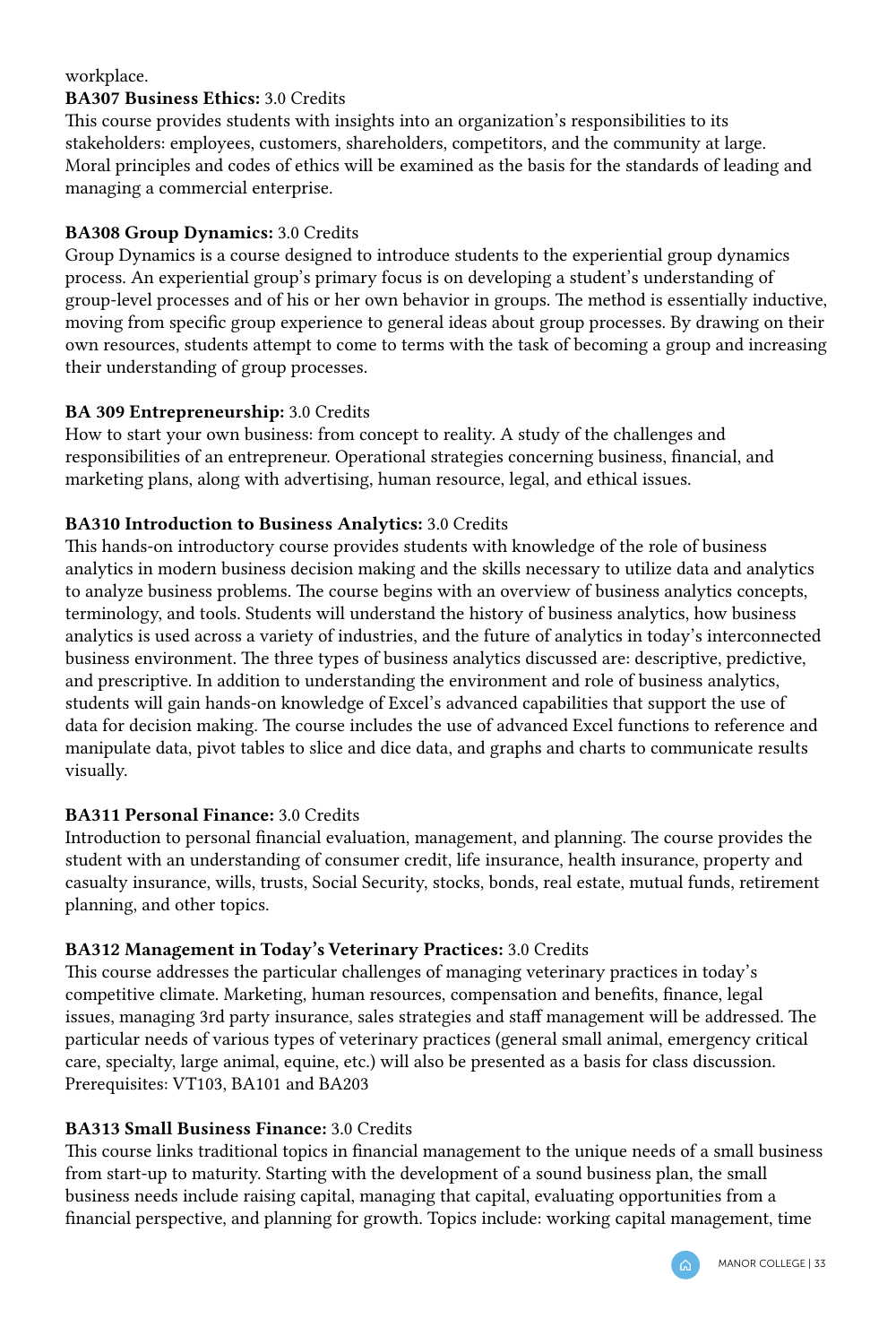workplace.

**BA307 Business Ethics:** 3.0 Credits
This course provides students with insights into an organization's responsibilities to its stakeholders: employees, customers, shareholders, competitors, and the community at large. Moral principles and codes of ethics will be examined as the basis for the standards of leading and managing a commercial enterprise.

**BA308 Group Dynamics:** 3.0 Credits
Group Dynamics is a course designed to introduce students to the experiential group dynamics process. An experiential group's primary focus is on developing a student's understanding of group-level processes and of his or her own behavior in groups. The method is essentially inductive, moving from specific group experience to general ideas about group processes. By drawing on their own resources, students attempt to come to terms with the task of becoming a group and increasing their understanding of group processes.

**BA 309 Entrepreneurship:** 3.0 Credits
How to start your own business: from concept to reality. A study of the challenges and responsibilities of an entrepreneur. Operational strategies concerning business, financial, and marketing plans, along with advertising, human resource, legal, and ethical issues.

**BA310 Introduction to Business Analytics:** 3.0 Credits
This hands-on introductory course provides students with knowledge of the role of business analytics in modern business decision making and the skills necessary to utilize data and analytics to analyze business problems. The course begins with an overview of business analytics concepts, terminology, and tools. Students will understand the history of business analytics, how business analytics is used across a variety of industries, and the future of analytics in today's interconnected business environment. The three types of business analytics discussed are: descriptive, predictive, and prescriptive. In addition to understanding the environment and role of business analytics, students will gain hands-on knowledge of Excel's advanced capabilities that support the use of data for decision making. The course includes the use of advanced Excel functions to reference and manipulate data, pivot tables to slice and dice data, and graphs and charts to communicate results visually.

**BA311 Personal Finance:** 3.0 Credits
Introduction to personal financial evaluation, management, and planning. The course provides the student with an understanding of consumer credit, life insurance, health insurance, property and casualty insurance, wills, trusts, Social Security, stocks, bonds, real estate, mutual funds, retirement planning, and other topics.

**BA312 Management in Today's Veterinary Practices:** 3.0 Credits
This course addresses the particular challenges of managing veterinary practices in today's competitive climate. Marketing, human resources, compensation and benefits, finance, legal issues, managing 3rd party insurance, sales strategies and staff management will be addressed. The particular needs of various types of veterinary practices (general small animal, emergency critical care, specialty, large animal, equine, etc.) will also be presented as a basis for class discussion. Prerequisites: VT103, BA101 and BA203

**BA313 Small Business Finance:** 3.0 Credits
This course links traditional topics in financial management to the unique needs of a small business from start-up to maturity. Starting with the development of a sound business plan, the small business needs include raising capital, managing that capital, evaluating opportunities from a financial perspective, and planning for growth. Topics include: working capital management, time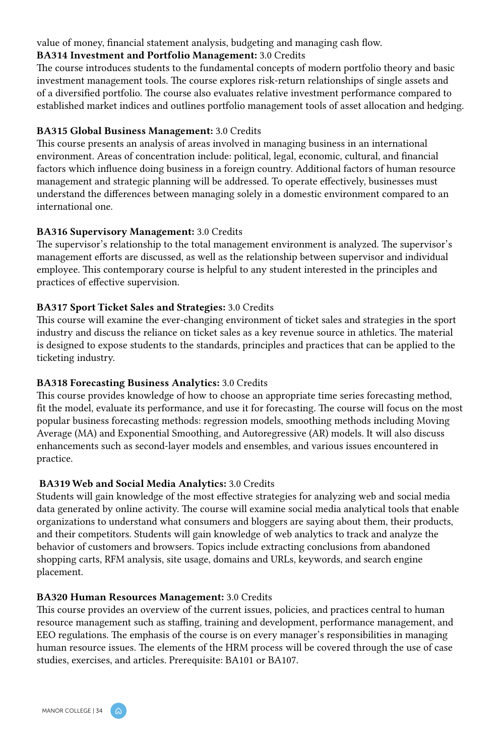value of money, financial statement analysis, budgeting and managing cash flow.

**BA314 Investment and Portfolio Management:** 3.0 Credits
The course introduces students to the fundamental concepts of modern portfolio theory and basic investment management tools. The course explores risk-return relationships of single assets and of a diversified portfolio. The course also evaluates relative investment performance compared to established market indices and outlines portfolio management tools of asset allocation and hedging.

**BA315 Global Business Management:** 3.0 Credits
This course presents an analysis of areas involved in managing business in an international environment. Areas of concentration include: political, legal, economic, cultural, and financial factors which influence doing business in a foreign country. Additional factors of human resource management and strategic planning will be addressed. To operate effectively, businesses must understand the differences between managing solely in a domestic environment compared to an international one.

**BA316 Supervisory Management:** 3.0 Credits
The supervisor's relationship to the total management environment is analyzed. The supervisor's management efforts are discussed, as well as the relationship between supervisor and individual employee. This contemporary course is helpful to any student interested in the principles and practices of effective supervision.

**BA317 Sport Ticket Sales and Strategies:** 3.0 Credits
This course will examine the ever-changing environment of ticket sales and strategies in the sport industry and discuss the reliance on ticket sales as a key revenue source in athletics. The material is designed to expose students to the standards, principles and practices that can be applied to the ticketing industry.

**BA318 Forecasting Business Analytics:** 3.0 Credits
This course provides knowledge of how to choose an appropriate time series forecasting method, fit the model, evaluate its performance, and use it for forecasting. The course will focus on the most popular business forecasting methods: regression models, smoothing methods including Moving Average (MA) and Exponential Smoothing, and Autoregressive (AR) models. It will also discuss enhancements such as second-layer models and ensembles, and various issues encountered in practice.

**BA319 Web and Social Media Analytics:** 3.0 Credits
Students will gain knowledge of the most effective strategies for analyzing web and social media data generated by online activity. The course will examine social media analytical tools that enable organizations to understand what consumers and bloggers are saying about them, their products, and their competitors. Students will gain knowledge of web analytics to track and analyze the behavior of customers and browsers. Topics include extracting conclusions from abandoned shopping carts, RFM analysis, site usage, domains and URLs, keywords, and search engine placement.

**BA320 Human Resources Management:** 3.0 Credits
This course provides an overview of the current issues, policies, and practices central to human resource management such as staffing, training and development, performance management, and EEO regulations. The emphasis of the course is on every manager's responsibilities in managing human resource issues. The elements of the HRM process will be covered through the use of case studies, exercises, and articles. Prerequisite: BA101 or BA107.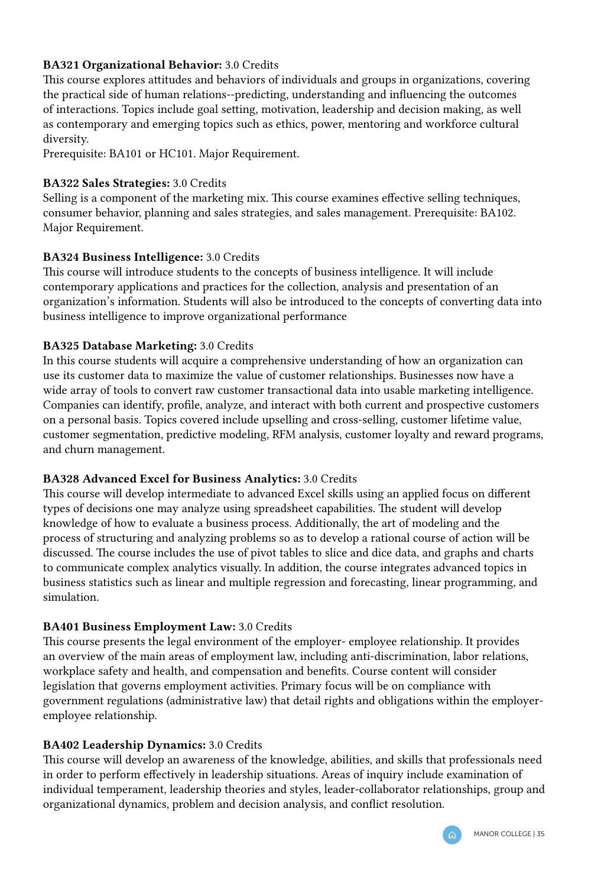**BA321 Organizational Behavior:** 3.0 Credits
This course explores attitudes and behaviors of individuals and groups in organizations, covering the practical side of human relations--predicting, understanding and influencing the outcomes of interactions. Topics include goal setting, motivation, leadership and decision making, as well as contemporary and emerging topics such as ethics, power, mentoring and workforce cultural diversity.
Prerequisite: BA101 or HC101. Major Requirement.

**BA322 Sales Strategies:** 3.0 Credits
Selling is a component of the marketing mix. This course examines effective selling techniques, consumer behavior, planning and sales strategies, and sales management. Prerequisite: BA102. Major Requirement.

**BA324 Business Intelligence:** 3.0 Credits
This course will introduce students to the concepts of business intelligence. It will include contemporary applications and practices for the collection, analysis and presentation of an organization's information. Students will also be introduced to the concepts of converting data into business intelligence to improve organizational performance

**BA325 Database Marketing:** 3.0 Credits
In this course students will acquire a comprehensive understanding of how an organization can use its customer data to maximize the value of customer relationships. Businesses now have a wide array of tools to convert raw customer transactional data into usable marketing intelligence. Companies can identify, profile, analyze, and interact with both current and prospective customers on a personal basis. Topics covered include upselling and cross-selling, customer lifetime value, customer segmentation, predictive modeling, RFM analysis, customer loyalty and reward programs, and churn management.

**BA328 Advanced Excel for Business Analytics:** 3.0 Credits
This course will develop intermediate to advanced Excel skills using an applied focus on different types of decisions one may analyze using spreadsheet capabilities. The student will develop knowledge of how to evaluate a business process. Additionally, the art of modeling and the process of structuring and analyzing problems so as to develop a rational course of action will be discussed. The course includes the use of pivot tables to slice and dice data, and graphs and charts to communicate complex analytics visually. In addition, the course integrates advanced topics in business statistics such as linear and multiple regression and forecasting, linear programming, and simulation.

**BA401 Business Employment Law:** 3.0 Credits
This course presents the legal environment of the employer- employee relationship. It provides an overview of the main areas of employment law, including anti-discrimination, labor relations, workplace safety and health, and compensation and benefits. Course content will consider legislation that governs employment activities. Primary focus will be on compliance with government regulations (administrative law) that detail rights and obligations within the employer-employee relationship.

**BA402 Leadership Dynamics:** 3.0 Credits
This course will develop an awareness of the knowledge, abilities, and skills that professionals need in order to perform effectively in leadership situations. Areas of inquiry include examination of individual temperament, leadership theories and styles, leader-collaborator relationships, group and organizational dynamics, problem and decision analysis, and conflict resolution.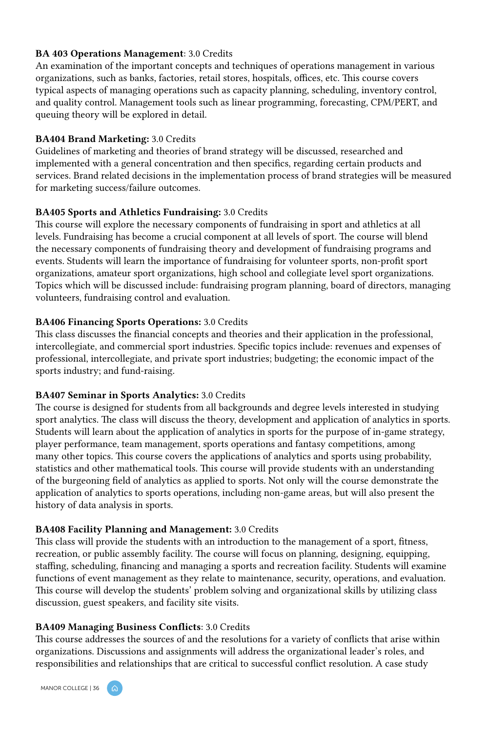**BA 403 Operations Management**: 3.0 Credits
An examination of the important concepts and techniques of operations management in various organizations, such as banks, factories, retail stores, hospitals, offices, etc. This course covers typical aspects of managing operations such as capacity planning, scheduling, inventory control, and quality control. Management tools such as linear programming, forecasting, CPM/PERT, and queuing theory will be explored in detail.

**BA404 Brand Marketing:** 3.0 Credits
Guidelines of marketing and theories of brand strategy will be discussed, researched and implemented with a general concentration and then specifics, regarding certain products and services. Brand related decisions in the implementation process of brand strategies will be measured for marketing success/failure outcomes.

**BA405 Sports and Athletics Fundraising:** 3.0 Credits
This course will explore the necessary components of fundraising in sport and athletics at all levels. Fundraising has become a crucial component at all levels of sport. The course will blend the necessary components of fundraising theory and development of fundraising programs and events. Students will learn the importance of fundraising for volunteer sports, non-profit sport organizations, amateur sport organizations, high school and collegiate level sport organizations. Topics which will be discussed include: fundraising program planning, board of directors, managing volunteers, fundraising control and evaluation.

**BA406 Financing Sports Operations:** 3.0 Credits
This class discusses the financial concepts and theories and their application in the professional, intercollegiate, and commercial sport industries. Specific topics include: revenues and expenses of professional, intercollegiate, and private sport industries; budgeting; the economic impact of the sports industry; and fund-raising.

**BA407 Seminar in Sports Analytics:** 3.0 Credits
The course is designed for students from all backgrounds and degree levels interested in studying sport analytics. The class will discuss the theory, development and application of analytics in sports. Students will learn about the application of analytics in sports for the purpose of in-game strategy, player performance, team management, sports operations and fantasy competitions, among many other topics. This course covers the applications of analytics and sports using probability, statistics and other mathematical tools. This course will provide students with an understanding of the burgeoning field of analytics as applied to sports. Not only will the course demonstrate the application of analytics to sports operations, including non-game areas, but will also present the history of data analysis in sports.

**BA408 Facility Planning and Management:** 3.0 Credits
This class will provide the students with an introduction to the management of a sport, fitness, recreation, or public assembly facility. The course will focus on planning, designing, equipping, staffing, scheduling, financing and managing a sports and recreation facility. Students will examine functions of event management as they relate to maintenance, security, operations, and evaluation. This course will develop the students' problem solving and organizational skills by utilizing class discussion, guest speakers, and facility site visits.

**BA409 Managing Business Conflicts**: 3.0 Credits
This course addresses the sources of and the resolutions for a variety of conflicts that arise within organizations. Discussions and assignments will address the organizational leader's roles, and responsibilities and relationships that are critical to successful conflict resolution. A case study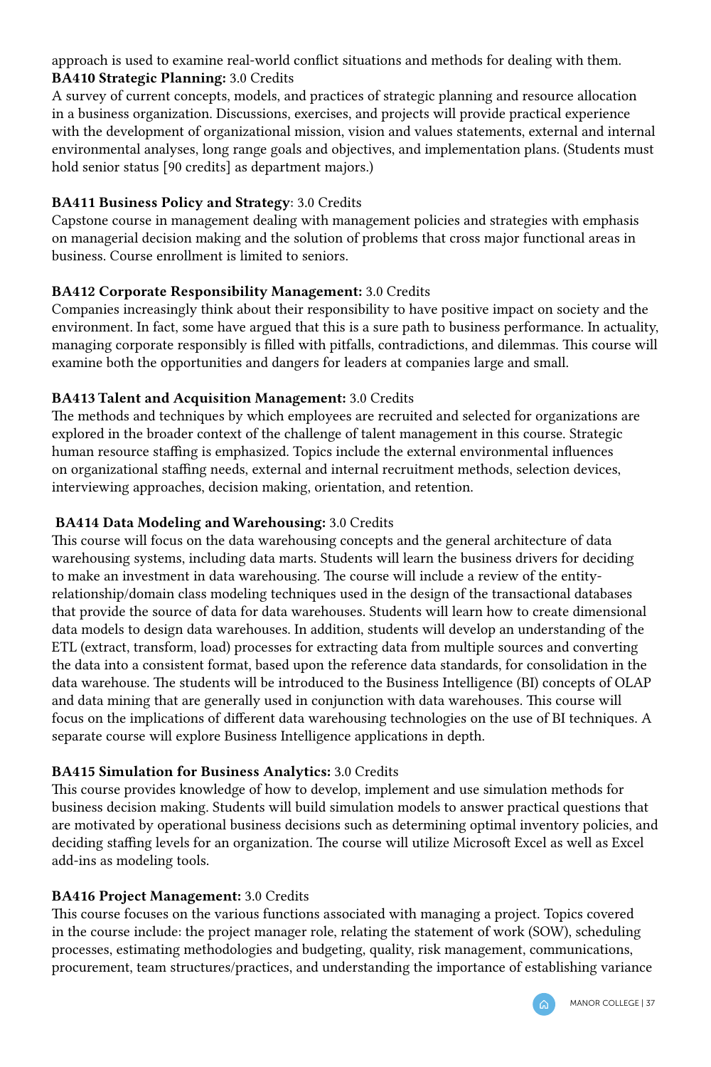approach is used to examine real-world conflict situations and methods for dealing with them.

**BA410 Strategic Planning:** 3.0 Credits

A survey of current concepts, models, and practices of strategic planning and resource allocation in a business organization. Discussions, exercises, and projects will provide practical experience with the development of organizational mission, vision and values statements, external and internal environmental analyses, long range goals and objectives, and implementation plans. (Students must hold senior status [90 credits] as department majors.)

**BA411 Business Policy and Strategy**: 3.0 Credits

Capstone course in management dealing with management policies and strategies with emphasis on managerial decision making and the solution of problems that cross major functional areas in business. Course enrollment is limited to seniors.

**BA412 Corporate Responsibility Management:** 3.0 Credits

Companies increasingly think about their responsibility to have positive impact on society and the environment. In fact, some have argued that this is a sure path to business performance. In actuality, managing corporate responsibly is filled with pitfalls, contradictions, and dilemmas. This course will examine both the opportunities and dangers for leaders at companies large and small.

**BA413 Talent and Acquisition Management:** 3.0 Credits

The methods and techniques by which employees are recruited and selected for organizations are explored in the broader context of the challenge of talent management in this course. Strategic human resource staffing is emphasized. Topics include the external environmental influences on organizational staffing needs, external and internal recruitment methods, selection devices, interviewing approaches, decision making, orientation, and retention.

**BA414 Data Modeling and Warehousing:** 3.0 Credits

This course will focus on the data warehousing concepts and the general architecture of data warehousing systems, including data marts. Students will learn the business drivers for deciding to make an investment in data warehousing. The course will include a review of the entity-relationship/domain class modeling techniques used in the design of the transactional databases that provide the source of data for data warehouses. Students will learn how to create dimensional data models to design data warehouses. In addition, students will develop an understanding of the ETL (extract, transform, load) processes for extracting data from multiple sources and converting the data into a consistent format, based upon the reference data standards, for consolidation in the data warehouse. The students will be introduced to the Business Intelligence (BI) concepts of OLAP and data mining that are generally used in conjunction with data warehouses. This course will focus on the implications of different data warehousing technologies on the use of BI techniques. A separate course will explore Business Intelligence applications in depth.

**BA415 Simulation for Business Analytics:** 3.0 Credits

This course provides knowledge of how to develop, implement and use simulation methods for business decision making. Students will build simulation models to answer practical questions that are motivated by operational business decisions such as determining optimal inventory policies, and deciding staffing levels for an organization. The course will utilize Microsoft Excel as well as Excel add-ins as modeling tools.

**BA416 Project Management:** 3.0 Credits

This course focuses on the various functions associated with managing a project. Topics covered in the course include: the project manager role, relating the statement of work (SOW), scheduling processes, estimating methodologies and budgeting, quality, risk management, communications, procurement, team structures/practices, and understanding the importance of establishing variance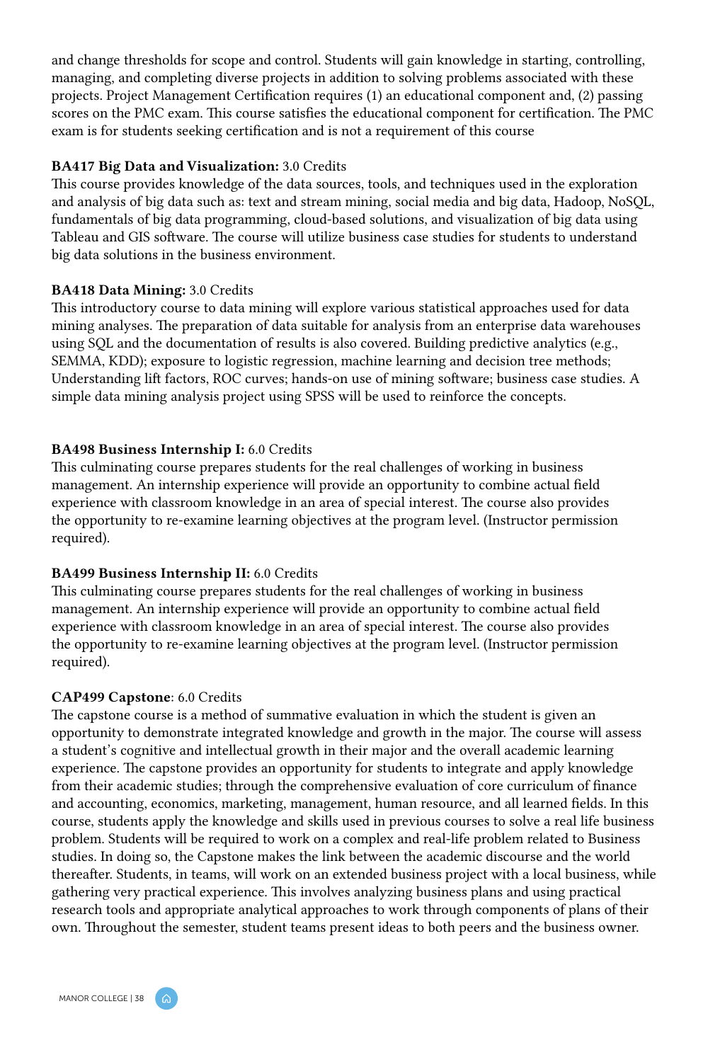and change thresholds for scope and control. Students will gain knowledge in starting, controlling, managing, and completing diverse projects in addition to solving problems associated with these projects. Project Management Certification requires (1) an educational component and, (2) passing scores on the PMC exam. This course satisfies the educational component for certification. The PMC exam is for students seeking certification and is not a requirement of this course

**BA417 Big Data and Visualization:** 3.0 Credits
This course provides knowledge of the data sources, tools, and techniques used in the exploration and analysis of big data such as: text and stream mining, social media and big data, Hadoop, NoSQL, fundamentals of big data programming, cloud-based solutions, and visualization of big data using Tableau and GIS software. The course will utilize business case studies for students to understand big data solutions in the business environment.

**BA418 Data Mining:** 3.0 Credits
This introductory course to data mining will explore various statistical approaches used for data mining analyses. The preparation of data suitable for analysis from an enterprise data warehouses using SQL and the documentation of results is also covered. Building predictive analytics (e.g., SEMMA, KDD); exposure to logistic regression, machine learning and decision tree methods; Understanding lift factors, ROC curves; hands-on use of mining software; business case studies. A simple data mining analysis project using SPSS will be used to reinforce the concepts.

**BA498 Business Internship I:** 6.0 Credits
This culminating course prepares students for the real challenges of working in business management. An internship experience will provide an opportunity to combine actual field experience with classroom knowledge in an area of special interest. The course also provides the opportunity to re-examine learning objectives at the program level. (Instructor permission required).

**BA499 Business Internship II:** 6.0 Credits
This culminating course prepares students for the real challenges of working in business management. An internship experience will provide an opportunity to combine actual field experience with classroom knowledge in an area of special interest. The course also provides the opportunity to re-examine learning objectives at the program level. (Instructor permission required).

**CAP499 Capstone**: 6.0 Credits
The capstone course is a method of summative evaluation in which the student is given an opportunity to demonstrate integrated knowledge and growth in the major. The course will assess a student's cognitive and intellectual growth in their major and the overall academic learning experience. The capstone provides an opportunity for students to integrate and apply knowledge from their academic studies; through the comprehensive evaluation of core curriculum of finance and accounting, economics, marketing, management, human resource, and all learned fields. In this course, students apply the knowledge and skills used in previous courses to solve a real life business problem. Students will be required to work on a complex and real-life problem related to Business studies. In doing so, the Capstone makes the link between the academic discourse and the world thereafter. Students, in teams, will work on an extended business project with a local business, while gathering very practical experience. This involves analyzing business plans and using practical research tools and appropriate analytical approaches to work through components of plans of their own. Throughout the semester, student teams present ideas to both peers and the business owner.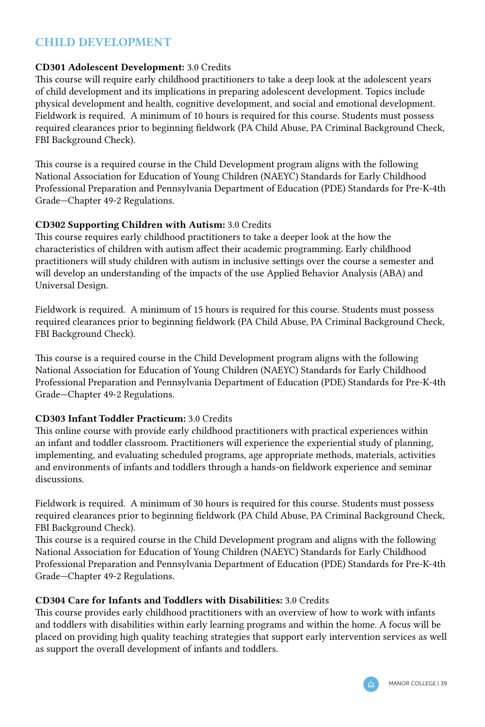## CHILD DEVELOPMENT

**CD301 Adolescent Development:** 3.0 Credits
This course will require early childhood practitioners to take a deep look at the adolescent years of child development and its implications in preparing adolescent development. Topics include physical development and health, cognitive development, and social and emotional development. Fieldwork is required. A minimum of 10 hours is required for this course. Students must possess required clearances prior to beginning fieldwork (PA Child Abuse, PA Criminal Background Check, FBI Background Check).

This course is a required course in the Child Development program aligns with the following National Association for Education of Young Children (NAEYC) Standards for Early Childhood Professional Preparation and Pennsylvania Department of Education (PDE) Standards for Pre-K-4th Grade—Chapter 49-2 Regulations.

**CD302 Supporting Children with Autism:** 3.0 Credits
This course requires early childhood practitioners to take a deeper look at the how the characteristics of children with autism affect their academic programming. Early childhood practitioners will study children with autism in inclusive settings over the course a semester and will develop an understanding of the impacts of the use Applied Behavior Analysis (ABA) and Universal Design.

Fieldwork is required. A minimum of 15 hours is required for this course. Students must possess required clearances prior to beginning fieldwork (PA Child Abuse, PA Criminal Background Check, FBI Background Check).

This course is a required course in the Child Development program aligns with the following National Association for Education of Young Children (NAEYC) Standards for Early Childhood Professional Preparation and Pennsylvania Department of Education (PDE) Standards for Pre-K-4th Grade—Chapter 49-2 Regulations.

**CD303 Infant Toddler Practicum:** 3.0 Credits
This online course with provide early childhood practitioners with practical experiences within an infant and toddler classroom. Practitioners will experience the experiential study of planning, implementing, and evaluating scheduled programs, age appropriate methods, materials, activities and environments of infants and toddlers through a hands-on fieldwork experience and seminar discussions.

Fieldwork is required. A minimum of 30 hours is required for this course. Students must possess required clearances prior to beginning fieldwork (PA Child Abuse, PA Criminal Background Check, FBI Background Check).
This course is a required course in the Child Development program and aligns with the following National Association for Education of Young Children (NAEYC) Standards for Early Childhood Professional Preparation and Pennsylvania Department of Education (PDE) Standards for Pre-K-4th Grade—Chapter 49-2 Regulations.

**CD304 Care for Infants and Toddlers with Disabilities:** 3.0 Credits
This course provides early childhood practitioners with an overview of how to work with infants and toddlers with disabilities within early learning programs and within the home. A focus will be placed on providing high quality teaching strategies that support early intervention services as well as support the overall development of infants and toddlers.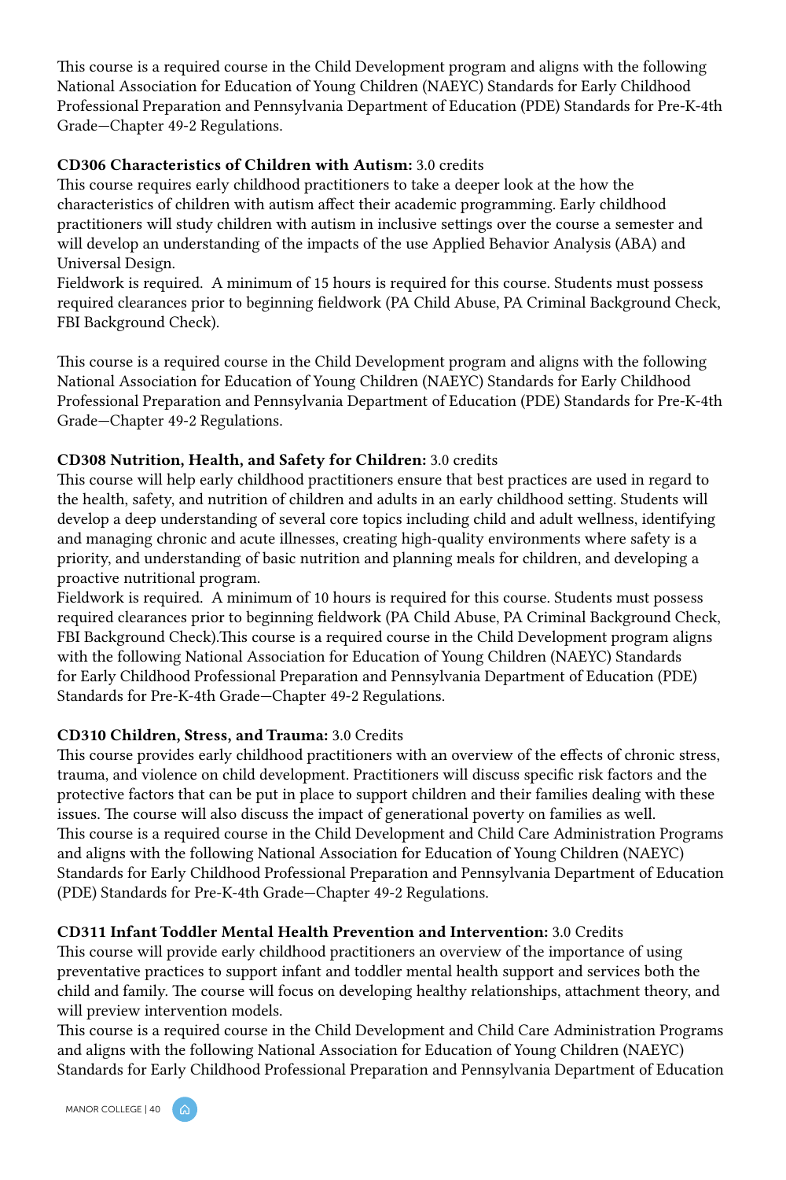This course is a required course in the Child Development program and aligns with the following National Association for Education of Young Children (NAEYC) Standards for Early Childhood Professional Preparation and Pennsylvania Department of Education (PDE) Standards for Pre-K-4th Grade—Chapter 49-2 Regulations.

**CD306 Characteristics of Children with Autism:** 3.0 credits
This course requires early childhood practitioners to take a deeper look at the how the characteristics of children with autism affect their academic programming. Early childhood practitioners will study children with autism in inclusive settings over the course a semester and will develop an understanding of the impacts of the use Applied Behavior Analysis (ABA) and Universal Design.
Fieldwork is required. A minimum of 15 hours is required for this course. Students must possess required clearances prior to beginning fieldwork (PA Child Abuse, PA Criminal Background Check, FBI Background Check).

This course is a required course in the Child Development program and aligns with the following National Association for Education of Young Children (NAEYC) Standards for Early Childhood Professional Preparation and Pennsylvania Department of Education (PDE) Standards for Pre-K-4th Grade—Chapter 49-2 Regulations.

**CD308 Nutrition, Health, and Safety for Children:** 3.0 credits
This course will help early childhood practitioners ensure that best practices are used in regard to the health, safety, and nutrition of children and adults in an early childhood setting. Students will develop a deep understanding of several core topics including child and adult wellness, identifying and managing chronic and acute illnesses, creating high-quality environments where safety is a priority, and understanding of basic nutrition and planning meals for children, and developing a proactive nutritional program.
Fieldwork is required. A minimum of 10 hours is required for this course. Students must possess required clearances prior to beginning fieldwork (PA Child Abuse, PA Criminal Background Check, FBI Background Check).This course is a required course in the Child Development program aligns with the following National Association for Education of Young Children (NAEYC) Standards for Early Childhood Professional Preparation and Pennsylvania Department of Education (PDE) Standards for Pre-K-4th Grade—Chapter 49-2 Regulations.

**CD310 Children, Stress, and Trauma:** 3.0 Credits
This course provides early childhood practitioners with an overview of the effects of chronic stress, trauma, and violence on child development. Practitioners will discuss specific risk factors and the protective factors that can be put in place to support children and their families dealing with these issues. The course will also discuss the impact of generational poverty on families as well.
This course is a required course in the Child Development and Child Care Administration Programs and aligns with the following National Association for Education of Young Children (NAEYC) Standards for Early Childhood Professional Preparation and Pennsylvania Department of Education (PDE) Standards for Pre-K-4th Grade—Chapter 49-2 Regulations.

**CD311 Infant Toddler Mental Health Prevention and Intervention:** 3.0 Credits
This course will provide early childhood practitioners an overview of the importance of using preventative practices to support infant and toddler mental health support and services both the child and family. The course will focus on developing healthy relationships, attachment theory, and will preview intervention models.
This course is a required course in the Child Development and Child Care Administration Programs and aligns with the following National Association for Education of Young Children (NAEYC) Standards for Early Childhood Professional Preparation and Pennsylvania Department of Education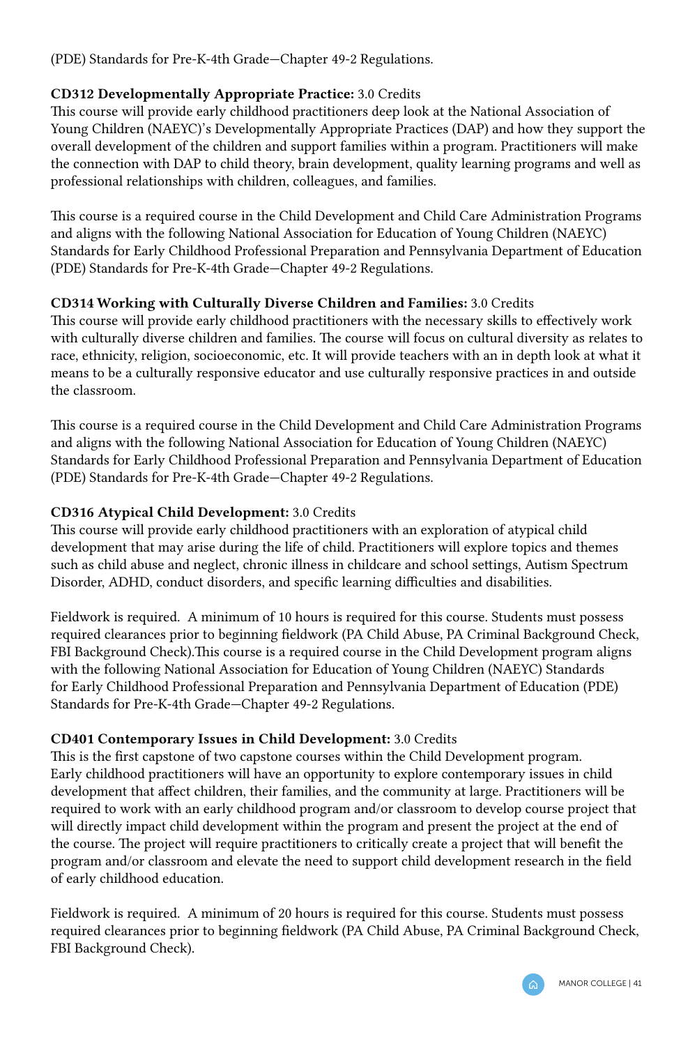(PDE) Standards for Pre-K-4th Grade—Chapter 49-2 Regulations.

**CD312 Developmentally Appropriate Practice:** 3.0 Credits
This course will provide early childhood practitioners deep look at the National Association of Young Children (NAEYC)'s Developmentally Appropriate Practices (DAP) and how they support the overall development of the children and support families within a program. Practitioners will make the connection with DAP to child theory, brain development, quality learning programs and well as professional relationships with children, colleagues, and families.

This course is a required course in the Child Development and Child Care Administration Programs and aligns with the following National Association for Education of Young Children (NAEYC) Standards for Early Childhood Professional Preparation and Pennsylvania Department of Education (PDE) Standards for Pre-K-4th Grade—Chapter 49-2 Regulations.

**CD314 Working with Culturally Diverse Children and Families:** 3.0 Credits
This course will provide early childhood practitioners with the necessary skills to effectively work with culturally diverse children and families. The course will focus on cultural diversity as relates to race, ethnicity, religion, socioeconomic, etc. It will provide teachers with an in depth look at what it means to be a culturally responsive educator and use culturally responsive practices in and outside the classroom.

This course is a required course in the Child Development and Child Care Administration Programs and aligns with the following National Association for Education of Young Children (NAEYC) Standards for Early Childhood Professional Preparation and Pennsylvania Department of Education (PDE) Standards for Pre-K-4th Grade—Chapter 49-2 Regulations.

**CD316 Atypical Child Development:** 3.0 Credits
This course will provide early childhood practitioners with an exploration of atypical child development that may arise during the life of child. Practitioners will explore topics and themes such as child abuse and neglect, chronic illness in childcare and school settings, Autism Spectrum Disorder, ADHD, conduct disorders, and specific learning difficulties and disabilities.

Fieldwork is required. A minimum of 10 hours is required for this course. Students must possess required clearances prior to beginning fieldwork (PA Child Abuse, PA Criminal Background Check, FBI Background Check).This course is a required course in the Child Development program aligns with the following National Association for Education of Young Children (NAEYC) Standards for Early Childhood Professional Preparation and Pennsylvania Department of Education (PDE) Standards for Pre-K-4th Grade—Chapter 49-2 Regulations.

**CD401 Contemporary Issues in Child Development:** 3.0 Credits
This is the first capstone of two capstone courses within the Child Development program. Early childhood practitioners will have an opportunity to explore contemporary issues in child development that affect children, their families, and the community at large. Practitioners will be required to work with an early childhood program and/or classroom to develop course project that will directly impact child development within the program and present the project at the end of the course. The project will require practitioners to critically create a project that will benefit the program and/or classroom and elevate the need to support child development research in the field of early childhood education.

Fieldwork is required. A minimum of 20 hours is required for this course. Students must possess required clearances prior to beginning fieldwork (PA Child Abuse, PA Criminal Background Check, FBI Background Check).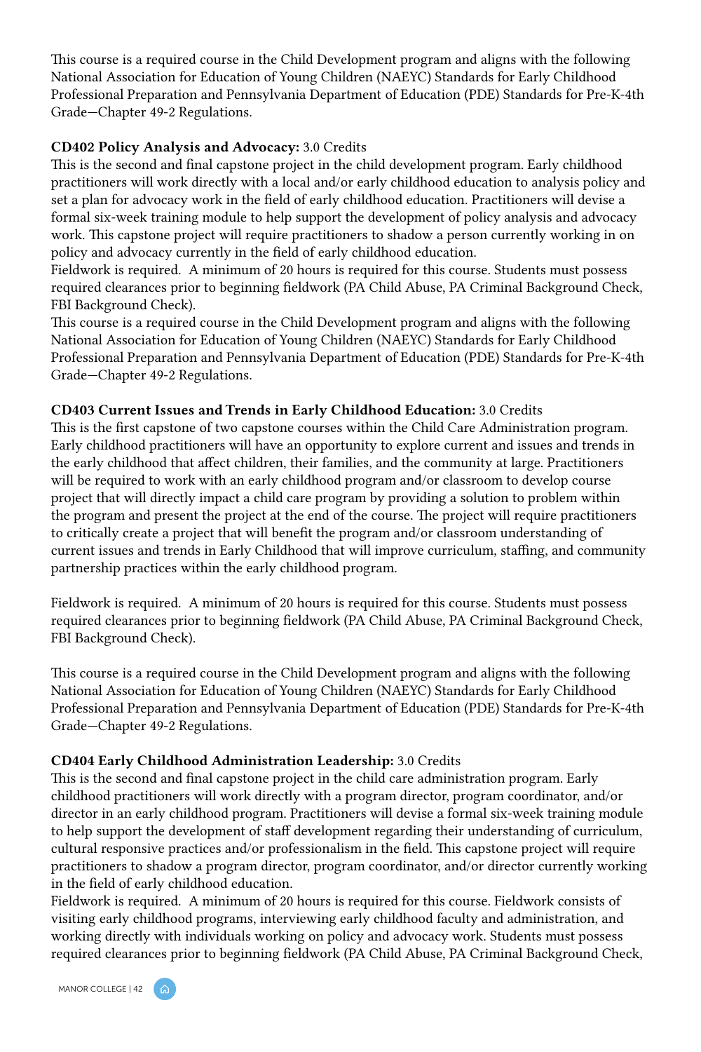This course is a required course in the Child Development program and aligns with the following National Association for Education of Young Children (NAEYC) Standards for Early Childhood Professional Preparation and Pennsylvania Department of Education (PDE) Standards for Pre-K-4th Grade—Chapter 49-2 Regulations.

**CD402 Policy Analysis and Advocacy:** 3.0 Credits
This is the second and final capstone project in the child development program. Early childhood practitioners will work directly with a local and/or early childhood education to analysis policy and set a plan for advocacy work in the field of early childhood education. Practitioners will devise a formal six-week training module to help support the development of policy analysis and advocacy work. This capstone project will require practitioners to shadow a person currently working in on policy and advocacy currently in the field of early childhood education.
Fieldwork is required. A minimum of 20 hours is required for this course. Students must possess required clearances prior to beginning fieldwork (PA Child Abuse, PA Criminal Background Check, FBI Background Check).
This course is a required course in the Child Development program and aligns with the following National Association for Education of Young Children (NAEYC) Standards for Early Childhood Professional Preparation and Pennsylvania Department of Education (PDE) Standards for Pre-K-4th Grade—Chapter 49-2 Regulations.

**CD403 Current Issues and Trends in Early Childhood Education:** 3.0 Credits
This is the first capstone of two capstone courses within the Child Care Administration program. Early childhood practitioners will have an opportunity to explore current and issues and trends in the early childhood that affect children, their families, and the community at large. Practitioners will be required to work with an early childhood program and/or classroom to develop course project that will directly impact a child care program by providing a solution to problem within the program and present the project at the end of the course. The project will require practitioners to critically create a project that will benefit the program and/or classroom understanding of current issues and trends in Early Childhood that will improve curriculum, staffing, and community partnership practices within the early childhood program.

Fieldwork is required. A minimum of 20 hours is required for this course. Students must possess required clearances prior to beginning fieldwork (PA Child Abuse, PA Criminal Background Check, FBI Background Check).

This course is a required course in the Child Development program and aligns with the following National Association for Education of Young Children (NAEYC) Standards for Early Childhood Professional Preparation and Pennsylvania Department of Education (PDE) Standards for Pre-K-4th Grade—Chapter 49-2 Regulations.

**CD404 Early Childhood Administration Leadership:** 3.0 Credits
This is the second and final capstone project in the child care administration program. Early childhood practitioners will work directly with a program director, program coordinator, and/or director in an early childhood program. Practitioners will devise a formal six-week training module to help support the development of staff development regarding their understanding of curriculum, cultural responsive practices and/or professionalism in the field. This capstone project will require practitioners to shadow a program director, program coordinator, and/or director currently working in the field of early childhood education.
Fieldwork is required. A minimum of 20 hours is required for this course. Fieldwork consists of visiting early childhood programs, interviewing early childhood faculty and administration, and working directly with individuals working on policy and advocacy work. Students must possess required clearances prior to beginning fieldwork (PA Child Abuse, PA Criminal Background Check,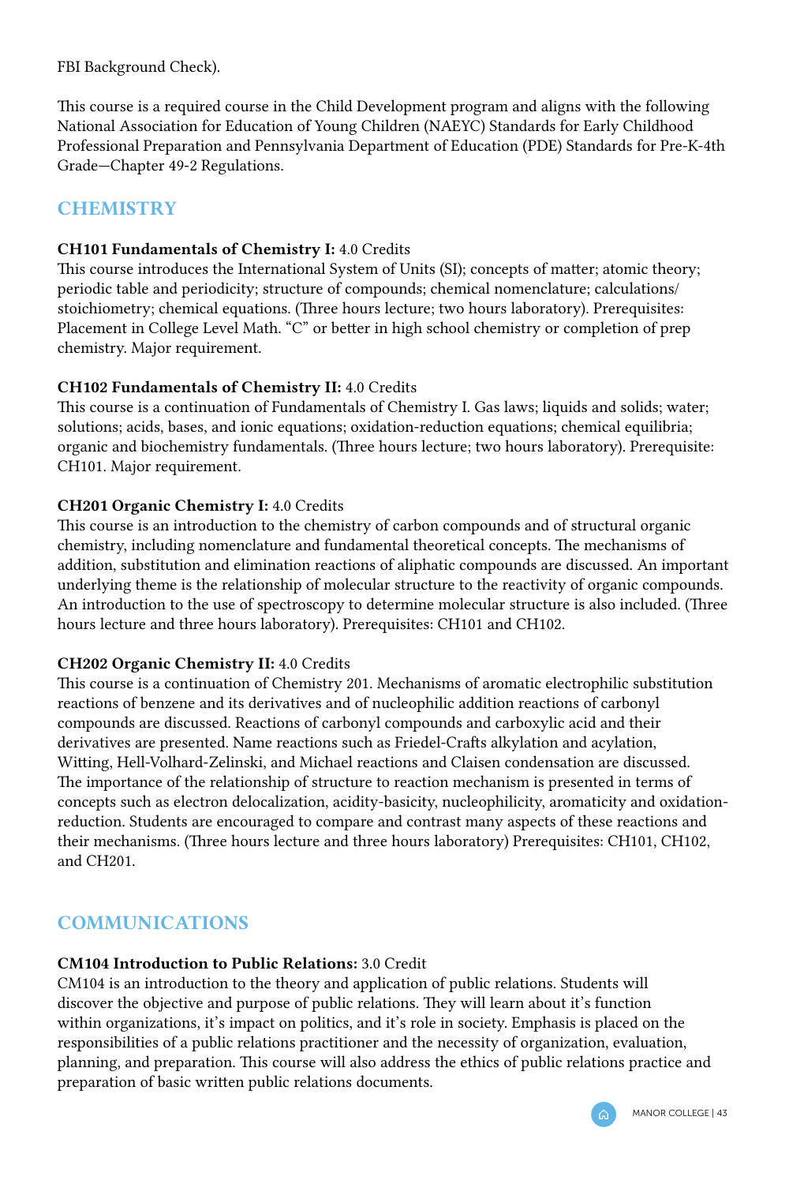FBI Background Check).

This course is a required course in the Child Development program and aligns with the following National Association for Education of Young Children (NAEYC) Standards for Early Childhood Professional Preparation and Pennsylvania Department of Education (PDE) Standards for Pre-K-4th Grade—Chapter 49-2 Regulations.

## CHEMISTRY

**CH101 Fundamentals of Chemistry I:** 4.0 Credits
This course introduces the International System of Units (SI); concepts of matter; atomic theory; periodic table and periodicity; structure of compounds; chemical nomenclature; calculations/stoichiometry; chemical equations. (Three hours lecture; two hours laboratory). Prerequisites: Placement in College Level Math. "C" or better in high school chemistry or completion of prep chemistry. Major requirement.

**CH102 Fundamentals of Chemistry II:** 4.0 Credits
This course is a continuation of Fundamentals of Chemistry I. Gas laws; liquids and solids; water; solutions; acids, bases, and ionic equations; oxidation-reduction equations; chemical equilibria; organic and biochemistry fundamentals. (Three hours lecture; two hours laboratory). Prerequisite: CH101. Major requirement.

**CH201 Organic Chemistry I:** 4.0 Credits
This course is an introduction to the chemistry of carbon compounds and of structural organic chemistry, including nomenclature and fundamental theoretical concepts. The mechanisms of addition, substitution and elimination reactions of aliphatic compounds are discussed. An important underlying theme is the relationship of molecular structure to the reactivity of organic compounds. An introduction to the use of spectroscopy to determine molecular structure is also included. (Three hours lecture and three hours laboratory). Prerequisites: CH101 and CH102.

**CH202 Organic Chemistry II:** 4.0 Credits
This course is a continuation of Chemistry 201. Mechanisms of aromatic electrophilic substitution reactions of benzene and its derivatives and of nucleophilic addition reactions of carbonyl compounds are discussed. Reactions of carbonyl compounds and carboxylic acid and their derivatives are presented. Name reactions such as Friedel-Crafts alkylation and acylation, Witting, Hell-Volhard-Zelinski, and Michael reactions and Claisen condensation are discussed. The importance of the relationship of structure to reaction mechanism is presented in terms of concepts such as electron delocalization, acidity-basicity, nucleophilicity, aromaticity and oxidation-reduction. Students are encouraged to compare and contrast many aspects of these reactions and their mechanisms. (Three hours lecture and three hours laboratory) Prerequisites: CH101, CH102, and CH201.

## COMMUNICATIONS

**CM104 Introduction to Public Relations:** 3.0 Credit
CM104 is an introduction to the theory and application of public relations. Students will discover the objective and purpose of public relations. They will learn about it's function within organizations, it's impact on politics, and it's role in society. Emphasis is placed on the responsibilities of a public relations practitioner and the necessity of organization, evaluation, planning, and preparation. This course will also address the ethics of public relations practice and preparation of basic written public relations documents.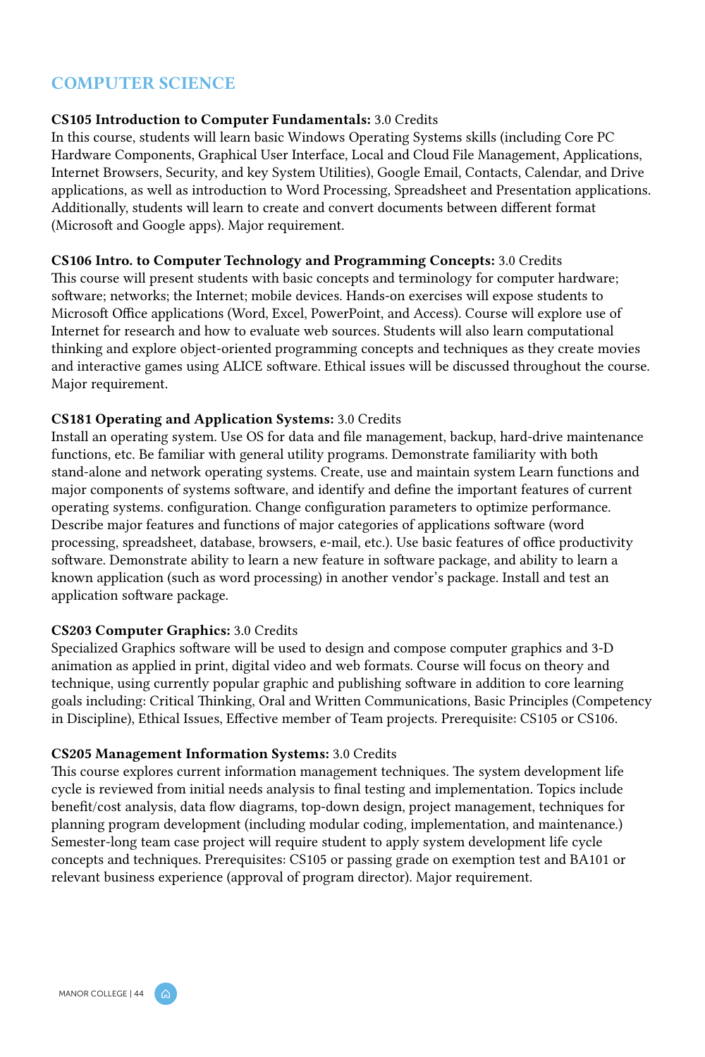## COMPUTER SCIENCE

**CS105 Introduction to Computer Fundamentals:** 3.0 Credits
In this course, students will learn basic Windows Operating Systems skills (including Core PC Hardware Components, Graphical User Interface, Local and Cloud File Management, Applications, Internet Browsers, Security, and key System Utilities), Google Email, Contacts, Calendar, and Drive applications, as well as introduction to Word Processing, Spreadsheet and Presentation applications. Additionally, students will learn to create and convert documents between different format (Microsoft and Google apps). Major requirement.

**CS106 Intro. to Computer Technology and Programming Concepts:** 3.0 Credits
This course will present students with basic concepts and terminology for computer hardware; software; networks; the Internet; mobile devices. Hands-on exercises will expose students to Microsoft Office applications (Word, Excel, PowerPoint, and Access). Course will explore use of Internet for research and how to evaluate web sources. Students will also learn computational thinking and explore object-oriented programming concepts and techniques as they create movies and interactive games using ALICE software. Ethical issues will be discussed throughout the course. Major requirement.

**CS181 Operating and Application Systems:** 3.0 Credits
Install an operating system. Use OS for data and file management, backup, hard-drive maintenance functions, etc. Be familiar with general utility programs. Demonstrate familiarity with both stand-alone and network operating systems. Create, use and maintain system Learn functions and major components of systems software, and identify and define the important features of current operating systems. configuration. Change configuration parameters to optimize performance. Describe major features and functions of major categories of applications software (word processing, spreadsheet, database, browsers, e-mail, etc.). Use basic features of office productivity software. Demonstrate ability to learn a new feature in software package, and ability to learn a known application (such as word processing) in another vendor's package. Install and test an application software package.

**CS203 Computer Graphics:** 3.0 Credits
Specialized Graphics software will be used to design and compose computer graphics and 3-D animation as applied in print, digital video and web formats. Course will focus on theory and technique, using currently popular graphic and publishing software in addition to core learning goals including: Critical Thinking, Oral and Written Communications, Basic Principles (Competency in Discipline), Ethical Issues, Effective member of Team projects. Prerequisite: CS105 or CS106.

**CS205 Management Information Systems:** 3.0 Credits
This course explores current information management techniques. The system development life cycle is reviewed from initial needs analysis to final testing and implementation. Topics include benefit/cost analysis, data flow diagrams, top-down design, project management, techniques for planning program development (including modular coding, implementation, and maintenance.) Semester-long team case project will require student to apply system development life cycle concepts and techniques. Prerequisites: CS105 or passing grade on exemption test and BA101 or relevant business experience (approval of program director). Major requirement.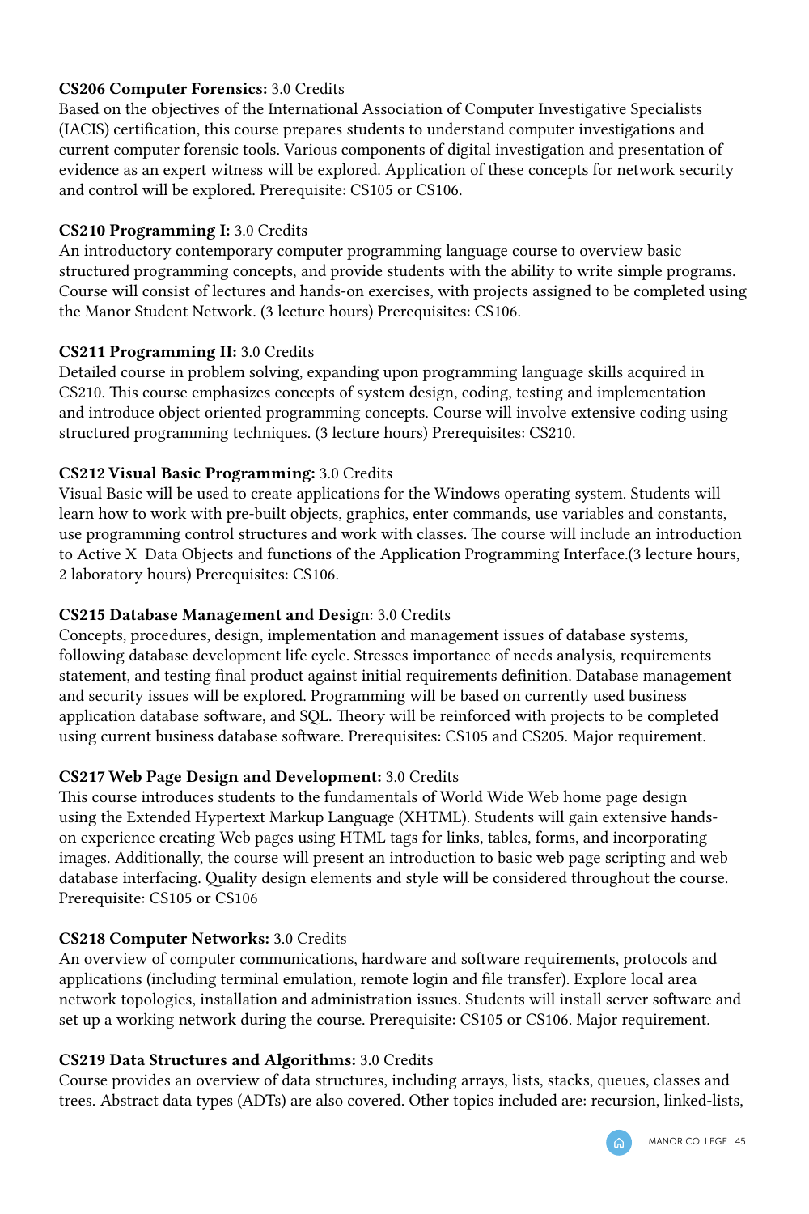**CS206 Computer Forensics:** 3.0 Credits
Based on the objectives of the International Association of Computer Investigative Specialists (IACIS) certification, this course prepares students to understand computer investigations and current computer forensic tools. Various components of digital investigation and presentation of evidence as an expert witness will be explored. Application of these concepts for network security and control will be explored. Prerequisite: CS105 or CS106.

**CS210 Programming I:** 3.0 Credits
An introductory contemporary computer programming language course to overview basic structured programming concepts, and provide students with the ability to write simple programs. Course will consist of lectures and hands-on exercises, with projects assigned to be completed using the Manor Student Network. (3 lecture hours) Prerequisites: CS106.

**CS211 Programming II:** 3.0 Credits
Detailed course in problem solving, expanding upon programming language skills acquired in CS210. This course emphasizes concepts of system design, coding, testing and implementation and introduce object oriented programming concepts. Course will involve extensive coding using structured programming techniques. (3 lecture hours) Prerequisites: CS210.

**CS212 Visual Basic Programming:** 3.0 Credits
Visual Basic will be used to create applications for the Windows operating system. Students will learn how to work with pre-built objects, graphics, enter commands, use variables and constants, use programming control structures and work with classes. The course will include an introduction to Active X Data Objects and functions of the Application Programming Interface.(3 lecture hours, 2 laboratory hours) Prerequisites: CS106.

**CS215 Database Management and Design:** 3.0 Credits
Concepts, procedures, design, implementation and management issues of database systems, following database development life cycle. Stresses importance of needs analysis, requirements statement, and testing final product against initial requirements definition. Database management and security issues will be explored. Programming will be based on currently used business application database software, and SQL. Theory will be reinforced with projects to be completed using current business database software. Prerequisites: CS105 and CS205. Major requirement.

**CS217 Web Page Design and Development:** 3.0 Credits
This course introduces students to the fundamentals of World Wide Web home page design using the Extended Hypertext Markup Language (XHTML). Students will gain extensive hands-on experience creating Web pages using HTML tags for links, tables, forms, and incorporating images. Additionally, the course will present an introduction to basic web page scripting and web database interfacing. Quality design elements and style will be considered throughout the course. Prerequisite: CS105 or CS106

**CS218 Computer Networks:** 3.0 Credits
An overview of computer communications, hardware and software requirements, protocols and applications (including terminal emulation, remote login and file transfer). Explore local area network topologies, installation and administration issues. Students will install server software and set up a working network during the course. Prerequisite: CS105 or CS106. Major requirement.

**CS219 Data Structures and Algorithms:** 3.0 Credits
Course provides an overview of data structures, including arrays, lists, stacks, queues, classes and trees. Abstract data types (ADTs) are also covered. Other topics included are: recursion, linked-lists,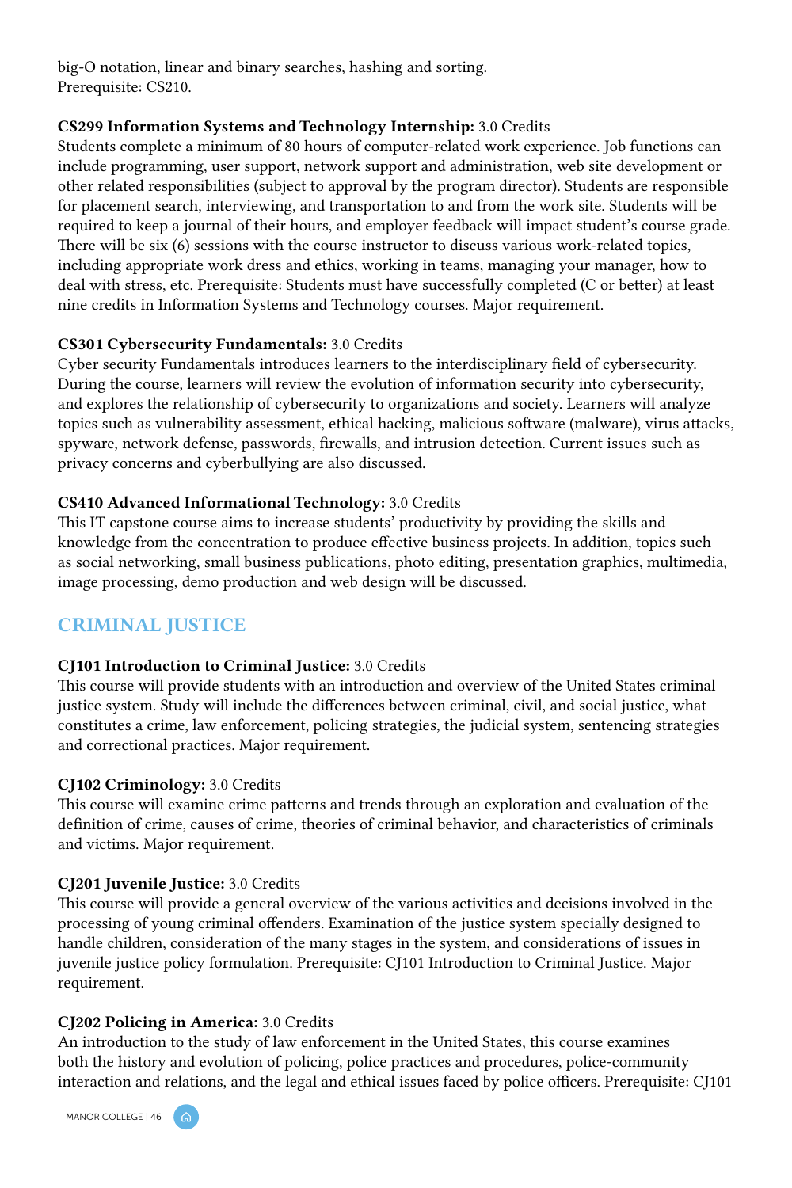big-O notation, linear and binary searches, hashing and sorting.
Prerequisite: CS210.

**CS299 Information Systems and Technology Internship:** 3.0 Credits
Students complete a minimum of 80 hours of computer-related work experience. Job functions can include programming, user support, network support and administration, web site development or other related responsibilities (subject to approval by the program director). Students are responsible for placement search, interviewing, and transportation to and from the work site. Students will be required to keep a journal of their hours, and employer feedback will impact student's course grade. There will be six (6) sessions with the course instructor to discuss various work-related topics, including appropriate work dress and ethics, working in teams, managing your manager, how to deal with stress, etc. Prerequisite: Students must have successfully completed (C or better) at least nine credits in Information Systems and Technology courses. Major requirement.

**CS301 Cybersecurity Fundamentals:** 3.0 Credits
Cyber security Fundamentals introduces learners to the interdisciplinary field of cybersecurity. During the course, learners will review the evolution of information security into cybersecurity, and explores the relationship of cybersecurity to organizations and society. Learners will analyze topics such as vulnerability assessment, ethical hacking, malicious software (malware), virus attacks, spyware, network defense, passwords, firewalls, and intrusion detection. Current issues such as privacy concerns and cyberbullying are also discussed.

**CS410 Advanced Informational Technology:** 3.0 Credits
This IT capstone course aims to increase students' productivity by providing the skills and knowledge from the concentration to produce effective business projects. In addition, topics such as social networking, small business publications, photo editing, presentation graphics, multimedia, image processing, demo production and web design will be discussed.

## CRIMINAL JUSTICE

**CJ101 Introduction to Criminal Justice:** 3.0 Credits
This course will provide students with an introduction and overview of the United States criminal justice system. Study will include the differences between criminal, civil, and social justice, what constitutes a crime, law enforcement, policing strategies, the judicial system, sentencing strategies and correctional practices. Major requirement.

**CJ102 Criminology:** 3.0 Credits
This course will examine crime patterns and trends through an exploration and evaluation of the definition of crime, causes of crime, theories of criminal behavior, and characteristics of criminals and victims. Major requirement.

**CJ201 Juvenile Justice:** 3.0 Credits
This course will provide a general overview of the various activities and decisions involved in the processing of young criminal offenders. Examination of the justice system specially designed to handle children, consideration of the many stages in the system, and considerations of issues in juvenile justice policy formulation. Prerequisite: CJ101 Introduction to Criminal Justice. Major requirement.

**CJ202 Policing in America:** 3.0 Credits
An introduction to the study of law enforcement in the United States, this course examines both the history and evolution of policing, police practices and procedures, police-community interaction and relations, and the legal and ethical issues faced by police officers. Prerequisite: CJ101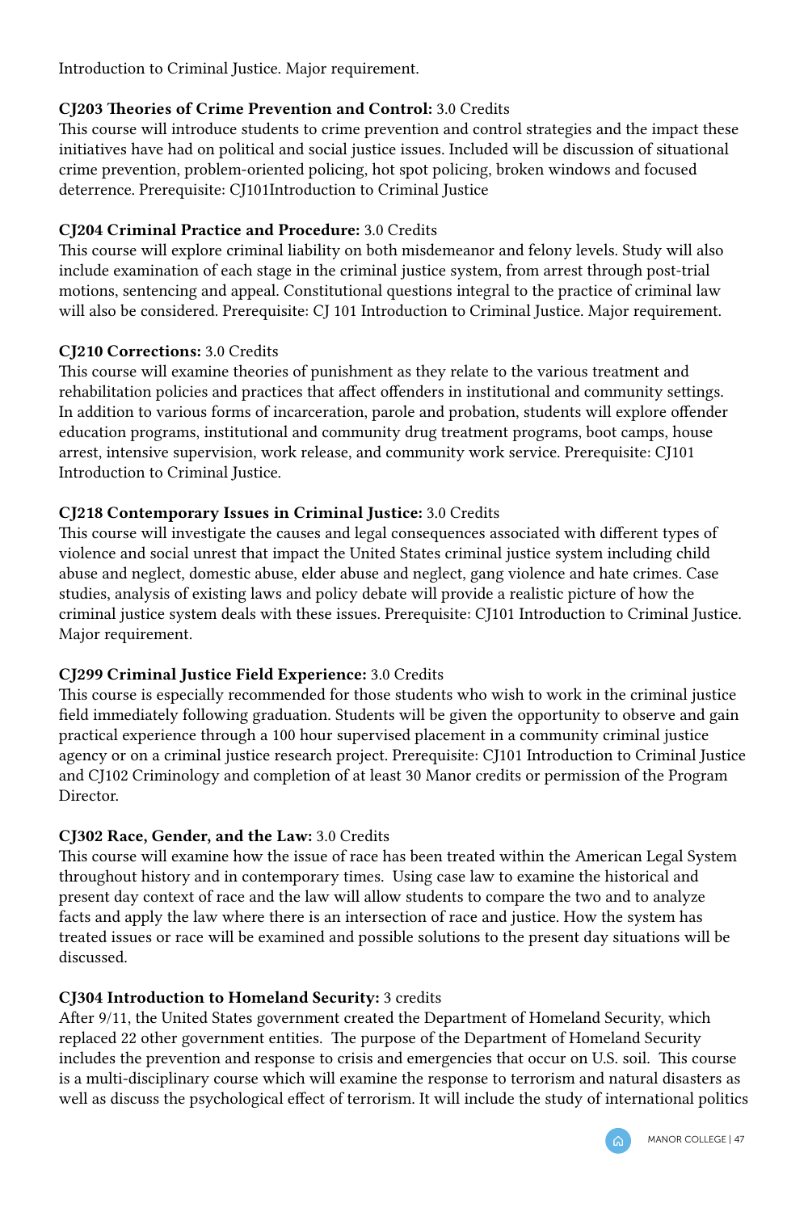Introduction to Criminal Justice. Major requirement.

**CJ203 Theories of Crime Prevention and Control:** 3.0 Credits
This course will introduce students to crime prevention and control strategies and the impact these initiatives have had on political and social justice issues. Included will be discussion of situational crime prevention, problem-oriented policing, hot spot policing, broken windows and focused deterrence. Prerequisite: CJ101Introduction to Criminal Justice

**CJ204 Criminal Practice and Procedure:** 3.0 Credits
This course will explore criminal liability on both misdemeanor and felony levels. Study will also include examination of each stage in the criminal justice system, from arrest through post-trial motions, sentencing and appeal. Constitutional questions integral to the practice of criminal law will also be considered. Prerequisite: CJ 101 Introduction to Criminal Justice. Major requirement.

**CJ210 Corrections:** 3.0 Credits
This course will examine theories of punishment as they relate to the various treatment and rehabilitation policies and practices that affect offenders in institutional and community settings. In addition to various forms of incarceration, parole and probation, students will explore offender education programs, institutional and community drug treatment programs, boot camps, house arrest, intensive supervision, work release, and community work service. Prerequisite: CJ101 Introduction to Criminal Justice.

**CJ218 Contemporary Issues in Criminal Justice:** 3.0 Credits
This course will investigate the causes and legal consequences associated with different types of violence and social unrest that impact the United States criminal justice system including child abuse and neglect, domestic abuse, elder abuse and neglect, gang violence and hate crimes. Case studies, analysis of existing laws and policy debate will provide a realistic picture of how the criminal justice system deals with these issues. Prerequisite: CJ101 Introduction to Criminal Justice. Major requirement.

**CJ299 Criminal Justice Field Experience:** 3.0 Credits
This course is especially recommended for those students who wish to work in the criminal justice field immediately following graduation. Students will be given the opportunity to observe and gain practical experience through a 100 hour supervised placement in a community criminal justice agency or on a criminal justice research project. Prerequisite: CJ101 Introduction to Criminal Justice and CJ102 Criminology and completion of at least 30 Manor credits or permission of the Program Director.

**CJ302 Race, Gender, and the Law:** 3.0 Credits
This course will examine how the issue of race has been treated within the American Legal System throughout history and in contemporary times. Using case law to examine the historical and present day context of race and the law will allow students to compare the two and to analyze facts and apply the law where there is an intersection of race and justice. How the system has treated issues or race will be examined and possible solutions to the present day situations will be discussed.

**CJ304 Introduction to Homeland Security:** 3 credits
After 9/11, the United States government created the Department of Homeland Security, which replaced 22 other government entities. The purpose of the Department of Homeland Security includes the prevention and response to crisis and emergencies that occur on U.S. soil. This course is a multi-disciplinary course which will examine the response to terrorism and natural disasters as well as discuss the psychological effect of terrorism. It will include the study of international politics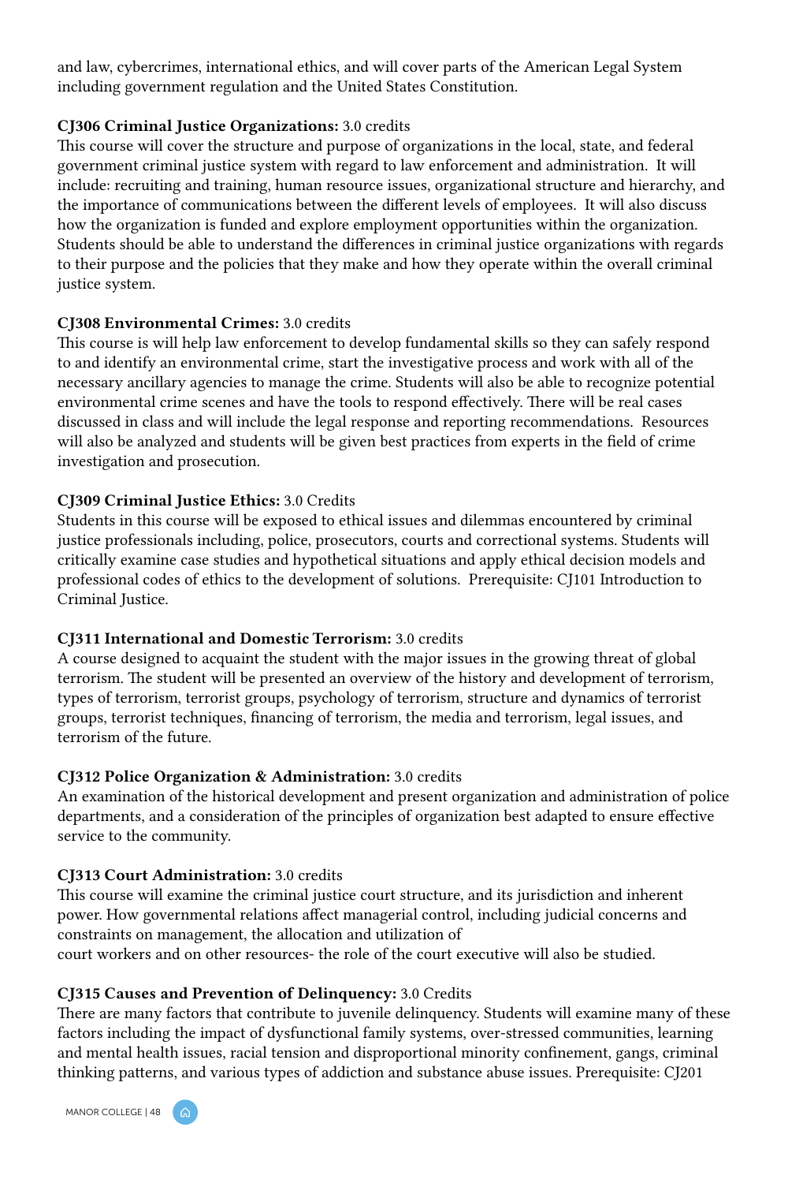and law, cybercrimes, international ethics, and will cover parts of the American Legal System including government regulation and the United States Constitution.

**CJ306 Criminal Justice Organizations:** 3.0 credits
This course will cover the structure and purpose of organizations in the local, state, and federal government criminal justice system with regard to law enforcement and administration. It will include: recruiting and training, human resource issues, organizational structure and hierarchy, and the importance of communications between the different levels of employees. It will also discuss how the organization is funded and explore employment opportunities within the organization. Students should be able to understand the differences in criminal justice organizations with regards to their purpose and the policies that they make and how they operate within the overall criminal justice system.

**CJ308 Environmental Crimes:** 3.0 credits
This course is will help law enforcement to develop fundamental skills so they can safely respond to and identify an environmental crime, start the investigative process and work with all of the necessary ancillary agencies to manage the crime. Students will also be able to recognize potential environmental crime scenes and have the tools to respond effectively. There will be real cases discussed in class and will include the legal response and reporting recommendations. Resources will also be analyzed and students will be given best practices from experts in the field of crime investigation and prosecution.

**CJ309 Criminal Justice Ethics:** 3.0 Credits
Students in this course will be exposed to ethical issues and dilemmas encountered by criminal justice professionals including, police, prosecutors, courts and correctional systems. Students will critically examine case studies and hypothetical situations and apply ethical decision models and professional codes of ethics to the development of solutions. Prerequisite: CJ101 Introduction to Criminal Justice.

**CJ311 International and Domestic Terrorism:** 3.0 credits
A course designed to acquaint the student with the major issues in the growing threat of global terrorism. The student will be presented an overview of the history and development of terrorism, types of terrorism, terrorist groups, psychology of terrorism, structure and dynamics of terrorist groups, terrorist techniques, financing of terrorism, the media and terrorism, legal issues, and terrorism of the future.

**CJ312 Police Organization & Administration:** 3.0 credits
An examination of the historical development and present organization and administration of police departments, and a consideration of the principles of organization best adapted to ensure effective service to the community.

**CJ313 Court Administration:** 3.0 credits
This course will examine the criminal justice court structure, and its jurisdiction and inherent power. How governmental relations affect managerial control, including judicial concerns and constraints on management, the allocation and utilization of
court workers and on other resources- the role of the court executive will also be studied.

**CJ315 Causes and Prevention of Delinquency:** 3.0 Credits
There are many factors that contribute to juvenile delinquency. Students will examine many of these factors including the impact of dysfunctional family systems, over-stressed communities, learning and mental health issues, racial tension and disproportional minority confinement, gangs, criminal thinking patterns, and various types of addiction and substance abuse issues. Prerequisite: CJ201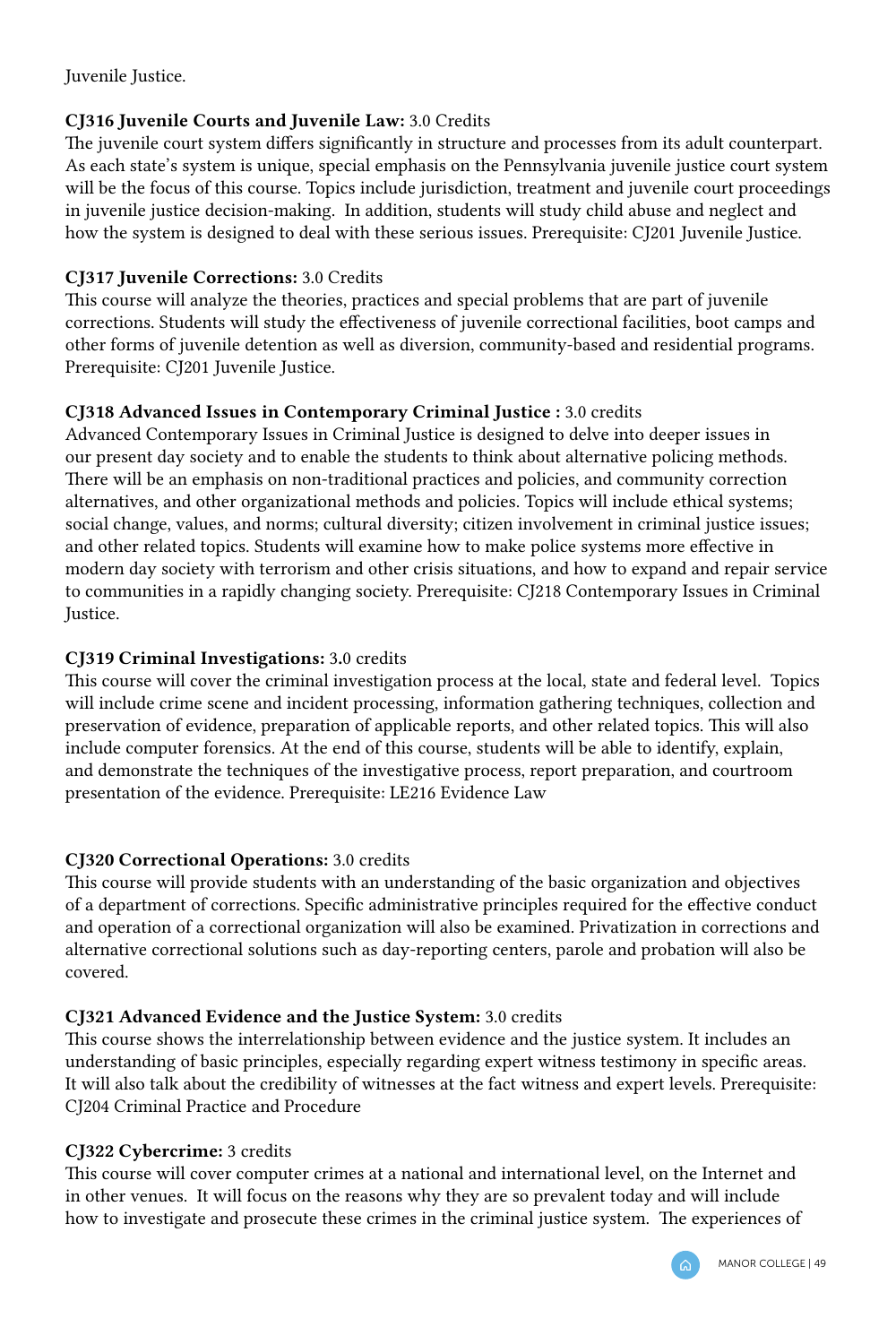Juvenile Justice.

**CJ316 Juvenile Courts and Juvenile Law:** 3.0 Credits
The juvenile court system differs significantly in structure and processes from its adult counterpart. As each state's system is unique, special emphasis on the Pennsylvania juvenile justice court system will be the focus of this course. Topics include jurisdiction, treatment and juvenile court proceedings in juvenile justice decision-making. In addition, students will study child abuse and neglect and how the system is designed to deal with these serious issues. Prerequisite: CJ201 Juvenile Justice.

**CJ317 Juvenile Corrections:** 3.0 Credits
This course will analyze the theories, practices and special problems that are part of juvenile corrections. Students will study the effectiveness of juvenile correctional facilities, boot camps and other forms of juvenile detention as well as diversion, community-based and residential programs. Prerequisite: CJ201 Juvenile Justice.

**CJ318 Advanced Issues in Contemporary Criminal Justice :** 3.0 credits
Advanced Contemporary Issues in Criminal Justice is designed to delve into deeper issues in our present day society and to enable the students to think about alternative policing methods. There will be an emphasis on non-traditional practices and policies, and community correction alternatives, and other organizational methods and policies. Topics will include ethical systems; social change, values, and norms; cultural diversity; citizen involvement in criminal justice issues; and other related topics. Students will examine how to make police systems more effective in modern day society with terrorism and other crisis situations, and how to expand and repair service to communities in a rapidly changing society. Prerequisite: CJ218 Contemporary Issues in Criminal Justice.

**CJ319 Criminal Investigations:** 3.0 credits
This course will cover the criminal investigation process at the local, state and federal level. Topics will include crime scene and incident processing, information gathering techniques, collection and preservation of evidence, preparation of applicable reports, and other related topics. This will also include computer forensics. At the end of this course, students will be able to identify, explain, and demonstrate the techniques of the investigative process, report preparation, and courtroom presentation of the evidence. Prerequisite: LE216 Evidence Law

**CJ320 Correctional Operations:** 3.0 credits
This course will provide students with an understanding of the basic organization and objectives of a department of corrections. Specific administrative principles required for the effective conduct and operation of a correctional organization will also be examined. Privatization in corrections and alternative correctional solutions such as day-reporting centers, parole and probation will also be covered.

**CJ321 Advanced Evidence and the Justice System:** 3.0 credits
This course shows the interrelationship between evidence and the justice system. It includes an understanding of basic principles, especially regarding expert witness testimony in specific areas. It will also talk about the credibility of witnesses at the fact witness and expert levels. Prerequisite: CJ204 Criminal Practice and Procedure

**CJ322 Cybercrime:** 3 credits
This course will cover computer crimes at a national and international level, on the Internet and in other venues. It will focus on the reasons why they are so prevalent today and will include how to investigate and prosecute these crimes in the criminal justice system. The experiences of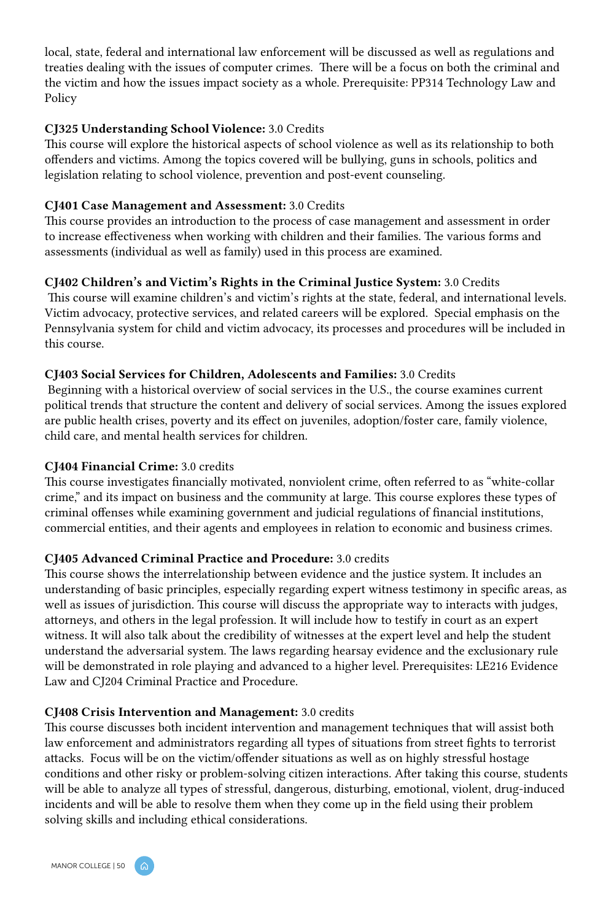local, state, federal and international law enforcement will be discussed as well as regulations and treaties dealing with the issues of computer crimes. There will be a focus on both the criminal and the victim and how the issues impact society as a whole. Prerequisite: PP314 Technology Law and Policy

**CJ325 Understanding School Violence:** 3.0 Credits
This course will explore the historical aspects of school violence as well as its relationship to both offenders and victims. Among the topics covered will be bullying, guns in schools, politics and legislation relating to school violence, prevention and post-event counseling.

**CJ401 Case Management and Assessment:** 3.0 Credits
This course provides an introduction to the process of case management and assessment in order to increase effectiveness when working with children and their families. The various forms and assessments (individual as well as family) used in this process are examined.

**CJ402 Children's and Victim's Rights in the Criminal Justice System:** 3.0 Credits
This course will examine children's and victim's rights at the state, federal, and international levels. Victim advocacy, protective services, and related careers will be explored. Special emphasis on the Pennsylvania system for child and victim advocacy, its processes and procedures will be included in this course.

**CJ403 Social Services for Children, Adolescents and Families:** 3.0 Credits
Beginning with a historical overview of social services in the U.S., the course examines current political trends that structure the content and delivery of social services. Among the issues explored are public health crises, poverty and its effect on juveniles, adoption/foster care, family violence, child care, and mental health services for children.

**CJ404 Financial Crime:** 3.0 credits
This course investigates financially motivated, nonviolent crime, often referred to as "white-collar crime," and its impact on business and the community at large. This course explores these types of criminal offenses while examining government and judicial regulations of financial institutions, commercial entities, and their agents and employees in relation to economic and business crimes.

**CJ405 Advanced Criminal Practice and Procedure:** 3.0 credits
This course shows the interrelationship between evidence and the justice system. It includes an understanding of basic principles, especially regarding expert witness testimony in specific areas, as well as issues of jurisdiction. This course will discuss the appropriate way to interacts with judges, attorneys, and others in the legal profession. It will include how to testify in court as an expert witness. It will also talk about the credibility of witnesses at the expert level and help the student understand the adversarial system. The laws regarding hearsay evidence and the exclusionary rule will be demonstrated in role playing and advanced to a higher level. Prerequisites: LE216 Evidence Law and CJ204 Criminal Practice and Procedure.

**CJ408 Crisis Intervention and Management:** 3.0 credits
This course discusses both incident intervention and management techniques that will assist both law enforcement and administrators regarding all types of situations from street fights to terrorist attacks. Focus will be on the victim/offender situations as well as on highly stressful hostage conditions and other risky or problem-solving citizen interactions. After taking this course, students will be able to analyze all types of stressful, dangerous, disturbing, emotional, violent, drug-induced incidents and will be able to resolve them when they come up in the field using their problem solving skills and including ethical considerations.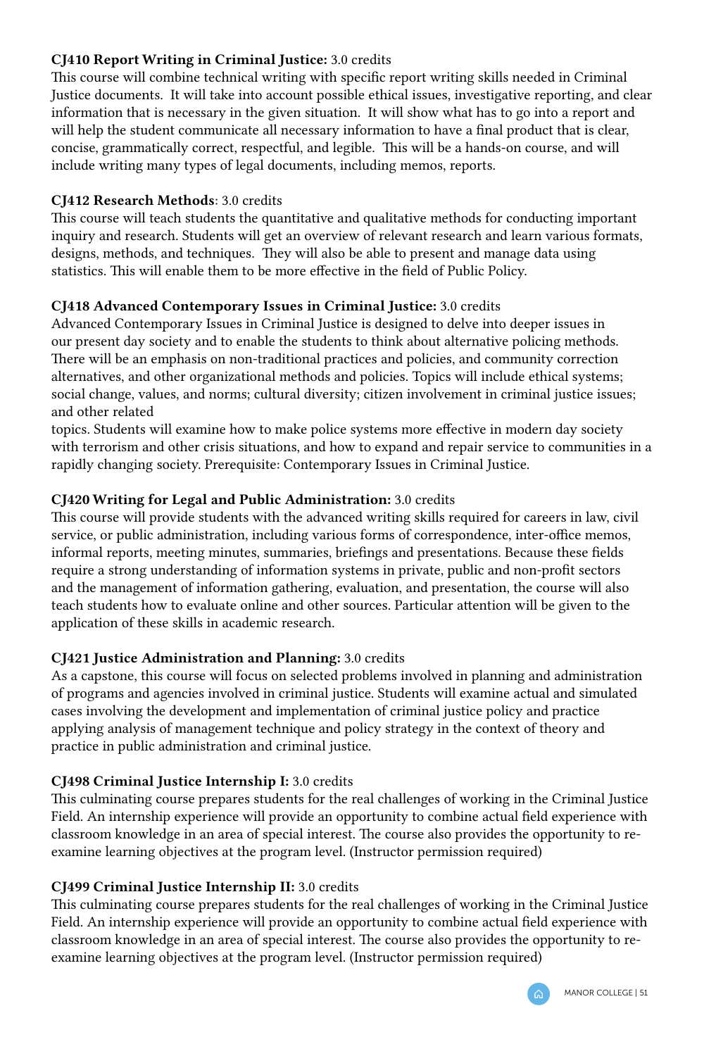**CJ410 Report Writing in Criminal Justice:** 3.0 credits
This course will combine technical writing with specific report writing skills needed in Criminal Justice documents. It will take into account possible ethical issues, investigative reporting, and clear information that is necessary in the given situation. It will show what has to go into a report and will help the student communicate all necessary information to have a final product that is clear, concise, grammatically correct, respectful, and legible. This will be a hands-on course, and will include writing many types of legal documents, including memos, reports.

**CJ412 Research Methods**: 3.0 credits
This course will teach students the quantitative and qualitative methods for conducting important inquiry and research. Students will get an overview of relevant research and learn various formats, designs, methods, and techniques. They will also be able to present and manage data using statistics. This will enable them to be more effective in the field of Public Policy.

**CJ418 Advanced Contemporary Issues in Criminal Justice:** 3.0 credits
Advanced Contemporary Issues in Criminal Justice is designed to delve into deeper issues in our present day society and to enable the students to think about alternative policing methods. There will be an emphasis on non-traditional practices and policies, and community correction alternatives, and other organizational methods and policies. Topics will include ethical systems; social change, values, and norms; cultural diversity; citizen involvement in criminal justice issues; and other related
topics. Students will examine how to make police systems more effective in modern day society with terrorism and other crisis situations, and how to expand and repair service to communities in a rapidly changing society. Prerequisite: Contemporary Issues in Criminal Justice.

**CJ420 Writing for Legal and Public Administration:** 3.0 credits
This course will provide students with the advanced writing skills required for careers in law, civil service, or public administration, including various forms of correspondence, inter-office memos, informal reports, meeting minutes, summaries, briefings and presentations. Because these fields require a strong understanding of information systems in private, public and non-profit sectors and the management of information gathering, evaluation, and presentation, the course will also teach students how to evaluate online and other sources. Particular attention will be given to the application of these skills in academic research.

**CJ421 Justice Administration and Planning:** 3.0 credits
As a capstone, this course will focus on selected problems involved in planning and administration of programs and agencies involved in criminal justice. Students will examine actual and simulated cases involving the development and implementation of criminal justice policy and practice applying analysis of management technique and policy strategy in the context of theory and practice in public administration and criminal justice.

**CJ498 Criminal Justice Internship I:** 3.0 credits
This culminating course prepares students for the real challenges of working in the Criminal Justice Field. An internship experience will provide an opportunity to combine actual field experience with classroom knowledge in an area of special interest. The course also provides the opportunity to re-examine learning objectives at the program level. (Instructor permission required)

**CJ499 Criminal Justice Internship II:** 3.0 credits
This culminating course prepares students for the real challenges of working in the Criminal Justice Field. An internship experience will provide an opportunity to combine actual field experience with classroom knowledge in an area of special interest. The course also provides the opportunity to re-examine learning objectives at the program level. (Instructor permission required)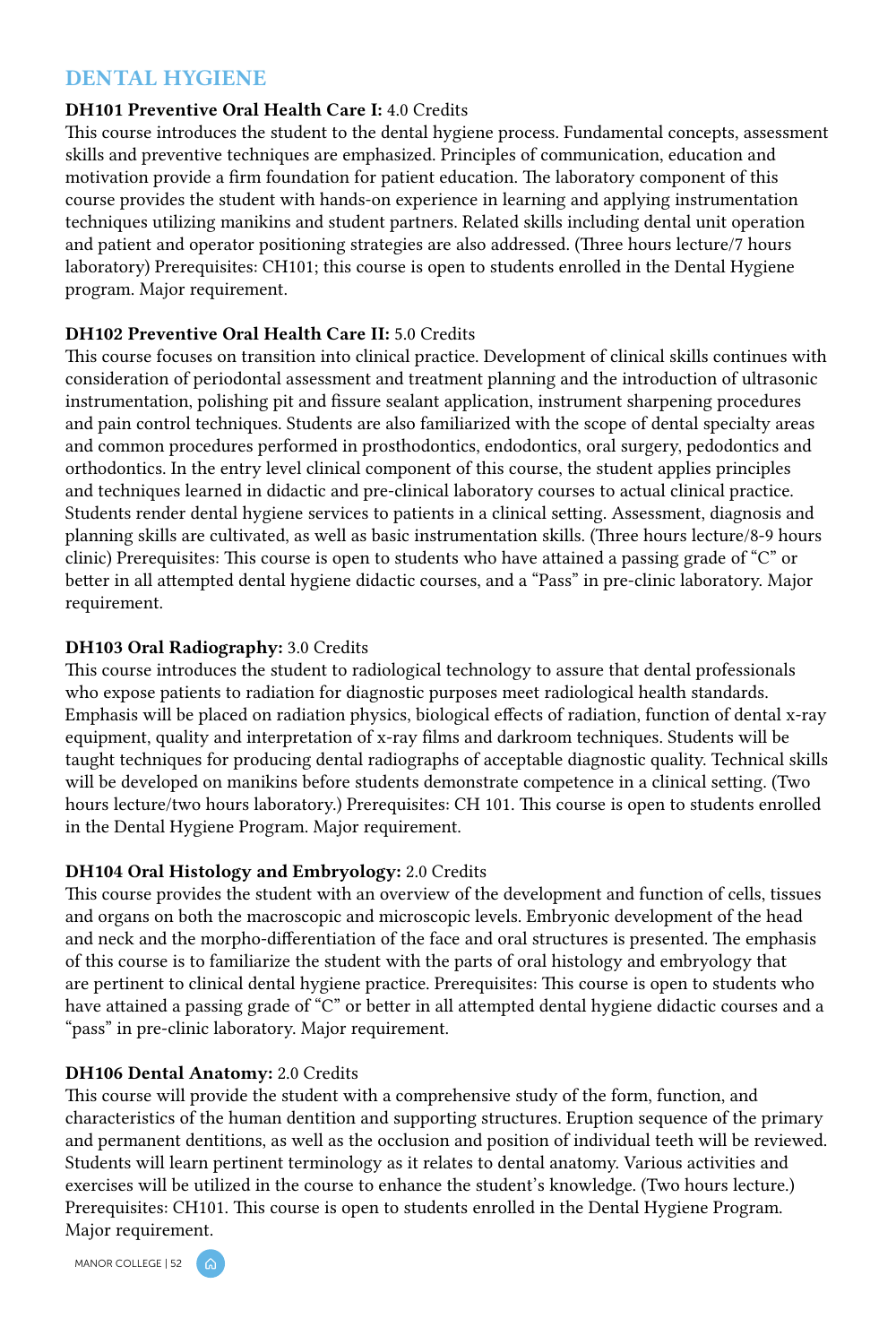## DENTAL HYGIENE

**DH101 Preventive Oral Health Care I:** 4.0 Credits
This course introduces the student to the dental hygiene process. Fundamental concepts, assessment skills and preventive techniques are emphasized. Principles of communication, education and motivation provide a firm foundation for patient education. The laboratory component of this course provides the student with hands-on experience in learning and applying instrumentation techniques utilizing manikins and student partners. Related skills including dental unit operation and patient and operator positioning strategies are also addressed. (Three hours lecture/7 hours laboratory) Prerequisites: CH101; this course is open to students enrolled in the Dental Hygiene program. Major requirement.

**DH102 Preventive Oral Health Care II:** 5.0 Credits
This course focuses on transition into clinical practice. Development of clinical skills continues with consideration of periodontal assessment and treatment planning and the introduction of ultrasonic instrumentation, polishing pit and fissure sealant application, instrument sharpening procedures and pain control techniques. Students are also familiarized with the scope of dental specialty areas and common procedures performed in prosthodontics, endodontics, oral surgery, pedodontics and orthodontics. In the entry level clinical component of this course, the student applies principles and techniques learned in didactic and pre-clinical laboratory courses to actual clinical practice. Students render dental hygiene services to patients in a clinical setting. Assessment, diagnosis and planning skills are cultivated, as well as basic instrumentation skills. (Three hours lecture/8-9 hours clinic) Prerequisites: This course is open to students who have attained a passing grade of "C" or better in all attempted dental hygiene didactic courses, and a "Pass" in pre-clinic laboratory. Major requirement.

**DH103 Oral Radiography:** 3.0 Credits
This course introduces the student to radiological technology to assure that dental professionals who expose patients to radiation for diagnostic purposes meet radiological health standards. Emphasis will be placed on radiation physics, biological effects of radiation, function of dental x-ray equipment, quality and interpretation of x-ray films and darkroom techniques. Students will be taught techniques for producing dental radiographs of acceptable diagnostic quality. Technical skills will be developed on manikins before students demonstrate competence in a clinical setting. (Two hours lecture/two hours laboratory.) Prerequisites: CH 101. This course is open to students enrolled in the Dental Hygiene Program. Major requirement.

**DH104 Oral Histology and Embryology:** 2.0 Credits
This course provides the student with an overview of the development and function of cells, tissues and organs on both the macroscopic and microscopic levels. Embryonic development of the head and neck and the morpho-differentiation of the face and oral structures is presented. The emphasis of this course is to familiarize the student with the parts of oral histology and embryology that are pertinent to clinical dental hygiene practice. Prerequisites: This course is open to students who have attained a passing grade of "C" or better in all attempted dental hygiene didactic courses and a "pass" in pre-clinic laboratory. Major requirement.

**DH106 Dental Anatomy:** 2.0 Credits
This course will provide the student with a comprehensive study of the form, function, and characteristics of the human dentition and supporting structures. Eruption sequence of the primary and permanent dentitions, as well as the occlusion and position of individual teeth will be reviewed. Students will learn pertinent terminology as it relates to dental anatomy. Various activities and exercises will be utilized in the course to enhance the student's knowledge. (Two hours lecture.) Prerequisites: CH101. This course is open to students enrolled in the Dental Hygiene Program. Major requirement.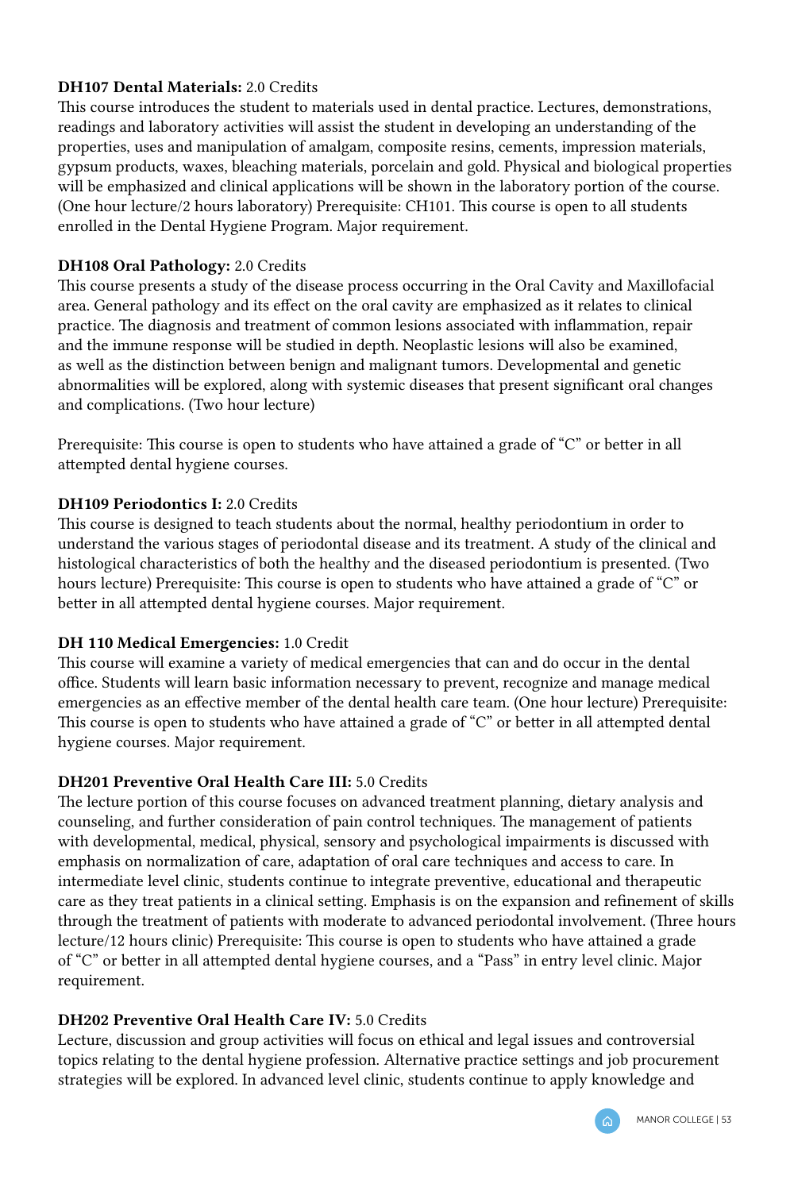**DH107 Dental Materials:** 2.0 Credits
This course introduces the student to materials used in dental practice. Lectures, demonstrations, readings and laboratory activities will assist the student in developing an understanding of the properties, uses and manipulation of amalgam, composite resins, cements, impression materials, gypsum products, waxes, bleaching materials, porcelain and gold. Physical and biological properties will be emphasized and clinical applications will be shown in the laboratory portion of the course. (One hour lecture/2 hours laboratory) Prerequisite: CH101. This course is open to all students enrolled in the Dental Hygiene Program. Major requirement.

**DH108 Oral Pathology:** 2.0 Credits
This course presents a study of the disease process occurring in the Oral Cavity and Maxillofacial area. General pathology and its effect on the oral cavity are emphasized as it relates to clinical practice. The diagnosis and treatment of common lesions associated with inflammation, repair and the immune response will be studied in depth. Neoplastic lesions will also be examined, as well as the distinction between benign and malignant tumors. Developmental and genetic abnormalities will be explored, along with systemic diseases that present significant oral changes and complications. (Two hour lecture)

Prerequisite: This course is open to students who have attained a grade of "C" or better in all attempted dental hygiene courses.

**DH109 Periodontics I:** 2.0 Credits
This course is designed to teach students about the normal, healthy periodontium in order to understand the various stages of periodontal disease and its treatment. A study of the clinical and histological characteristics of both the healthy and the diseased periodontium is presented. (Two hours lecture) Prerequisite: This course is open to students who have attained a grade of "C" or better in all attempted dental hygiene courses. Major requirement.

**DH 110 Medical Emergencies:** 1.0 Credit
This course will examine a variety of medical emergencies that can and do occur in the dental office. Students will learn basic information necessary to prevent, recognize and manage medical emergencies as an effective member of the dental health care team. (One hour lecture) Prerequisite: This course is open to students who have attained a grade of "C" or better in all attempted dental hygiene courses. Major requirement.

**DH201 Preventive Oral Health Care III:** 5.0 Credits
The lecture portion of this course focuses on advanced treatment planning, dietary analysis and counseling, and further consideration of pain control techniques. The management of patients with developmental, medical, physical, sensory and psychological impairments is discussed with emphasis on normalization of care, adaptation of oral care techniques and access to care. In intermediate level clinic, students continue to integrate preventive, educational and therapeutic care as they treat patients in a clinical setting. Emphasis is on the expansion and refinement of skills through the treatment of patients with moderate to advanced periodontal involvement. (Three hours lecture/12 hours clinic) Prerequisite: This course is open to students who have attained a grade of "C" or better in all attempted dental hygiene courses, and a "Pass" in entry level clinic. Major requirement.

**DH202 Preventive Oral Health Care IV:** 5.0 Credits
Lecture, discussion and group activities will focus on ethical and legal issues and controversial topics relating to the dental hygiene profession. Alternative practice settings and job procurement strategies will be explored. In advanced level clinic, students continue to apply knowledge and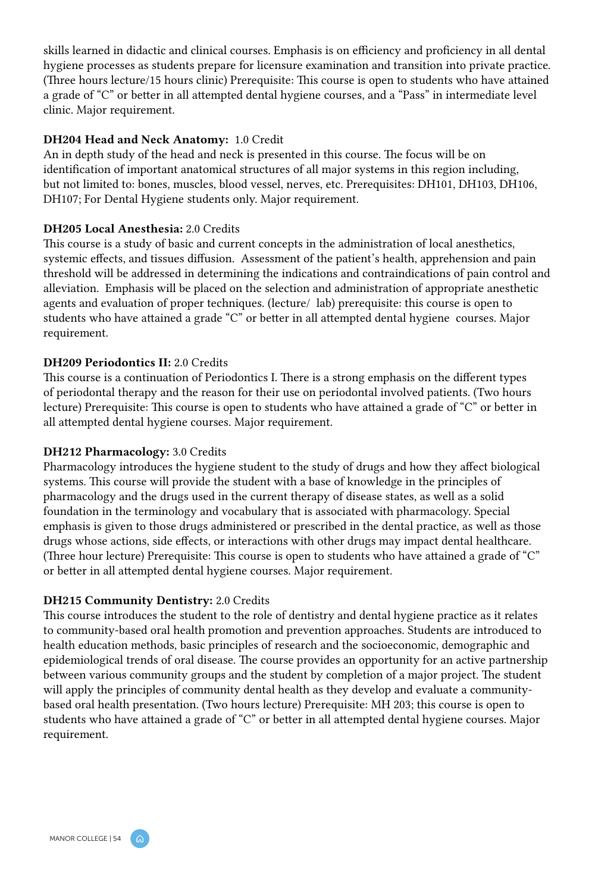skills learned in didactic and clinical courses. Emphasis is on efficiency and proficiency in all dental hygiene processes as students prepare for licensure examination and transition into private practice. (Three hours lecture/15 hours clinic) Prerequisite: This course is open to students who have attained a grade of "C" or better in all attempted dental hygiene courses, and a "Pass" in intermediate level clinic. Major requirement.

**DH204 Head and Neck Anatomy:** 1.0 Credit
An in depth study of the head and neck is presented in this course. The focus will be on identification of important anatomical structures of all major systems in this region including, but not limited to: bones, muscles, blood vessel, nerves, etc. Prerequisites: DH101, DH103, DH106, DH107; For Dental Hygiene students only. Major requirement.

**DH205 Local Anesthesia:** 2.0 Credits
This course is a study of basic and current concepts in the administration of local anesthetics, systemic effects, and tissues diffusion. Assessment of the patient's health, apprehension and pain threshold will be addressed in determining the indications and contraindications of pain control and alleviation. Emphasis will be placed on the selection and administration of appropriate anesthetic agents and evaluation of proper techniques. (lecture/ lab) prerequisite: this course is open to students who have attained a grade "C" or better in all attempted dental hygiene courses. Major requirement.

**DH209 Periodontics II:** 2.0 Credits
This course is a continuation of Periodontics I. There is a strong emphasis on the different types of periodontal therapy and the reason for their use on periodontal involved patients. (Two hours lecture) Prerequisite: This course is open to students who have attained a grade of "C" or better in all attempted dental hygiene courses. Major requirement.

**DH212 Pharmacology:** 3.0 Credits
Pharmacology introduces the hygiene student to the study of drugs and how they affect biological systems. This course will provide the student with a base of knowledge in the principles of pharmacology and the drugs used in the current therapy of disease states, as well as a solid foundation in the terminology and vocabulary that is associated with pharmacology. Special emphasis is given to those drugs administered or prescribed in the dental practice, as well as those drugs whose actions, side effects, or interactions with other drugs may impact dental healthcare. (Three hour lecture) Prerequisite: This course is open to students who have attained a grade of "C" or better in all attempted dental hygiene courses. Major requirement.

**DH215 Community Dentistry:** 2.0 Credits
This course introduces the student to the role of dentistry and dental hygiene practice as it relates to community-based oral health promotion and prevention approaches. Students are introduced to health education methods, basic principles of research and the socioeconomic, demographic and epidemiological trends of oral disease. The course provides an opportunity for an active partnership between various community groups and the student by completion of a major project. The student will apply the principles of community dental health as they develop and evaluate a community-based oral health presentation. (Two hours lecture) Prerequisite: MH 203; this course is open to students who have attained a grade of "C" or better in all attempted dental hygiene courses. Major requirement.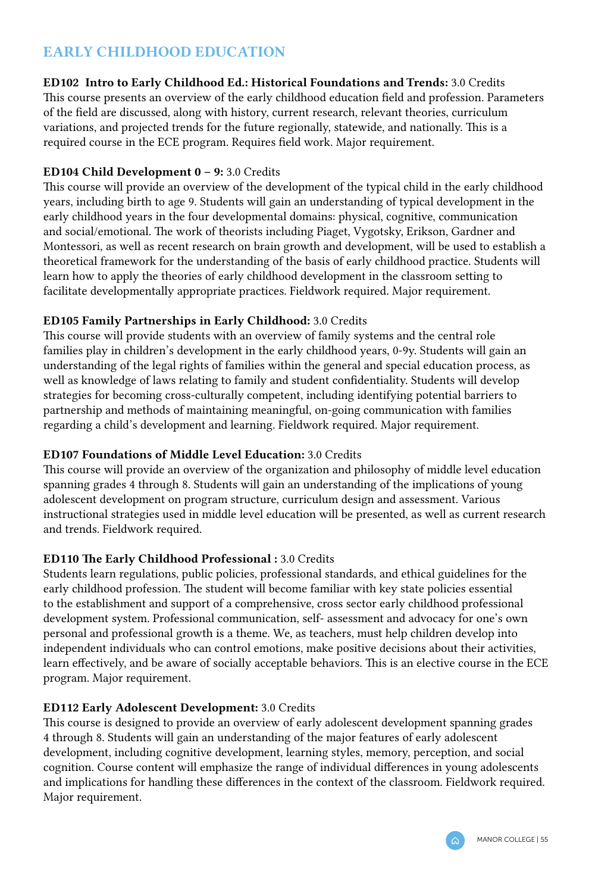# EARLY CHILDHOOD EDUCATION

**ED102 Intro to Early Childhood Ed.: Historical Foundations and Trends:** 3.0 Credits
This course presents an overview of the early childhood education field and profession. Parameters of the field are discussed, along with history, current research, relevant theories, curriculum variations, and projected trends for the future regionally, statewide, and nationally. This is a required course in the ECE program. Requires field work. Major requirement.

**ED104 Child Development 0 – 9:** 3.0 Credits
This course will provide an overview of the development of the typical child in the early childhood years, including birth to age 9. Students will gain an understanding of typical development in the early childhood years in the four developmental domains: physical, cognitive, communication and social/emotional. The work of theorists including Piaget, Vygotsky, Erikson, Gardner and Montessori, as well as recent research on brain growth and development, will be used to establish a theoretical framework for the understanding of the basis of early childhood practice. Students will learn how to apply the theories of early childhood development in the classroom setting to facilitate developmentally appropriate practices. Fieldwork required. Major requirement.

**ED105 Family Partnerships in Early Childhood:** 3.0 Credits
This course will provide students with an overview of family systems and the central role families play in children's development in the early childhood years, 0-9y. Students will gain an understanding of the legal rights of families within the general and special education process, as well as knowledge of laws relating to family and student confidentiality. Students will develop strategies for becoming cross-culturally competent, including identifying potential barriers to partnership and methods of maintaining meaningful, on-going communication with families regarding a child's development and learning. Fieldwork required. Major requirement.

**ED107 Foundations of Middle Level Education:** 3.0 Credits
This course will provide an overview of the organization and philosophy of middle level education spanning grades 4 through 8. Students will gain an understanding of the implications of young adolescent development on program structure, curriculum design and assessment. Various instructional strategies used in middle level education will be presented, as well as current research and trends. Fieldwork required.

**ED110 The Early Childhood Professional :** 3.0 Credits
Students learn regulations, public policies, professional standards, and ethical guidelines for the early childhood profession. The student will become familiar with key state policies essential to the establishment and support of a comprehensive, cross sector early childhood professional development system. Professional communication, self- assessment and advocacy for one's own personal and professional growth is a theme. We, as teachers, must help children develop into independent individuals who can control emotions, make positive decisions about their activities, learn effectively, and be aware of socially acceptable behaviors. This is an elective course in the ECE program. Major requirement.

**ED112 Early Adolescent Development:** 3.0 Credits
This course is designed to provide an overview of early adolescent development spanning grades 4 through 8. Students will gain an understanding of the major features of early adolescent development, including cognitive development, learning styles, memory, perception, and social cognition. Course content will emphasize the range of individual differences in young adolescents and implications for handling these differences in the context of the classroom. Fieldwork required. Major requirement.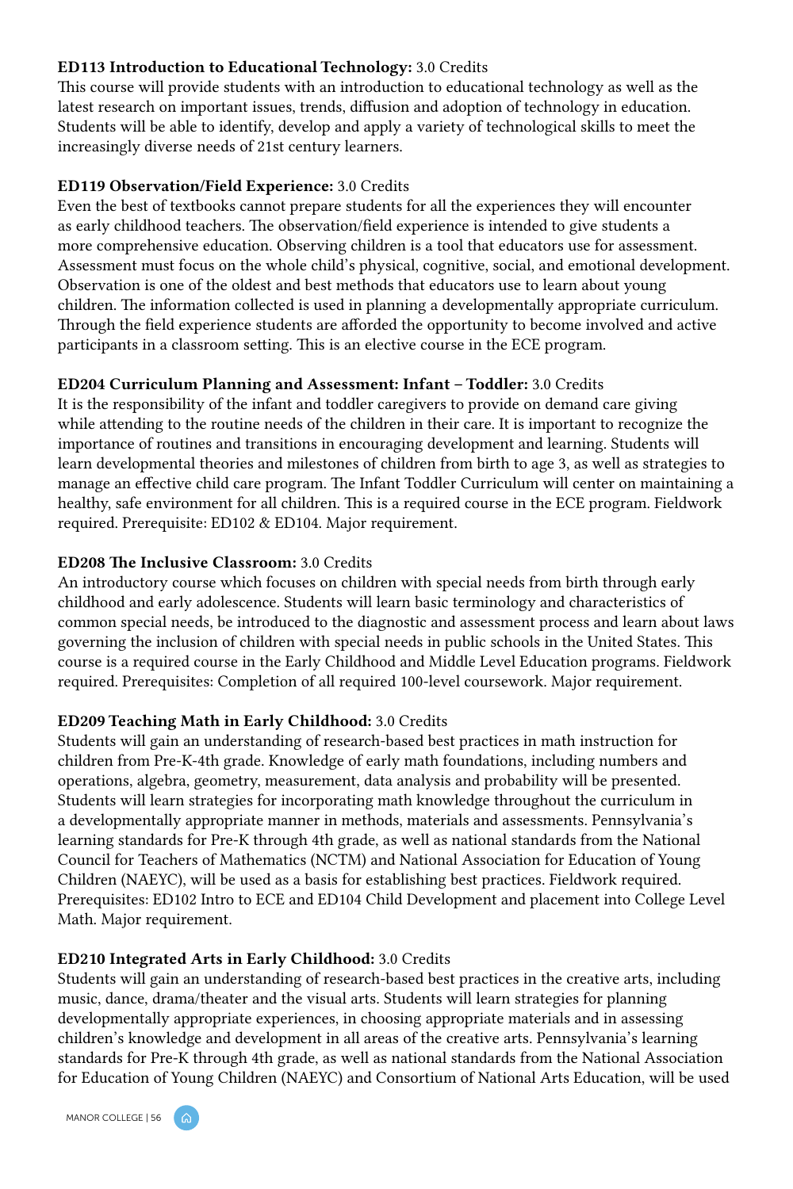**ED113 Introduction to Educational Technology:** 3.0 Credits
This course will provide students with an introduction to educational technology as well as the latest research on important issues, trends, diffusion and adoption of technology in education. Students will be able to identify, develop and apply a variety of technological skills to meet the increasingly diverse needs of 21st century learners.

**ED119 Observation/Field Experience:** 3.0 Credits
Even the best of textbooks cannot prepare students for all the experiences they will encounter as early childhood teachers. The observation/field experience is intended to give students a more comprehensive education. Observing children is a tool that educators use for assessment. Assessment must focus on the whole child's physical, cognitive, social, and emotional development. Observation is one of the oldest and best methods that educators use to learn about young children. The information collected is used in planning a developmentally appropriate curriculum. Through the field experience students are afforded the opportunity to become involved and active participants in a classroom setting. This is an elective course in the ECE program.

**ED204 Curriculum Planning and Assessment: Infant – Toddler:** 3.0 Credits
It is the responsibility of the infant and toddler caregivers to provide on demand care giving while attending to the routine needs of the children in their care. It is important to recognize the importance of routines and transitions in encouraging development and learning. Students will learn developmental theories and milestones of children from birth to age 3, as well as strategies to manage an effective child care program. The Infant Toddler Curriculum will center on maintaining a healthy, safe environment for all children. This is a required course in the ECE program. Fieldwork required. Prerequisite: ED102 & ED104. Major requirement.

**ED208 The Inclusive Classroom:** 3.0 Credits
An introductory course which focuses on children with special needs from birth through early childhood and early adolescence. Students will learn basic terminology and characteristics of common special needs, be introduced to the diagnostic and assessment process and learn about laws governing the inclusion of children with special needs in public schools in the United States. This course is a required course in the Early Childhood and Middle Level Education programs. Fieldwork required. Prerequisites: Completion of all required 100-level coursework. Major requirement.

**ED209 Teaching Math in Early Childhood:** 3.0 Credits
Students will gain an understanding of research-based best practices in math instruction for children from Pre-K-4th grade. Knowledge of early math foundations, including numbers and operations, algebra, geometry, measurement, data analysis and probability will be presented. Students will learn strategies for incorporating math knowledge throughout the curriculum in a developmentally appropriate manner in methods, materials and assessments. Pennsylvania's learning standards for Pre-K through 4th grade, as well as national standards from the National Council for Teachers of Mathematics (NCTM) and National Association for Education of Young Children (NAEYC), will be used as a basis for establishing best practices. Fieldwork required. Prerequisites: ED102 Intro to ECE and ED104 Child Development and placement into College Level Math. Major requirement.

**ED210 Integrated Arts in Early Childhood:** 3.0 Credits
Students will gain an understanding of research-based best practices in the creative arts, including music, dance, drama/theater and the visual arts. Students will learn strategies for planning developmentally appropriate experiences, in choosing appropriate materials and in assessing children's knowledge and development in all areas of the creative arts. Pennsylvania's learning standards for Pre-K through 4th grade, as well as national standards from the National Association for Education of Young Children (NAEYC) and Consortium of National Arts Education, will be used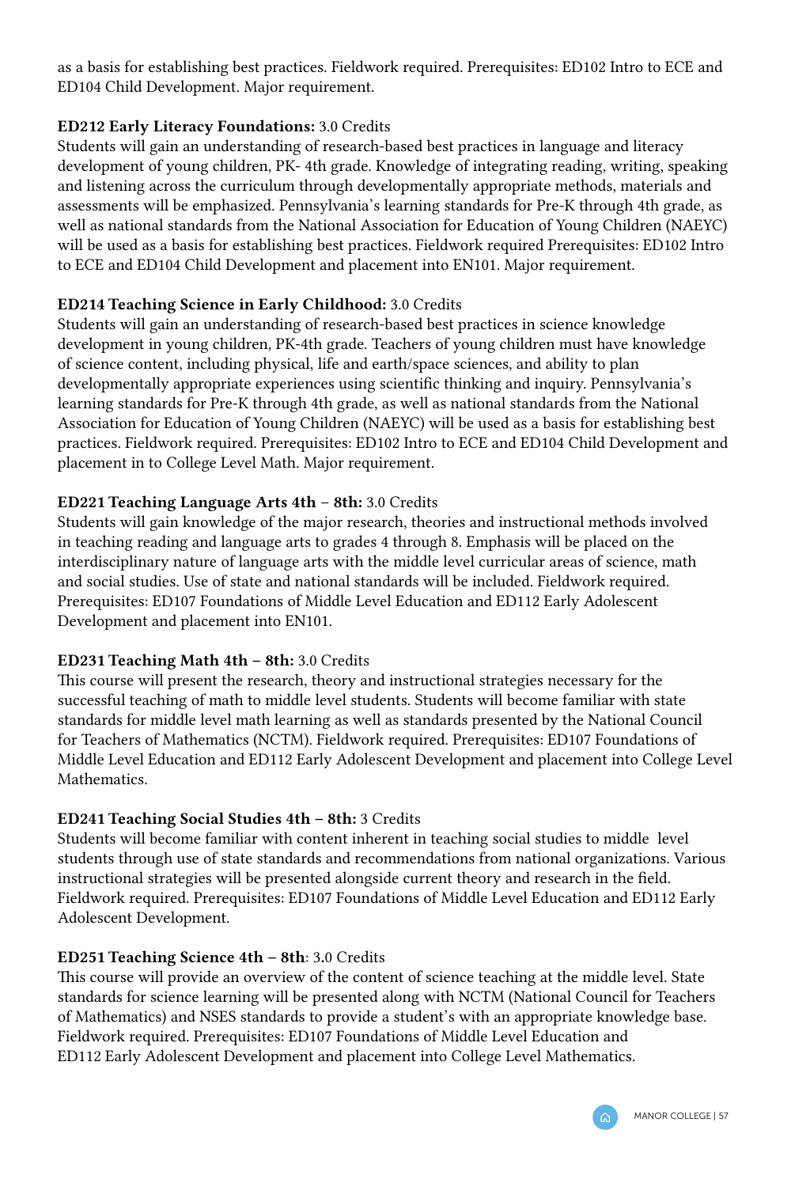as a basis for establishing best practices. Fieldwork required. Prerequisites: ED102 Intro to ECE and ED104 Child Development. Major requirement.

**ED212 Early Literacy Foundations:** 3.0 Credits
Students will gain an understanding of research-based best practices in language and literacy development of young children, PK- 4th grade. Knowledge of integrating reading, writing, speaking and listening across the curriculum through developmentally appropriate methods, materials and assessments will be emphasized. Pennsylvania's learning standards for Pre-K through 4th grade, as well as national standards from the National Association for Education of Young Children (NAEYC) will be used as a basis for establishing best practices. Fieldwork required Prerequisites: ED102 Intro to ECE and ED104 Child Development and placement into EN101. Major requirement.

**ED214 Teaching Science in Early Childhood:** 3.0 Credits
Students will gain an understanding of research-based best practices in science knowledge development in young children, PK-4th grade. Teachers of young children must have knowledge of science content, including physical, life and earth/space sciences, and ability to plan developmentally appropriate experiences using scientific thinking and inquiry. Pennsylvania's learning standards for Pre-K through 4th grade, as well as national standards from the National Association for Education of Young Children (NAEYC) will be used as a basis for establishing best practices. Fieldwork required. Prerequisites: ED102 Intro to ECE and ED104 Child Development and placement in to College Level Math. Major requirement.

**ED221 Teaching Language Arts 4th – 8th:** 3.0 Credits
Students will gain knowledge of the major research, theories and instructional methods involved in teaching reading and language arts to grades 4 through 8. Emphasis will be placed on the interdisciplinary nature of language arts with the middle level curricular areas of science, math and social studies. Use of state and national standards will be included. Fieldwork required. Prerequisites: ED107 Foundations of Middle Level Education and ED112 Early Adolescent Development and placement into EN101.

**ED231 Teaching Math 4th – 8th:** 3.0 Credits
This course will present the research, theory and instructional strategies necessary for the successful teaching of math to middle level students. Students will become familiar with state standards for middle level math learning as well as standards presented by the National Council for Teachers of Mathematics (NCTM). Fieldwork required. Prerequisites: ED107 Foundations of Middle Level Education and ED112 Early Adolescent Development and placement into College Level Mathematics.

**ED241 Teaching Social Studies 4th – 8th:** 3 Credits
Students will become familiar with content inherent in teaching social studies to middle level students through use of state standards and recommendations from national organizations. Various instructional strategies will be presented alongside current theory and research in the field. Fieldwork required. Prerequisites: ED107 Foundations of Middle Level Education and ED112 Early Adolescent Development.

**ED251 Teaching Science 4th – 8th**: 3.0 Credits
This course will provide an overview of the content of science teaching at the middle level. State standards for science learning will be presented along with NCTM (National Council for Teachers of Mathematics) and NSES standards to provide a student's with an appropriate knowledge base. Fieldwork required. Prerequisites: ED107 Foundations of Middle Level Education and ED112 Early Adolescent Development and placement into College Level Mathematics.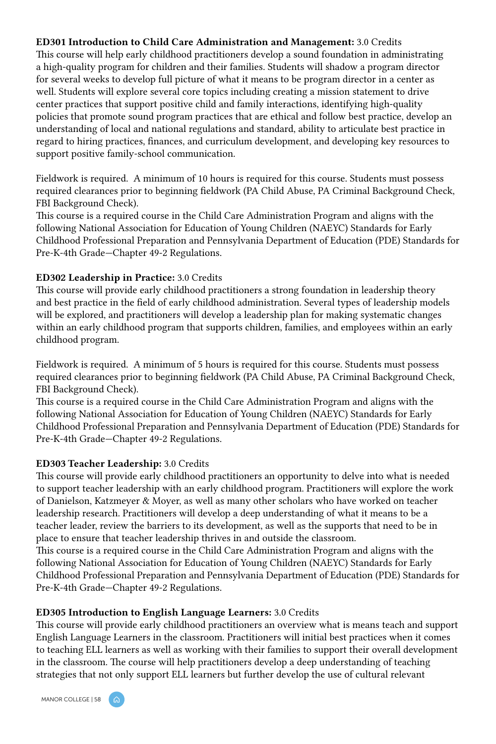**ED301 Introduction to Child Care Administration and Management:** 3.0 Credits
This course will help early childhood practitioners develop a sound foundation in administrating a high-quality program for children and their families. Students will shadow a program director for several weeks to develop full picture of what it means to be program director in a center as well. Students will explore several core topics including creating a mission statement to drive center practices that support positive child and family interactions, identifying high-quality policies that promote sound program practices that are ethical and follow best practice, develop an understanding of local and national regulations and standard, ability to articulate best practice in regard to hiring practices, finances, and curriculum development, and developing key resources to support positive family-school communication.

Fieldwork is required. A minimum of 10 hours is required for this course. Students must possess required clearances prior to beginning fieldwork (PA Child Abuse, PA Criminal Background Check, FBI Background Check).
This course is a required course in the Child Care Administration Program and aligns with the following National Association for Education of Young Children (NAEYC) Standards for Early Childhood Professional Preparation and Pennsylvania Department of Education (PDE) Standards for Pre-K-4th Grade—Chapter 49-2 Regulations.

**ED302 Leadership in Practice:** 3.0 Credits
This course will provide early childhood practitioners a strong foundation in leadership theory and best practice in the field of early childhood administration. Several types of leadership models will be explored, and practitioners will develop a leadership plan for making systematic changes within an early childhood program that supports children, families, and employees within an early childhood program.

Fieldwork is required. A minimum of 5 hours is required for this course. Students must possess required clearances prior to beginning fieldwork (PA Child Abuse, PA Criminal Background Check, FBI Background Check).
This course is a required course in the Child Care Administration Program and aligns with the following National Association for Education of Young Children (NAEYC) Standards for Early Childhood Professional Preparation and Pennsylvania Department of Education (PDE) Standards for Pre-K-4th Grade—Chapter 49-2 Regulations.

**ED303 Teacher Leadership:** 3.0 Credits
This course will provide early childhood practitioners an opportunity to delve into what is needed to support teacher leadership with an early childhood program. Practitioners will explore the work of Danielson, Katzmeyer & Moyer, as well as many other scholars who have worked on teacher leadership research. Practitioners will develop a deep understanding of what it means to be a teacher leader, review the barriers to its development, as well as the supports that need to be in place to ensure that teacher leadership thrives in and outside the classroom.
This course is a required course in the Child Care Administration Program and aligns with the following National Association for Education of Young Children (NAEYC) Standards for Early Childhood Professional Preparation and Pennsylvania Department of Education (PDE) Standards for Pre-K-4th Grade—Chapter 49-2 Regulations.

**ED305 Introduction to English Language Learners:** 3.0 Credits
This course will provide early childhood practitioners an overview what is means teach and support English Language Learners in the classroom. Practitioners will initial best practices when it comes to teaching ELL learners as well as working with their families to support their overall development in the classroom. The course will help practitioners develop a deep understanding of teaching strategies that not only support ELL learners but further develop the use of cultural relevant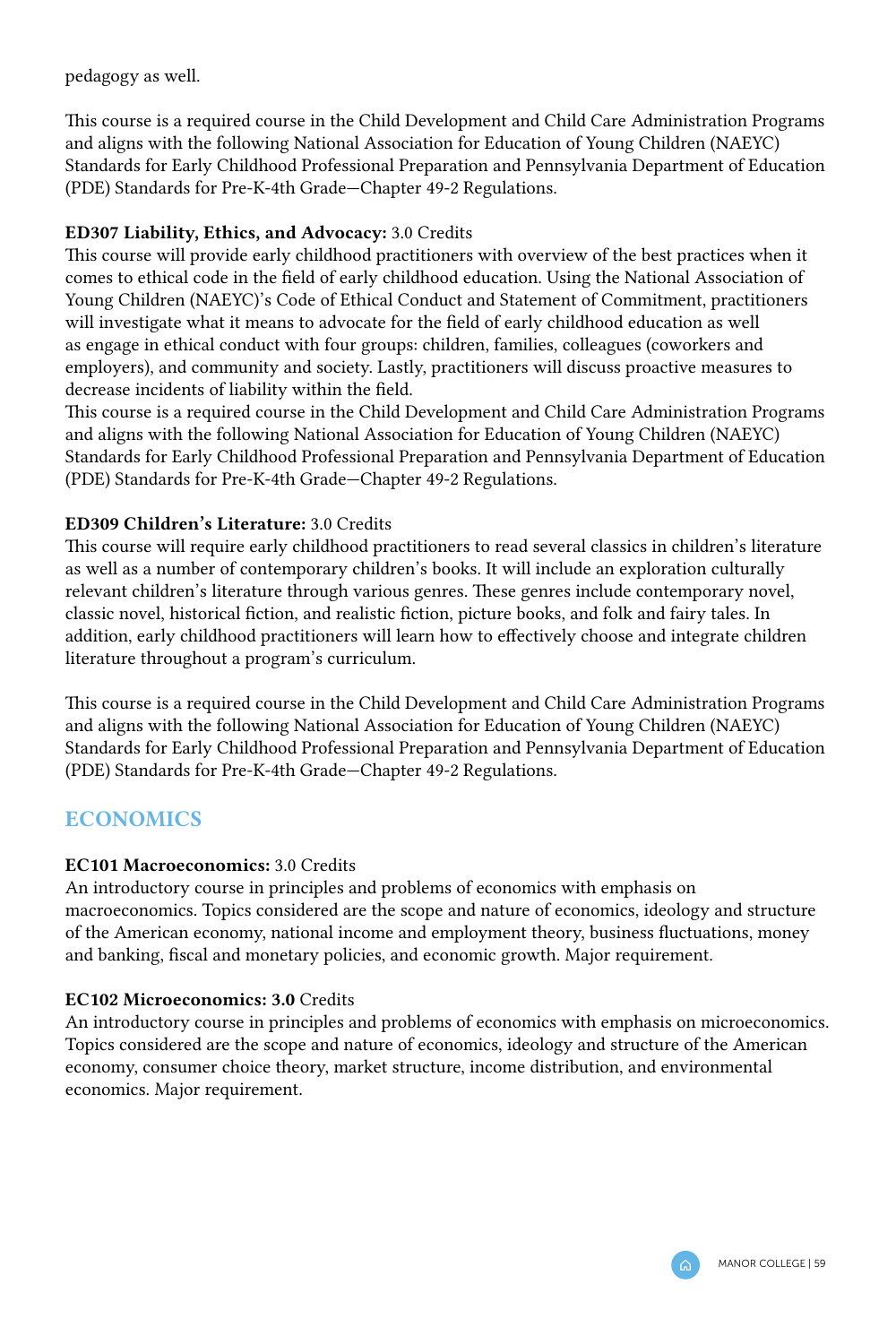pedagogy as well.

This course is a required course in the Child Development and Child Care Administration Programs and aligns with the following National Association for Education of Young Children (NAEYC) Standards for Early Childhood Professional Preparation and Pennsylvania Department of Education (PDE) Standards for Pre-K-4th Grade—Chapter 49-2 Regulations.

**ED307 Liability, Ethics, and Advocacy:** 3.0 Credits
This course will provide early childhood practitioners with overview of the best practices when it comes to ethical code in the field of early childhood education. Using the National Association of Young Children (NAEYC)'s Code of Ethical Conduct and Statement of Commitment, practitioners will investigate what it means to advocate for the field of early childhood education as well as engage in ethical conduct with four groups: children, families, colleagues (coworkers and employers), and community and society. Lastly, practitioners will discuss proactive measures to decrease incidents of liability within the field.
This course is a required course in the Child Development and Child Care Administration Programs and aligns with the following National Association for Education of Young Children (NAEYC) Standards for Early Childhood Professional Preparation and Pennsylvania Department of Education (PDE) Standards for Pre-K-4th Grade—Chapter 49-2 Regulations.

**ED309 Children's Literature:** 3.0 Credits
This course will require early childhood practitioners to read several classics in children's literature as well as a number of contemporary children's books. It will include an exploration culturally relevant children's literature through various genres. These genres include contemporary novel, classic novel, historical fiction, and realistic fiction, picture books, and folk and fairy tales. In addition, early childhood practitioners will learn how to effectively choose and integrate children literature throughout a program's curriculum.

This course is a required course in the Child Development and Child Care Administration Programs and aligns with the following National Association for Education of Young Children (NAEYC) Standards for Early Childhood Professional Preparation and Pennsylvania Department of Education (PDE) Standards for Pre-K-4th Grade—Chapter 49-2 Regulations.

## ECONOMICS

**EC101 Macroeconomics:** 3.0 Credits
An introductory course in principles and problems of economics with emphasis on macroeconomics. Topics considered are the scope and nature of economics, ideology and structure of the American economy, national income and employment theory, business fluctuations, money and banking, fiscal and monetary policies, and economic growth. Major requirement.

**EC102 Microeconomics: 3.0** Credits
An introductory course in principles and problems of economics with emphasis on microeconomics. Topics considered are the scope and nature of economics, ideology and structure of the American economy, consumer choice theory, market structure, income distribution, and environmental economics. Major requirement.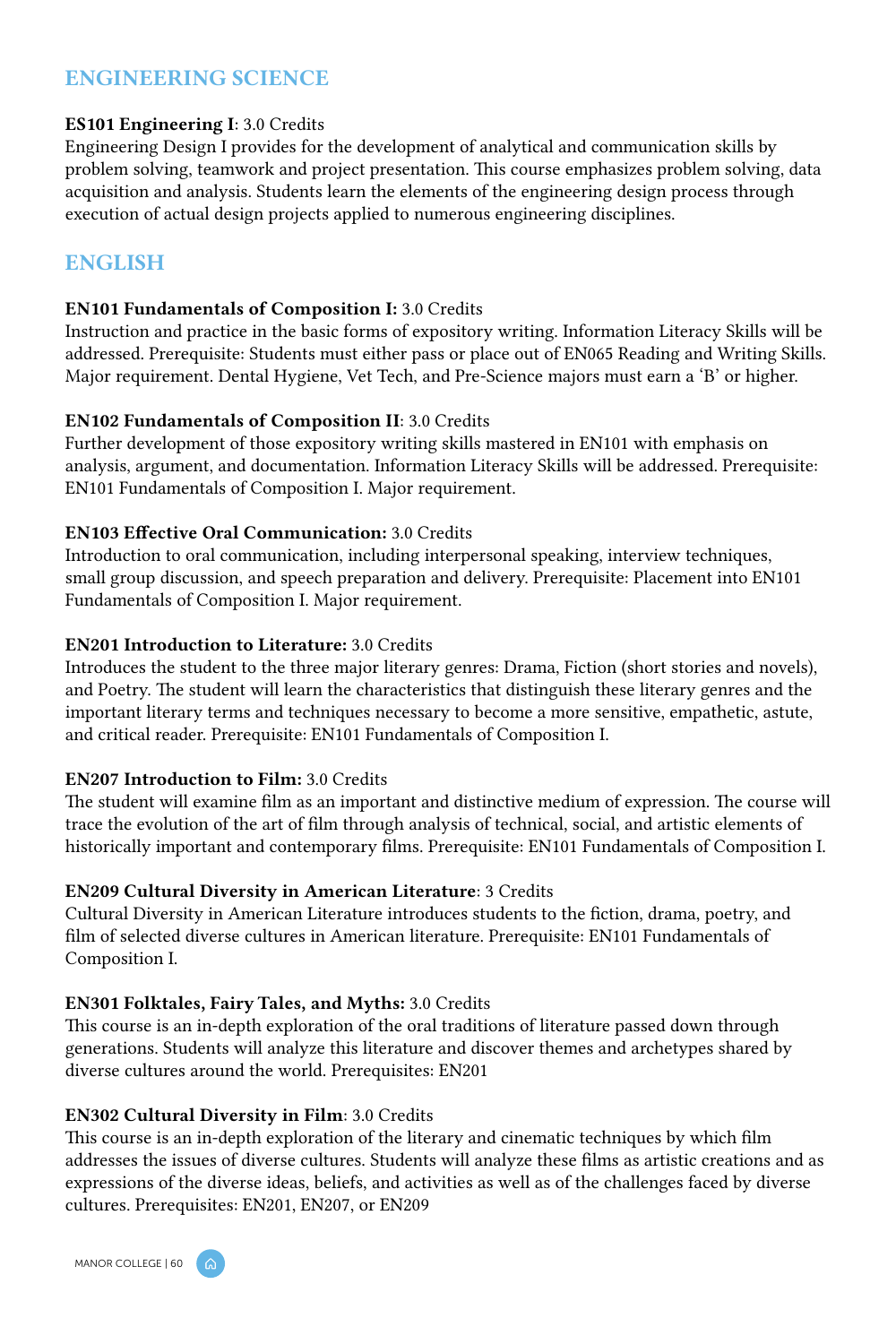## ENGINEERING SCIENCE

**ES101 Engineering I**: 3.0 Credits
Engineering Design I provides for the development of analytical and communication skills by problem solving, teamwork and project presentation. This course emphasizes problem solving, data acquisition and analysis. Students learn the elements of the engineering design process through execution of actual design projects applied to numerous engineering disciplines.

## ENGLISH

**EN101 Fundamentals of Composition I:** 3.0 Credits
Instruction and practice in the basic forms of expository writing. Information Literacy Skills will be addressed. Prerequisite: Students must either pass or place out of EN065 Reading and Writing Skills. Major requirement. Dental Hygiene, Vet Tech, and Pre-Science majors must earn a 'B' or higher.

**EN102 Fundamentals of Composition II**: 3.0 Credits
Further development of those expository writing skills mastered in EN101 with emphasis on analysis, argument, and documentation. Information Literacy Skills will be addressed. Prerequisite: EN101 Fundamentals of Composition I. Major requirement.

**EN103 Effective Oral Communication:** 3.0 Credits
Introduction to oral communication, including interpersonal speaking, interview techniques, small group discussion, and speech preparation and delivery. Prerequisite: Placement into EN101 Fundamentals of Composition I. Major requirement.

**EN201 Introduction to Literature:** 3.0 Credits
Introduces the student to the three major literary genres: Drama, Fiction (short stories and novels), and Poetry. The student will learn the characteristics that distinguish these literary genres and the important literary terms and techniques necessary to become a more sensitive, empathetic, astute, and critical reader. Prerequisite: EN101 Fundamentals of Composition I.

**EN207 Introduction to Film:** 3.0 Credits
The student will examine film as an important and distinctive medium of expression. The course will trace the evolution of the art of film through analysis of technical, social, and artistic elements of historically important and contemporary films. Prerequisite: EN101 Fundamentals of Composition I.

**EN209 Cultural Diversity in American Literature**: 3 Credits
Cultural Diversity in American Literature introduces students to the fiction, drama, poetry, and film of selected diverse cultures in American literature. Prerequisite: EN101 Fundamentals of Composition I.

**EN301 Folktales, Fairy Tales, and Myths:** 3.0 Credits
This course is an in-depth exploration of the oral traditions of literature passed down through generations. Students will analyze this literature and discover themes and archetypes shared by diverse cultures around the world. Prerequisites: EN201

**EN302 Cultural Diversity in Film**: 3.0 Credits
This course is an in-depth exploration of the literary and cinematic techniques by which film addresses the issues of diverse cultures. Students will analyze these films as artistic creations and as expressions of the diverse ideas, beliefs, and activities as well as of the challenges faced by diverse cultures. Prerequisites: EN201, EN207, or EN209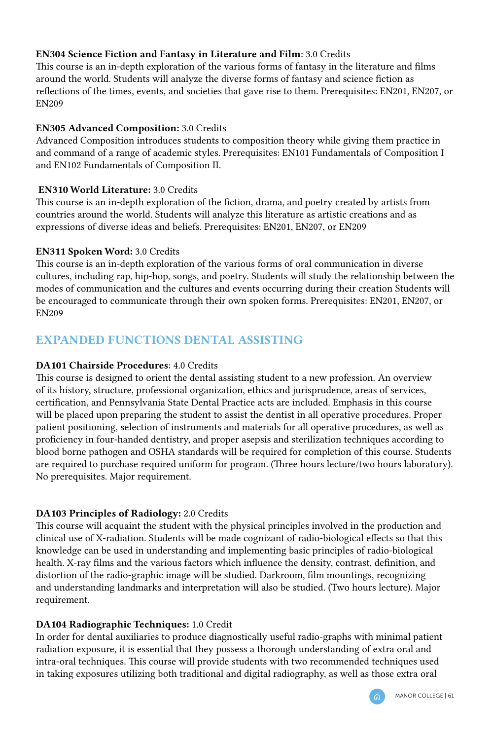**EN304 Science Fiction and Fantasy in Literature and Film**: 3.0 Credits
This course is an in-depth exploration of the various forms of fantasy in the literature and films around the world. Students will analyze the diverse forms of fantasy and science fiction as reflections of the times, events, and societies that gave rise to them. Prerequisites: EN201, EN207, or EN209

**EN305 Advanced Composition:** 3.0 Credits
Advanced Composition introduces students to composition theory while giving them practice in and command of a range of academic styles. Prerequisites: EN101 Fundamentals of Composition I and EN102 Fundamentals of Composition II.

**EN310 World Literature:** 3.0 Credits
This course is an in-depth exploration of the fiction, drama, and poetry created by artists from countries around the world. Students will analyze this literature as artistic creations and as expressions of diverse ideas and beliefs. Prerequisites: EN201, EN207, or EN209

**EN311 Spoken Word:** 3.0 Credits
This course is an in-depth exploration of the various forms of oral communication in diverse cultures, including rap, hip-hop, songs, and poetry. Students will study the relationship between the modes of communication and the cultures and events occurring during their creation Students will be encouraged to communicate through their own spoken forms. Prerequisites: EN201, EN207, or EN209

## EXPANDED FUNCTIONS DENTAL ASSISTING

**DA101 Chairside Procedures**: 4.0 Credits
This course is designed to orient the dental assisting student to a new profession. An overview of its history, structure, professional organization, ethics and jurisprudence, areas of services, certification, and Pennsylvania State Dental Practice acts are included. Emphasis in this course will be placed upon preparing the student to assist the dentist in all operative procedures. Proper patient positioning, selection of instruments and materials for all operative procedures, as well as proficiency in four-handed dentistry, and proper asepsis and sterilization techniques according to blood borne pathogen and OSHA standards will be required for completion of this course. Students are required to purchase required uniform for program. (Three hours lecture/two hours laboratory). No prerequisites. Major requirement.

**DA103 Principles of Radiology:** 2.0 Credits
This course will acquaint the student with the physical principles involved in the production and clinical use of X-radiation. Students will be made cognizant of radio-biological effects so that this knowledge can be used in understanding and implementing basic principles of radio-biological health. X-ray films and the various factors which influence the density, contrast, definition, and distortion of the radio-graphic image will be studied. Darkroom, film mountings, recognizing and understanding landmarks and interpretation will also be studied. (Two hours lecture). Major requirement.

**DA104 Radiographic Techniques:** 1.0 Credit
In order for dental auxiliaries to produce diagnostically useful radio-graphs with minimal patient radiation exposure, it is essential that they possess a thorough understanding of extra oral and intra-oral techniques. This course will provide students with two recommended techniques used in taking exposures utilizing both traditional and digital radiography, as well as those extra oral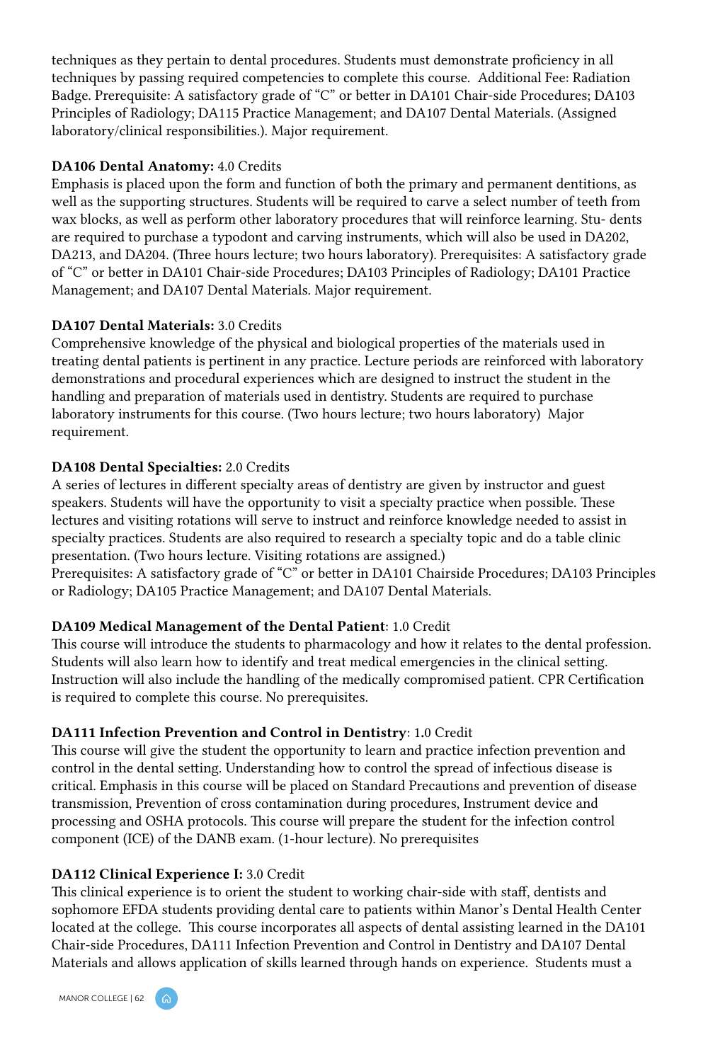techniques as they pertain to dental procedures. Students must demonstrate proficiency in all techniques by passing required competencies to complete this course. Additional Fee: Radiation Badge. Prerequisite: A satisfactory grade of "C" or better in DA101 Chair-side Procedures; DA103 Principles of Radiology; DA115 Practice Management; and DA107 Dental Materials. (Assigned laboratory/clinical responsibilities.). Major requirement.

**DA106 Dental Anatomy:** 4.0 Credits

Emphasis is placed upon the form and function of both the primary and permanent dentitions, as well as the supporting structures. Students will be required to carve a select number of teeth from wax blocks, as well as perform other laboratory procedures that will reinforce learning. Stu- dents are required to purchase a typodont and carving instruments, which will also be used in DA202, DA213, and DA204. (Three hours lecture; two hours laboratory). Prerequisites: A satisfactory grade of "C" or better in DA101 Chair-side Procedures; DA103 Principles of Radiology; DA101 Practice Management; and DA107 Dental Materials. Major requirement.

**DA107 Dental Materials:** 3.0 Credits

Comprehensive knowledge of the physical and biological properties of the materials used in treating dental patients is pertinent in any practice. Lecture periods are reinforced with laboratory demonstrations and procedural experiences which are designed to instruct the student in the handling and preparation of materials used in dentistry. Students are required to purchase laboratory instruments for this course. (Two hours lecture; two hours laboratory) Major requirement.

**DA108 Dental Specialties:** 2.0 Credits

A series of lectures in different specialty areas of dentistry are given by instructor and guest speakers. Students will have the opportunity to visit a specialty practice when possible. These lectures and visiting rotations will serve to instruct and reinforce knowledge needed to assist in specialty practices. Students are also required to research a specialty topic and do a table clinic presentation. (Two hours lecture. Visiting rotations are assigned.)
Prerequisites: A satisfactory grade of "C" or better in DA101 Chairside Procedures; DA103 Principles or Radiology; DA105 Practice Management; and DA107 Dental Materials.

**DA109 Medical Management of the Dental Patient**: 1.0 Credit

This course will introduce the students to pharmacology and how it relates to the dental profession. Students will also learn how to identify and treat medical emergencies in the clinical setting. Instruction will also include the handling of the medically compromised patient. CPR Certification is required to complete this course. No prerequisites.

**DA111 Infection Prevention and Control in Dentistry**: 1.0 Credit

This course will give the student the opportunity to learn and practice infection prevention and control in the dental setting. Understanding how to control the spread of infectious disease is critical. Emphasis in this course will be placed on Standard Precautions and prevention of disease transmission, Prevention of cross contamination during procedures, Instrument device and processing and OSHA protocols. This course will prepare the student for the infection control component (ICE) of the DANB exam. (1-hour lecture). No prerequisites

**DA112 Clinical Experience I:** 3.0 Credit

This clinical experience is to orient the student to working chair-side with staff, dentists and sophomore EFDA students providing dental care to patients within Manor's Dental Health Center located at the college. This course incorporates all aspects of dental assisting learned in the DA101 Chair-side Procedures, DA111 Infection Prevention and Control in Dentistry and DA107 Dental Materials and allows application of skills learned through hands on experience. Students must a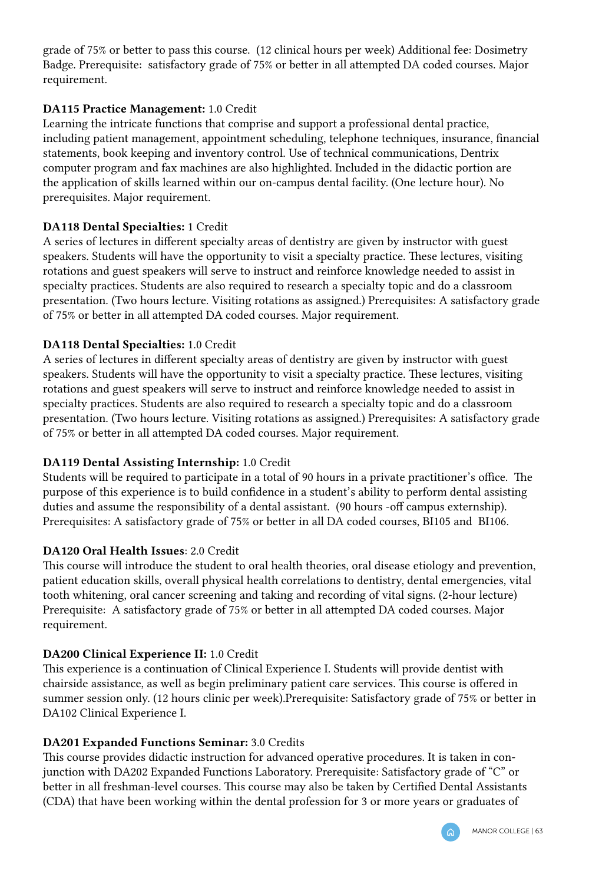grade of 75% or better to pass this course. (12 clinical hours per week) Additional fee: Dosimetry Badge. Prerequisite: satisfactory grade of 75% or better in all attempted DA coded courses. Major requirement.

**DA115 Practice Management:** 1.0 Credit
Learning the intricate functions that comprise and support a professional dental practice, including patient management, appointment scheduling, telephone techniques, insurance, financial statements, book keeping and inventory control. Use of technical communications, Dentrix computer program and fax machines are also highlighted. Included in the didactic portion are the application of skills learned within our on-campus dental facility. (One lecture hour). No prerequisites. Major requirement.

**DA118 Dental Specialties:** 1 Credit
A series of lectures in different specialty areas of dentistry are given by instructor with guest speakers. Students will have the opportunity to visit a specialty practice. These lectures, visiting rotations and guest speakers will serve to instruct and reinforce knowledge needed to assist in specialty practices. Students are also required to research a specialty topic and do a classroom presentation. (Two hours lecture. Visiting rotations as assigned.) Prerequisites: A satisfactory grade of 75% or better in all attempted DA coded courses. Major requirement.

**DA118 Dental Specialties:** 1.0 Credit
A series of lectures in different specialty areas of dentistry are given by instructor with guest speakers. Students will have the opportunity to visit a specialty practice. These lectures, visiting rotations and guest speakers will serve to instruct and reinforce knowledge needed to assist in specialty practices. Students are also required to research a specialty topic and do a classroom presentation. (Two hours lecture. Visiting rotations as assigned.) Prerequisites: A satisfactory grade of 75% or better in all attempted DA coded courses. Major requirement.

**DA119 Dental Assisting Internship:** 1.0 Credit
Students will be required to participate in a total of 90 hours in a private practitioner's office. The purpose of this experience is to build confidence in a student's ability to perform dental assisting duties and assume the responsibility of a dental assistant. (90 hours -off campus externship). Prerequisites: A satisfactory grade of 75% or better in all DA coded courses, BI105 and BI106.

**DA120 Oral Health Issues**: 2.0 Credit
This course will introduce the student to oral health theories, oral disease etiology and prevention, patient education skills, overall physical health correlations to dentistry, dental emergencies, vital tooth whitening, oral cancer screening and taking and recording of vital signs. (2-hour lecture) Prerequisite: A satisfactory grade of 75% or better in all attempted DA coded courses. Major requirement.

**DA200 Clinical Experience II:** 1.0 Credit
This experience is a continuation of Clinical Experience I. Students will provide dentist with chairside assistance, as well as begin preliminary patient care services. This course is offered in summer session only. (12 hours clinic per week).Prerequisite: Satisfactory grade of 75% or better in DA102 Clinical Experience I.

**DA201 Expanded Functions Seminar:** 3.0 Credits
This course provides didactic instruction for advanced operative procedures. It is taken in conjunction with DA202 Expanded Functions Laboratory. Prerequisite: Satisfactory grade of "C" or better in all freshman-level courses. This course may also be taken by Certified Dental Assistants (CDA) that have been working within the dental profession for 3 or more years or graduates of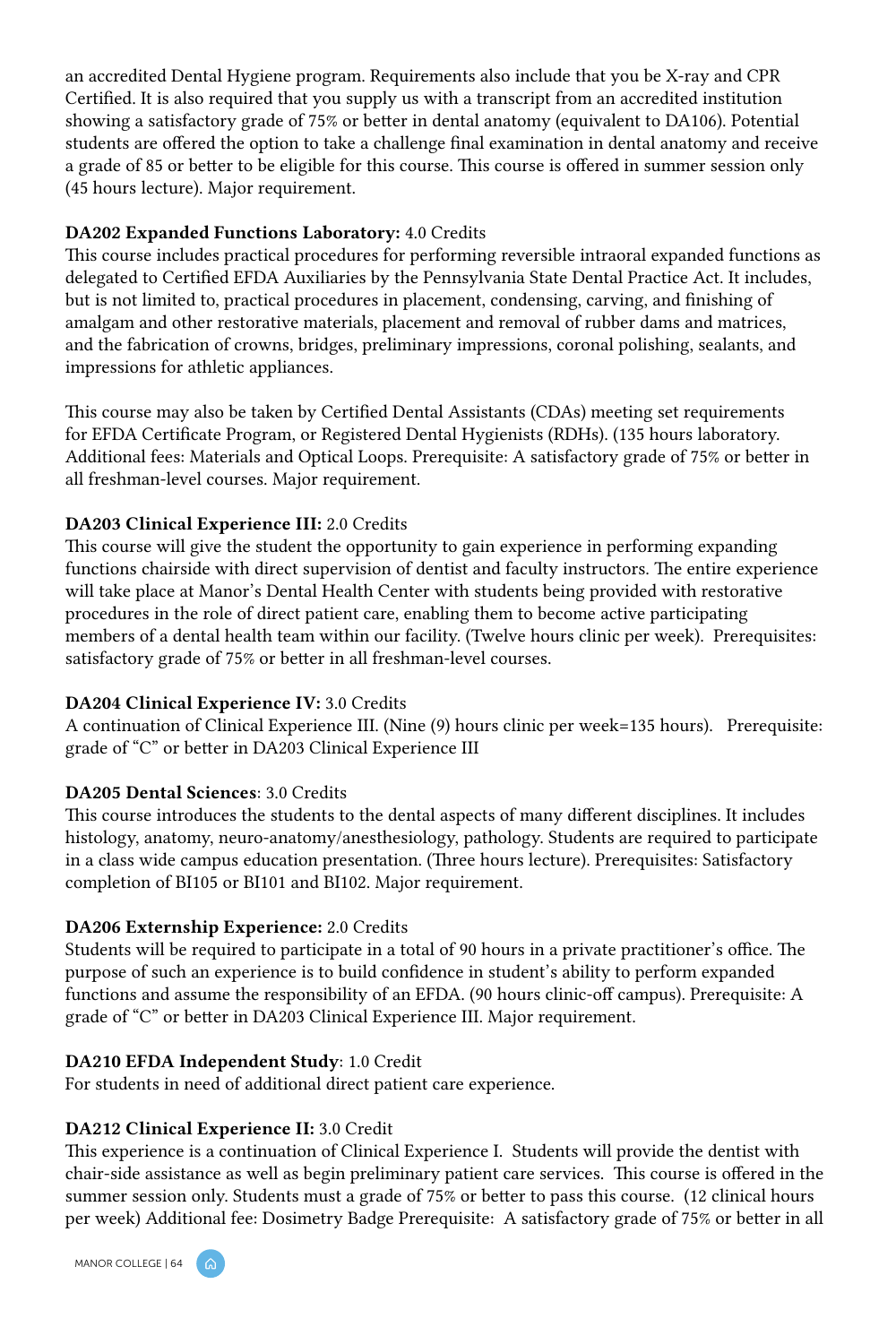an accredited Dental Hygiene program. Requirements also include that you be X-ray and CPR Certified. It is also required that you supply us with a transcript from an accredited institution showing a satisfactory grade of 75% or better in dental anatomy (equivalent to DA106). Potential students are offered the option to take a challenge final examination in dental anatomy and receive a grade of 85 or better to be eligible for this course. This course is offered in summer session only (45 hours lecture). Major requirement.

**DA202 Expanded Functions Laboratory:** 4.0 Credits
This course includes practical procedures for performing reversible intraoral expanded functions as delegated to Certified EFDA Auxiliaries by the Pennsylvania State Dental Practice Act. It includes, but is not limited to, practical procedures in placement, condensing, carving, and finishing of amalgam and other restorative materials, placement and removal of rubber dams and matrices, and the fabrication of crowns, bridges, preliminary impressions, coronal polishing, sealants, and impressions for athletic appliances.

This course may also be taken by Certified Dental Assistants (CDAs) meeting set requirements for EFDA Certificate Program, or Registered Dental Hygienists (RDHs). (135 hours laboratory. Additional fees: Materials and Optical Loops. Prerequisite: A satisfactory grade of 75% or better in all freshman-level courses. Major requirement.

**DA203 Clinical Experience III:** 2.0 Credits
This course will give the student the opportunity to gain experience in performing expanding functions chairside with direct supervision of dentist and faculty instructors. The entire experience will take place at Manor's Dental Health Center with students being provided with restorative procedures in the role of direct patient care, enabling them to become active participating members of a dental health team within our facility. (Twelve hours clinic per week). Prerequisites: satisfactory grade of 75% or better in all freshman-level courses.

**DA204 Clinical Experience IV:** 3.0 Credits
A continuation of Clinical Experience III. (Nine (9) hours clinic per week=135 hours). Prerequisite: grade of "C" or better in DA203 Clinical Experience III

**DA205 Dental Sciences**: 3.0 Credits
This course introduces the students to the dental aspects of many different disciplines. It includes histology, anatomy, neuro-anatomy/anesthesiology, pathology. Students are required to participate in a class wide campus education presentation. (Three hours lecture). Prerequisites: Satisfactory completion of BI105 or BI101 and BI102. Major requirement.

**DA206 Externship Experience:** 2.0 Credits
Students will be required to participate in a total of 90 hours in a private practitioner's office. The purpose of such an experience is to build confidence in student's ability to perform expanded functions and assume the responsibility of an EFDA. (90 hours clinic-off campus). Prerequisite: A grade of "C" or better in DA203 Clinical Experience III. Major requirement.

**DA210 EFDA Independent Study**: 1.0 Credit
For students in need of additional direct patient care experience.

**DA212 Clinical Experience II:** 3.0 Credit
This experience is a continuation of Clinical Experience I. Students will provide the dentist with chair-side assistance as well as begin preliminary patient care services. This course is offered in the summer session only. Students must a grade of 75% or better to pass this course. (12 clinical hours per week) Additional fee: Dosimetry Badge Prerequisite: A satisfactory grade of 75% or better in all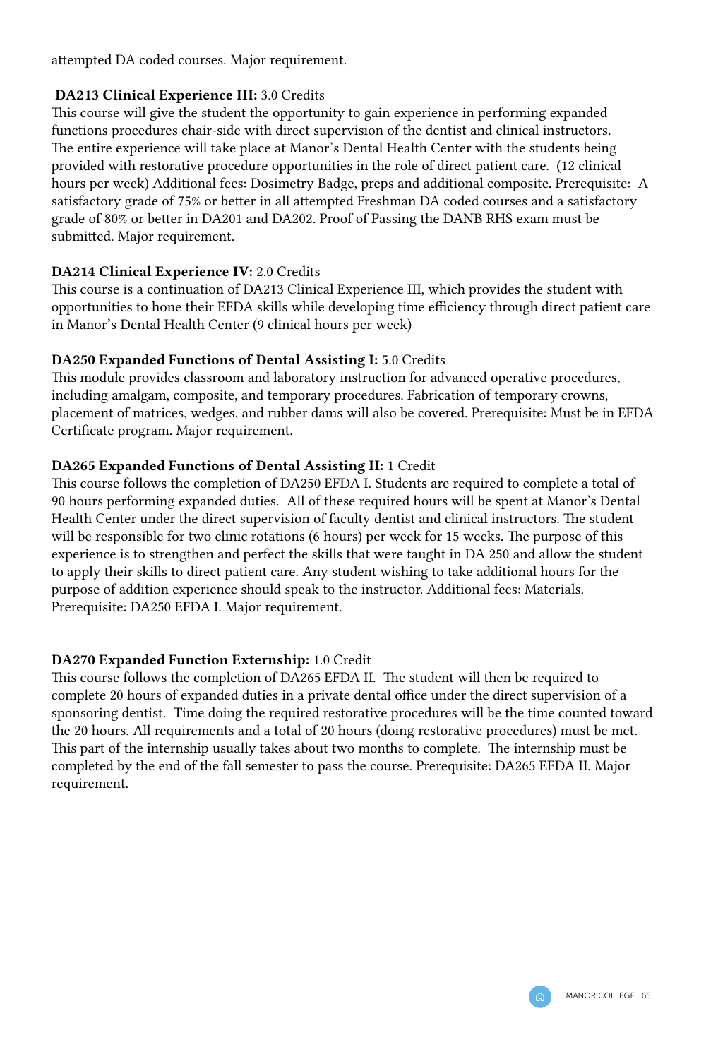attempted DA coded courses. Major requirement.

**DA213 Clinical Experience III:** 3.0 Credits
This course will give the student the opportunity to gain experience in performing expanded functions procedures chair-side with direct supervision of the dentist and clinical instructors. The entire experience will take place at Manor's Dental Health Center with the students being provided with restorative procedure opportunities in the role of direct patient care. (12 clinical hours per week) Additional fees: Dosimetry Badge, preps and additional composite. Prerequisite: A satisfactory grade of 75% or better in all attempted Freshman DA coded courses and a satisfactory grade of 80% or better in DA201 and DA202. Proof of Passing the DANB RHS exam must be submitted. Major requirement.

**DA214 Clinical Experience IV:** 2.0 Credits
This course is a continuation of DA213 Clinical Experience III, which provides the student with opportunities to hone their EFDA skills while developing time efficiency through direct patient care in Manor's Dental Health Center (9 clinical hours per week)

**DA250 Expanded Functions of Dental Assisting I:** 5.0 Credits
This module provides classroom and laboratory instruction for advanced operative procedures, including amalgam, composite, and temporary procedures. Fabrication of temporary crowns, placement of matrices, wedges, and rubber dams will also be covered. Prerequisite: Must be in EFDA Certificate program. Major requirement.

**DA265 Expanded Functions of Dental Assisting II:** 1 Credit
This course follows the completion of DA250 EFDA I. Students are required to complete a total of 90 hours performing expanded duties. All of these required hours will be spent at Manor's Dental Health Center under the direct supervision of faculty dentist and clinical instructors. The student will be responsible for two clinic rotations (6 hours) per week for 15 weeks. The purpose of this experience is to strengthen and perfect the skills that were taught in DA 250 and allow the student to apply their skills to direct patient care. Any student wishing to take additional hours for the purpose of addition experience should speak to the instructor. Additional fees: Materials. Prerequisite: DA250 EFDA I. Major requirement.

**DA270 Expanded Function Externship:** 1.0 Credit
This course follows the completion of DA265 EFDA II. The student will then be required to complete 20 hours of expanded duties in a private dental office under the direct supervision of a sponsoring dentist. Time doing the required restorative procedures will be the time counted toward the 20 hours. All requirements and a total of 20 hours (doing restorative procedures) must be met. This part of the internship usually takes about two months to complete. The internship must be completed by the end of the fall semester to pass the course. Prerequisite: DA265 EFDA II. Major requirement.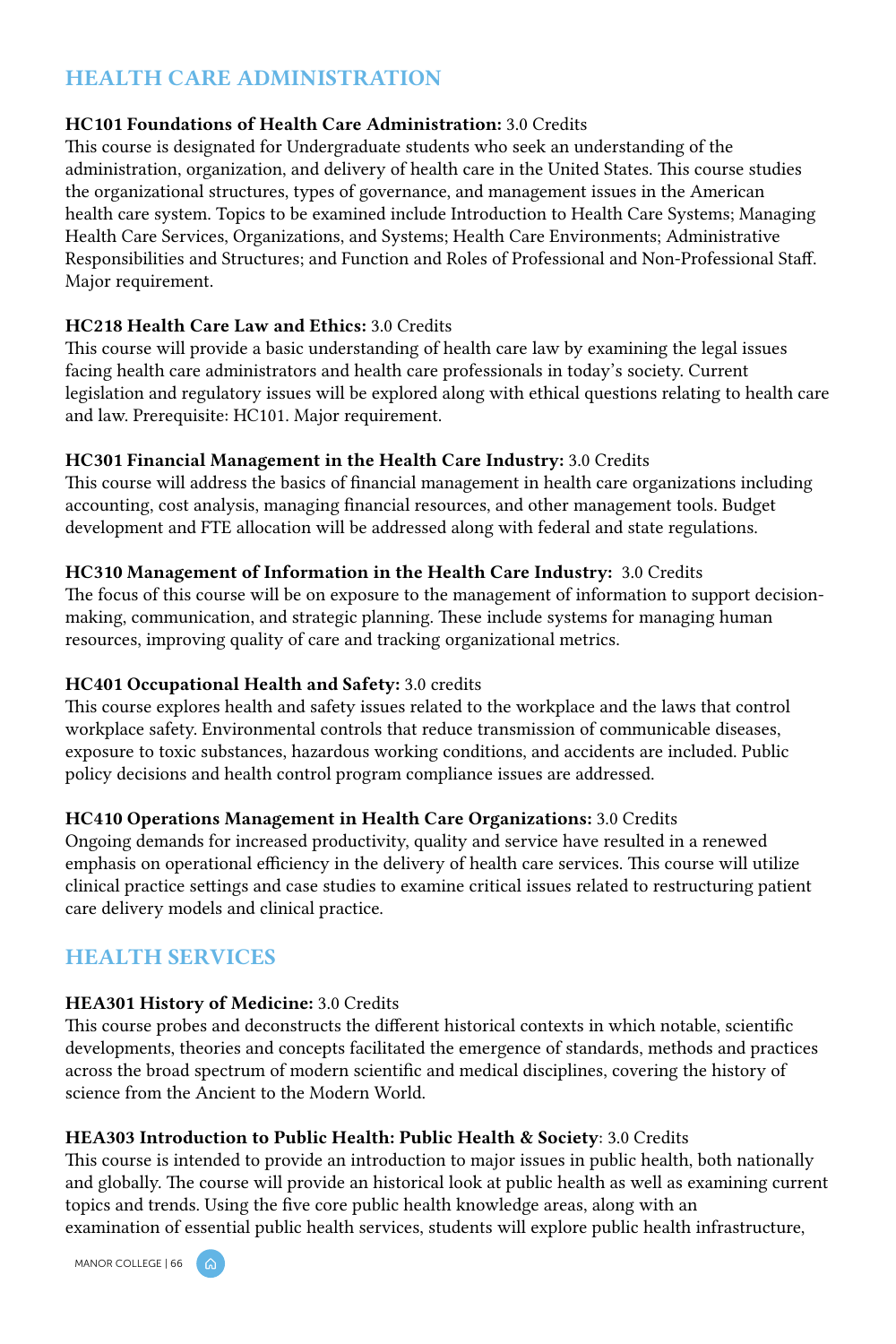## HEALTH CARE ADMINISTRATION

**HC101 Foundations of Health Care Administration:** 3.0 Credits
This course is designated for Undergraduate students who seek an understanding of the administration, organization, and delivery of health care in the United States. This course studies the organizational structures, types of governance, and management issues in the American health care system. Topics to be examined include Introduction to Health Care Systems; Managing Health Care Services, Organizations, and Systems; Health Care Environments; Administrative Responsibilities and Structures; and Function and Roles of Professional and Non-Professional Staff. Major requirement.

**HC218 Health Care Law and Ethics:** 3.0 Credits
This course will provide a basic understanding of health care law by examining the legal issues facing health care administrators and health care professionals in today's society. Current legislation and regulatory issues will be explored along with ethical questions relating to health care and law. Prerequisite: HC101. Major requirement.

**HC301 Financial Management in the Health Care Industry:** 3.0 Credits
This course will address the basics of financial management in health care organizations including accounting, cost analysis, managing financial resources, and other management tools. Budget development and FTE allocation will be addressed along with federal and state regulations.

**HC310 Management of Information in the Health Care Industry:** 3.0 Credits
The focus of this course will be on exposure to the management of information to support decision-making, communication, and strategic planning. These include systems for managing human resources, improving quality of care and tracking organizational metrics.

**HC401 Occupational Health and Safety:** 3.0 credits
This course explores health and safety issues related to the workplace and the laws that control workplace safety. Environmental controls that reduce transmission of communicable diseases, exposure to toxic substances, hazardous working conditions, and accidents are included. Public policy decisions and health control program compliance issues are addressed.

**HC410 Operations Management in Health Care Organizations:** 3.0 Credits
Ongoing demands for increased productivity, quality and service have resulted in a renewed emphasis on operational efficiency in the delivery of health care services. This course will utilize clinical practice settings and case studies to examine critical issues related to restructuring patient care delivery models and clinical practice.

## HEALTH SERVICES

**HEA301 History of Medicine:** 3.0 Credits
This course probes and deconstructs the different historical contexts in which notable, scientific developments, theories and concepts facilitated the emergence of standards, methods and practices across the broad spectrum of modern scientific and medical disciplines, covering the history of science from the Ancient to the Modern World.

**HEA303 Introduction to Public Health: Public Health & Society**: 3.0 Credits
This course is intended to provide an introduction to major issues in public health, both nationally and globally. The course will provide an historical look at public health as well as examining current topics and trends. Using the five core public health knowledge areas, along with an examination of essential public health services, students will explore public health infrastructure,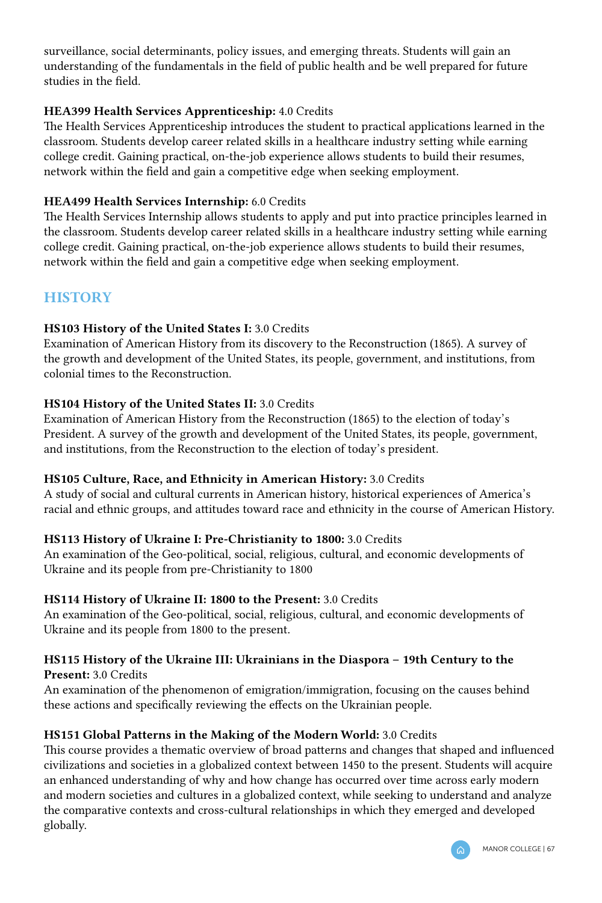surveillance, social determinants, policy issues, and emerging threats. Students will gain an understanding of the fundamentals in the field of public health and be well prepared for future studies in the field.

**HEA399 Health Services Apprenticeship:** 4.0 Credits
The Health Services Apprenticeship introduces the student to practical applications learned in the classroom. Students develop career related skills in a healthcare industry setting while earning college credit. Gaining practical, on-the-job experience allows students to build their resumes, network within the field and gain a competitive edge when seeking employment.

**HEA499 Health Services Internship:** 6.0 Credits
The Health Services Internship allows students to apply and put into practice principles learned in the classroom. Students develop career related skills in a healthcare industry setting while earning college credit. Gaining practical, on-the-job experience allows students to build their resumes, network within the field and gain a competitive edge when seeking employment.

## HISTORY

**HS103 History of the United States I:** 3.0 Credits
Examination of American History from its discovery to the Reconstruction (1865). A survey of the growth and development of the United States, its people, government, and institutions, from colonial times to the Reconstruction.

**HS104 History of the United States II:** 3.0 Credits
Examination of American History from the Reconstruction (1865) to the election of today's President. A survey of the growth and development of the United States, its people, government, and institutions, from the Reconstruction to the election of today's president.

**HS105 Culture, Race, and Ethnicity in American History:** 3.0 Credits
A study of social and cultural currents in American history, historical experiences of America's racial and ethnic groups, and attitudes toward race and ethnicity in the course of American History.

**HS113 History of Ukraine I: Pre-Christianity to 1800:** 3.0 Credits
An examination of the Geo-political, social, religious, cultural, and economic developments of Ukraine and its people from pre-Christianity to 1800

**HS114 History of Ukraine II: 1800 to the Present:** 3.0 Credits
An examination of the Geo-political, social, religious, cultural, and economic developments of Ukraine and its people from 1800 to the present.

**HS115 History of the Ukraine III: Ukrainians in the Diaspora – 19th Century to the Present:** 3.0 Credits
An examination of the phenomenon of emigration/immigration, focusing on the causes behind these actions and specifically reviewing the effects on the Ukrainian people.

**HS151 Global Patterns in the Making of the Modern World:** 3.0 Credits
This course provides a thematic overview of broad patterns and changes that shaped and influenced civilizations and societies in a globalized context between 1450 to the present. Students will acquire an enhanced understanding of why and how change has occurred over time across early modern and modern societies and cultures in a globalized context, while seeking to understand and analyze the comparative contexts and cross-cultural relationships in which they emerged and developed globally.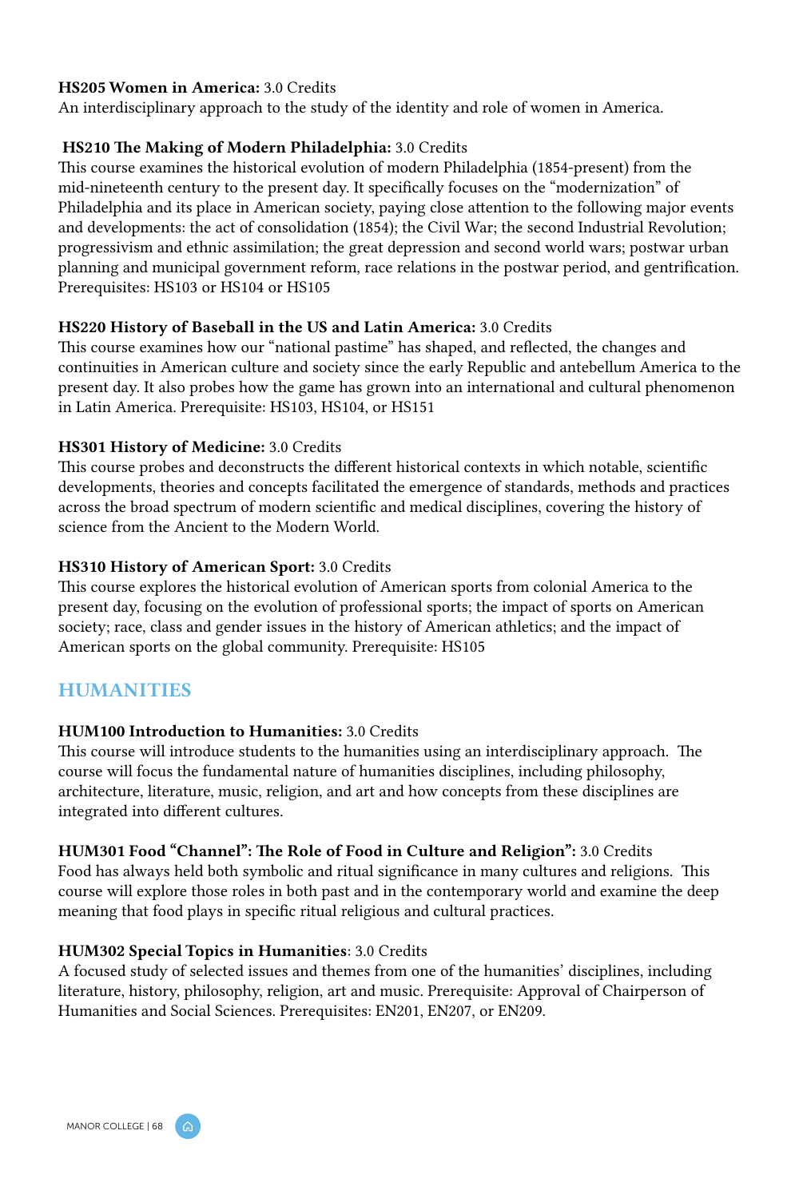**HS205 Women in America:** 3.0 Credits
An interdisciplinary approach to the study of the identity and role of women in America.

**HS210 The Making of Modern Philadelphia:** 3.0 Credits
This course examines the historical evolution of modern Philadelphia (1854-present) from the mid-nineteenth century to the present day. It specifically focuses on the "modernization" of Philadelphia and its place in American society, paying close attention to the following major events and developments: the act of consolidation (1854); the Civil War; the second Industrial Revolution; progressivism and ethnic assimilation; the great depression and second world wars; postwar urban planning and municipal government reform, race relations in the postwar period, and gentrification. Prerequisites: HS103 or HS104 or HS105

**HS220 History of Baseball in the US and Latin America:** 3.0 Credits
This course examines how our "national pastime" has shaped, and reflected, the changes and continuities in American culture and society since the early Republic and antebellum America to the present day. It also probes how the game has grown into an international and cultural phenomenon in Latin America. Prerequisite: HS103, HS104, or HS151

**HS301 History of Medicine:** 3.0 Credits
This course probes and deconstructs the different historical contexts in which notable, scientific developments, theories and concepts facilitated the emergence of standards, methods and practices across the broad spectrum of modern scientific and medical disciplines, covering the history of science from the Ancient to the Modern World.

**HS310 History of American Sport:** 3.0 Credits
This course explores the historical evolution of American sports from colonial America to the present day, focusing on the evolution of professional sports; the impact of sports on American society; race, class and gender issues in the history of American athletics; and the impact of American sports on the global community. Prerequisite: HS105

## HUMANITIES

**HUM100 Introduction to Humanities:** 3.0 Credits
This course will introduce students to the humanities using an interdisciplinary approach. The course will focus the fundamental nature of humanities disciplines, including philosophy, architecture, literature, music, religion, and art and how concepts from these disciplines are integrated into different cultures.

**HUM301 Food "Channel": The Role of Food in Culture and Religion":** 3.0 Credits
Food has always held both symbolic and ritual significance in many cultures and religions. This course will explore those roles in both past and in the contemporary world and examine the deep meaning that food plays in specific ritual religious and cultural practices.

**HUM302 Special Topics in Humanities**: 3.0 Credits
A focused study of selected issues and themes from one of the humanities' disciplines, including literature, history, philosophy, religion, art and music. Prerequisite: Approval of Chairperson of Humanities and Social Sciences. Prerequisites: EN201, EN207, or EN209.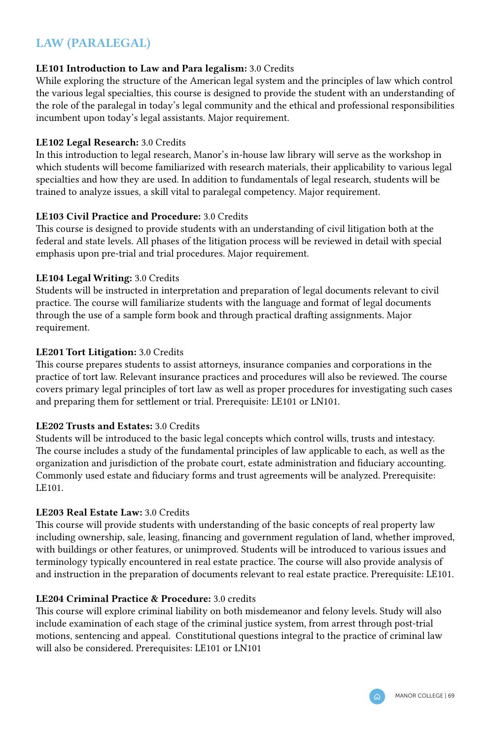## LAW (PARALEGAL)

**LE101 Introduction to Law and Para legalism:** 3.0 Credits
While exploring the structure of the American legal system and the principles of law which control the various legal specialties, this course is designed to provide the student with an understanding of the role of the paralegal in today's legal community and the ethical and professional responsibilities incumbent upon today's legal assistants. Major requirement.

**LE102 Legal Research:** 3.0 Credits
In this introduction to legal research, Manor's in-house law library will serve as the workshop in which students will become familiarized with research materials, their applicability to various legal specialties and how they are used. In addition to fundamentals of legal research, students will be trained to analyze issues, a skill vital to paralegal competency. Major requirement.

**LE103 Civil Practice and Procedure:** 3.0 Credits
This course is designed to provide students with an understanding of civil litigation both at the federal and state levels. All phases of the litigation process will be reviewed in detail with special emphasis upon pre-trial and trial procedures. Major requirement.

**LE104 Legal Writing:** 3.0 Credits
Students will be instructed in interpretation and preparation of legal documents relevant to civil practice. The course will familiarize students with the language and format of legal documents through the use of a sample form book and through practical drafting assignments. Major requirement.

**LE201 Tort Litigation:** 3.0 Credits
This course prepares students to assist attorneys, insurance companies and corporations in the practice of tort law. Relevant insurance practices and procedures will also be reviewed. The course covers primary legal principles of tort law as well as proper procedures for investigating such cases and preparing them for settlement or trial. Prerequisite: LE101 or LN101.

**LE202 Trusts and Estates:** 3.0 Credits
Students will be introduced to the basic legal concepts which control wills, trusts and intestacy. The course includes a study of the fundamental principles of law applicable to each, as well as the organization and jurisdiction of the probate court, estate administration and fiduciary accounting. Commonly used estate and fiduciary forms and trust agreements will be analyzed. Prerequisite: LE101.

**LE203 Real Estate Law:** 3.0 Credits
This course will provide students with understanding of the basic concepts of real property law including ownership, sale, leasing, financing and government regulation of land, whether improved, with buildings or other features, or unimproved. Students will be introduced to various issues and terminology typically encountered in real estate practice. The course will also provide analysis of and instruction in the preparation of documents relevant to real estate practice. Prerequisite: LE101.

**LE204 Criminal Practice & Procedure:** 3.0 credits
This course will explore criminal liability on both misdemeanor and felony levels. Study will also include examination of each stage of the criminal justice system, from arrest through post-trial motions, sentencing and appeal. Constitutional questions integral to the practice of criminal law will also be considered. Prerequisites: LE101 or LN101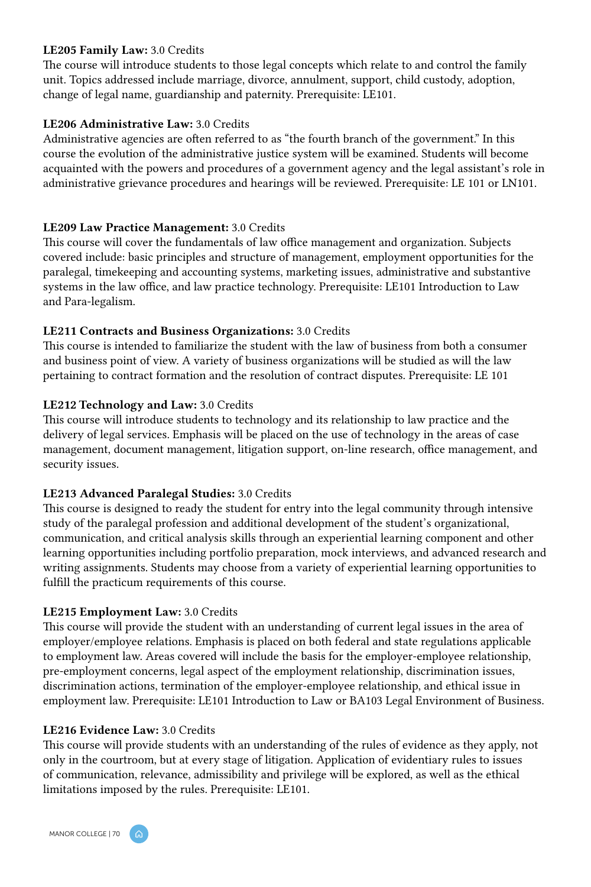**LE205 Family Law:** 3.0 Credits
The course will introduce students to those legal concepts which relate to and control the family unit. Topics addressed include marriage, divorce, annulment, support, child custody, adoption, change of legal name, guardianship and paternity. Prerequisite: LE101.

**LE206 Administrative Law:** 3.0 Credits
Administrative agencies are often referred to as "the fourth branch of the government." In this course the evolution of the administrative justice system will be examined. Students will become acquainted with the powers and procedures of a government agency and the legal assistant's role in administrative grievance procedures and hearings will be reviewed. Prerequisite: LE 101 or LN101.

**LE209 Law Practice Management:** 3.0 Credits
This course will cover the fundamentals of law office management and organization. Subjects covered include: basic principles and structure of management, employment opportunities for the paralegal, timekeeping and accounting systems, marketing issues, administrative and substantive systems in the law office, and law practice technology. Prerequisite: LE101 Introduction to Law and Para-legalism.

**LE211 Contracts and Business Organizations:** 3.0 Credits
This course is intended to familiarize the student with the law of business from both a consumer and business point of view. A variety of business organizations will be studied as will the law pertaining to contract formation and the resolution of contract disputes. Prerequisite: LE 101

**LE212 Technology and Law:** 3.0 Credits
This course will introduce students to technology and its relationship to law practice and the delivery of legal services. Emphasis will be placed on the use of technology in the areas of case management, document management, litigation support, on-line research, office management, and security issues.

**LE213 Advanced Paralegal Studies:** 3.0 Credits
This course is designed to ready the student for entry into the legal community through intensive study of the paralegal profession and additional development of the student's organizational, communication, and critical analysis skills through an experiential learning component and other learning opportunities including portfolio preparation, mock interviews, and advanced research and writing assignments. Students may choose from a variety of experiential learning opportunities to fulfill the practicum requirements of this course.

**LE215 Employment Law:** 3.0 Credits
This course will provide the student with an understanding of current legal issues in the area of employer/employee relations. Emphasis is placed on both federal and state regulations applicable to employment law. Areas covered will include the basis for the employer-employee relationship, pre-employment concerns, legal aspect of the employment relationship, discrimination issues, discrimination actions, termination of the employer-employee relationship, and ethical issue in employment law. Prerequisite: LE101 Introduction to Law or BA103 Legal Environment of Business.

**LE216 Evidence Law:** 3.0 Credits
This course will provide students with an understanding of the rules of evidence as they apply, not only in the courtroom, but at every stage of litigation. Application of evidentiary rules to issues of communication, relevance, admissibility and privilege will be explored, as well as the ethical limitations imposed by the rules. Prerequisite: LE101.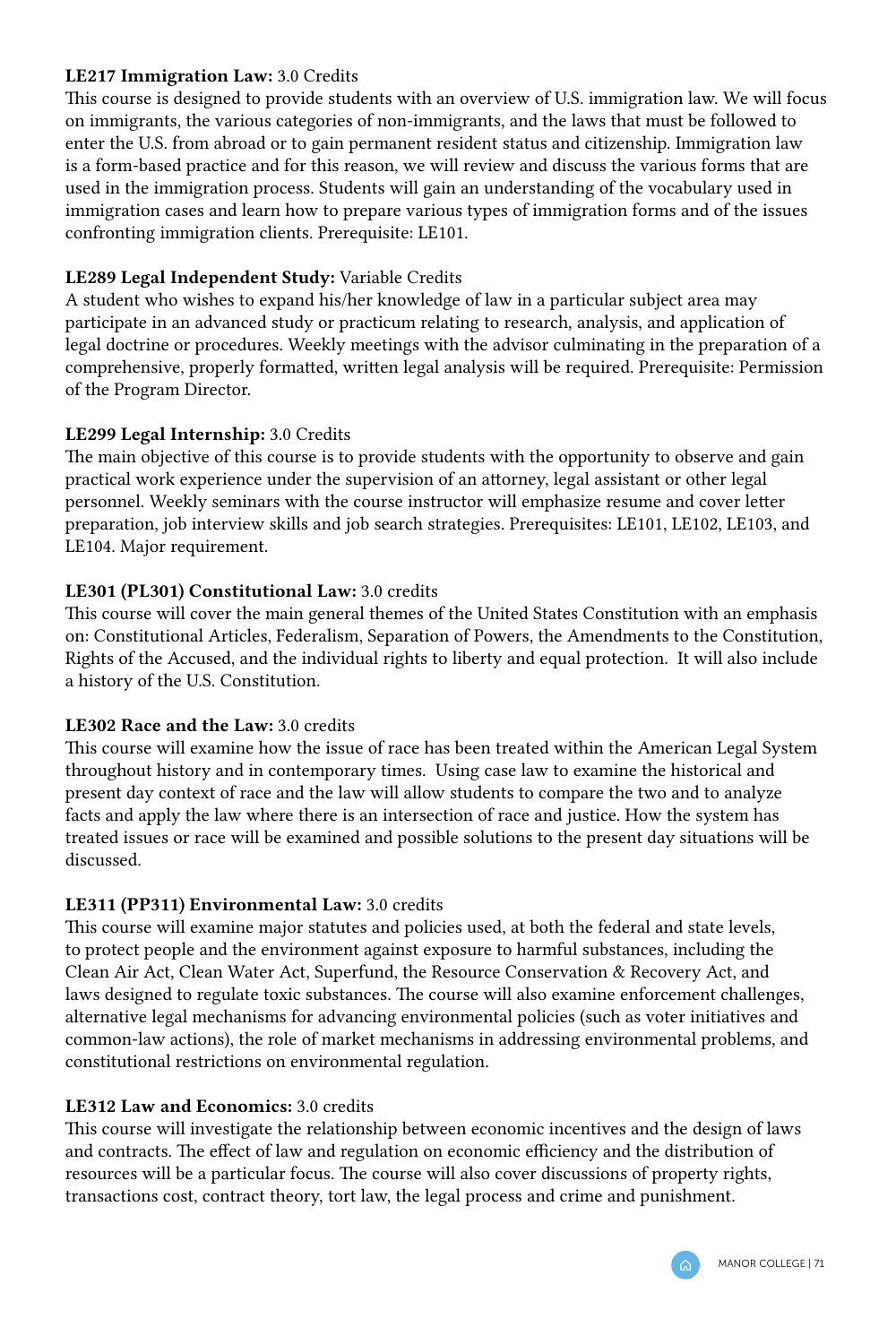**LE217 Immigration Law:** 3.0 Credits
This course is designed to provide students with an overview of U.S. immigration law. We will focus on immigrants, the various categories of non-immigrants, and the laws that must be followed to enter the U.S. from abroad or to gain permanent resident status and citizenship. Immigration law is a form-based practice and for this reason, we will review and discuss the various forms that are used in the immigration process. Students will gain an understanding of the vocabulary used in immigration cases and learn how to prepare various types of immigration forms and of the issues confronting immigration clients. Prerequisite: LE101.

**LE289 Legal Independent Study:** Variable Credits
A student who wishes to expand his/her knowledge of law in a particular subject area may participate in an advanced study or practicum relating to research, analysis, and application of legal doctrine or procedures. Weekly meetings with the advisor culminating in the preparation of a comprehensive, properly formatted, written legal analysis will be required. Prerequisite: Permission of the Program Director.

**LE299 Legal Internship:** 3.0 Credits
The main objective of this course is to provide students with the opportunity to observe and gain practical work experience under the supervision of an attorney, legal assistant or other legal personnel. Weekly seminars with the course instructor will emphasize resume and cover letter preparation, job interview skills and job search strategies. Prerequisites: LE101, LE102, LE103, and LE104. Major requirement.

**LE301 (PL301) Constitutional Law:** 3.0 credits
This course will cover the main general themes of the United States Constitution with an emphasis on: Constitutional Articles, Federalism, Separation of Powers, the Amendments to the Constitution, Rights of the Accused, and the individual rights to liberty and equal protection. It will also include a history of the U.S. Constitution.

**LE302 Race and the Law:** 3.0 credits
This course will examine how the issue of race has been treated within the American Legal System throughout history and in contemporary times. Using case law to examine the historical and present day context of race and the law will allow students to compare the two and to analyze facts and apply the law where there is an intersection of race and justice. How the system has treated issues or race will be examined and possible solutions to the present day situations will be discussed.

**LE311 (PP311) Environmental Law:** 3.0 credits
This course will examine major statutes and policies used, at both the federal and state levels, to protect people and the environment against exposure to harmful substances, including the Clean Air Act, Clean Water Act, Superfund, the Resource Conservation & Recovery Act, and laws designed to regulate toxic substances. The course will also examine enforcement challenges, alternative legal mechanisms for advancing environmental policies (such as voter initiatives and common-law actions), the role of market mechanisms in addressing environmental problems, and constitutional restrictions on environmental regulation.

**LE312 Law and Economics:** 3.0 credits
This course will investigate the relationship between economic incentives and the design of laws and contracts. The effect of law and regulation on economic efficiency and the distribution of resources will be a particular focus. The course will also cover discussions of property rights, transactions cost, contract theory, tort law, the legal process and crime and punishment.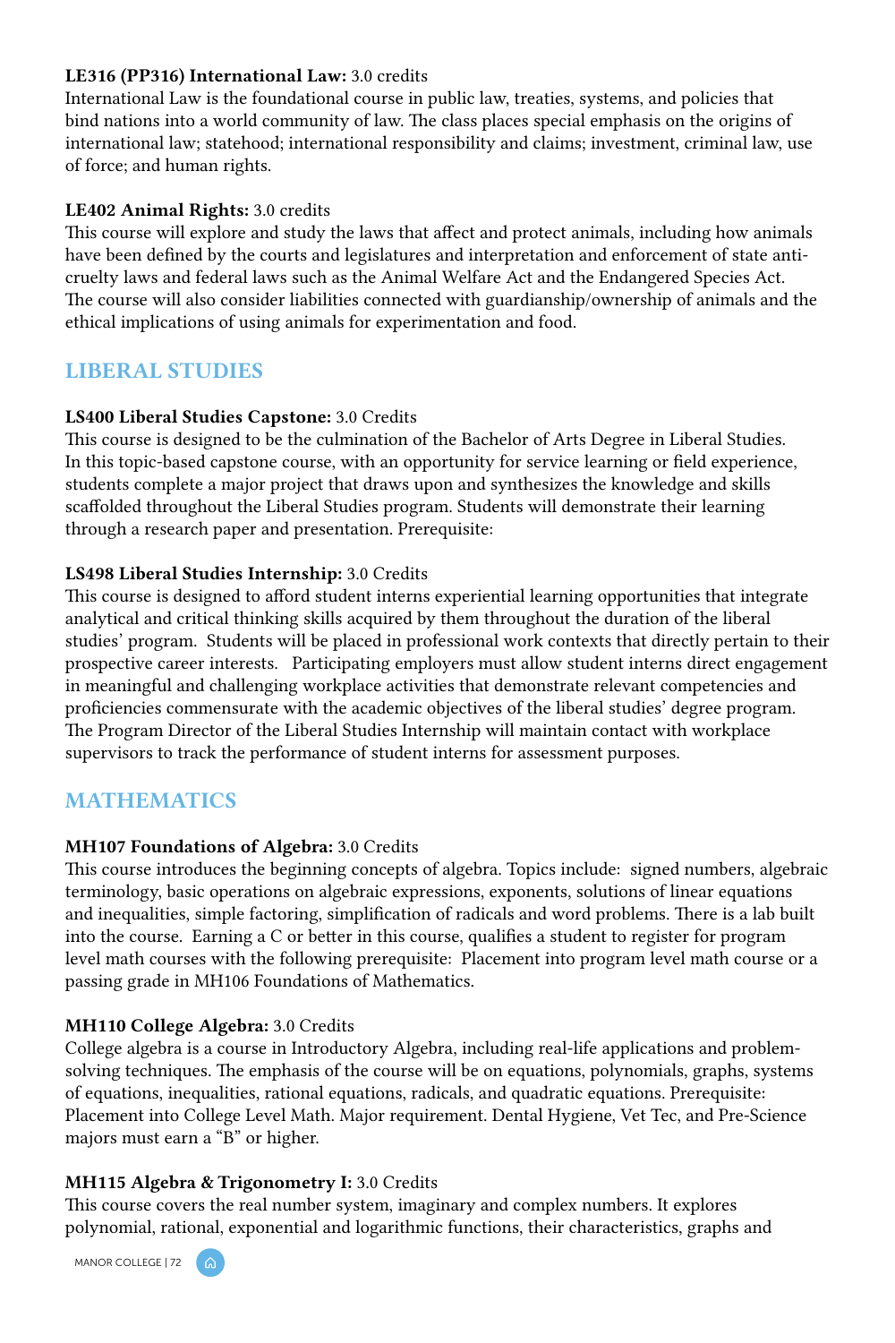**LE316 (PP316) International Law:** 3.0 credits
International Law is the foundational course in public law, treaties, systems, and policies that bind nations into a world community of law. The class places special emphasis on the origins of international law; statehood; international responsibility and claims; investment, criminal law, use of force; and human rights.

**LE402 Animal Rights:** 3.0 credits
This course will explore and study the laws that affect and protect animals, including how animals have been defined by the courts and legislatures and interpretation and enforcement of state anti-cruelty laws and federal laws such as the Animal Welfare Act and the Endangered Species Act. The course will also consider liabilities connected with guardianship/ownership of animals and the ethical implications of using animals for experimentation and food.

## LIBERAL STUDIES

**LS400 Liberal Studies Capstone:** 3.0 Credits
This course is designed to be the culmination of the Bachelor of Arts Degree in Liberal Studies. In this topic-based capstone course, with an opportunity for service learning or field experience, students complete a major project that draws upon and synthesizes the knowledge and skills scaffolded throughout the Liberal Studies program. Students will demonstrate their learning through a research paper and presentation. Prerequisite:

**LS498 Liberal Studies Internship:** 3.0 Credits
This course is designed to afford student interns experiential learning opportunities that integrate analytical and critical thinking skills acquired by them throughout the duration of the liberal studies' program. Students will be placed in professional work contexts that directly pertain to their prospective career interests. Participating employers must allow student interns direct engagement in meaningful and challenging workplace activities that demonstrate relevant competencies and proficiencies commensurate with the academic objectives of the liberal studies' degree program. The Program Director of the Liberal Studies Internship will maintain contact with workplace supervisors to track the performance of student interns for assessment purposes.

## MATHEMATICS

**MH107 Foundations of Algebra:** 3.0 Credits
This course introduces the beginning concepts of algebra. Topics include: signed numbers, algebraic terminology, basic operations on algebraic expressions, exponents, solutions of linear equations and inequalities, simple factoring, simplification of radicals and word problems. There is a lab built into the course. Earning a C or better in this course, qualifies a student to register for program level math courses with the following prerequisite: Placement into program level math course or a passing grade in MH106 Foundations of Mathematics.

**MH110 College Algebra:** 3.0 Credits
College algebra is a course in Introductory Algebra, including real-life applications and problem-solving techniques. The emphasis of the course will be on equations, polynomials, graphs, systems of equations, inequalities, rational equations, radicals, and quadratic equations. Prerequisite: Placement into College Level Math. Major requirement. Dental Hygiene, Vet Tec, and Pre-Science majors must earn a "B" or higher.

**MH115 Algebra & Trigonometry I:** 3.0 Credits
This course covers the real number system, imaginary and complex numbers. It explores polynomial, rational, exponential and logarithmic functions, their characteristics, graphs and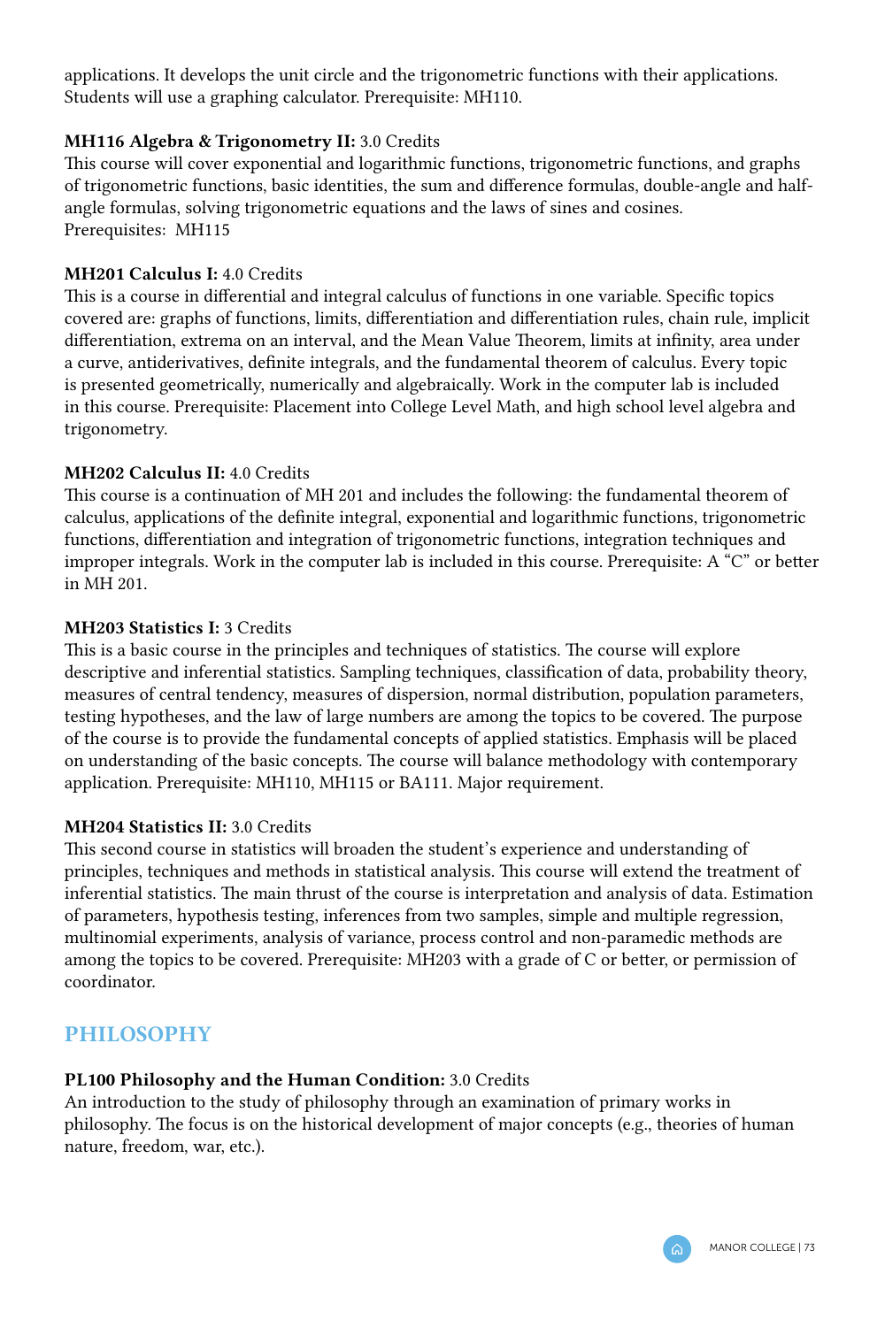applications. It develops the unit circle and the trigonometric functions with their applications. Students will use a graphing calculator. Prerequisite: MH110.

**MH116 Algebra & Trigonometry II:** 3.0 Credits
This course will cover exponential and logarithmic functions, trigonometric functions, and graphs of trigonometric functions, basic identities, the sum and difference formulas, double-angle and half-angle formulas, solving trigonometric equations and the laws of sines and cosines.
Prerequisites: MH115

**MH201 Calculus I:** 4.0 Credits
This is a course in differential and integral calculus of functions in one variable. Specific topics covered are: graphs of functions, limits, differentiation and differentiation rules, chain rule, implicit differentiation, extrema on an interval, and the Mean Value Theorem, limits at infinity, area under a curve, antiderivatives, definite integrals, and the fundamental theorem of calculus. Every topic is presented geometrically, numerically and algebraically. Work in the computer lab is included in this course. Prerequisite: Placement into College Level Math, and high school level algebra and trigonometry.

**MH202 Calculus II:** 4.0 Credits
This course is a continuation of MH 201 and includes the following: the fundamental theorem of calculus, applications of the definite integral, exponential and logarithmic functions, trigonometric functions, differentiation and integration of trigonometric functions, integration techniques and improper integrals. Work in the computer lab is included in this course. Prerequisite: A "C" or better in MH 201.

**MH203 Statistics I:** 3 Credits
This is a basic course in the principles and techniques of statistics. The course will explore descriptive and inferential statistics. Sampling techniques, classification of data, probability theory, measures of central tendency, measures of dispersion, normal distribution, population parameters, testing hypotheses, and the law of large numbers are among the topics to be covered. The purpose of the course is to provide the fundamental concepts of applied statistics. Emphasis will be placed on understanding of the basic concepts. The course will balance methodology with contemporary application. Prerequisite: MH110, MH115 or BA111. Major requirement.

**MH204 Statistics II:** 3.0 Credits
This second course in statistics will broaden the student's experience and understanding of principles, techniques and methods in statistical analysis. This course will extend the treatment of inferential statistics. The main thrust of the course is interpretation and analysis of data. Estimation of parameters, hypothesis testing, inferences from two samples, simple and multiple regression, multinomial experiments, analysis of variance, process control and non-paramedic methods are among the topics to be covered. Prerequisite: MH203 with a grade of C or better, or permission of coordinator.

## PHILOSOPHY

**PL100 Philosophy and the Human Condition:** 3.0 Credits
An introduction to the study of philosophy through an examination of primary works in philosophy. The focus is on the historical development of major concepts (e.g., theories of human nature, freedom, war, etc.).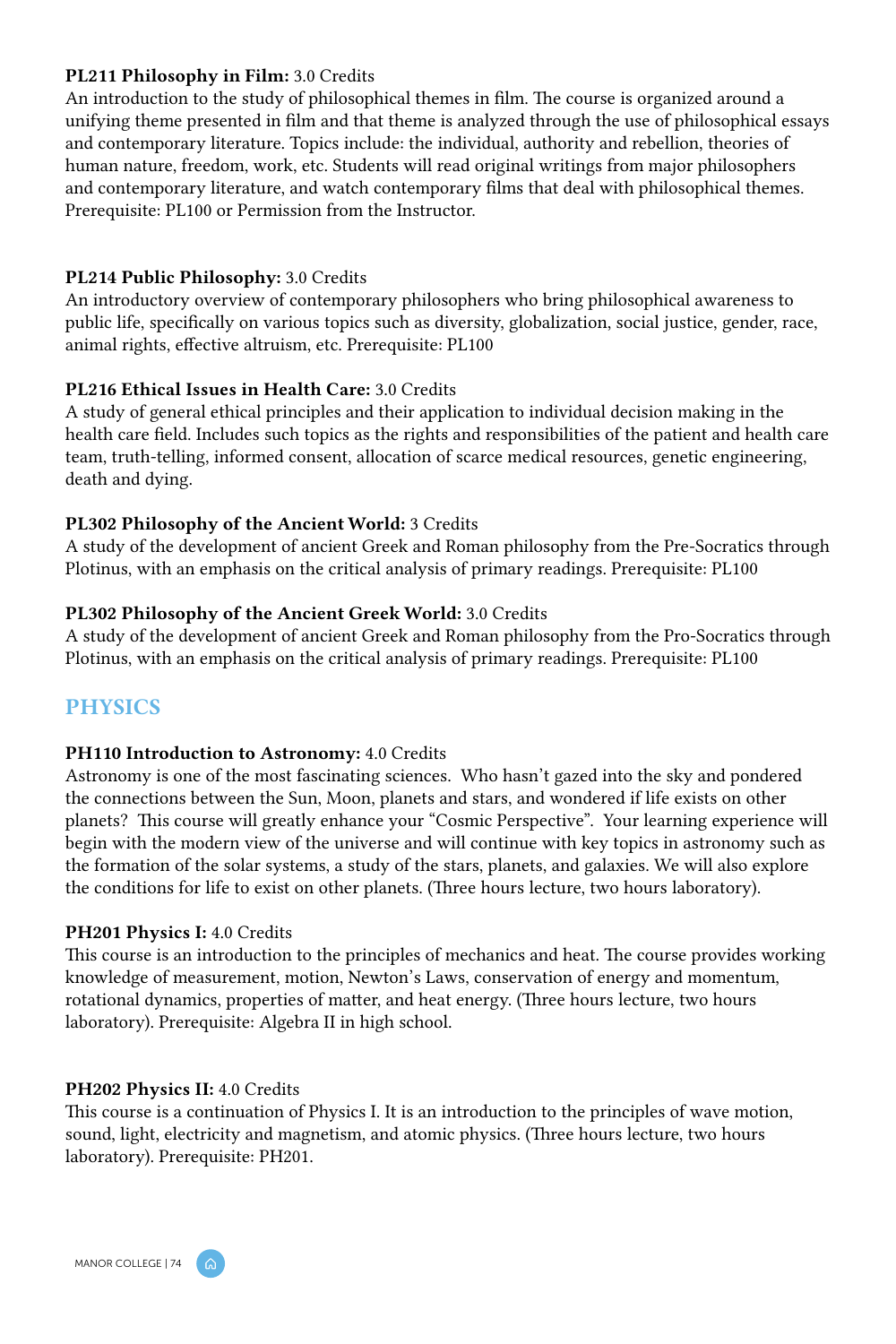**PL211 Philosophy in Film:** 3.0 Credits
An introduction to the study of philosophical themes in film. The course is organized around a unifying theme presented in film and that theme is analyzed through the use of philosophical essays and contemporary literature. Topics include: the individual, authority and rebellion, theories of human nature, freedom, work, etc. Students will read original writings from major philosophers and contemporary literature, and watch contemporary films that deal with philosophical themes. Prerequisite: PL100 or Permission from the Instructor.

**PL214 Public Philosophy:** 3.0 Credits
An introductory overview of contemporary philosophers who bring philosophical awareness to public life, specifically on various topics such as diversity, globalization, social justice, gender, race, animal rights, effective altruism, etc. Prerequisite: PL100

**PL216 Ethical Issues in Health Care:** 3.0 Credits
A study of general ethical principles and their application to individual decision making in the health care field. Includes such topics as the rights and responsibilities of the patient and health care team, truth-telling, informed consent, allocation of scarce medical resources, genetic engineering, death and dying.

**PL302 Philosophy of the Ancient World:** 3 Credits
A study of the development of ancient Greek and Roman philosophy from the Pre-Socratics through Plotinus, with an emphasis on the critical analysis of primary readings. Prerequisite: PL100

**PL302 Philosophy of the Ancient Greek World:** 3.0 Credits
A study of the development of ancient Greek and Roman philosophy from the Pro-Socratics through Plotinus, with an emphasis on the critical analysis of primary readings. Prerequisite: PL100

## PHYSICS

**PH110 Introduction to Astronomy:** 4.0 Credits
Astronomy is one of the most fascinating sciences. Who hasn't gazed into the sky and pondered the connections between the Sun, Moon, planets and stars, and wondered if life exists on other planets? This course will greatly enhance your "Cosmic Perspective". Your learning experience will begin with the modern view of the universe and will continue with key topics in astronomy such as the formation of the solar systems, a study of the stars, planets, and galaxies. We will also explore the conditions for life to exist on other planets. (Three hours lecture, two hours laboratory).

**PH201 Physics I:** 4.0 Credits
This course is an introduction to the principles of mechanics and heat. The course provides working knowledge of measurement, motion, Newton's Laws, conservation of energy and momentum, rotational dynamics, properties of matter, and heat energy. (Three hours lecture, two hours laboratory). Prerequisite: Algebra II in high school.

**PH202 Physics II:** 4.0 Credits
This course is a continuation of Physics I. It is an introduction to the principles of wave motion, sound, light, electricity and magnetism, and atomic physics. (Three hours lecture, two hours laboratory). Prerequisite: PH201.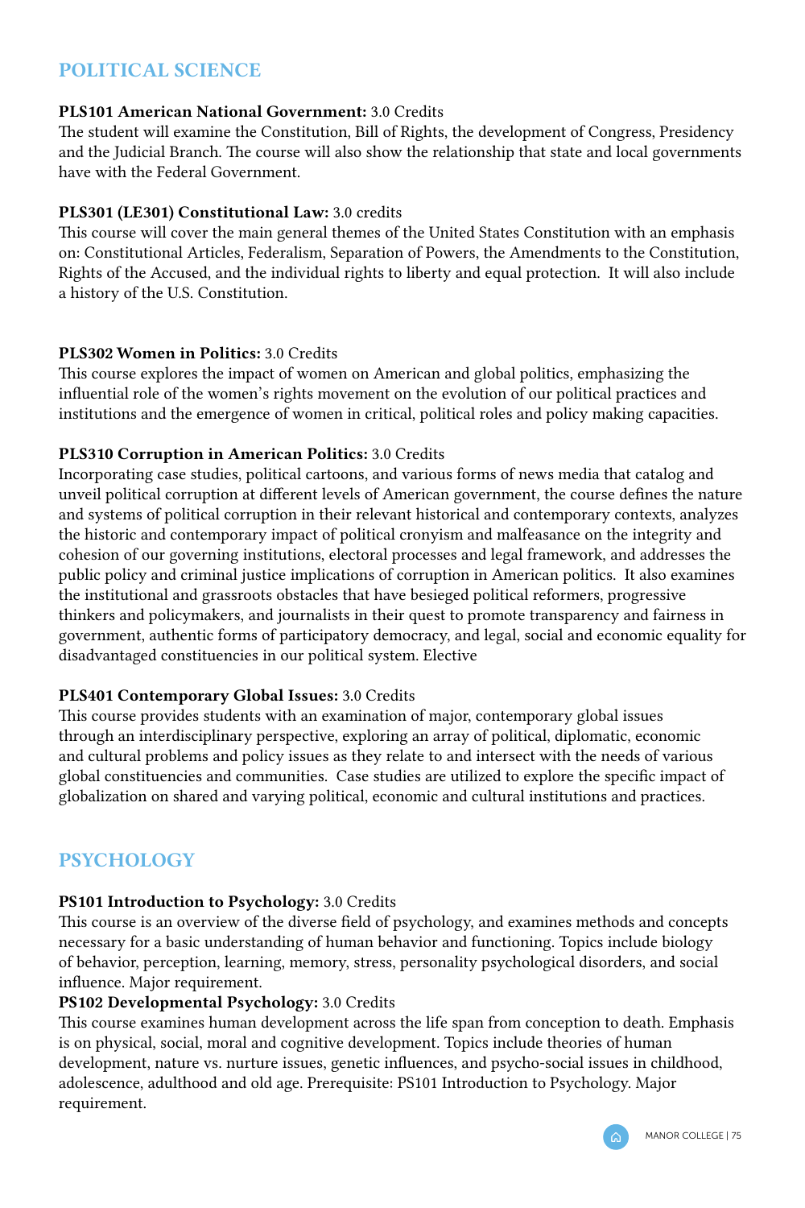## POLITICAL SCIENCE

**PLS101 American National Government:** 3.0 Credits
The student will examine the Constitution, Bill of Rights, the development of Congress, Presidency and the Judicial Branch. The course will also show the relationship that state and local governments have with the Federal Government.

**PLS301 (LE301) Constitutional Law:** 3.0 credits
This course will cover the main general themes of the United States Constitution with an emphasis on: Constitutional Articles, Federalism, Separation of Powers, the Amendments to the Constitution, Rights of the Accused, and the individual rights to liberty and equal protection. It will also include a history of the U.S. Constitution.

**PLS302 Women in Politics:** 3.0 Credits
This course explores the impact of women on American and global politics, emphasizing the influential role of the women's rights movement on the evolution of our political practices and institutions and the emergence of women in critical, political roles and policy making capacities.

**PLS310 Corruption in American Politics:** 3.0 Credits
Incorporating case studies, political cartoons, and various forms of news media that catalog and unveil political corruption at different levels of American government, the course defines the nature and systems of political corruption in their relevant historical and contemporary contexts, analyzes the historic and contemporary impact of political cronyism and malfeasance on the integrity and cohesion of our governing institutions, electoral processes and legal framework, and addresses the public policy and criminal justice implications of corruption in American politics. It also examines the institutional and grassroots obstacles that have besieged political reformers, progressive thinkers and policymakers, and journalists in their quest to promote transparency and fairness in government, authentic forms of participatory democracy, and legal, social and economic equality for disadvantaged constituencies in our political system. Elective

**PLS401 Contemporary Global Issues:** 3.0 Credits
This course provides students with an examination of major, contemporary global issues through an interdisciplinary perspective, exploring an array of political, diplomatic, economic and cultural problems and policy issues as they relate to and intersect with the needs of various global constituencies and communities. Case studies are utilized to explore the specific impact of globalization on shared and varying political, economic and cultural institutions and practices.

## PSYCHOLOGY

**PS101 Introduction to Psychology:** 3.0 Credits
This course is an overview of the diverse field of psychology, and examines methods and concepts necessary for a basic understanding of human behavior and functioning. Topics include biology of behavior, perception, learning, memory, stress, personality psychological disorders, and social influence. Major requirement.

**PS102 Developmental Psychology:** 3.0 Credits
This course examines human development across the life span from conception to death. Emphasis is on physical, social, moral and cognitive development. Topics include theories of human development, nature vs. nurture issues, genetic influences, and psycho-social issues in childhood, adolescence, adulthood and old age. Prerequisite: PS101 Introduction to Psychology. Major requirement.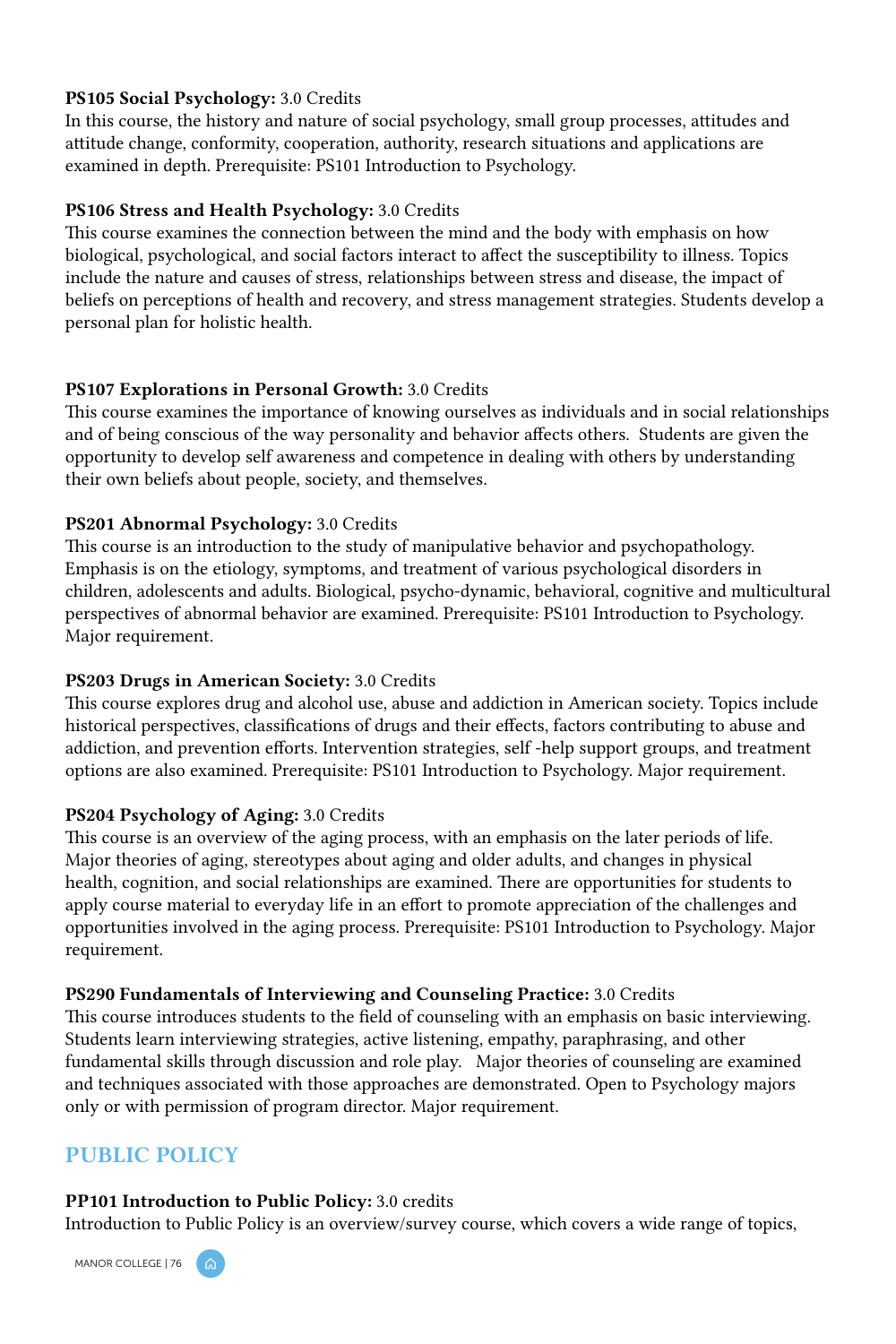**PS105 Social Psychology:** 3.0 Credits
In this course, the history and nature of social psychology, small group processes, attitudes and attitude change, conformity, cooperation, authority, research situations and applications are examined in depth. Prerequisite: PS101 Introduction to Psychology.

**PS106 Stress and Health Psychology:** 3.0 Credits
This course examines the connection between the mind and the body with emphasis on how biological, psychological, and social factors interact to affect the susceptibility to illness. Topics include the nature and causes of stress, relationships between stress and disease, the impact of beliefs on perceptions of health and recovery, and stress management strategies. Students develop a personal plan for holistic health.

**PS107 Explorations in Personal Growth:** 3.0 Credits
This course examines the importance of knowing ourselves as individuals and in social relationships and of being conscious of the way personality and behavior affects others. Students are given the opportunity to develop self awareness and competence in dealing with others by understanding their own beliefs about people, society, and themselves.

**PS201 Abnormal Psychology:** 3.0 Credits
This course is an introduction to the study of manipulative behavior and psychopathology. Emphasis is on the etiology, symptoms, and treatment of various psychological disorders in children, adolescents and adults. Biological, psycho-dynamic, behavioral, cognitive and multicultural perspectives of abnormal behavior are examined. Prerequisite: PS101 Introduction to Psychology. Major requirement.

**PS203 Drugs in American Society:** 3.0 Credits
This course explores drug and alcohol use, abuse and addiction in American society. Topics include historical perspectives, classifications of drugs and their effects, factors contributing to abuse and addiction, and prevention efforts. Intervention strategies, self -help support groups, and treatment options are also examined. Prerequisite: PS101 Introduction to Psychology. Major requirement.

**PS204 Psychology of Aging:** 3.0 Credits
This course is an overview of the aging process, with an emphasis on the later periods of life. Major theories of aging, stereotypes about aging and older adults, and changes in physical health, cognition, and social relationships are examined. There are opportunities for students to apply course material to everyday life in an effort to promote appreciation of the challenges and opportunities involved in the aging process. Prerequisite: PS101 Introduction to Psychology. Major requirement.

**PS290 Fundamentals of Interviewing and Counseling Practice:** 3.0 Credits
This course introduces students to the field of counseling with an emphasis on basic interviewing. Students learn interviewing strategies, active listening, empathy, paraphrasing, and other fundamental skills through discussion and role play. Major theories of counseling are examined and techniques associated with those approaches are demonstrated. Open to Psychology majors only or with permission of program director. Major requirement.

## PUBLIC POLICY

**PP101 Introduction to Public Policy:** 3.0 credits
Introduction to Public Policy is an overview/survey course, which covers a wide range of topics,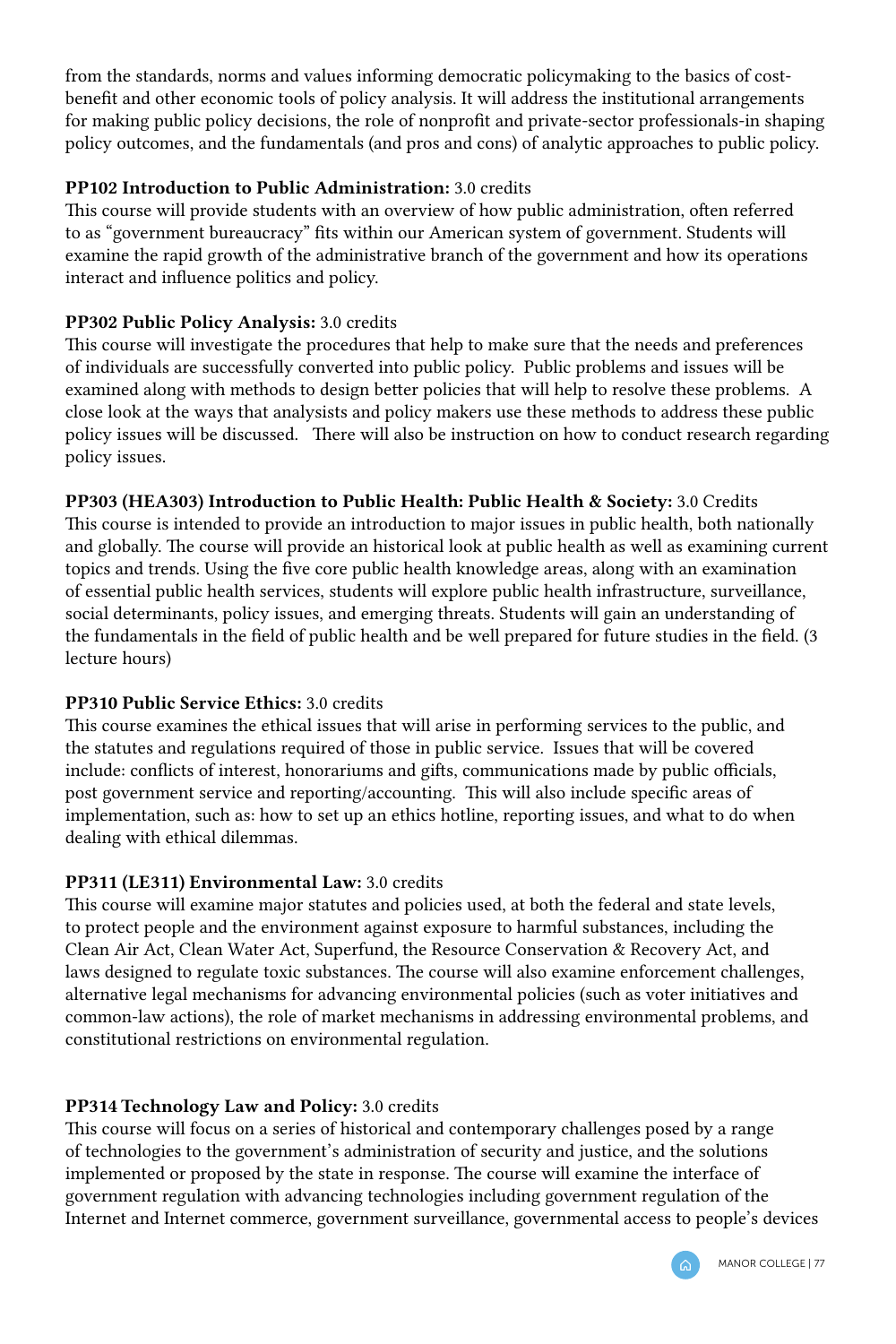from the standards, norms and values informing democratic policymaking to the basics of cost-benefit and other economic tools of policy analysis. It will address the institutional arrangements for making public policy decisions, the role of nonprofit and private-sector professionals-in shaping policy outcomes, and the fundamentals (and pros and cons) of analytic approaches to public policy.

**PP102 Introduction to Public Administration:** 3.0 credits
This course will provide students with an overview of how public administration, often referred to as "government bureaucracy" fits within our American system of government. Students will examine the rapid growth of the administrative branch of the government and how its operations interact and influence politics and policy.

**PP302 Public Policy Analysis:** 3.0 credits
This course will investigate the procedures that help to make sure that the needs and preferences of individuals are successfully converted into public policy. Public problems and issues will be examined along with methods to design better policies that will help to resolve these problems. A close look at the ways that analysists and policy makers use these methods to address these public policy issues will be discussed. There will also be instruction on how to conduct research regarding policy issues.

**PP303 (HEA303) Introduction to Public Health: Public Health & Society:** 3.0 Credits
This course is intended to provide an introduction to major issues in public health, both nationally and globally. The course will provide an historical look at public health as well as examining current topics and trends. Using the five core public health knowledge areas, along with an examination of essential public health services, students will explore public health infrastructure, surveillance, social determinants, policy issues, and emerging threats. Students will gain an understanding of the fundamentals in the field of public health and be well prepared for future studies in the field. (3 lecture hours)

**PP310 Public Service Ethics:** 3.0 credits
This course examines the ethical issues that will arise in performing services to the public, and the statutes and regulations required of those in public service. Issues that will be covered include: conflicts of interest, honorariums and gifts, communications made by public officials, post government service and reporting/accounting. This will also include specific areas of implementation, such as: how to set up an ethics hotline, reporting issues, and what to do when dealing with ethical dilemmas.

**PP311 (LE311) Environmental Law:** 3.0 credits
This course will examine major statutes and policies used, at both the federal and state levels, to protect people and the environment against exposure to harmful substances, including the Clean Air Act, Clean Water Act, Superfund, the Resource Conservation & Recovery Act, and laws designed to regulate toxic substances. The course will also examine enforcement challenges, alternative legal mechanisms for advancing environmental policies (such as voter initiatives and common-law actions), the role of market mechanisms in addressing environmental problems, and constitutional restrictions on environmental regulation.

**PP314 Technology Law and Policy:** 3.0 credits
This course will focus on a series of historical and contemporary challenges posed by a range of technologies to the government's administration of security and justice, and the solutions implemented or proposed by the state in response. The course will examine the interface of government regulation with advancing technologies including government regulation of the Internet and Internet commerce, government surveillance, governmental access to people's devices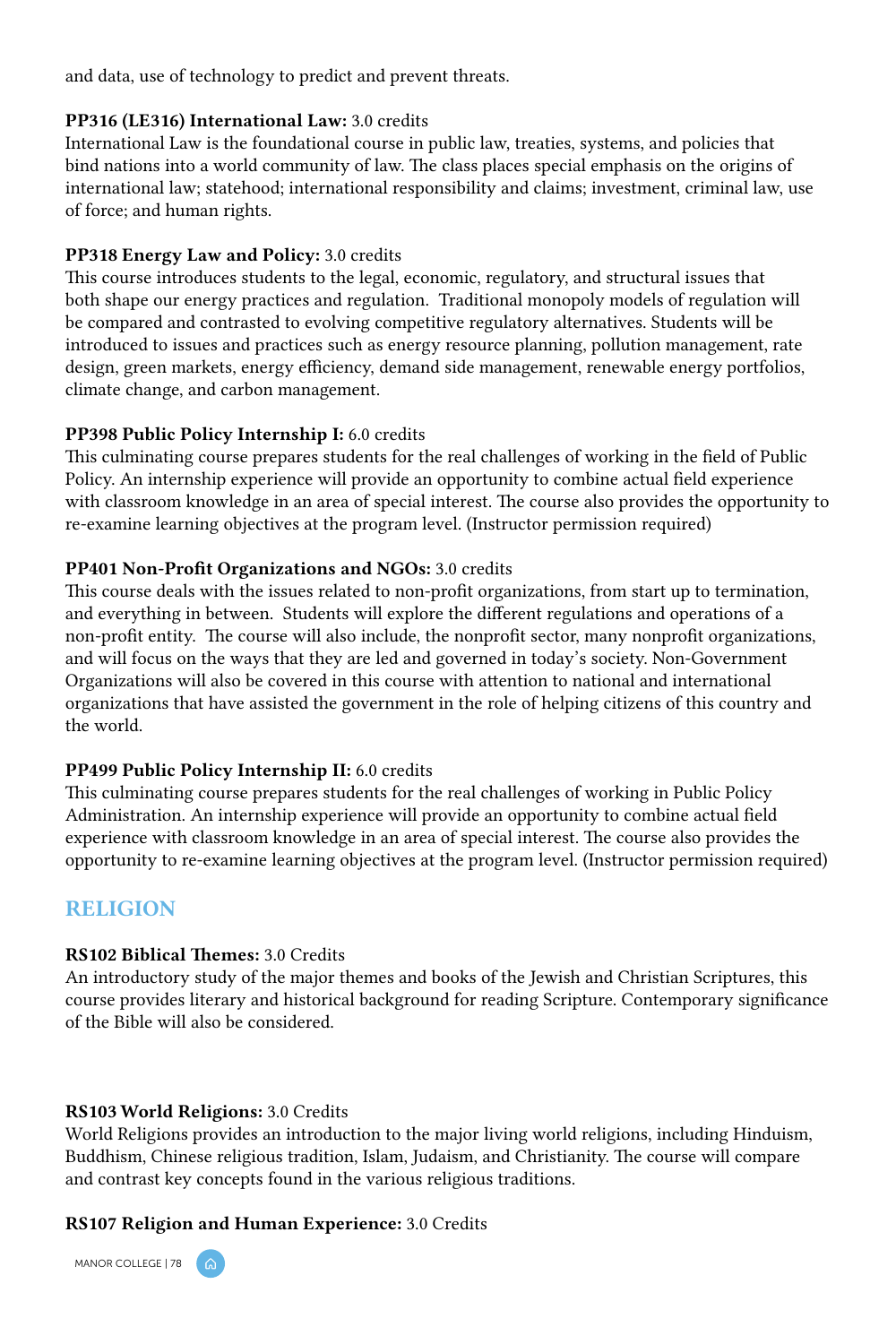and data, use of technology to predict and prevent threats.

**PP316 (LE316) International Law:** 3.0 credits
International Law is the foundational course in public law, treaties, systems, and policies that bind nations into a world community of law. The class places special emphasis on the origins of international law; statehood; international responsibility and claims; investment, criminal law, use of force; and human rights.

**PP318 Energy Law and Policy:** 3.0 credits
This course introduces students to the legal, economic, regulatory, and structural issues that both shape our energy practices and regulation. Traditional monopoly models of regulation will be compared and contrasted to evolving competitive regulatory alternatives. Students will be introduced to issues and practices such as energy resource planning, pollution management, rate design, green markets, energy efficiency, demand side management, renewable energy portfolios, climate change, and carbon management.

**PP398 Public Policy Internship I:** 6.0 credits
This culminating course prepares students for the real challenges of working in the field of Public Policy. An internship experience will provide an opportunity to combine actual field experience with classroom knowledge in an area of special interest. The course also provides the opportunity to re-examine learning objectives at the program level. (Instructor permission required)

**PP401 Non-Profit Organizations and NGOs:** 3.0 credits
This course deals with the issues related to non-profit organizations, from start up to termination, and everything in between. Students will explore the different regulations and operations of a non-profit entity. The course will also include, the nonprofit sector, many nonprofit organizations, and will focus on the ways that they are led and governed in today's society. Non-Government Organizations will also be covered in this course with attention to national and international organizations that have assisted the government in the role of helping citizens of this country and the world.

**PP499 Public Policy Internship II:** 6.0 credits
This culminating course prepares students for the real challenges of working in Public Policy Administration. An internship experience will provide an opportunity to combine actual field experience with classroom knowledge in an area of special interest. The course also provides the opportunity to re-examine learning objectives at the program level. (Instructor permission required)

## RELIGION

**RS102 Biblical Themes:** 3.0 Credits
An introductory study of the major themes and books of the Jewish and Christian Scriptures, this course provides literary and historical background for reading Scripture. Contemporary significance of the Bible will also be considered.

**RS103 World Religions:** 3.0 Credits
World Religions provides an introduction to the major living world religions, including Hinduism, Buddhism, Chinese religious tradition, Islam, Judaism, and Christianity. The course will compare and contrast key concepts found in the various religious traditions.

**RS107 Religion and Human Experience:** 3.0 Credits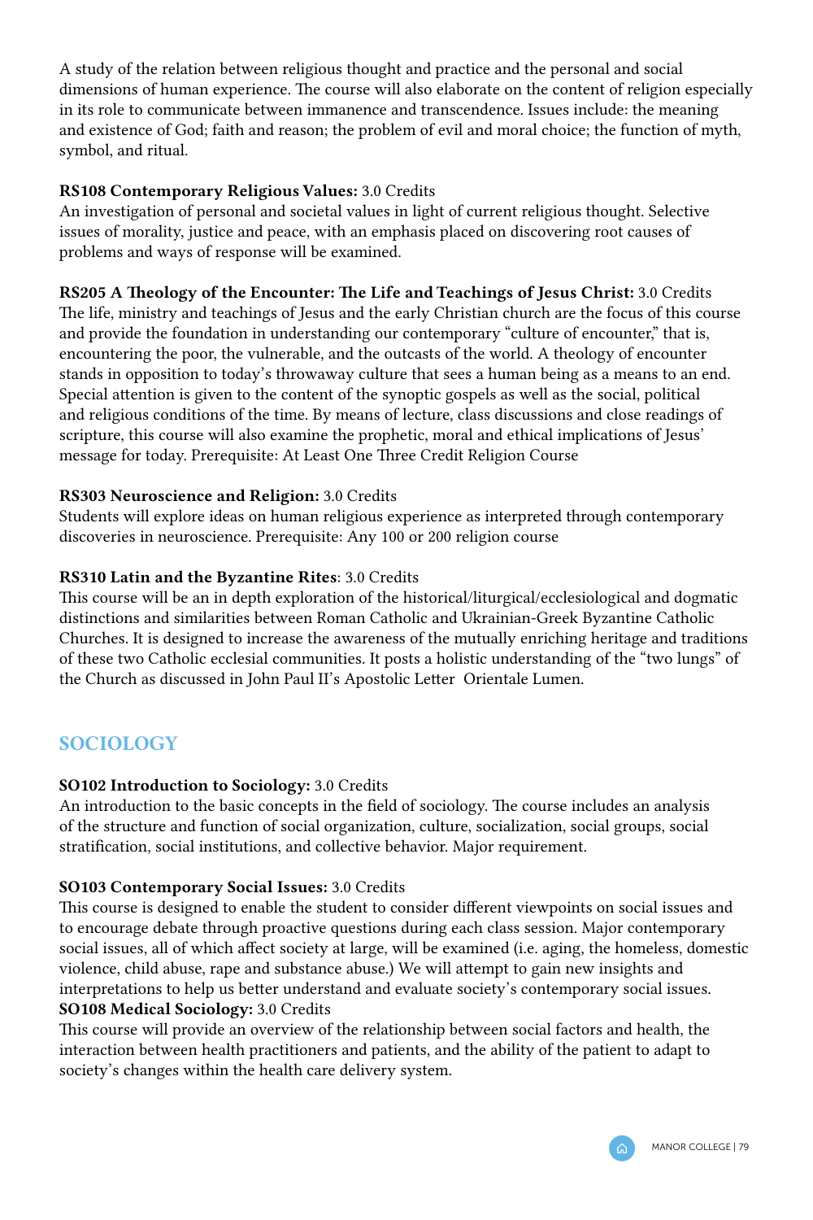A study of the relation between religious thought and practice and the personal and social dimensions of human experience. The course will also elaborate on the content of religion especially in its role to communicate between immanence and transcendence. Issues include: the meaning and existence of God; faith and reason; the problem of evil and moral choice; the function of myth, symbol, and ritual.

**RS108 Contemporary Religious Values:** 3.0 Credits
An investigation of personal and societal values in light of current religious thought. Selective issues of morality, justice and peace, with an emphasis placed on discovering root causes of problems and ways of response will be examined.

**RS205 A Theology of the Encounter: The Life and Teachings of Jesus Christ:** 3.0 Credits
The life, ministry and teachings of Jesus and the early Christian church are the focus of this course and provide the foundation in understanding our contemporary "culture of encounter," that is, encountering the poor, the vulnerable, and the outcasts of the world. A theology of encounter stands in opposition to today's throwaway culture that sees a human being as a means to an end. Special attention is given to the content of the synoptic gospels as well as the social, political and religious conditions of the time. By means of lecture, class discussions and close readings of scripture, this course will also examine the prophetic, moral and ethical implications of Jesus' message for today. Prerequisite: At Least One Three Credit Religion Course

**RS303 Neuroscience and Religion:** 3.0 Credits
Students will explore ideas on human religious experience as interpreted through contemporary discoveries in neuroscience. Prerequisite: Any 100 or 200 religion course

**RS310 Latin and the Byzantine Rites**: 3.0 Credits
This course will be an in depth exploration of the historical/liturgical/ecclesiological and dogmatic distinctions and similarities between Roman Catholic and Ukrainian-Greek Byzantine Catholic Churches. It is designed to increase the awareness of the mutually enriching heritage and traditions of these two Catholic ecclesial communities. It posts a holistic understanding of the "two lungs" of the Church as discussed in John Paul II's Apostolic Letter Orientale Lumen.

## SOCIOLOGY

**SO102 Introduction to Sociology:** 3.0 Credits
An introduction to the basic concepts in the field of sociology. The course includes an analysis of the structure and function of social organization, culture, socialization, social groups, social stratification, social institutions, and collective behavior. Major requirement.

**SO103 Contemporary Social Issues:** 3.0 Credits
This course is designed to enable the student to consider different viewpoints on social issues and to encourage debate through proactive questions during each class session. Major contemporary social issues, all of which affect society at large, will be examined (i.e. aging, the homeless, domestic violence, child abuse, rape and substance abuse.) We will attempt to gain new insights and interpretations to help us better understand and evaluate society's contemporary social issues.

**SO108 Medical Sociology:** 3.0 Credits
This course will provide an overview of the relationship between social factors and health, the interaction between health practitioners and patients, and the ability of the patient to adapt to society's changes within the health care delivery system.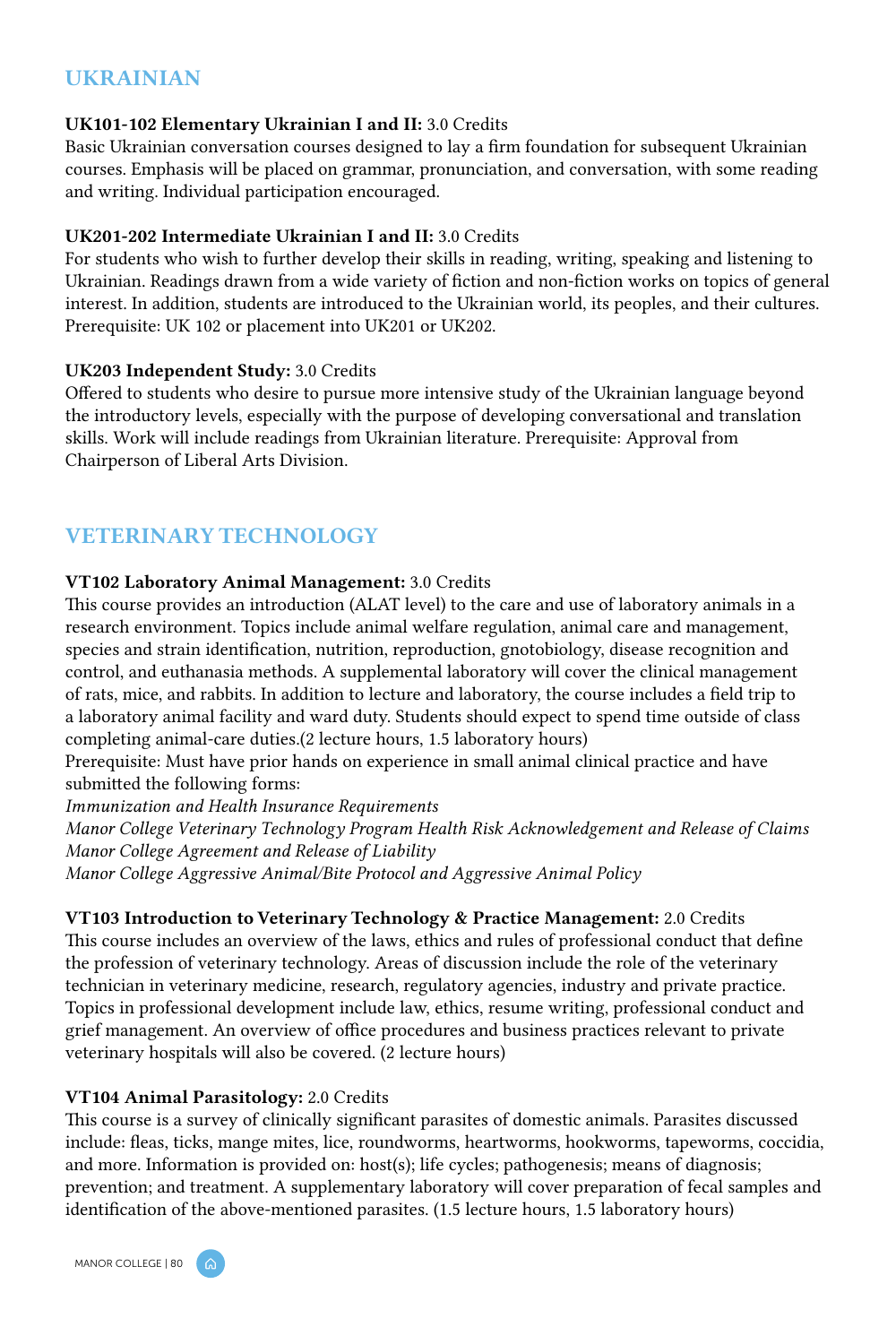## UKRAINIAN

**UK101-102 Elementary Ukrainian I and II:** 3.0 Credits
Basic Ukrainian conversation courses designed to lay a firm foundation for subsequent Ukrainian courses. Emphasis will be placed on grammar, pronunciation, and conversation, with some reading and writing. Individual participation encouraged.

**UK201-202 Intermediate Ukrainian I and II:** 3.0 Credits
For students who wish to further develop their skills in reading, writing, speaking and listening to Ukrainian. Readings drawn from a wide variety of fiction and non-fiction works on topics of general interest. In addition, students are introduced to the Ukrainian world, its peoples, and their cultures. Prerequisite: UK 102 or placement into UK201 or UK202.

**UK203 Independent Study:** 3.0 Credits
Offered to students who desire to pursue more intensive study of the Ukrainian language beyond the introductory levels, especially with the purpose of developing conversational and translation skills. Work will include readings from Ukrainian literature. Prerequisite: Approval from Chairperson of Liberal Arts Division.

## VETERINARY TECHNOLOGY

**VT102 Laboratory Animal Management:** 3.0 Credits
This course provides an introduction (ALAT level) to the care and use of laboratory animals in a research environment. Topics include animal welfare regulation, animal care and management, species and strain identification, nutrition, reproduction, gnotobiology, disease recognition and control, and euthanasia methods. A supplemental laboratory will cover the clinical management of rats, mice, and rabbits. In addition to lecture and laboratory, the course includes a field trip to a laboratory animal facility and ward duty. Students should expect to spend time outside of class completing animal-care duties.(2 lecture hours, 1.5 laboratory hours)
Prerequisite: Must have prior hands on experience in small animal clinical practice and have submitted the following forms:
*Immunization and Health Insurance Requirements*
*Manor College Veterinary Technology Program Health Risk Acknowledgement and Release of Claims*
*Manor College Agreement and Release of Liability*
*Manor College Aggressive Animal/Bite Protocol and Aggressive Animal Policy*

**VT103 Introduction to Veterinary Technology & Practice Management:** 2.0 Credits
This course includes an overview of the laws, ethics and rules of professional conduct that define the profession of veterinary technology. Areas of discussion include the role of the veterinary technician in veterinary medicine, research, regulatory agencies, industry and private practice. Topics in professional development include law, ethics, resume writing, professional conduct and grief management. An overview of office procedures and business practices relevant to private veterinary hospitals will also be covered. (2 lecture hours)

**VT104 Animal Parasitology:** 2.0 Credits
This course is a survey of clinically significant parasites of domestic animals. Parasites discussed include: fleas, ticks, mange mites, lice, roundworms, heartworms, hookworms, tapeworms, coccidia, and more. Information is provided on: host(s); life cycles; pathogenesis; means of diagnosis; prevention; and treatment. A supplementary laboratory will cover preparation of fecal samples and identification of the above-mentioned parasites. (1.5 lecture hours, 1.5 laboratory hours)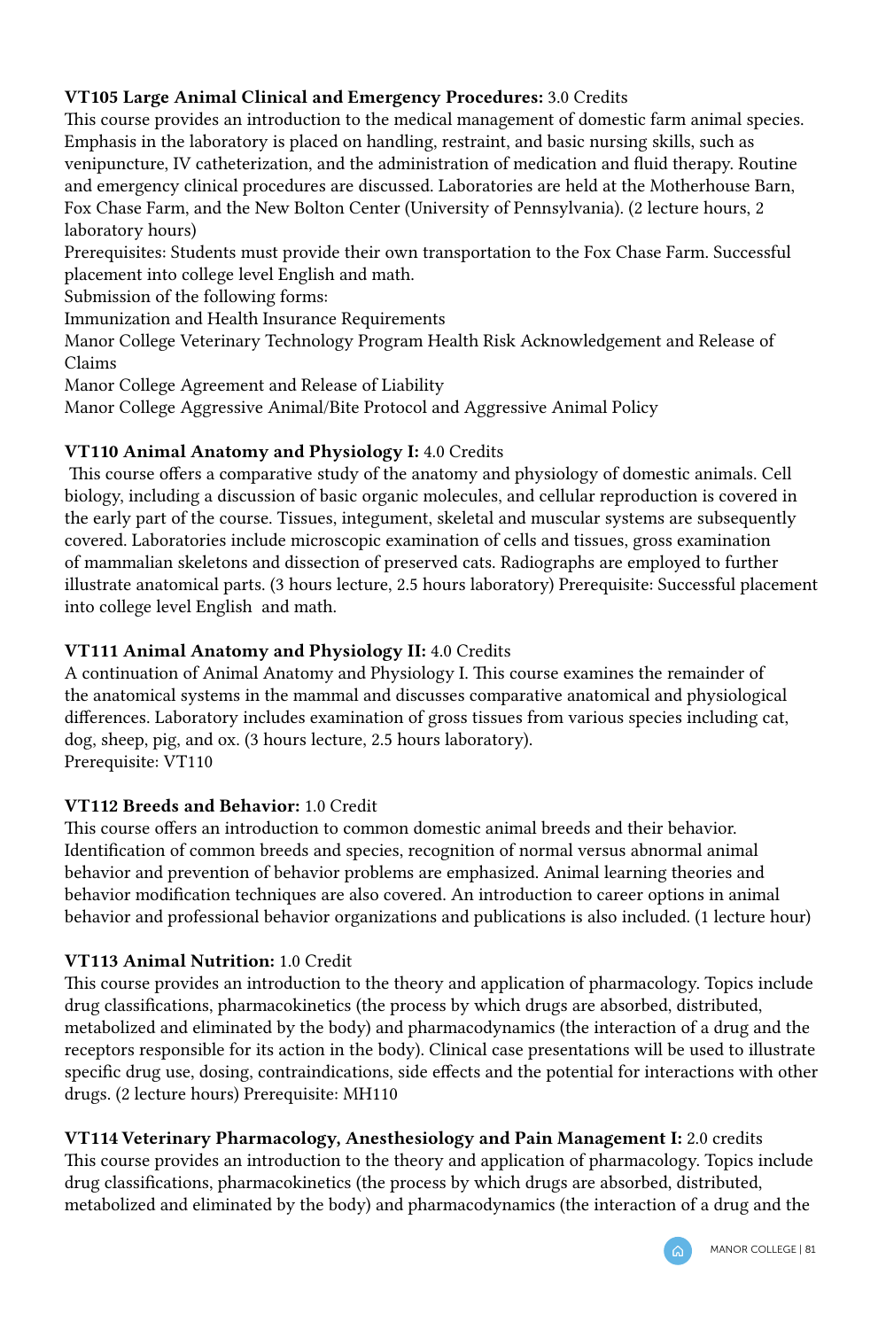**VT105 Large Animal Clinical and Emergency Procedures:** 3.0 Credits
This course provides an introduction to the medical management of domestic farm animal species. Emphasis in the laboratory is placed on handling, restraint, and basic nursing skills, such as venipuncture, IV catheterization, and the administration of medication and fluid therapy. Routine and emergency clinical procedures are discussed. Laboratories are held at the Motherhouse Barn, Fox Chase Farm, and the New Bolton Center (University of Pennsylvania). (2 lecture hours, 2 laboratory hours)
Prerequisites: Students must provide their own transportation to the Fox Chase Farm. Successful placement into college level English and math.
Submission of the following forms:
Immunization and Health Insurance Requirements
Manor College Veterinary Technology Program Health Risk Acknowledgement and Release of Claims
Manor College Agreement and Release of Liability
Manor College Aggressive Animal/Bite Protocol and Aggressive Animal Policy

**VT110 Animal Anatomy and Physiology I:** 4.0 Credits
This course offers a comparative study of the anatomy and physiology of domestic animals. Cell biology, including a discussion of basic organic molecules, and cellular reproduction is covered in the early part of the course. Tissues, integument, skeletal and muscular systems are subsequently covered. Laboratories include microscopic examination of cells and tissues, gross examination of mammalian skeletons and dissection of preserved cats. Radiographs are employed to further illustrate anatomical parts. (3 hours lecture, 2.5 hours laboratory) Prerequisite: Successful placement into college level English and math.

**VT111 Animal Anatomy and Physiology II:** 4.0 Credits
A continuation of Animal Anatomy and Physiology I. This course examines the remainder of the anatomical systems in the mammal and discusses comparative anatomical and physiological differences. Laboratory includes examination of gross tissues from various species including cat, dog, sheep, pig, and ox. (3 hours lecture, 2.5 hours laboratory).
Prerequisite: VT110

**VT112 Breeds and Behavior:** 1.0 Credit
This course offers an introduction to common domestic animal breeds and their behavior. Identification of common breeds and species, recognition of normal versus abnormal animal behavior and prevention of behavior problems are emphasized. Animal learning theories and behavior modification techniques are also covered. An introduction to career options in animal behavior and professional behavior organizations and publications is also included. (1 lecture hour)

**VT113 Animal Nutrition:** 1.0 Credit
This course provides an introduction to the theory and application of pharmacology. Topics include drug classifications, pharmacokinetics (the process by which drugs are absorbed, distributed, metabolized and eliminated by the body) and pharmacodynamics (the interaction of a drug and the receptors responsible for its action in the body). Clinical case presentations will be used to illustrate specific drug use, dosing, contraindications, side effects and the potential for interactions with other drugs. (2 lecture hours) Prerequisite: MH110

**VT114 Veterinary Pharmacology, Anesthesiology and Pain Management I:** 2.0 credits
This course provides an introduction to the theory and application of pharmacology. Topics include drug classifications, pharmacokinetics (the process by which drugs are absorbed, distributed, metabolized and eliminated by the body) and pharmacodynamics (the interaction of a drug and the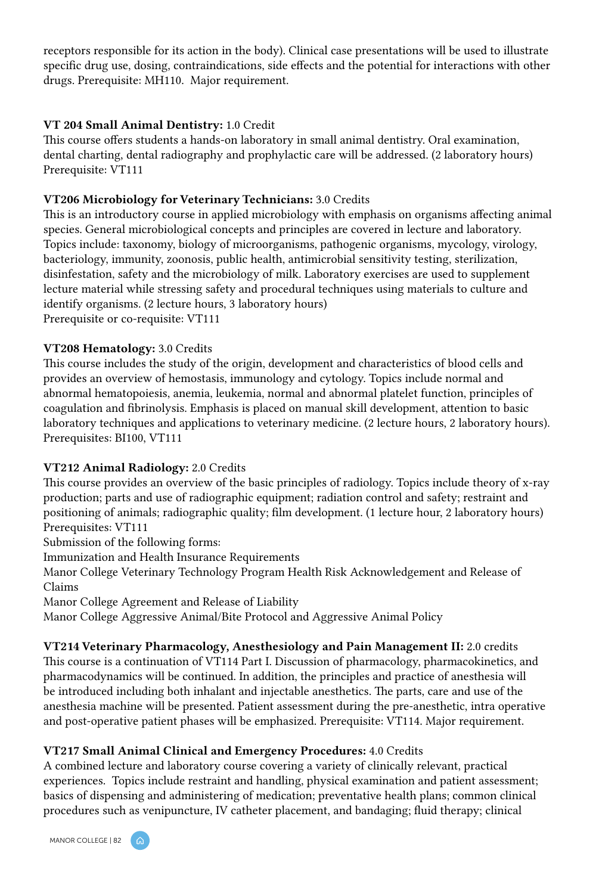receptors responsible for its action in the body). Clinical case presentations will be used to illustrate specific drug use, dosing, contraindications, side effects and the potential for interactions with other drugs. Prerequisite: MH110. Major requirement.

**VT 204 Small Animal Dentistry:** 1.0 Credit
This course offers students a hands-on laboratory in small animal dentistry. Oral examination, dental charting, dental radiography and prophylactic care will be addressed. (2 laboratory hours)
Prerequisite: VT111

**VT206 Microbiology for Veterinary Technicians:** 3.0 Credits
This is an introductory course in applied microbiology with emphasis on organisms affecting animal species. General microbiological concepts and principles are covered in lecture and laboratory. Topics include: taxonomy, biology of microorganisms, pathogenic organisms, mycology, virology, bacteriology, immunity, zoonosis, public health, antimicrobial sensitivity testing, sterilization, disinfestation, safety and the microbiology of milk. Laboratory exercises are used to supplement lecture material while stressing safety and procedural techniques using materials to culture and identify organisms. (2 lecture hours, 3 laboratory hours)
Prerequisite or co-requisite: VT111

**VT208 Hematology:** 3.0 Credits
This course includes the study of the origin, development and characteristics of blood cells and provides an overview of hemostasis, immunology and cytology. Topics include normal and abnormal hematopoiesis, anemia, leukemia, normal and abnormal platelet function, principles of coagulation and fibrinolysis. Emphasis is placed on manual skill development, attention to basic laboratory techniques and applications to veterinary medicine. (2 lecture hours, 2 laboratory hours).
Prerequisites: BI100, VT111

**VT212 Animal Radiology:** 2.0 Credits
This course provides an overview of the basic principles of radiology. Topics include theory of x-ray production; parts and use of radiographic equipment; radiation control and safety; restraint and positioning of animals; radiographic quality; film development. (1 lecture hour, 2 laboratory hours)
Prerequisites: VT111
Submission of the following forms:
Immunization and Health Insurance Requirements
Manor College Veterinary Technology Program Health Risk Acknowledgement and Release of Claims
Manor College Agreement and Release of Liability
Manor College Aggressive Animal/Bite Protocol and Aggressive Animal Policy

**VT214 Veterinary Pharmacology, Anesthesiology and Pain Management II:** 2.0 credits
This course is a continuation of VT114 Part I. Discussion of pharmacology, pharmacokinetics, and pharmacodynamics will be continued. In addition, the principles and practice of anesthesia will be introduced including both inhalant and injectable anesthetics. The parts, care and use of the anesthesia machine will be presented. Patient assessment during the pre-anesthetic, intra operative and post-operative patient phases will be emphasized. Prerequisite: VT114. Major requirement.

**VT217 Small Animal Clinical and Emergency Procedures:** 4.0 Credits
A combined lecture and laboratory course covering a variety of clinically relevant, practical experiences. Topics include restraint and handling, physical examination and patient assessment; basics of dispensing and administering of medication; preventative health plans; common clinical procedures such as venipuncture, IV catheter placement, and bandaging; fluid therapy; clinical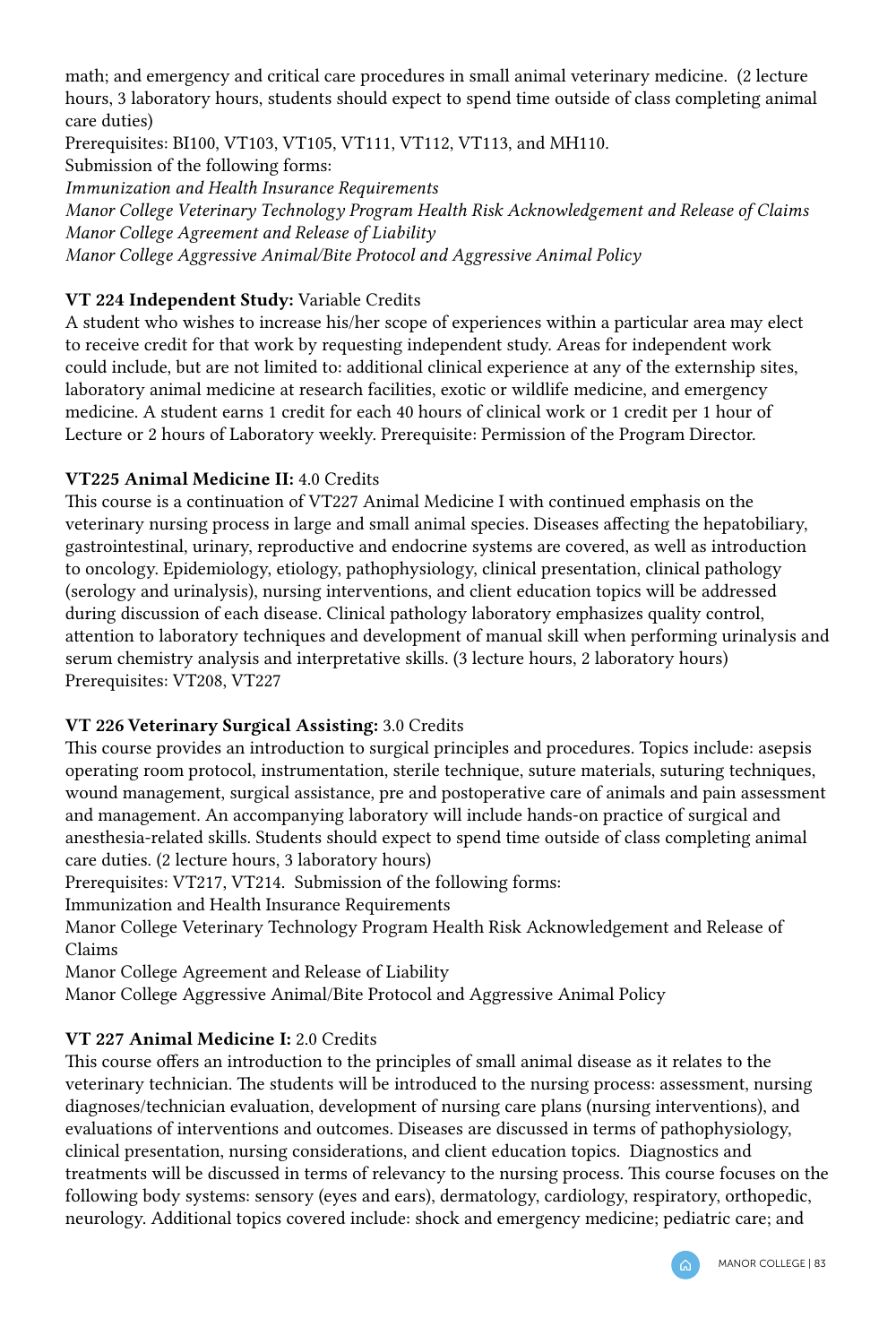math; and emergency and critical care procedures in small animal veterinary medicine. (2 lecture hours, 3 laboratory hours, students should expect to spend time outside of class completing animal care duties)
Prerequisites: BI100, VT103, VT105, VT111, VT112, VT113, and MH110.
Submission of the following forms:
*Immunization and Health Insurance Requirements*
*Manor College Veterinary Technology Program Health Risk Acknowledgement and Release of Claims*
*Manor College Agreement and Release of Liability*
*Manor College Aggressive Animal/Bite Protocol and Aggressive Animal Policy*

**VT 224 Independent Study:** Variable Credits
A student who wishes to increase his/her scope of experiences within a particular area may elect to receive credit for that work by requesting independent study. Areas for independent work could include, but are not limited to: additional clinical experience at any of the externship sites, laboratory animal medicine at research facilities, exotic or wildlife medicine, and emergency medicine. A student earns 1 credit for each 40 hours of clinical work or 1 credit per 1 hour of Lecture or 2 hours of Laboratory weekly. Prerequisite: Permission of the Program Director.

**VT225 Animal Medicine II:** 4.0 Credits
This course is a continuation of VT227 Animal Medicine I with continued emphasis on the veterinary nursing process in large and small animal species. Diseases affecting the hepatobiliary, gastrointestinal, urinary, reproductive and endocrine systems are covered, as well as introduction to oncology. Epidemiology, etiology, pathophysiology, clinical presentation, clinical pathology (serology and urinalysis), nursing interventions, and client education topics will be addressed during discussion of each disease. Clinical pathology laboratory emphasizes quality control, attention to laboratory techniques and development of manual skill when performing urinalysis and serum chemistry analysis and interpretative skills. (3 lecture hours, 2 laboratory hours)
Prerequisites: VT208, VT227

**VT 226 Veterinary Surgical Assisting:** 3.0 Credits
This course provides an introduction to surgical principles and procedures. Topics include: asepsis operating room protocol, instrumentation, sterile technique, suture materials, suturing techniques, wound management, surgical assistance, pre and postoperative care of animals and pain assessment and management. An accompanying laboratory will include hands-on practice of surgical and anesthesia-related skills. Students should expect to spend time outside of class completing animal care duties. (2 lecture hours, 3 laboratory hours)
Prerequisites: VT217, VT214. Submission of the following forms:
Immunization and Health Insurance Requirements
Manor College Veterinary Technology Program Health Risk Acknowledgement and Release of Claims
Manor College Agreement and Release of Liability
Manor College Aggressive Animal/Bite Protocol and Aggressive Animal Policy

**VT 227 Animal Medicine I:** 2.0 Credits
This course offers an introduction to the principles of small animal disease as it relates to the veterinary technician. The students will be introduced to the nursing process: assessment, nursing diagnoses/technician evaluation, development of nursing care plans (nursing interventions), and evaluations of interventions and outcomes. Diseases are discussed in terms of pathophysiology, clinical presentation, nursing considerations, and client education topics. Diagnostics and treatments will be discussed in terms of relevancy to the nursing process. This course focuses on the following body systems: sensory (eyes and ears), dermatology, cardiology, respiratory, orthopedic, neurology. Additional topics covered include: shock and emergency medicine; pediatric care; and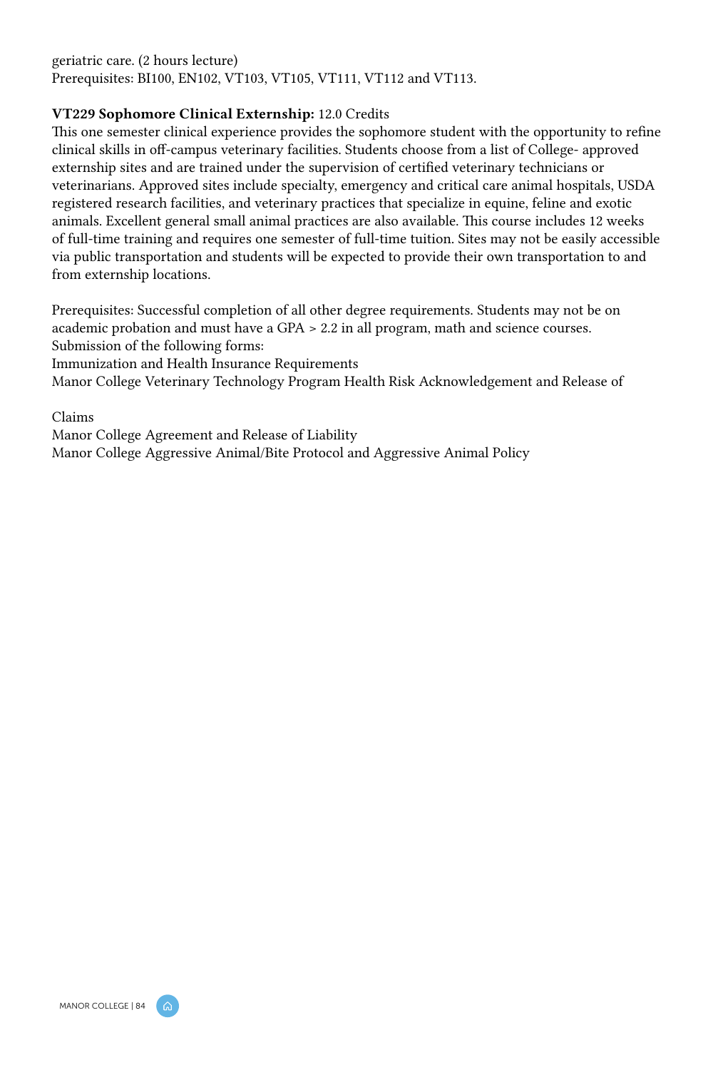geriatric care. (2 hours lecture)
Prerequisites: BI100, EN102, VT103, VT105, VT111, VT112 and VT113.

**VT229 Sophomore Clinical Externship:** 12.0 Credits
This one semester clinical experience provides the sophomore student with the opportunity to refine clinical skills in off-campus veterinary facilities. Students choose from a list of College- approved externship sites and are trained under the supervision of certified veterinary technicians or veterinarians. Approved sites include specialty, emergency and critical care animal hospitals, USDA registered research facilities, and veterinary practices that specialize in equine, feline and exotic animals. Excellent general small animal practices are also available. This course includes 12 weeks of full-time training and requires one semester of full-time tuition. Sites may not be easily accessible via public transportation and students will be expected to provide their own transportation to and from externship locations.

Prerequisites: Successful completion of all other degree requirements. Students may not be on academic probation and must have a GPA > 2.2 in all program, math and science courses.
Submission of the following forms:
Immunization and Health Insurance Requirements
Manor College Veterinary Technology Program Health Risk Acknowledgement and Release of

Claims
Manor College Agreement and Release of Liability
Manor College Aggressive Animal/Bite Protocol and Aggressive Animal Policy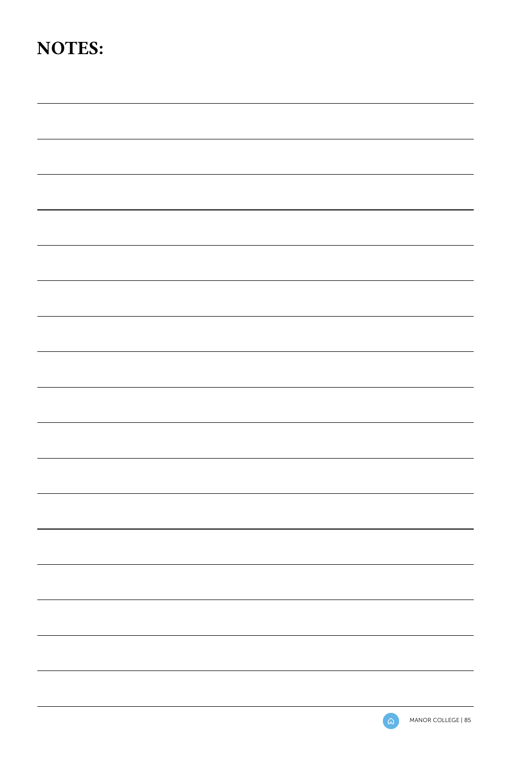# NOTES: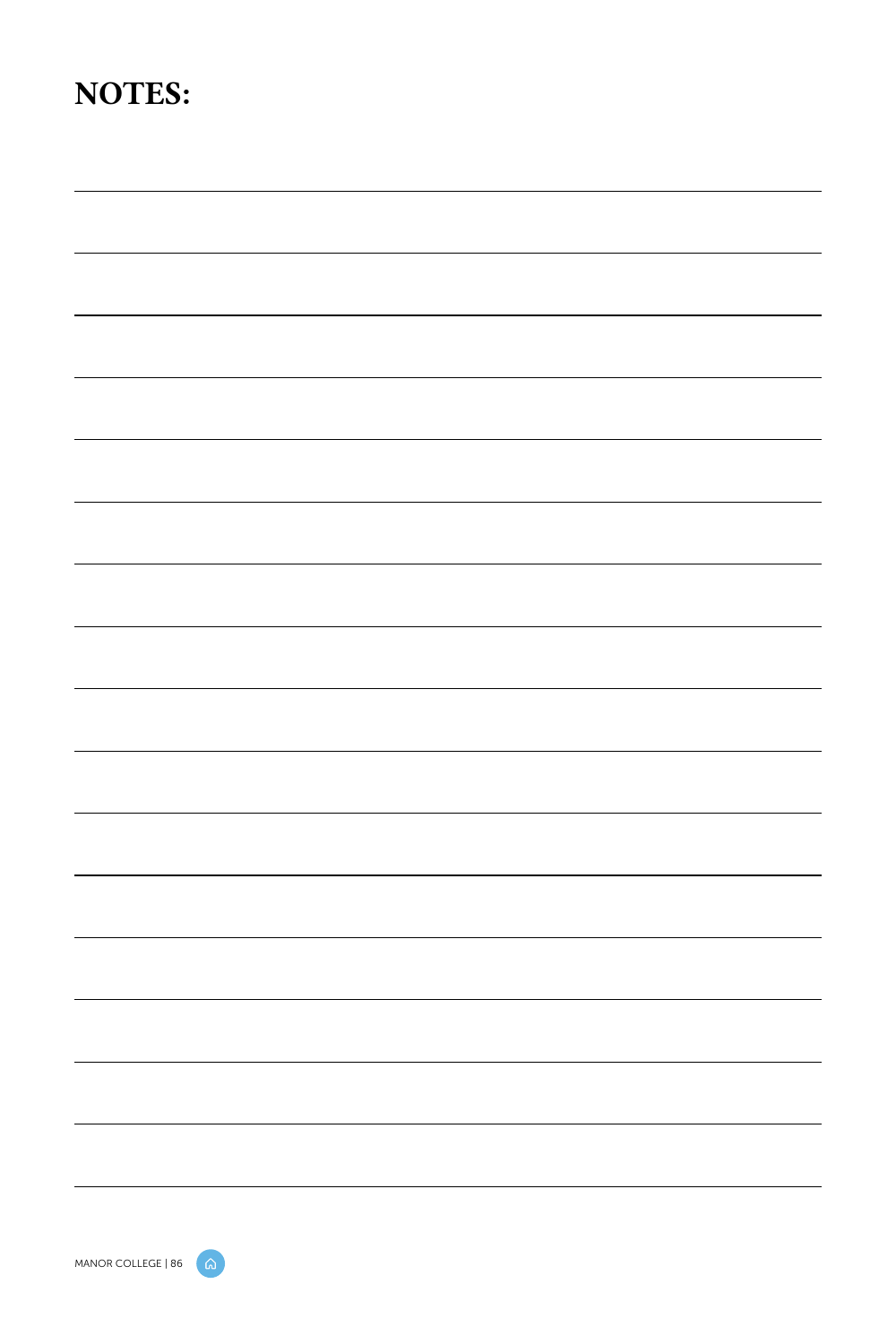# NOTES: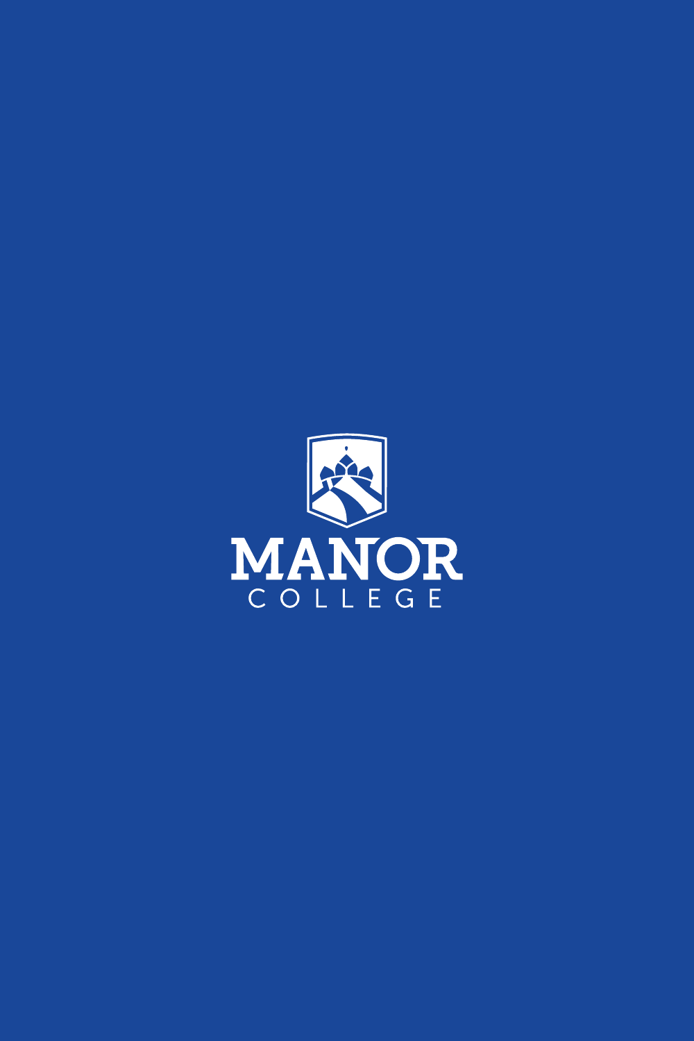MANOR

COLLEGE